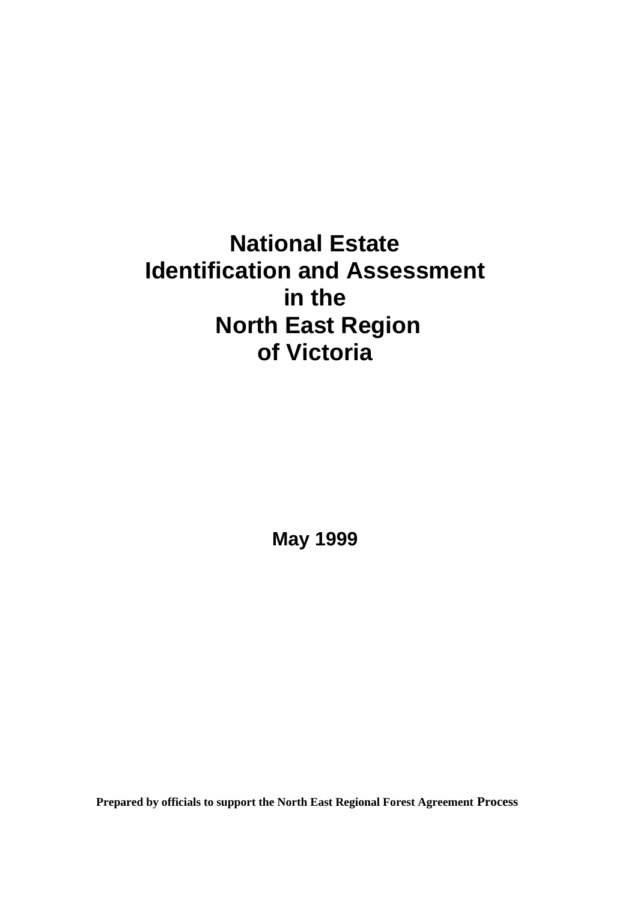# National Estate Identification and Assessment in the North East Region of Victoria

**May 1999**

**Prepared by officials to support the North East Regional Forest Agreement Process**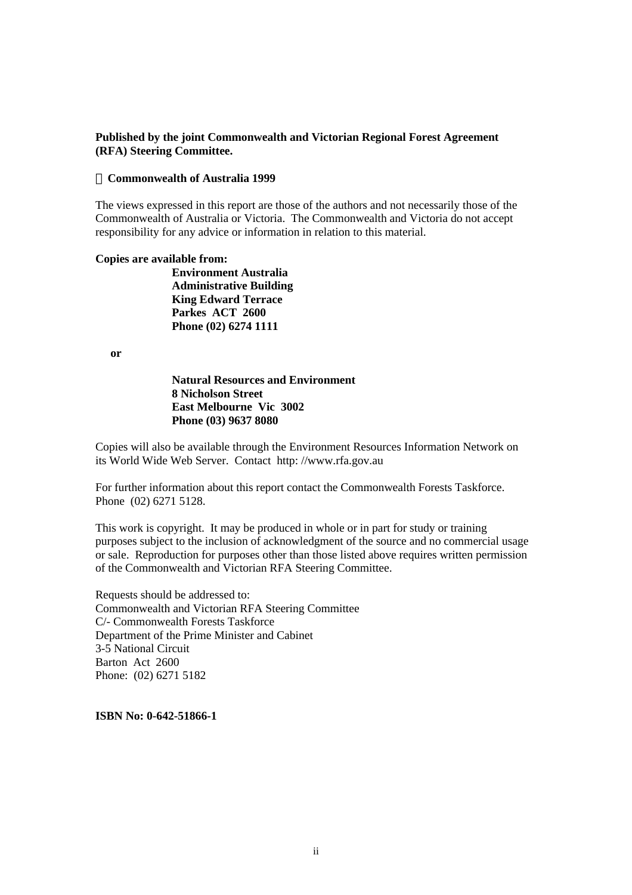**Published by the joint Commonwealth and Victorian Regional Forest Agreement (RFA) Steering Committee.**

**© Commonwealth of Australia 1999**

The views expressed in this report are those of the authors and not necessarily those of the Commonwealth of Australia or Victoria. The Commonwealth and Victoria do not accept responsibility for any advice or information in relation to this material.

**Copies are available from:**

**Environment Australia**
**Administrative Building**
**King Edward Terrace**
**Parkes ACT 2600**
**Phone (02) 6274 1111**

**or**

**Natural Resources and Environment**
**8 Nicholson Street**
**East Melbourne Vic 3002**
**Phone (03) 9637 8080**

Copies will also be available through the Environment Resources Information Network on its World Wide Web Server. Contact http: //www.rfa.gov.au

For further information about this report contact the Commonwealth Forests Taskforce. Phone (02) 6271 5128.

This work is copyright. It may be produced in whole or in part for study or training purposes subject to the inclusion of acknowledgment of the source and no commercial usage or sale. Reproduction for purposes other than those listed above requires written permission of the Commonwealth and Victorian RFA Steering Committee.

Requests should be addressed to:
Commonwealth and Victorian RFA Steering Committee
C/- Commonwealth Forests Taskforce
Department of the Prime Minister and Cabinet
3-5 National Circuit
Barton Act 2600
Phone: (02) 6271 5182

**ISBN No: 0-642-51866-1**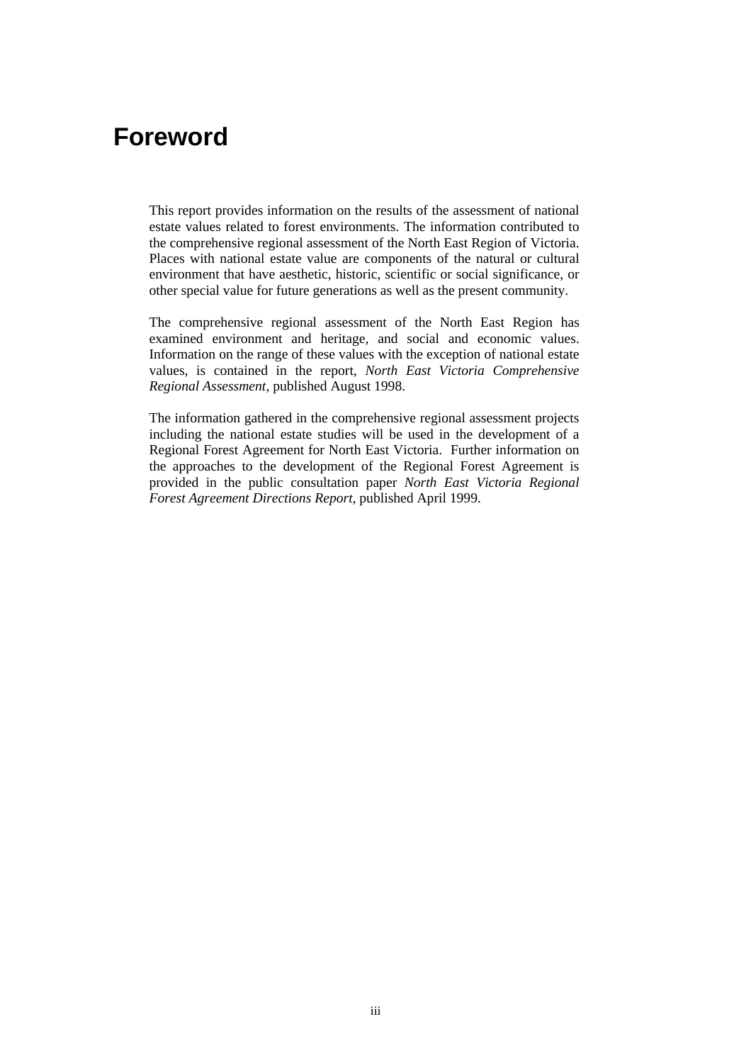# Foreword

This report provides information on the results of the assessment of national estate values related to forest environments. The information contributed to the comprehensive regional assessment of the North East Region of Victoria. Places with national estate value are components of the natural or cultural environment that have aesthetic, historic, scientific or social significance, or other special value for future generations as well as the present community.

The comprehensive regional assessment of the North East Region has examined environment and heritage, and social and economic values. Information on the range of these values with the exception of national estate values, is contained in the report, *North East Victoria Comprehensive Regional Assessment*, published August 1998.

The information gathered in the comprehensive regional assessment projects including the national estate studies will be used in the development of a Regional Forest Agreement for North East Victoria. Further information on the approaches to the development of the Regional Forest Agreement is provided in the public consultation paper *North East Victoria Regional Forest Agreement Directions Report*, published April 1999.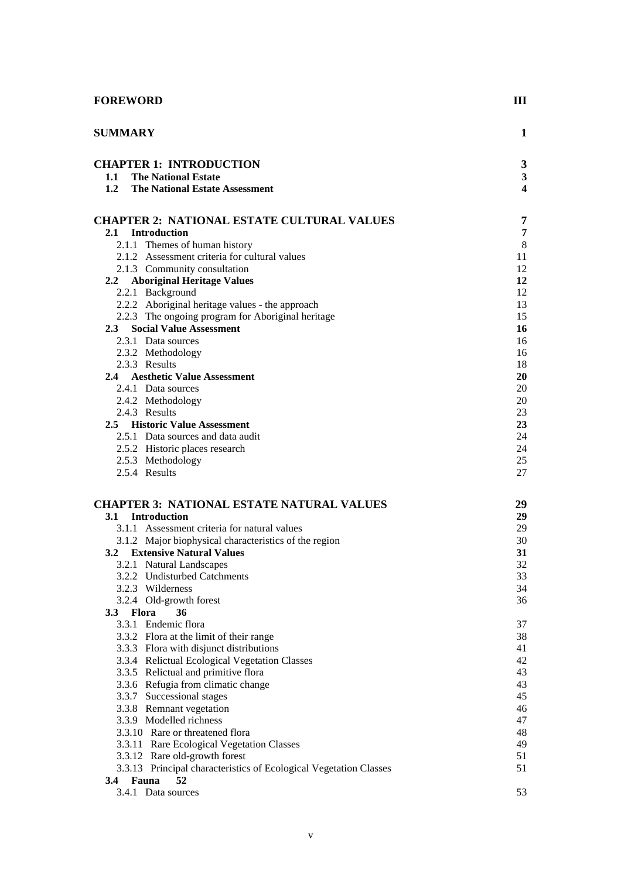**FOREWORD** III

**SUMMARY** 1

**CHAPTER 1: INTRODUCTION** 3

**1.1 The National Estate** 3

**1.2 The National Estate Assessment** 4

**CHAPTER 2: NATIONAL ESTATE CULTURAL VALUES** 7

**2.1 Introduction** 7

2.1.1 Themes of human history 8

2.1.2 Assessment criteria for cultural values 11

2.1.3 Community consultation 12

**2.2 Aboriginal Heritage Values** 12

2.2.1 Background 12

2.2.2 Aboriginal heritage values - the approach 13

2.2.3 The ongoing program for Aboriginal heritage 15

**2.3 Social Value Assessment** 16

2.3.1 Data sources 16

2.3.2 Methodology 16

2.3.3 Results 18

**2.4 Aesthetic Value Assessment** 20

2.4.1 Data sources 20

2.4.2 Methodology 20

2.4.3 Results 23

**2.5 Historic Value Assessment** 23

2.5.1 Data sources and data audit 24

2.5.2 Historic places research 24

2.5.3 Methodology 25

2.5.4 Results 27

**CHAPTER 3: NATIONAL ESTATE NATURAL VALUES** 29

**3.1 Introduction** 29

3.1.1 Assessment criteria for natural values 29

3.1.2 Major biophysical characteristics of the region 30

**3.2 Extensive Natural Values** 31

3.2.1 Natural Landscapes 32

3.2.2 Undisturbed Catchments 33

3.2.3 Wilderness 34

3.2.4 Old-growth forest 36

**3.3 Flora 36**

3.3.1 Endemic flora 37

3.3.2 Flora at the limit of their range 38

3.3.3 Flora with disjunct distributions 41

3.3.4 Relictual Ecological Vegetation Classes 42

3.3.5 Relictual and primitive flora 43

3.3.6 Refugia from climatic change 43

3.3.7 Successional stages 45

3.3.8 Remnant vegetation 46

3.3.9 Modelled richness 47

3.3.10 Rare or threatened flora 48

3.3.11 Rare Ecological Vegetation Classes 49

3.3.12 Rare old-growth forest 51

3.3.13 Principal characteristics of Ecological Vegetation Classes 51

**3.4 Fauna 52**

3.4.1 Data sources 53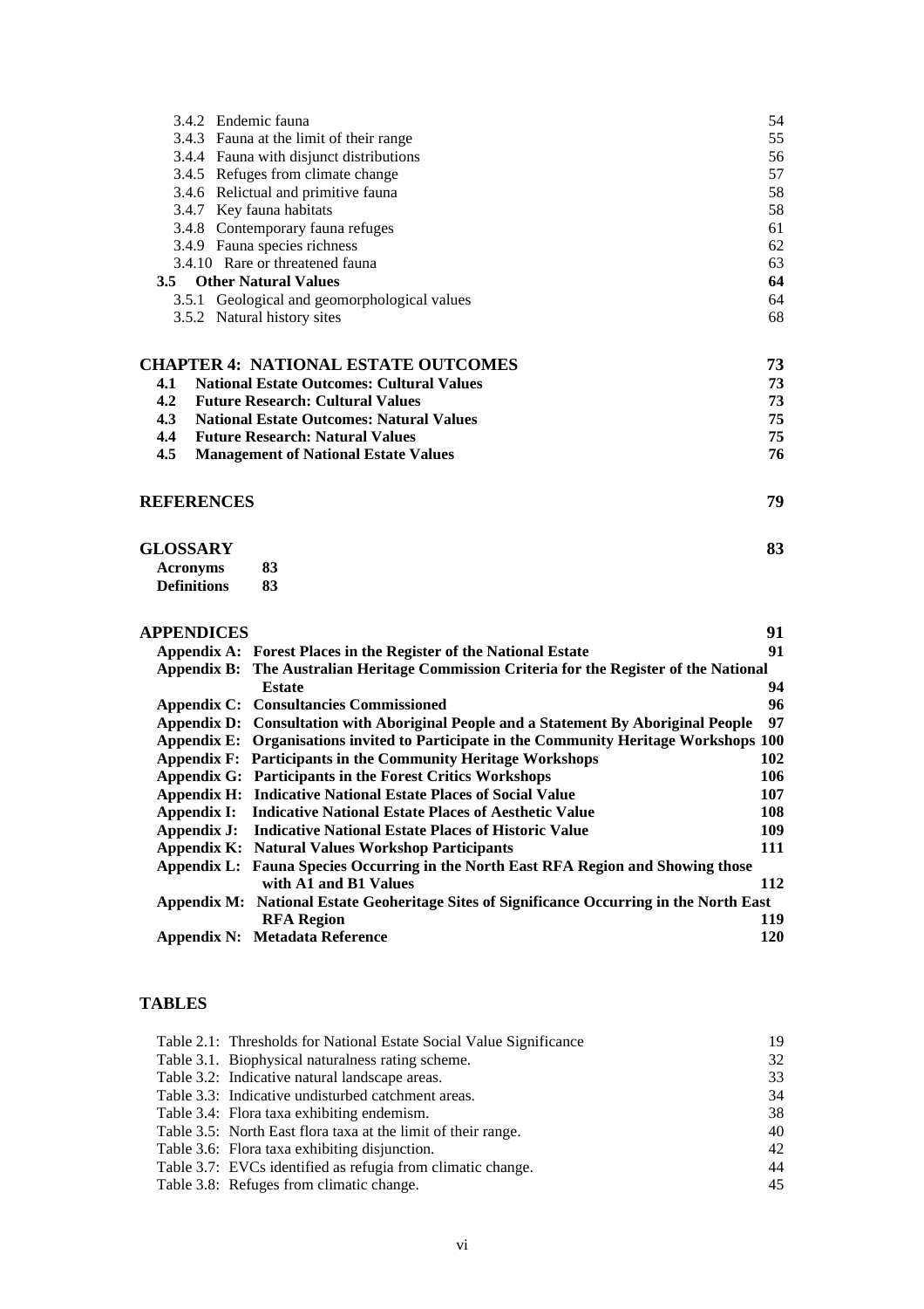3.4.2 Endemic fauna 54
3.4.3 Fauna at the limit of their range 55
3.4.4 Fauna with disjunct distributions 56
3.4.5 Refuges from climate change 57
3.4.6 Relictual and primitive fauna 58
3.4.7 Key fauna habitats 58
3.4.8 Contemporary fauna refuges 61
3.4.9 Fauna species richness 62
3.4.10 Rare or threatened fauna 63

**3.5 Other Natural Values 64**

3.5.1 Geological and geomorphological values 64
3.5.2 Natural history sites 68

**CHAPTER 4: NATIONAL ESTATE OUTCOMES 73**

**4.1 National Estate Outcomes: Cultural Values 73**
**4.2 Future Research: Cultural Values 73**
**4.3 National Estate Outcomes: Natural Values 75**
**4.4 Future Research: Natural Values 75**
**4.5 Management of National Estate Values 76**

**REFERENCES 79**

**GLOSSARY 83**

**Acronyms 83**
**Definitions 83**

**APPENDICES 91**

**Appendix A: Forest Places in the Register of the National Estate 91**
**Appendix B: The Australian Heritage Commission Criteria for the Register of the National Estate 94**
**Appendix C: Consultancies Commissioned 96**
**Appendix D: Consultation with Aboriginal People and a Statement By Aboriginal People 97**
**Appendix E: Organisations invited to Participate in the Community Heritage Workshops 100**
**Appendix F: Participants in the Community Heritage Workshops 102**
**Appendix G: Participants in the Forest Critics Workshops 106**
**Appendix H: Indicative National Estate Places of Social Value 107**
**Appendix I: Indicative National Estate Places of Aesthetic Value 108**
**Appendix J: Indicative National Estate Places of Historic Value 109**
**Appendix K: Natural Values Workshop Participants 111**
**Appendix L: Fauna Species Occurring in the North East RFA Region and Showing those with A1 and B1 Values 112**
**Appendix M: National Estate Geoheritage Sites of Significance Occurring in the North East RFA Region 119**
**Appendix N: Metadata Reference 120**

**TABLES**

Table 2.1: Thresholds for National Estate Social Value Significance 19
Table 3.1. Biophysical naturalness rating scheme. 32
Table 3.2: Indicative natural landscape areas. 33
Table 3.3: Indicative undisturbed catchment areas. 34
Table 3.4: Flora taxa exhibiting endemism. 38
Table 3.5: North East flora taxa at the limit of their range. 40
Table 3.6: Flora taxa exhibiting disjunction. 42
Table 3.7: EVCs identified as refugia from climate change. 44
Table 3.8: Refuges from climatic change. 45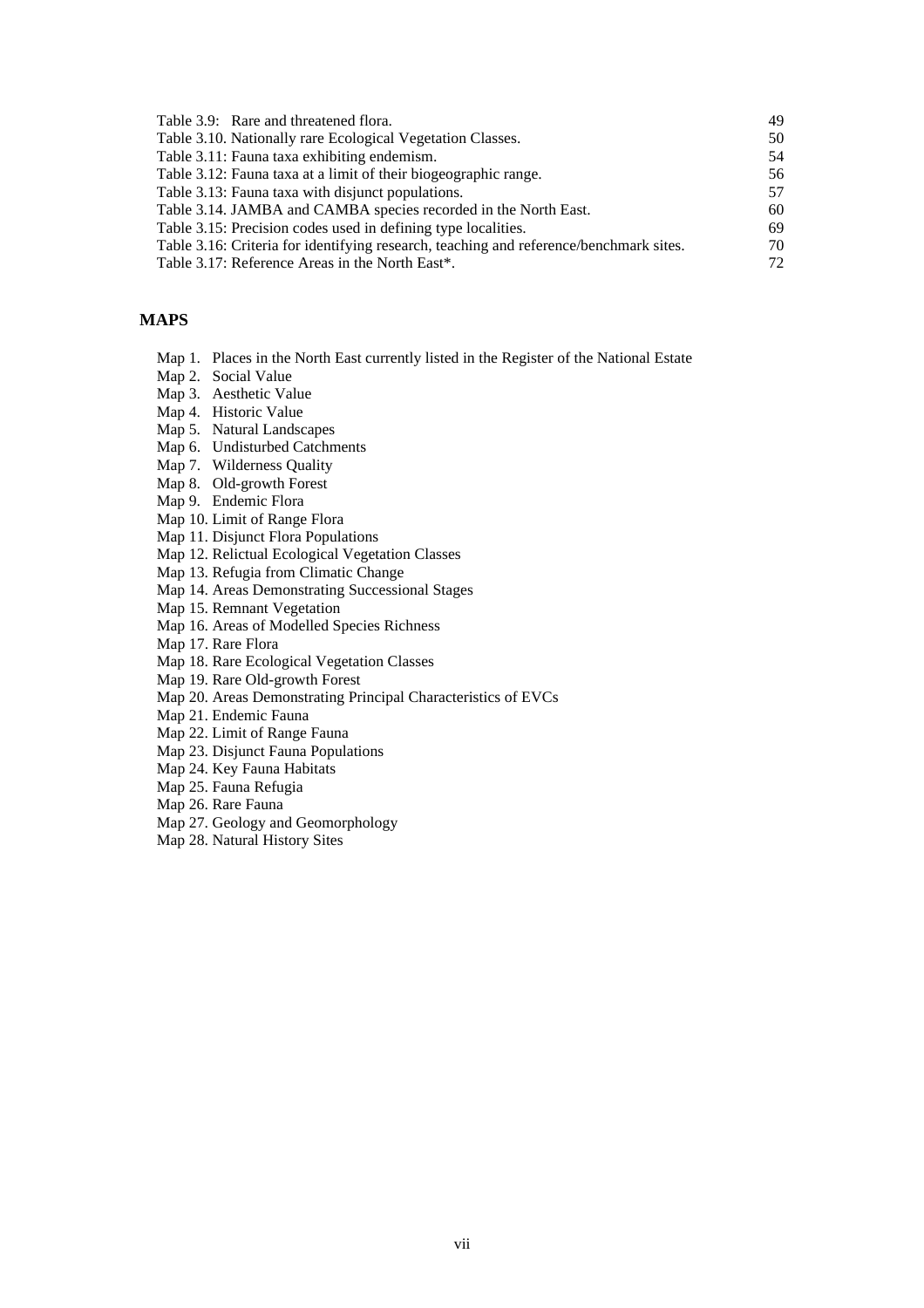| | |
|---|---|
| Table 3.9: Rare and threatened flora. | 49 |
| Table 3.10. Nationally rare Ecological Vegetation Classes. | 50 |
| Table 3.11: Fauna taxa exhibiting endemism. | 54 |
| Table 3.12: Fauna taxa at a limit of their biogeographic range. | 56 |
| Table 3.13: Fauna taxa with disjunct populations. | 57 |
| Table 3.14. JAMBA and CAMBA species recorded in the North East. | 60 |
| Table 3.15: Precision codes used in defining type localities. | 69 |
| Table 3.16: Criteria for identifying research, teaching and reference/benchmark sites. | 70 |
| Table 3.17: Reference Areas in the North East*. | 72 |

## MAPS

Map 1. Places in the North East currently listed in the Register of the National Estate
Map 2. Social Value
Map 3. Aesthetic Value
Map 4. Historic Value
Map 5. Natural Landscapes
Map 6. Undisturbed Catchments
Map 7. Wilderness Quality
Map 8. Old-growth Forest
Map 9. Endemic Flora
Map 10. Limit of Range Flora
Map 11. Disjunct Flora Populations
Map 12. Relictual Ecological Vegetation Classes
Map 13. Refugia from Climatic Change
Map 14. Areas Demonstrating Successional Stages
Map 15. Remnant Vegetation
Map 16. Areas of Modelled Species Richness
Map 17. Rare Flora
Map 18. Rare Ecological Vegetation Classes
Map 19. Rare Old-growth Forest
Map 20. Areas Demonstrating Principal Characteristics of EVCs
Map 21. Endemic Fauna
Map 22. Limit of Range Fauna
Map 23. Disjunct Fauna Populations
Map 24. Key Fauna Habitats
Map 25. Fauna Refugia
Map 26. Rare Fauna
Map 27. Geology and Geomorphology
Map 28. Natural History Sites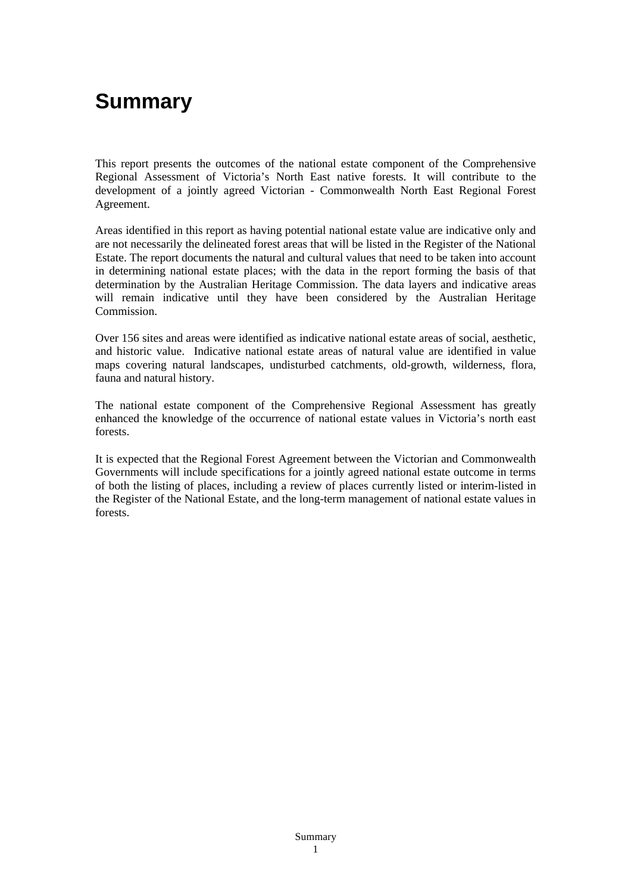# Summary

This report presents the outcomes of the national estate component of the Comprehensive Regional Assessment of Victoria's North East native forests. It will contribute to the development of a jointly agreed Victorian - Commonwealth North East Regional Forest Agreement.

Areas identified in this report as having potential national estate value are indicative only and are not necessarily the delineated forest areas that will be listed in the Register of the National Estate. The report documents the natural and cultural values that need to be taken into account in determining national estate places; with the data in the report forming the basis of that determination by the Australian Heritage Commission. The data layers and indicative areas will remain indicative until they have been considered by the Australian Heritage Commission.

Over 156 sites and areas were identified as indicative national estate areas of social, aesthetic, and historic value. Indicative national estate areas of natural value are identified in value maps covering natural landscapes, undisturbed catchments, old-growth, wilderness, flora, fauna and natural history.

The national estate component of the Comprehensive Regional Assessment has greatly enhanced the knowledge of the occurrence of national estate values in Victoria's north east forests.

It is expected that the Regional Forest Agreement between the Victorian and Commonwealth Governments will include specifications for a jointly agreed national estate outcome in terms of both the listing of places, including a review of places currently listed or interim-listed in the Register of the National Estate, and the long-term management of national estate values in forests.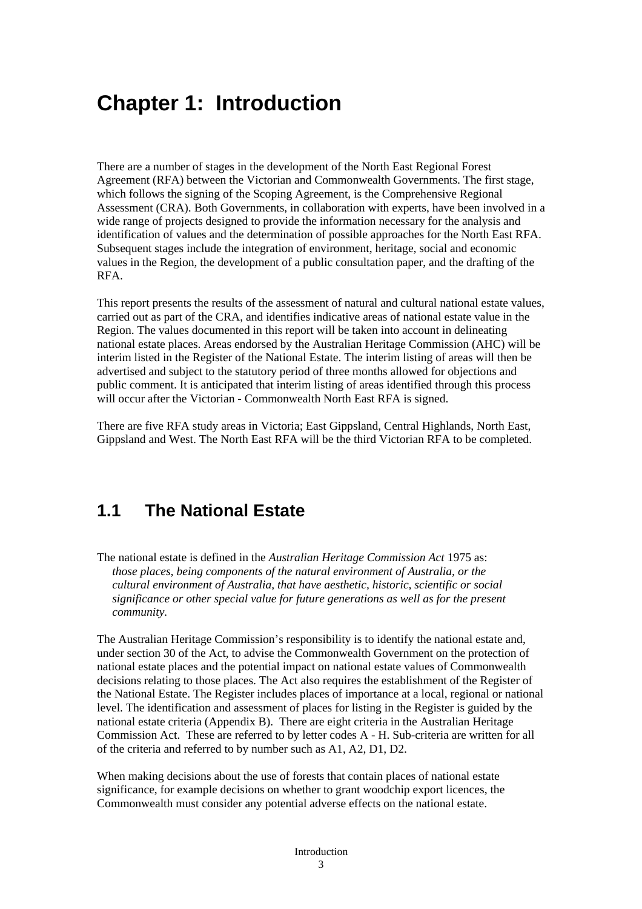# Chapter 1: Introduction

There are a number of stages in the development of the North East Regional Forest Agreement (RFA) between the Victorian and Commonwealth Governments. The first stage, which follows the signing of the Scoping Agreement, is the Comprehensive Regional Assessment (CRA). Both Governments, in collaboration with experts, have been involved in a wide range of projects designed to provide the information necessary for the analysis and identification of values and the determination of possible approaches for the North East RFA. Subsequent stages include the integration of environment, heritage, social and economic values in the Region, the development of a public consultation paper, and the drafting of the RFA.

This report presents the results of the assessment of natural and cultural national estate values, carried out as part of the CRA, and identifies indicative areas of national estate value in the Region. The values documented in this report will be taken into account in delineating national estate places. Areas endorsed by the Australian Heritage Commission (AHC) will be interim listed in the Register of the National Estate. The interim listing of areas will then be advertised and subject to the statutory period of three months allowed for objections and public comment. It is anticipated that interim listing of areas identified through this process will occur after the Victorian - Commonwealth North East RFA is signed.

There are five RFA study areas in Victoria; East Gippsland, Central Highlands, North East, Gippsland and West. The North East RFA will be the third Victorian RFA to be completed.

## 1.1 The National Estate

The national estate is defined in the *Australian Heritage Commission Act* 1975 as:

> *those places, being components of the natural environment of Australia, or the cultural environment of Australia, that have aesthetic, historic, scientific or social significance or other special value for future generations as well as for the present community.*

The Australian Heritage Commission's responsibility is to identify the national estate and, under section 30 of the Act, to advise the Commonwealth Government on the protection of national estate places and the potential impact on national estate values of Commonwealth decisions relating to those places. The Act also requires the establishment of the Register of the National Estate. The Register includes places of importance at a local, regional or national level. The identification and assessment of places for listing in the Register is guided by the national estate criteria (Appendix B). There are eight criteria in the Australian Heritage Commission Act. These are referred to by letter codes A - H. Sub-criteria are written for all of the criteria and referred to by number such as A1, A2, D1, D2.

When making decisions about the use of forests that contain places of national estate significance, for example decisions on whether to grant woodchip export licences, the Commonwealth must consider any potential adverse effects on the national estate.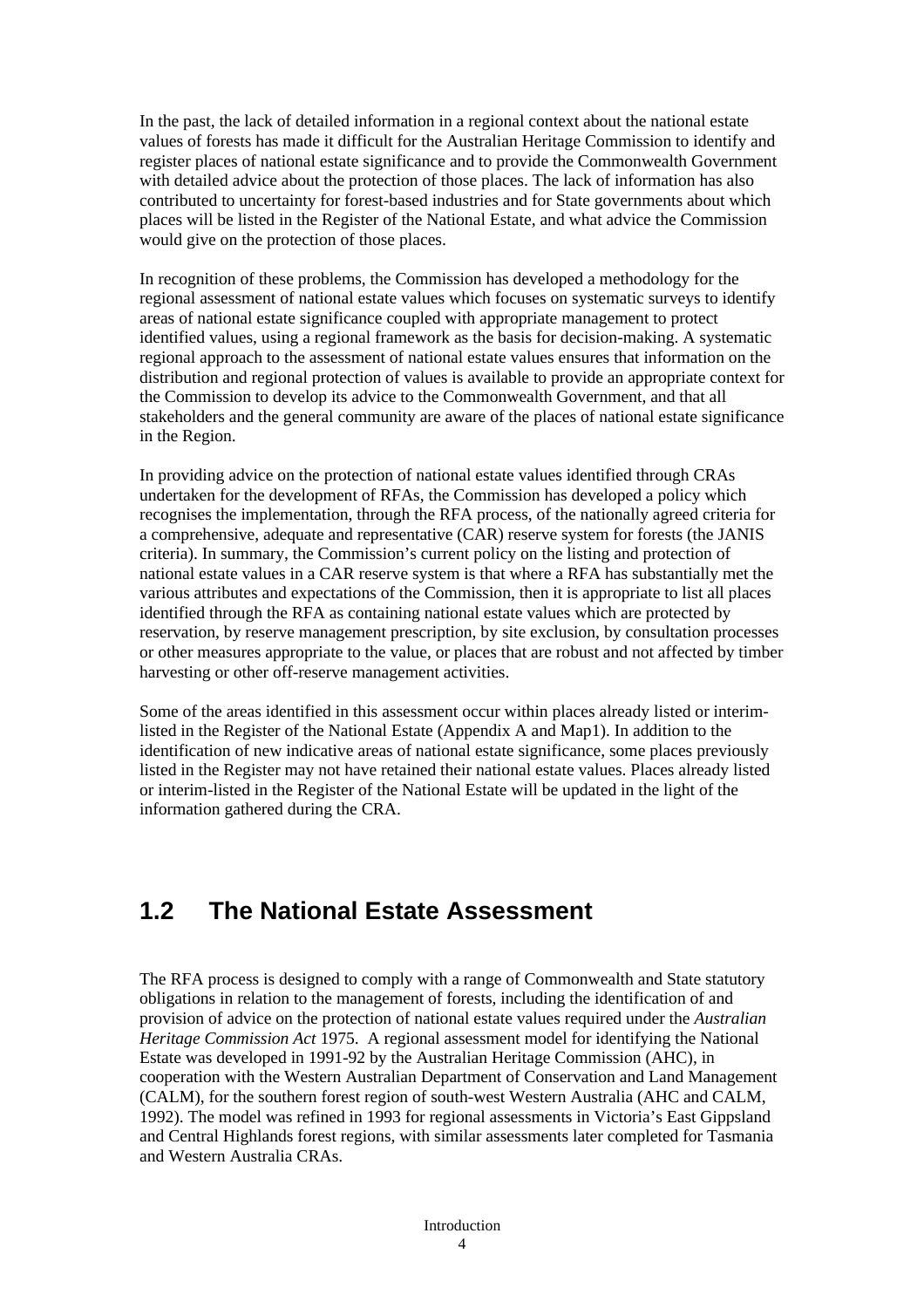In the past, the lack of detailed information in a regional context about the national estate values of forests has made it difficult for the Australian Heritage Commission to identify and register places of national estate significance and to provide the Commonwealth Government with detailed advice about the protection of those places. The lack of information has also contributed to uncertainty for forest-based industries and for State governments about which places will be listed in the Register of the National Estate, and what advice the Commission would give on the protection of those places.

In recognition of these problems, the Commission has developed a methodology for the regional assessment of national estate values which focuses on systematic surveys to identify areas of national estate significance coupled with appropriate management to protect identified values, using a regional framework as the basis for decision-making. A systematic regional approach to the assessment of national estate values ensures that information on the distribution and regional protection of values is available to provide an appropriate context for the Commission to develop its advice to the Commonwealth Government, and that all stakeholders and the general community are aware of the places of national estate significance in the Region.

In providing advice on the protection of national estate values identified through CRAs undertaken for the development of RFAs, the Commission has developed a policy which recognises the implementation, through the RFA process, of the nationally agreed criteria for a comprehensive, adequate and representative (CAR) reserve system for forests (the JANIS criteria). In summary, the Commission's current policy on the listing and protection of national estate values in a CAR reserve system is that where a RFA has substantially met the various attributes and expectations of the Commission, then it is appropriate to list all places identified through the RFA as containing national estate values which are protected by reservation, by reserve management prescription, by site exclusion, by consultation processes or other measures appropriate to the value, or places that are robust and not affected by timber harvesting or other off-reserve management activities.

Some of the areas identified in this assessment occur within places already listed or interim-listed in the Register of the National Estate (Appendix A and Map1). In addition to the identification of new indicative areas of national estate significance, some places previously listed in the Register may not have retained their national estate values. Places already listed or interim-listed in the Register of the National Estate will be updated in the light of the information gathered during the CRA.

## 1.2 The National Estate Assessment

The RFA process is designed to comply with a range of Commonwealth and State statutory obligations in relation to the management of forests, including the identification of and provision of advice on the protection of national estate values required under the *Australian Heritage Commission Act* 1975. A regional assessment model for identifying the National Estate was developed in 1991-92 by the Australian Heritage Commission (AHC), in cooperation with the Western Australian Department of Conservation and Land Management (CALM), for the southern forest region of south-west Western Australia (AHC and CALM, 1992). The model was refined in 1993 for regional assessments in Victoria's East Gippsland and Central Highlands forest regions, with similar assessments later completed for Tasmania and Western Australia CRAs.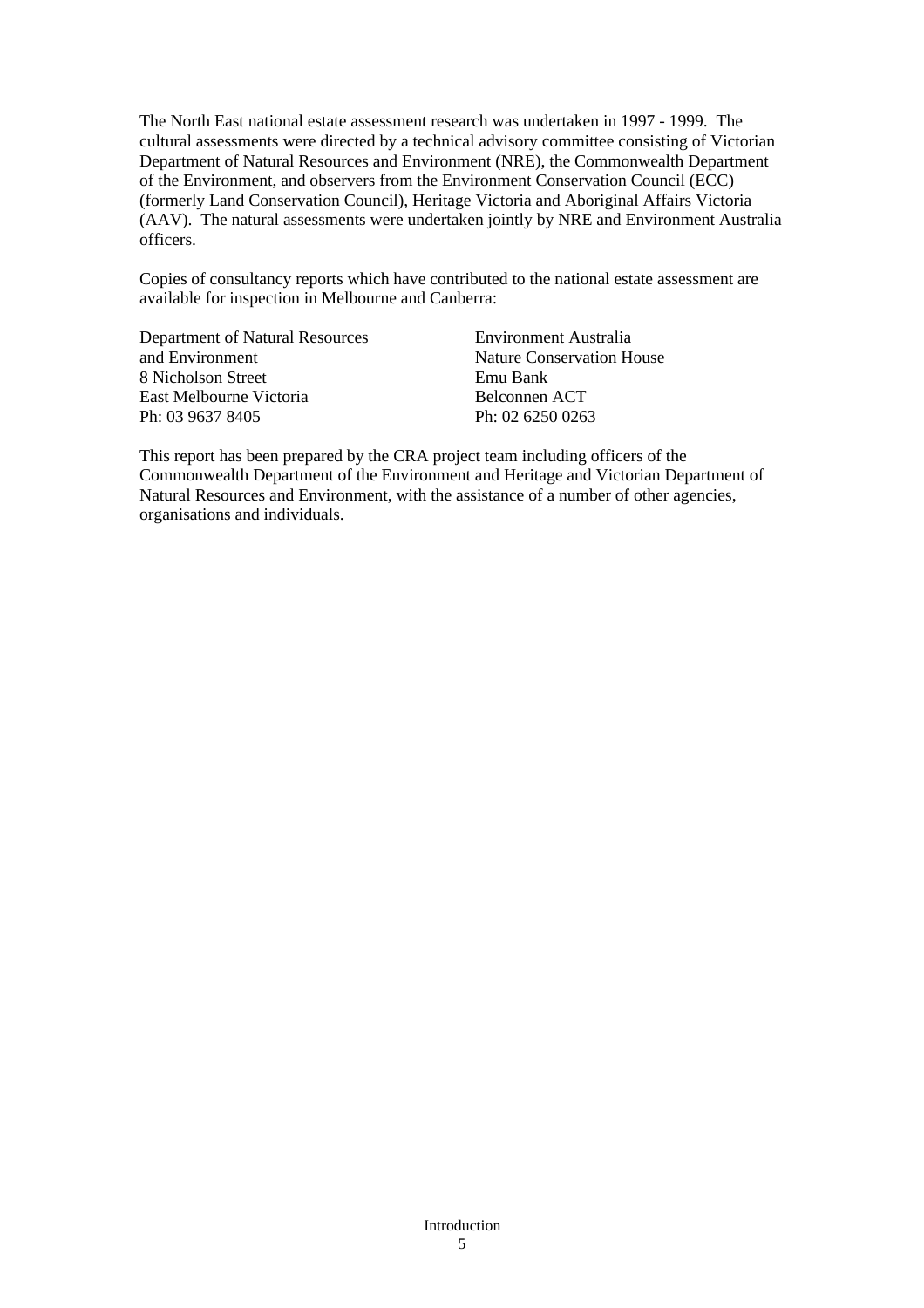The North East national estate assessment research was undertaken in 1997 - 1999. The cultural assessments were directed by a technical advisory committee consisting of Victorian Department of Natural Resources and Environment (NRE), the Commonwealth Department of the Environment, and observers from the Environment Conservation Council (ECC) (formerly Land Conservation Council), Heritage Victoria and Aboriginal Affairs Victoria (AAV). The natural assessments were undertaken jointly by NRE and Environment Australia officers.

Copies of consultancy reports which have contributed to the national estate assessment are available for inspection in Melbourne and Canberra:

Department of Natural Resources and Environment
8 Nicholson Street
East Melbourne Victoria
Ph: 03 9637 8405

Environment Australia
Nature Conservation House
Emu Bank
Belconnen ACT
Ph: 02 6250 0263

This report has been prepared by the CRA project team including officers of the Commonwealth Department of the Environment and Heritage and Victorian Department of Natural Resources and Environment, with the assistance of a number of other agencies, organisations and individuals.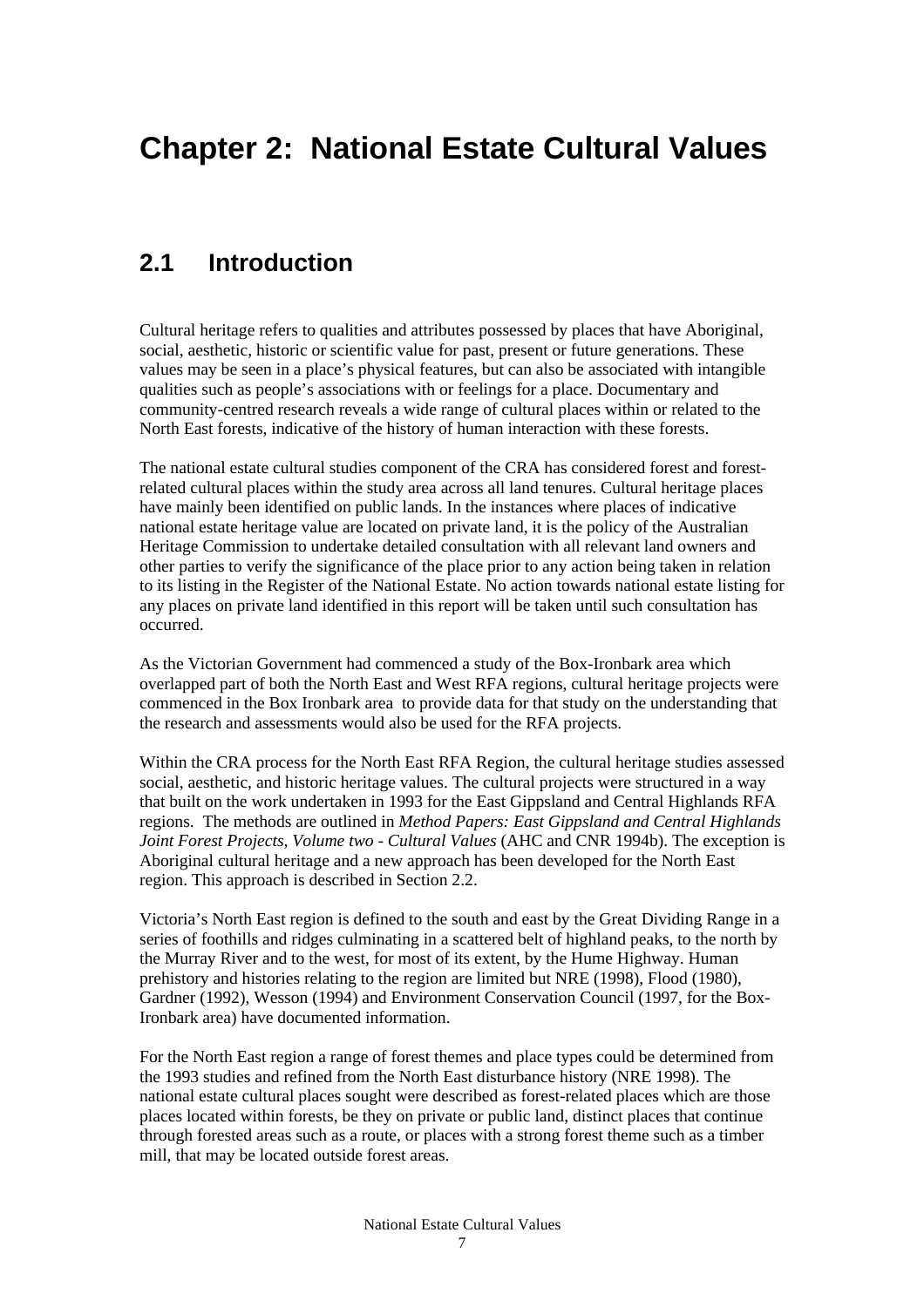# Chapter 2: National Estate Cultural Values

## 2.1 Introduction

Cultural heritage refers to qualities and attributes possessed by places that have Aboriginal, social, aesthetic, historic or scientific value for past, present or future generations. These values may be seen in a place's physical features, but can also be associated with intangible qualities such as people's associations with or feelings for a place. Documentary and community-centred research reveals a wide range of cultural places within or related to the North East forests, indicative of the history of human interaction with these forests.

The national estate cultural studies component of the CRA has considered forest and forest-related cultural places within the study area across all land tenures. Cultural heritage places have mainly been identified on public lands. In the instances where places of indicative national estate heritage value are located on private land, it is the policy of the Australian Heritage Commission to undertake detailed consultation with all relevant land owners and other parties to verify the significance of the place prior to any action being taken in relation to its listing in the Register of the National Estate. No action towards national estate listing for any places on private land identified in this report will be taken until such consultation has occurred.

As the Victorian Government had commenced a study of the Box-Ironbark area which overlapped part of both the North East and West RFA regions, cultural heritage projects were commenced in the Box Ironbark area to provide data for that study on the understanding that the research and assessments would also be used for the RFA projects.

Within the CRA process for the North East RFA Region, the cultural heritage studies assessed social, aesthetic, and historic heritage values. The cultural projects were structured in a way that built on the work undertaken in 1993 for the East Gippsland and Central Highlands RFA regions. The methods are outlined in *Method Papers: East Gippsland and Central Highlands Joint Forest Projects, Volume two - Cultural Values* (AHC and CNR 1994b). The exception is Aboriginal cultural heritage and a new approach has been developed for the North East region. This approach is described in Section 2.2.

Victoria's North East region is defined to the south and east by the Great Dividing Range in a series of foothills and ridges culminating in a scattered belt of highland peaks, to the north by the Murray River and to the west, for most of its extent, by the Hume Highway. Human prehistory and histories relating to the region are limited but NRE (1998), Flood (1980), Gardner (1992), Wesson (1994) and Environment Conservation Council (1997, for the Box-Ironbark area) have documented information.

For the North East region a range of forest themes and place types could be determined from the 1993 studies and refined from the North East disturbance history (NRE 1998). The national estate cultural places sought were described as forest-related places which are those places located within forests, be they on private or public land, distinct places that continue through forested areas such as a route, or places with a strong forest theme such as a timber mill, that may be located outside forest areas.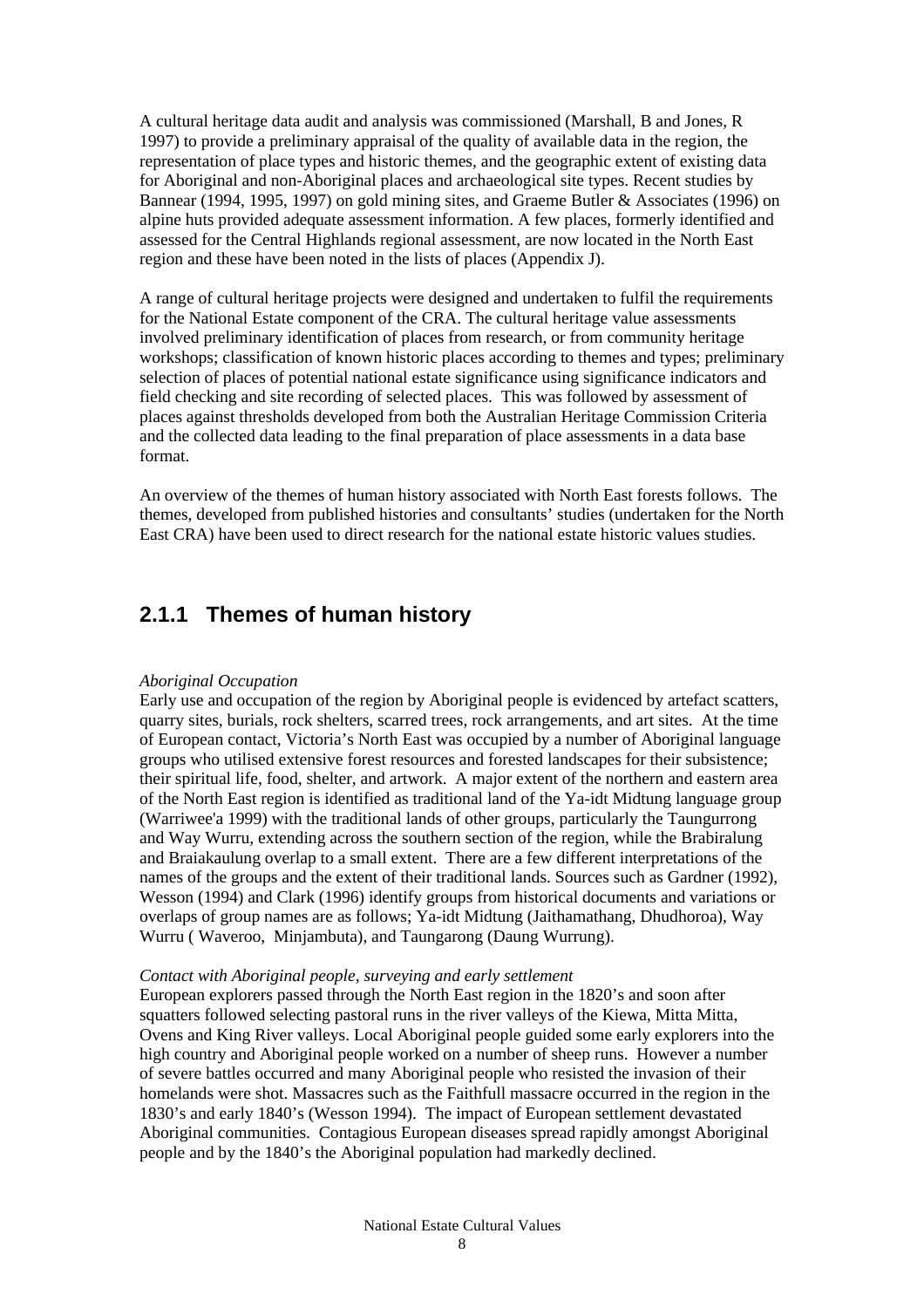A cultural heritage data audit and analysis was commissioned (Marshall, B and Jones, R 1997) to provide a preliminary appraisal of the quality of available data in the region, the representation of place types and historic themes, and the geographic extent of existing data for Aboriginal and non-Aboriginal places and archaeological site types. Recent studies by Bannear (1994, 1995, 1997) on gold mining sites, and Graeme Butler & Associates (1996) on alpine huts provided adequate assessment information. A few places, formerly identified and assessed for the Central Highlands regional assessment, are now located in the North East region and these have been noted in the lists of places (Appendix J).

A range of cultural heritage projects were designed and undertaken to fulfil the requirements for the National Estate component of the CRA. The cultural heritage value assessments involved preliminary identification of places from research, or from community heritage workshops; classification of known historic places according to themes and types; preliminary selection of places of potential national estate significance using significance indicators and field checking and site recording of selected places. This was followed by assessment of places against thresholds developed from both the Australian Heritage Commission Criteria and the collected data leading to the final preparation of place assessments in a data base format.

An overview of the themes of human history associated with North East forests follows. The themes, developed from published histories and consultants' studies (undertaken for the North East CRA) have been used to direct research for the national estate historic values studies.

### 2.1.1 Themes of human history

*Aboriginal Occupation*

Early use and occupation of the region by Aboriginal people is evidenced by artefact scatters, quarry sites, burials, rock shelters, scarred trees, rock arrangements, and art sites. At the time of European contact, Victoria's North East was occupied by a number of Aboriginal language groups who utilised extensive forest resources and forested landscapes for their subsistence; their spiritual life, food, shelter, and artwork. A major extent of the northern and eastern area of the North East region is identified as traditional land of the Ya-idt Midtung language group (Warriwee'a 1999) with the traditional lands of other groups, particularly the Taungurrong and Way Wurru, extending across the southern section of the region, while the Brabiralung and Braiakaulung overlap to a small extent. There are a few different interpretations of the names of the groups and the extent of their traditional lands. Sources such as Gardner (1992), Wesson (1994) and Clark (1996) identify groups from historical documents and variations or overlaps of group names are as follows; Ya-idt Midtung (Jaithamathang, Dhudhoroa), Way Wurru ( Waveroo, Minjambuta), and Taungarong (Daung Wurrung).

*Contact with Aboriginal people, surveying and early settlement*

European explorers passed through the North East region in the 1820's and soon after squatters followed selecting pastoral runs in the river valleys of the Kiewa, Mitta Mitta, Ovens and King River valleys. Local Aboriginal people guided some early explorers into the high country and Aboriginal people worked on a number of sheep runs. However a number of severe battles occurred and many Aboriginal people who resisted the invasion of their homelands were shot. Massacres such as the Faithfull massacre occurred in the region in the 1830's and early 1840's (Wesson 1994). The impact of European settlement devastated Aboriginal communities. Contagious European diseases spread rapidly amongst Aboriginal people and by the 1840's the Aboriginal population had markedly declined.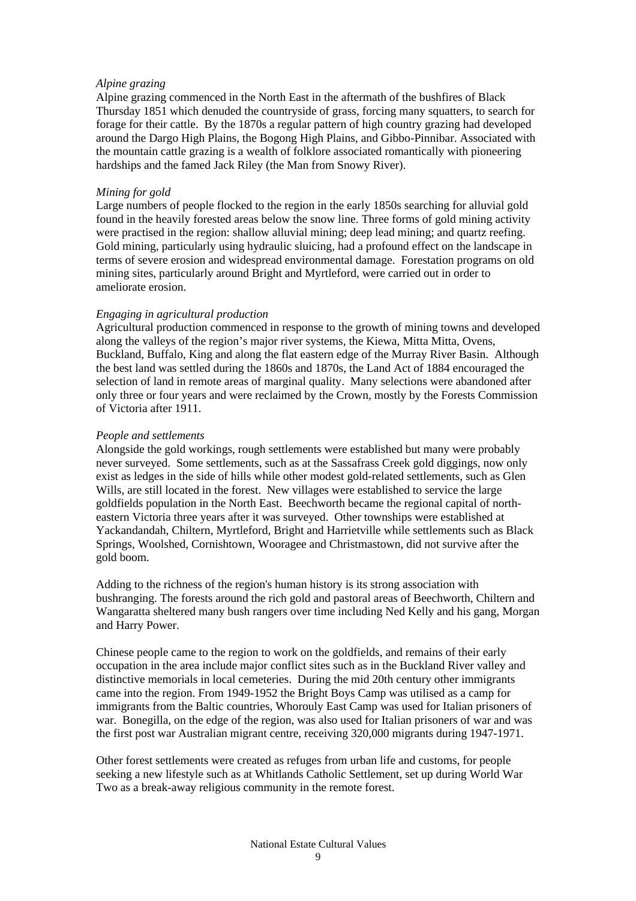*Alpine grazing*

Alpine grazing commenced in the North East in the aftermath of the bushfires of Black Thursday 1851 which denuded the countryside of grass, forcing many squatters, to search for forage for their cattle. By the 1870s a regular pattern of high country grazing had developed around the Dargo High Plains, the Bogong High Plains, and Gibbo-Pinnibar. Associated with the mountain cattle grazing is a wealth of folklore associated romantically with pioneering hardships and the famed Jack Riley (the Man from Snowy River).

*Mining for gold*

Large numbers of people flocked to the region in the early 1850s searching for alluvial gold found in the heavily forested areas below the snow line. Three forms of gold mining activity were practised in the region: shallow alluvial mining; deep lead mining; and quartz reefing. Gold mining, particularly using hydraulic sluicing, had a profound effect on the landscape in terms of severe erosion and widespread environmental damage. Forestation programs on old mining sites, particularly around Bright and Myrtleford, were carried out in order to ameliorate erosion.

*Engaging in agricultural production*

Agricultural production commenced in response to the growth of mining towns and developed along the valleys of the region's major river systems, the Kiewa, Mitta Mitta, Ovens, Buckland, Buffalo, King and along the flat eastern edge of the Murray River Basin. Although the best land was settled during the 1860s and 1870s, the Land Act of 1884 encouraged the selection of land in remote areas of marginal quality. Many selections were abandoned after only three or four years and were reclaimed by the Crown, mostly by the Forests Commission of Victoria after 1911.

*People and settlements*

Alongside the gold workings, rough settlements were established but many were probably never surveyed. Some settlements, such as at the Sassafrass Creek gold diggings, now only exist as ledges in the side of hills while other modest gold-related settlements, such as Glen Wills, are still located in the forest. New villages were established to service the large goldfields population in the North East. Beechworth became the regional capital of north-eastern Victoria three years after it was surveyed. Other townships were established at Yackandandah, Chiltern, Myrtleford, Bright and Harrietville while settlements such as Black Springs, Woolshed, Cornishtown, Wooragee and Christmastown, did not survive after the gold boom.

Adding to the richness of the region's human history is its strong association with bushranging. The forests around the rich gold and pastoral areas of Beechworth, Chiltern and Wangaratta sheltered many bush rangers over time including Ned Kelly and his gang, Morgan and Harry Power.

Chinese people came to the region to work on the goldfields, and remains of their early occupation in the area include major conflict sites such as in the Buckland River valley and distinctive memorials in local cemeteries. During the mid 20th century other immigrants came into the region. From 1949-1952 the Bright Boys Camp was utilised as a camp for immigrants from the Baltic countries, Whorouly East Camp was used for Italian prisoners of war. Bonegilla, on the edge of the region, was also used for Italian prisoners of war and was the first post war Australian migrant centre, receiving 320,000 migrants during 1947-1971.

Other forest settlements were created as refuges from urban life and customs, for people seeking a new lifestyle such as at Whitlands Catholic Settlement, set up during World War Two as a break-away religious community in the remote forest.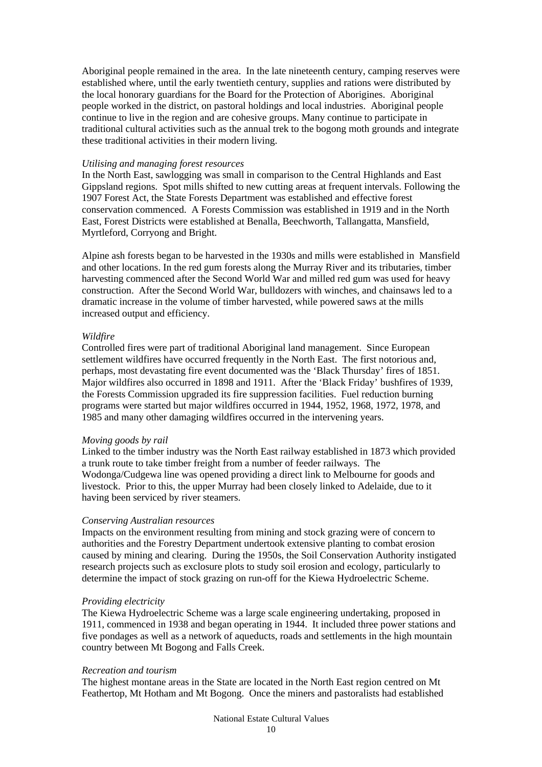Aboriginal people remained in the area. In the late nineteenth century, camping reserves were established where, until the early twentieth century, supplies and rations were distributed by the local honorary guardians for the Board for the Protection of Aborigines. Aboriginal people worked in the district, on pastoral holdings and local industries. Aboriginal people continue to live in the region and are cohesive groups. Many continue to participate in traditional cultural activities such as the annual trek to the bogong moth grounds and integrate these traditional activities in their modern living.

*Utilising and managing forest resources*

In the North East, sawlogging was small in comparison to the Central Highlands and East Gippsland regions. Spot mills shifted to new cutting areas at frequent intervals. Following the 1907 Forest Act, the State Forests Department was established and effective forest conservation commenced. A Forests Commission was established in 1919 and in the North East, Forest Districts were established at Benalla, Beechworth, Tallangatta, Mansfield, Myrtleford, Corryong and Bright.

Alpine ash forests began to be harvested in the 1930s and mills were established in Mansfield and other locations. In the red gum forests along the Murray River and its tributaries, timber harvesting commenced after the Second World War and milled red gum was used for heavy construction. After the Second World War, bulldozers with winches, and chainsaws led to a dramatic increase in the volume of timber harvested, while powered saws at the mills increased output and efficiency.

*Wildfire*

Controlled fires were part of traditional Aboriginal land management. Since European settlement wildfires have occurred frequently in the North East. The first notorious and, perhaps, most devastating fire event documented was the 'Black Thursday' fires of 1851. Major wildfires also occurred in 1898 and 1911. After the 'Black Friday' bushfires of 1939, the Forests Commission upgraded its fire suppression facilities. Fuel reduction burning programs were started but major wildfires occurred in 1944, 1952, 1968, 1972, 1978, and 1985 and many other damaging wildfires occurred in the intervening years.

*Moving goods by rail*

Linked to the timber industry was the North East railway established in 1873 which provided a trunk route to take timber freight from a number of feeder railways. The Wodonga/Cudgewa line was opened providing a direct link to Melbourne for goods and livestock. Prior to this, the upper Murray had been closely linked to Adelaide, due to it having been serviced by river steamers.

*Conserving Australian resources*

Impacts on the environment resulting from mining and stock grazing were of concern to authorities and the Forestry Department undertook extensive planting to combat erosion caused by mining and clearing. During the 1950s, the Soil Conservation Authority instigated research projects such as exclosure plots to study soil erosion and ecology, particularly to determine the impact of stock grazing on run-off for the Kiewa Hydroelectric Scheme.

*Providing electricity*

The Kiewa Hydroelectric Scheme was a large scale engineering undertaking, proposed in 1911, commenced in 1938 and began operating in 1944. It included three power stations and five pondages as well as a network of aqueducts, roads and settlements in the high mountain country between Mt Bogong and Falls Creek.

*Recreation and tourism*

The highest montane areas in the State are located in the North East region centred on Mt Feathertop, Mt Hotham and Mt Bogong. Once the miners and pastoralists had established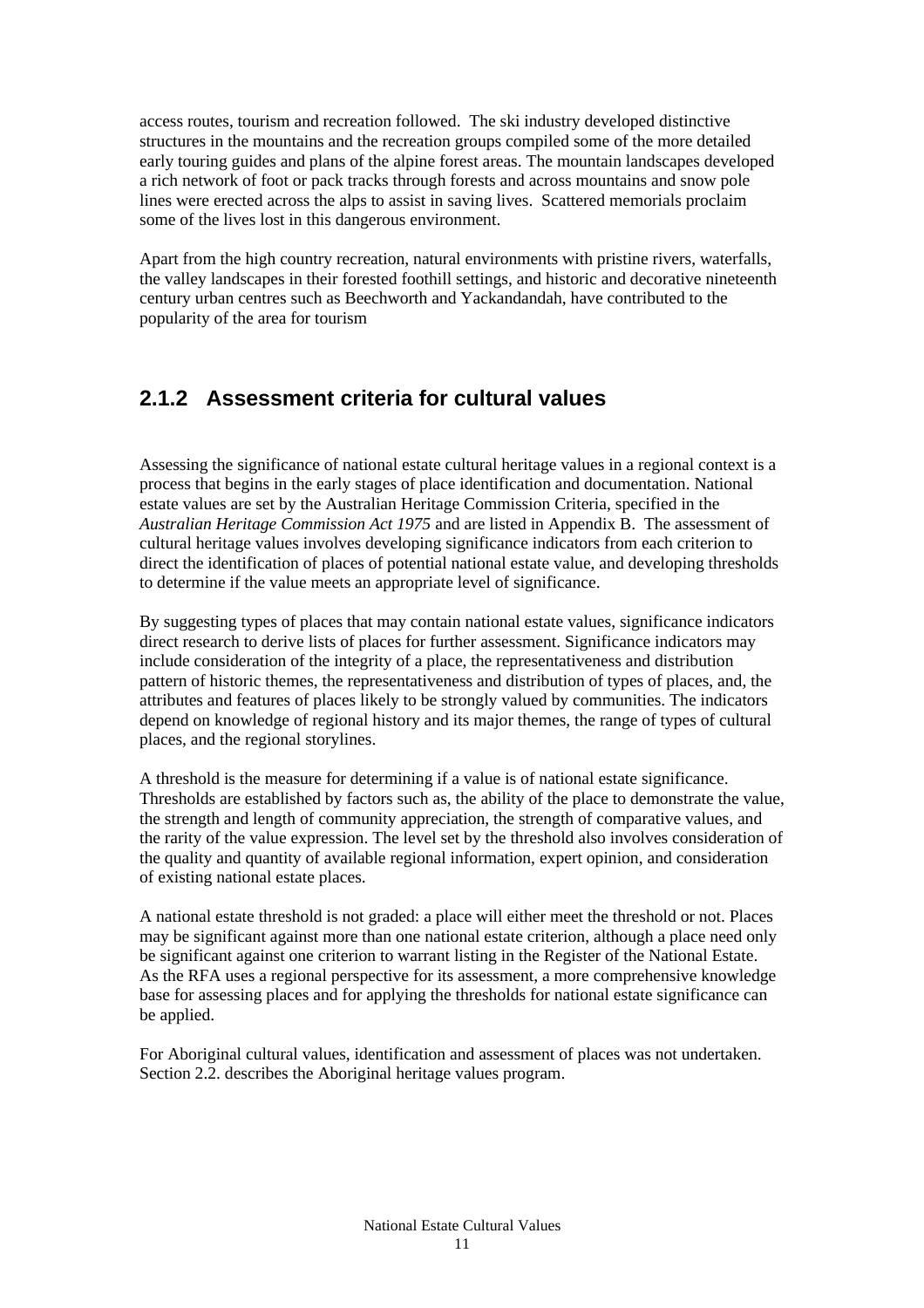access routes, tourism and recreation followed. The ski industry developed distinctive structures in the mountains and the recreation groups compiled some of the more detailed early touring guides and plans of the alpine forest areas. The mountain landscapes developed a rich network of foot or pack tracks through forests and across mountains and snow pole lines were erected across the alps to assist in saving lives. Scattered memorials proclaim some of the lives lost in this dangerous environment.

Apart from the high country recreation, natural environments with pristine rivers, waterfalls, the valley landscapes in their forested foothill settings, and historic and decorative nineteenth century urban centres such as Beechworth and Yackandandah, have contributed to the popularity of the area for tourism

### 2.1.2 Assessment criteria for cultural values

Assessing the significance of national estate cultural heritage values in a regional context is a process that begins in the early stages of place identification and documentation. National estate values are set by the Australian Heritage Commission Criteria, specified in the *Australian Heritage Commission Act 1975* and are listed in Appendix B. The assessment of cultural heritage values involves developing significance indicators from each criterion to direct the identification of places of potential national estate value, and developing thresholds to determine if the value meets an appropriate level of significance.

By suggesting types of places that may contain national estate values, significance indicators direct research to derive lists of places for further assessment. Significance indicators may include consideration of the integrity of a place, the representativeness and distribution pattern of historic themes, the representativeness and distribution of types of places, and, the attributes and features of places likely to be strongly valued by communities. The indicators depend on knowledge of regional history and its major themes, the range of types of cultural places, and the regional storylines.

A threshold is the measure for determining if a value is of national estate significance. Thresholds are established by factors such as, the ability of the place to demonstrate the value, the strength and length of community appreciation, the strength of comparative values, and the rarity of the value expression. The level set by the threshold also involves consideration of the quality and quantity of available regional information, expert opinion, and consideration of existing national estate places.

A national estate threshold is not graded: a place will either meet the threshold or not. Places may be significant against more than one national estate criterion, although a place need only be significant against one criterion to warrant listing in the Register of the National Estate. As the RFA uses a regional perspective for its assessment, a more comprehensive knowledge base for assessing places and for applying the thresholds for national estate significance can be applied.

For Aboriginal cultural values, identification and assessment of places was not undertaken. Section 2.2. describes the Aboriginal heritage values program.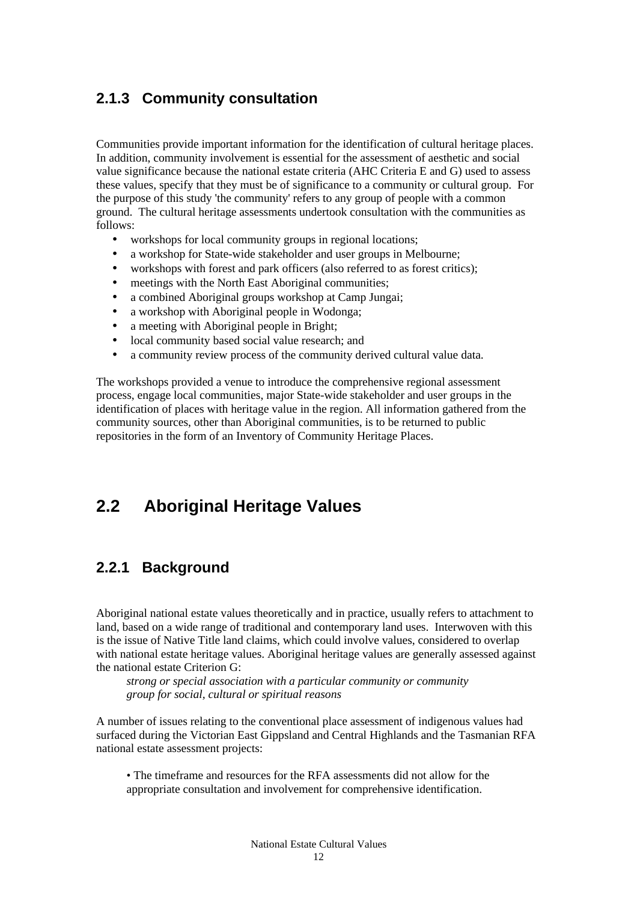### 2.1.3 Community consultation

Communities provide important information for the identification of cultural heritage places. In addition, community involvement is essential for the assessment of aesthetic and social value significance because the national estate criteria (AHC Criteria E and G) used to assess these values, specify that they must be of significance to a community or cultural group. For the purpose of this study 'the community' refers to any group of people with a common ground. The cultural heritage assessments undertook consultation with the communities as follows:

- workshops for local community groups in regional locations;
- a workshop for State-wide stakeholder and user groups in Melbourne;
- workshops with forest and park officers (also referred to as forest critics);
- meetings with the North East Aboriginal communities;
- a combined Aboriginal groups workshop at Camp Jungai;
- a workshop with Aboriginal people in Wodonga;
- a meeting with Aboriginal people in Bright;
- local community based social value research; and
- a community review process of the community derived cultural value data.

The workshops provided a venue to introduce the comprehensive regional assessment process, engage local communities, major State-wide stakeholder and user groups in the identification of places with heritage value in the region. All information gathered from the community sources, other than Aboriginal communities, is to be returned to public repositories in the form of an Inventory of Community Heritage Places.

## 2.2 Aboriginal Heritage Values

### 2.2.1 Background

Aboriginal national estate values theoretically and in practice, usually refers to attachment to land, based on a wide range of traditional and contemporary land uses. Interwoven with this is the issue of Native Title land claims, which could involve values, considered to overlap with national estate heritage values. Aboriginal heritage values are generally assessed against the national estate Criterion G:

> *strong or special association with a particular community or community group for social, cultural or spiritual reasons*

A number of issues relating to the conventional place assessment of indigenous values had surfaced during the Victorian East Gippsland and Central Highlands and the Tasmanian RFA national estate assessment projects:

- The timeframe and resources for the RFA assessments did not allow for the appropriate consultation and involvement for comprehensive identification.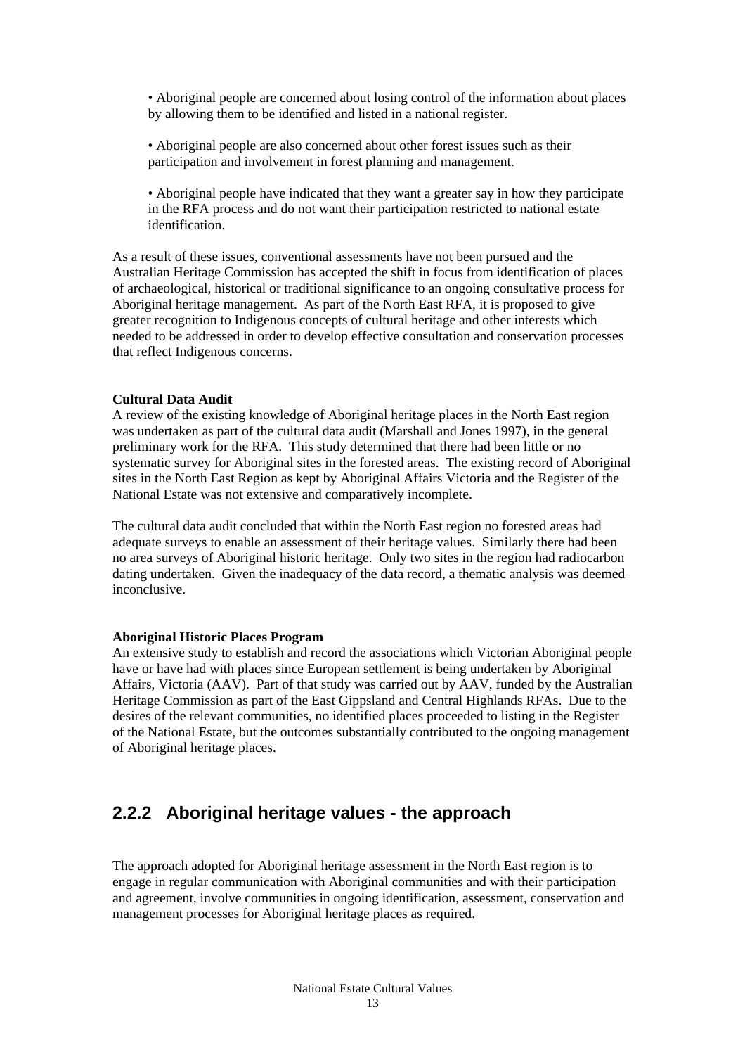- Aboriginal people are concerned about losing control of the information about places by allowing them to be identified and listed in a national register.

- Aboriginal people are also concerned about other forest issues such as their participation and involvement in forest planning and management.

- Aboriginal people have indicated that they want a greater say in how they participate in the RFA process and do not want their participation restricted to national estate identification.

As a result of these issues, conventional assessments have not been pursued and the Australian Heritage Commission has accepted the shift in focus from identification of places of archaeological, historical or traditional significance to an ongoing consultative process for Aboriginal heritage management. As part of the North East RFA, it is proposed to give greater recognition to Indigenous concepts of cultural heritage and other interests which needed to be addressed in order to develop effective consultation and conservation processes that reflect Indigenous concerns.

**Cultural Data Audit**

A review of the existing knowledge of Aboriginal heritage places in the North East region was undertaken as part of the cultural data audit (Marshall and Jones 1997), in the general preliminary work for the RFA. This study determined that there had been little or no systematic survey for Aboriginal sites in the forested areas. The existing record of Aboriginal sites in the North East Region as kept by Aboriginal Affairs Victoria and the Register of the National Estate was not extensive and comparatively incomplete.

The cultural data audit concluded that within the North East region no forested areas had adequate surveys to enable an assessment of their heritage values. Similarly there had been no area surveys of Aboriginal historic heritage. Only two sites in the region had radiocarbon dating undertaken. Given the inadequacy of the data record, a thematic analysis was deemed inconclusive.

**Aboriginal Historic Places Program**

An extensive study to establish and record the associations which Victorian Aboriginal people have or have had with places since European settlement is being undertaken by Aboriginal Affairs, Victoria (AAV). Part of that study was carried out by AAV, funded by the Australian Heritage Commission as part of the East Gippsland and Central Highlands RFAs. Due to the desires of the relevant communities, no identified places proceeded to listing in the Register of the National Estate, but the outcomes substantially contributed to the ongoing management of Aboriginal heritage places.

## 2.2.2 Aboriginal heritage values - the approach

The approach adopted for Aboriginal heritage assessment in the North East region is to engage in regular communication with Aboriginal communities and with their participation and agreement, involve communities in ongoing identification, assessment, conservation and management processes for Aboriginal heritage places as required.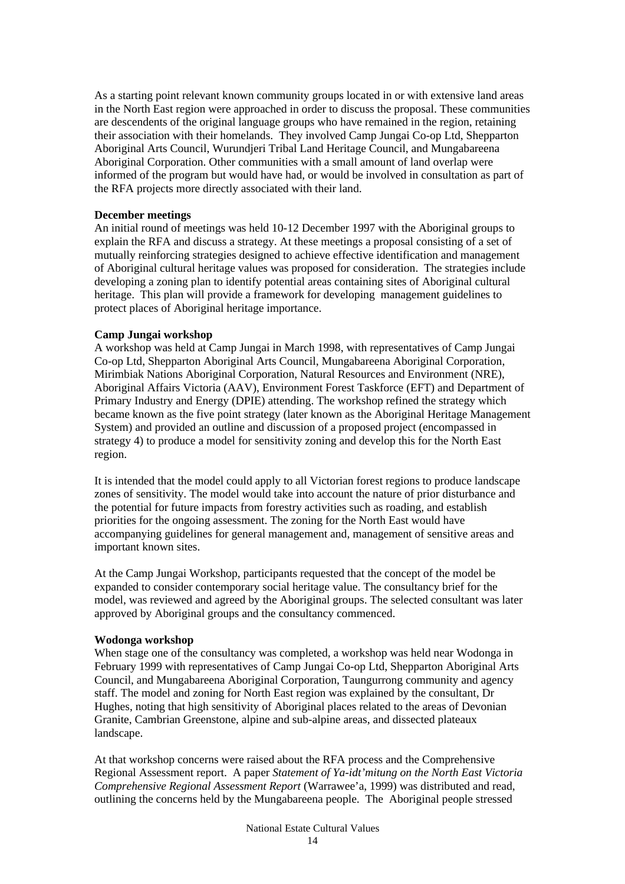As a starting point relevant known community groups located in or with extensive land areas in the North East region were approached in order to discuss the proposal. These communities are descendents of the original language groups who have remained in the region, retaining their association with their homelands. They involved Camp Jungai Co-op Ltd, Shepparton Aboriginal Arts Council, Wurundjeri Tribal Land Heritage Council, and Mungabareena Aboriginal Corporation. Other communities with a small amount of land overlap were informed of the program but would have had, or would be involved in consultation as part of the RFA projects more directly associated with their land.

**December meetings**

An initial round of meetings was held 10-12 December 1997 with the Aboriginal groups to explain the RFA and discuss a strategy. At these meetings a proposal consisting of a set of mutually reinforcing strategies designed to achieve effective identification and management of Aboriginal cultural heritage values was proposed for consideration. The strategies include developing a zoning plan to identify potential areas containing sites of Aboriginal cultural heritage. This plan will provide a framework for developing management guidelines to protect places of Aboriginal heritage importance.

**Camp Jungai workshop**

A workshop was held at Camp Jungai in March 1998, with representatives of Camp Jungai Co-op Ltd, Shepparton Aboriginal Arts Council, Mungabareena Aboriginal Corporation, Mirimbiak Nations Aboriginal Corporation, Natural Resources and Environment (NRE), Aboriginal Affairs Victoria (AAV), Environment Forest Taskforce (EFT) and Department of Primary Industry and Energy (DPIE) attending. The workshop refined the strategy which became known as the five point strategy (later known as the Aboriginal Heritage Management System) and provided an outline and discussion of a proposed project (encompassed in strategy 4) to produce a model for sensitivity zoning and develop this for the North East region.

It is intended that the model could apply to all Victorian forest regions to produce landscape zones of sensitivity. The model would take into account the nature of prior disturbance and the potential for future impacts from forestry activities such as roading, and establish priorities for the ongoing assessment. The zoning for the North East would have accompanying guidelines for general management and, management of sensitive areas and important known sites.

At the Camp Jungai Workshop, participants requested that the concept of the model be expanded to consider contemporary social heritage value. The consultancy brief for the model, was reviewed and agreed by the Aboriginal groups. The selected consultant was later approved by Aboriginal groups and the consultancy commenced.

**Wodonga workshop**

When stage one of the consultancy was completed, a workshop was held near Wodonga in February 1999 with representatives of Camp Jungai Co-op Ltd, Shepparton Aboriginal Arts Council, and Mungabareena Aboriginal Corporation, Taungurrong community and agency staff. The model and zoning for North East region was explained by the consultant, Dr Hughes, noting that high sensitivity of Aboriginal places related to the areas of Devonian Granite, Cambrian Greenstone, alpine and sub-alpine areas, and dissected plateaux landscape.

At that workshop concerns were raised about the RFA process and the Comprehensive Regional Assessment report. A paper *Statement of Ya-idt'mitung on the North East Victoria Comprehensive Regional Assessment Report* (Warrawee'a, 1999) was distributed and read, outlining the concerns held by the Mungabareena people. The Aboriginal people stressed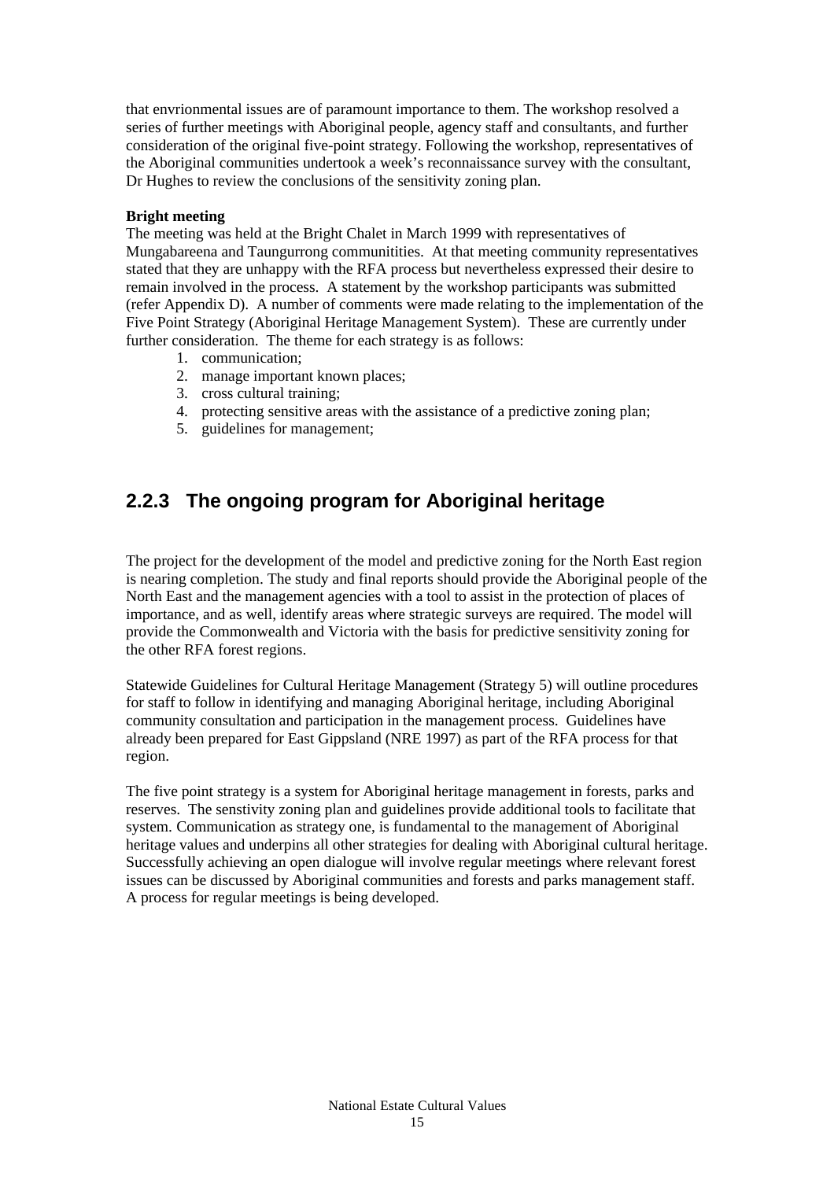that envrionmental issues are of paramount importance to them. The workshop resolved a series of further meetings with Aboriginal people, agency staff and consultants, and further consideration of the original five-point strategy. Following the workshop, representatives of the Aboriginal communities undertook a week's reconnaissance survey with the consultant, Dr Hughes to review the conclusions of the sensitivity zoning plan.

**Bright meeting**

The meeting was held at the Bright Chalet in March 1999 with representatives of Mungabareena and Taungurrong communitities. At that meeting community representatives stated that they are unhappy with the RFA process but nevertheless expressed their desire to remain involved in the process. A statement by the workshop participants was submitted (refer Appendix D). A number of comments were made relating to the implementation of the Five Point Strategy (Aboriginal Heritage Management System). These are currently under further consideration. The theme for each strategy is as follows:

1. communication;
2. manage important known places;
3. cross cultural training;
4. protecting sensitive areas with the assistance of a predictive zoning plan;
5. guidelines for management;

### 2.2.3 The ongoing program for Aboriginal heritage

The project for the development of the model and predictive zoning for the North East region is nearing completion. The study and final reports should provide the Aboriginal people of the North East and the management agencies with a tool to assist in the protection of places of importance, and as well, identify areas where strategic surveys are required. The model will provide the Commonwealth and Victoria with the basis for predictive sensitivity zoning for the other RFA forest regions.

Statewide Guidelines for Cultural Heritage Management (Strategy 5) will outline procedures for staff to follow in identifying and managing Aboriginal heritage, including Aboriginal community consultation and participation in the management process. Guidelines have already been prepared for East Gippsland (NRE 1997) as part of the RFA process for that region.

The five point strategy is a system for Aboriginal heritage management in forests, parks and reserves. The senstivity zoning plan and guidelines provide additional tools to facilitate that system. Communication as strategy one, is fundamental to the management of Aboriginal heritage values and underpins all other strategies for dealing with Aboriginal cultural heritage. Successfully achieving an open dialogue will involve regular meetings where relevant forest issues can be discussed by Aboriginal communities and forests and parks management staff. A process for regular meetings is being developed.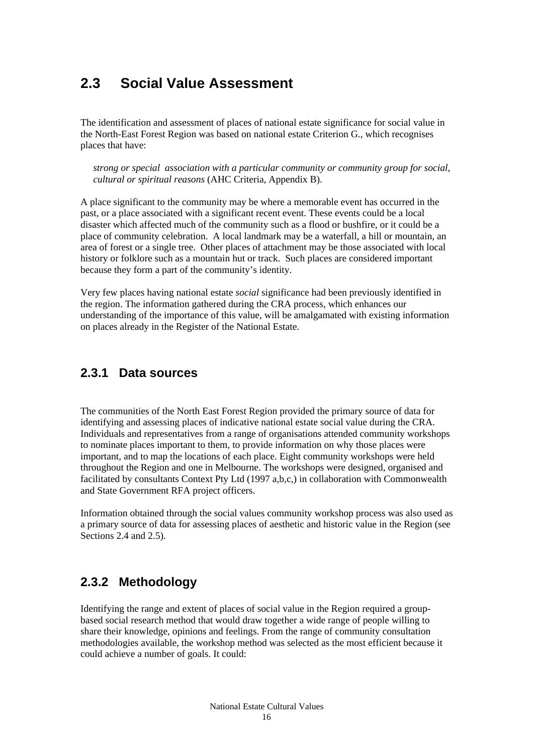## 2.3 Social Value Assessment

The identification and assessment of places of national estate significance for social value in the North-East Forest Region was based on national estate Criterion G., which recognises places that have:

> *strong or special association with a particular community or community group for social, cultural or spiritual reasons* (AHC Criteria, Appendix B).

A place significant to the community may be where a memorable event has occurred in the past, or a place associated with a significant recent event. These events could be a local disaster which affected much of the community such as a flood or bushfire, or it could be a place of community celebration. A local landmark may be a waterfall, a hill or mountain, an area of forest or a single tree. Other places of attachment may be those associated with local history or folklore such as a mountain hut or track. Such places are considered important because they form a part of the community's identity.

Very few places having national estate *social* significance had been previously identified in the region. The information gathered during the CRA process, which enhances our understanding of the importance of this value, will be amalgamated with existing information on places already in the Register of the National Estate.

### 2.3.1 Data sources

The communities of the North East Forest Region provided the primary source of data for identifying and assessing places of indicative national estate social value during the CRA. Individuals and representatives from a range of organisations attended community workshops to nominate places important to them, to provide information on why those places were important, and to map the locations of each place. Eight community workshops were held throughout the Region and one in Melbourne. The workshops were designed, organised and facilitated by consultants Context Pty Ltd (1997 a,b,c,) in collaboration with Commonwealth and State Government RFA project officers.

Information obtained through the social values community workshop process was also used as a primary source of data for assessing places of aesthetic and historic value in the Region (see Sections 2.4 and 2.5).

### 2.3.2 Methodology

Identifying the range and extent of places of social value in the Region required a group-based social research method that would draw together a wide range of people willing to share their knowledge, opinions and feelings. From the range of community consultation methodologies available, the workshop method was selected as the most efficient because it could achieve a number of goals. It could: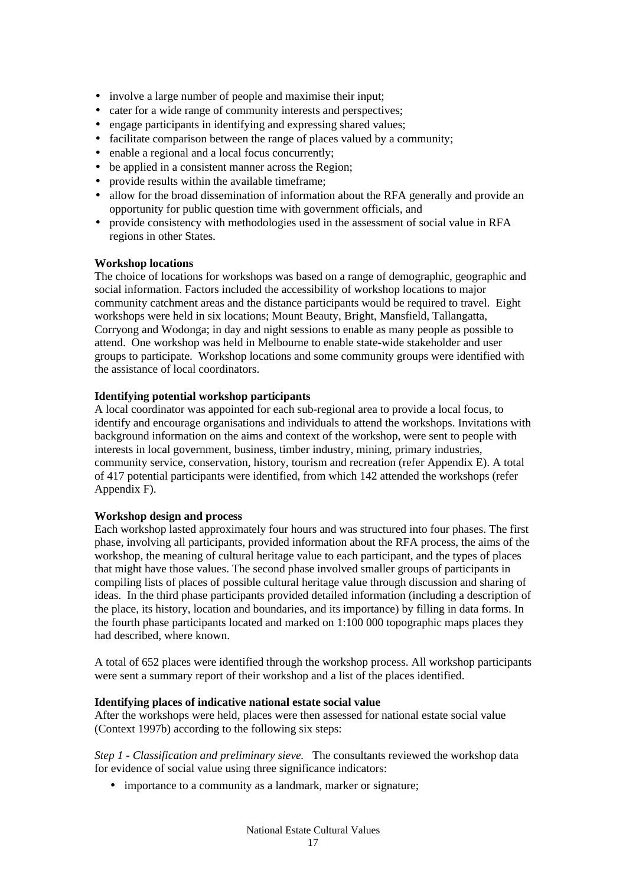- involve a large number of people and maximise their input;
- cater for a wide range of community interests and perspectives;
- engage participants in identifying and expressing shared values;
- facilitate comparison between the range of places valued by a community;
- enable a regional and a local focus concurrently;
- be applied in a consistent manner across the Region;
- provide results within the available timeframe;
- allow for the broad dissemination of information about the RFA generally and provide an opportunity for public question time with government officials, and
- provide consistency with methodologies used in the assessment of social value in RFA regions in other States.

**Workshop locations**

The choice of locations for workshops was based on a range of demographic, geographic and social information. Factors included the accessibility of workshop locations to major community catchment areas and the distance participants would be required to travel. Eight workshops were held in six locations; Mount Beauty, Bright, Mansfield, Tallangatta, Corryong and Wodonga; in day and night sessions to enable as many people as possible to attend. One workshop was held in Melbourne to enable state-wide stakeholder and user groups to participate. Workshop locations and some community groups were identified with the assistance of local coordinators.

**Identifying potential workshop participants**

A local coordinator was appointed for each sub-regional area to provide a local focus, to identify and encourage organisations and individuals to attend the workshops. Invitations with background information on the aims and context of the workshop, were sent to people with interests in local government, business, timber industry, mining, primary industries, community service, conservation, history, tourism and recreation (refer Appendix E). A total of 417 potential participants were identified, from which 142 attended the workshops (refer Appendix F).

**Workshop design and process**

Each workshop lasted approximately four hours and was structured into four phases. The first phase, involving all participants, provided information about the RFA process, the aims of the workshop, the meaning of cultural heritage value to each participant, and the types of places that might have those values. The second phase involved smaller groups of participants in compiling lists of places of possible cultural heritage value through discussion and sharing of ideas. In the third phase participants provided detailed information (including a description of the place, its history, location and boundaries, and its importance) by filling in data forms. In the fourth phase participants located and marked on 1:100 000 topographic maps places they had described, where known.

A total of 652 places were identified through the workshop process. All workshop participants were sent a summary report of their workshop and a list of the places identified.

**Identifying places of indicative national estate social value**

After the workshops were held, places were then assessed for national estate social value (Context 1997b) according to the following six steps:

*Step 1 - Classification and preliminary sieve.* The consultants reviewed the workshop data for evidence of social value using three significance indicators:

- importance to a community as a landmark, marker or signature;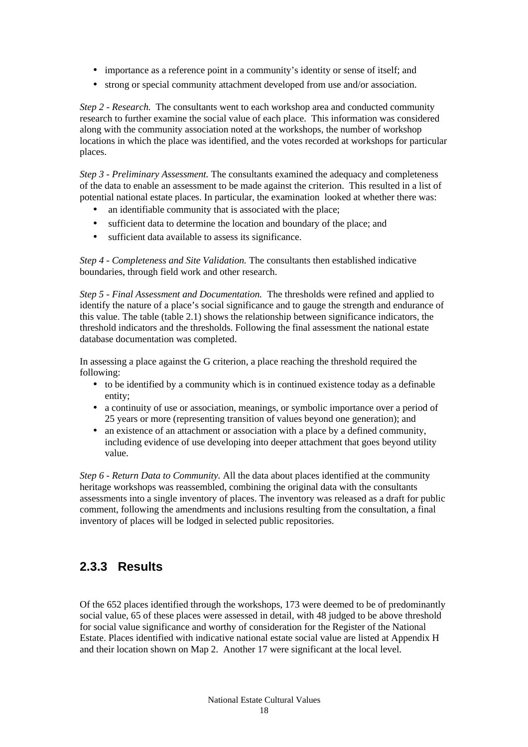- importance as a reference point in a community's identity or sense of itself; and
- strong or special community attachment developed from use and/or association.

*Step 2 - Research.* The consultants went to each workshop area and conducted community research to further examine the social value of each place. This information was considered along with the community association noted at the workshops, the number of workshop locations in which the place was identified, and the votes recorded at workshops for particular places.

*Step 3 - Preliminary Assessment.* The consultants examined the adequacy and completeness of the data to enable an assessment to be made against the criterion. This resulted in a list of potential national estate places. In particular, the examination looked at whether there was:

- an identifiable community that is associated with the place;
- sufficient data to determine the location and boundary of the place; and
- sufficient data available to assess its significance.

*Step 4 - Completeness and Site Validation.* The consultants then established indicative boundaries, through field work and other research.

*Step 5 - Final Assessment and Documentation.* The thresholds were refined and applied to identify the nature of a place's social significance and to gauge the strength and endurance of this value. The table (table 2.1) shows the relationship between significance indicators, the threshold indicators and the thresholds. Following the final assessment the national estate database documentation was completed.

In assessing a place against the G criterion, a place reaching the threshold required the following:

- to be identified by a community which is in continued existence today as a definable entity;
- a continuity of use or association, meanings, or symbolic importance over a period of 25 years or more (representing transition of values beyond one generation); and
- an existence of an attachment or association with a place by a defined community, including evidence of use developing into deeper attachment that goes beyond utility value.

*Step 6 - Return Data to Community.* All the data about places identified at the community heritage workshops was reassembled, combining the original data with the consultants assessments into a single inventory of places. The inventory was released as a draft for public comment, following the amendments and inclusions resulting from the consultation, a final inventory of places will be lodged in selected public repositories.

### 2.3.3 Results

Of the 652 places identified through the workshops, 173 were deemed to be of predominantly social value, 65 of these places were assessed in detail, with 48 judged to be above threshold for social value significance and worthy of consideration for the Register of the National Estate. Places identified with indicative national estate social value are listed at Appendix H and their location shown on Map 2. Another 17 were significant at the local level.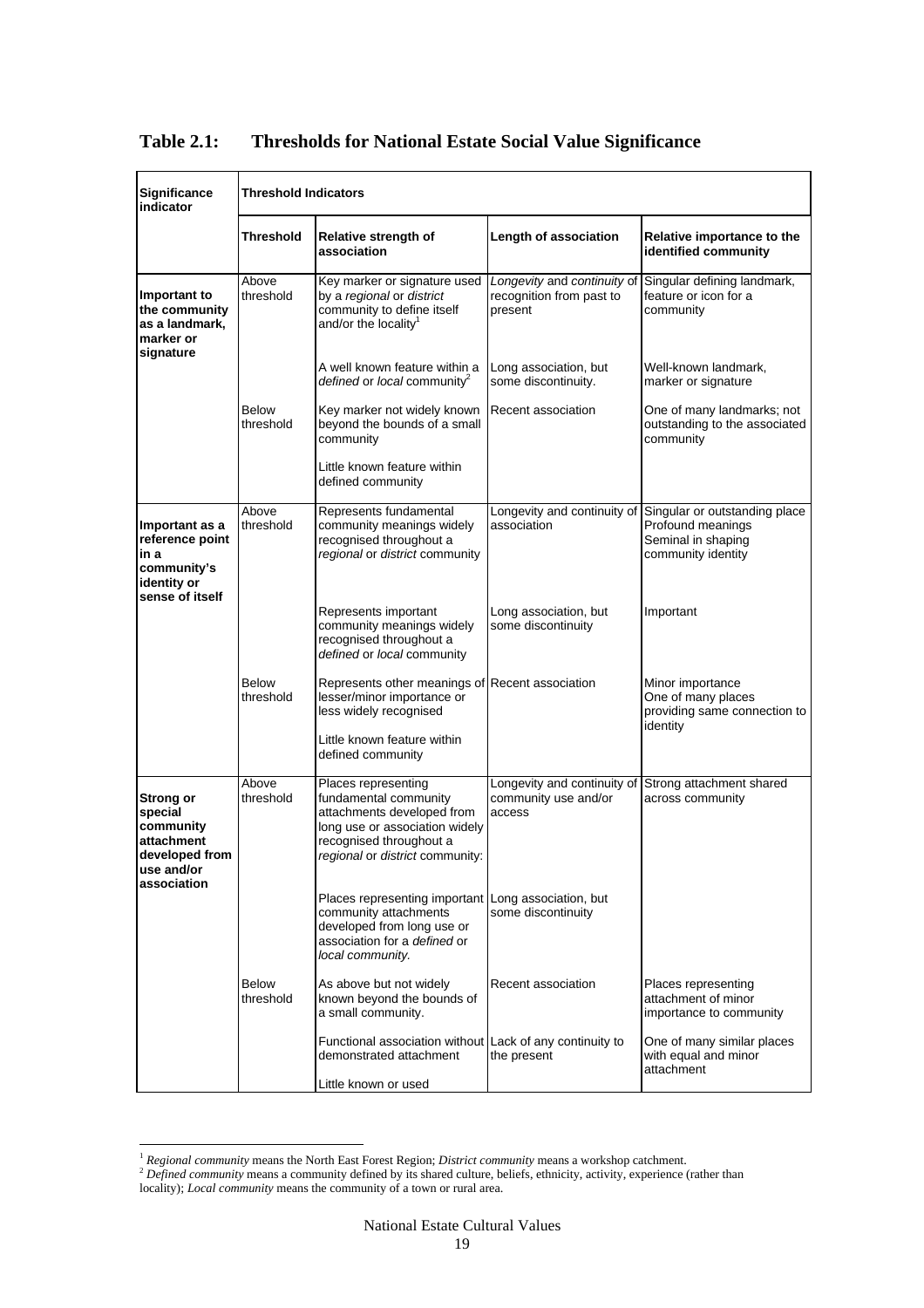## Table 2.1: Thresholds for National Estate Social Value Significance

| Significance indicator | Threshold Indicators | | | |
|---|---|---|---|---|
| | **Threshold** | **Relative strength of association** | **Length of association** | **Relative importance to the identified community** |
| **Important to the community as a landmark, marker or signature** | Above threshold | Key marker or signature used by a *regional* or *district* community to define itself and/or the locality[1] | *Longevity* and *continuity* of recognition from past to present | Singular defining landmark, feature or icon for a community |
| | | A well known feature within a *defined* or *local* community[2] | Long association, but some discontinuity. | Well-known landmark, marker or signature |
| | Below threshold | Key marker not widely known beyond the bounds of a small community | Recent association | One of many landmarks; not outstanding to the associated community |
| | | Little known feature within defined community | | |
| **Important as a reference point in a community's identity or sense of itself** | Above threshold | Represents fundamental community meanings widely recognised throughout a *regional* or *district* community | Longevity and continuity of association | Singular or outstanding place Profound meanings Seminal in shaping community identity |
| | | Represents important community meanings widely recognised throughout a *defined* or *local* community | Long association, but some discontinuity | Important |
| | Below threshold | Represents other meanings of lesser/minor importance or less widely recognised | Recent association | Minor importance One of many places providing same connection to identity |
| | | Little known feature within defined community | | |
| **Strong or special community attachment developed from use and/or association** | Above threshold | Places representing fundamental community attachments developed from long use or association widely recognised throughout a *regional* or *district* community: | Longevity and continuity of community use and/or access | Strong attachment shared across community |
| | | Places representing important community attachments developed from long use or association for a *defined* or *local community.* | Long association, but some discontinuity | |
| | Below threshold | As above but not widely known beyond the bounds of a small community. | Recent association | Places representing attachment of minor importance to community |
| | | Functional association without demonstrated attachment | Lack of any continuity to the present | One of many similar places with equal and minor attachment |
| | | Little known or used | | |

[1] *Regional community* means the North East Forest Region; *District community* means a workshop catchment.
[2] *Defined community* means a community defined by its shared culture, beliefs, ethnicity, activity, experience (rather than locality); *Local community* means the community of a town or rural area.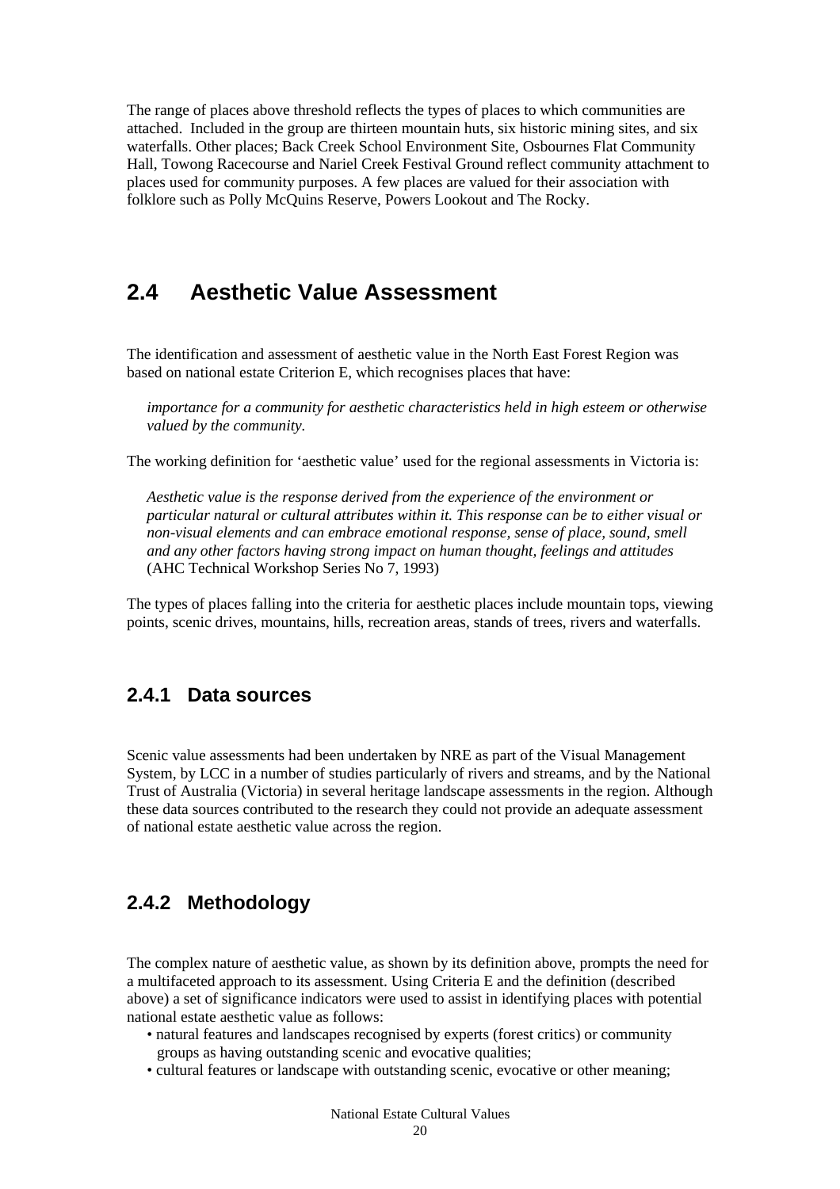The range of places above threshold reflects the types of places to which communities are attached. Included in the group are thirteen mountain huts, six historic mining sites, and six waterfalls. Other places; Back Creek School Environment Site, Osbournes Flat Community Hall, Towong Racecourse and Nariel Creek Festival Ground reflect community attachment to places used for community purposes. A few places are valued for their association with folklore such as Polly McQuins Reserve, Powers Lookout and The Rocky.

## 2.4 Aesthetic Value Assessment

The identification and assessment of aesthetic value in the North East Forest Region was based on national estate Criterion E, which recognises places that have:

> *importance for a community for aesthetic characteristics held in high esteem or otherwise valued by the community.*

The working definition for 'aesthetic value' used for the regional assessments in Victoria is:

> *Aesthetic value is the response derived from the experience of the environment or particular natural or cultural attributes within it. This response can be to either visual or non-visual elements and can embrace emotional response, sense of place, sound, smell and any other factors having strong impact on human thought, feelings and attitudes* (AHC Technical Workshop Series No 7, 1993)

The types of places falling into the criteria for aesthetic places include mountain tops, viewing points, scenic drives, mountains, hills, recreation areas, stands of trees, rivers and waterfalls.

### 2.4.1 Data sources

Scenic value assessments had been undertaken by NRE as part of the Visual Management System, by LCC in a number of studies particularly of rivers and streams, and by the National Trust of Australia (Victoria) in several heritage landscape assessments in the region. Although these data sources contributed to the research they could not provide an adequate assessment of national estate aesthetic value across the region.

### 2.4.2 Methodology

The complex nature of aesthetic value, as shown by its definition above, prompts the need for a multifaceted approach to its assessment. Using Criteria E and the definition (described above) a set of significance indicators were used to assist in identifying places with potential national estate aesthetic value as follows:

- natural features and landscapes recognised by experts (forest critics) or community groups as having outstanding scenic and evocative qualities;
- cultural features or landscape with outstanding scenic, evocative or other meaning;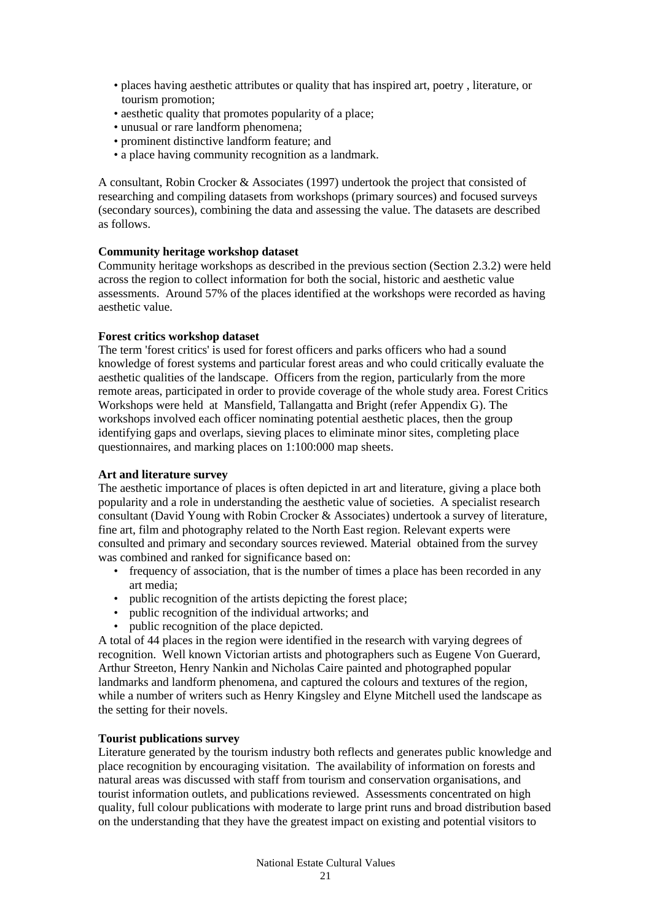- places having aesthetic attributes or quality that has inspired art, poetry , literature, or tourism promotion;
- aesthetic quality that promotes popularity of a place;
- unusual or rare landform phenomena;
- prominent distinctive landform feature; and
- a place having community recognition as a landmark.

A consultant, Robin Crocker & Associates (1997) undertook the project that consisted of researching and compiling datasets from workshops (primary sources) and focused surveys (secondary sources), combining the data and assessing the value. The datasets are described as follows.

**Community heritage workshop dataset**
Community heritage workshops as described in the previous section (Section 2.3.2) were held across the region to collect information for both the social, historic and aesthetic value assessments. Around 57% of the places identified at the workshops were recorded as having aesthetic value.

**Forest critics workshop dataset**
The term 'forest critics' is used for forest officers and parks officers who had a sound knowledge of forest systems and particular forest areas and who could critically evaluate the aesthetic qualities of the landscape. Officers from the region, particularly from the more remote areas, participated in order to provide coverage of the whole study area. Forest Critics Workshops were held at Mansfield, Tallangatta and Bright (refer Appendix G). The workshops involved each officer nominating potential aesthetic places, then the group identifying gaps and overlaps, sieving places to eliminate minor sites, completing place questionnaires, and marking places on 1:100:000 map sheets.

**Art and literature survey**
The aesthetic importance of places is often depicted in art and literature, giving a place both popularity and a role in understanding the aesthetic value of societies. A specialist research consultant (David Young with Robin Crocker & Associates) undertook a survey of literature, fine art, film and photography related to the North East region. Relevant experts were consulted and primary and secondary sources reviewed. Material obtained from the survey was combined and ranked for significance based on:

- frequency of association, that is the number of times a place has been recorded in any art media;
- public recognition of the artists depicting the forest place;
- public recognition of the individual artworks; and
- public recognition of the place depicted.

A total of 44 places in the region were identified in the research with varying degrees of recognition. Well known Victorian artists and photographers such as Eugene Von Guerard, Arthur Streeton, Henry Nankin and Nicholas Caire painted and photographed popular landmarks and landform phenomena, and captured the colours and textures of the region, while a number of writers such as Henry Kingsley and Elyne Mitchell used the landscape as the setting for their novels.

**Tourist publications survey**
Literature generated by the tourism industry both reflects and generates public knowledge and place recognition by encouraging visitation. The availability of information on forests and natural areas was discussed with staff from tourism and conservation organisations, and tourist information outlets, and publications reviewed. Assessments concentrated on high quality, full colour publications with moderate to large print runs and broad distribution based on the understanding that they have the greatest impact on existing and potential visitors to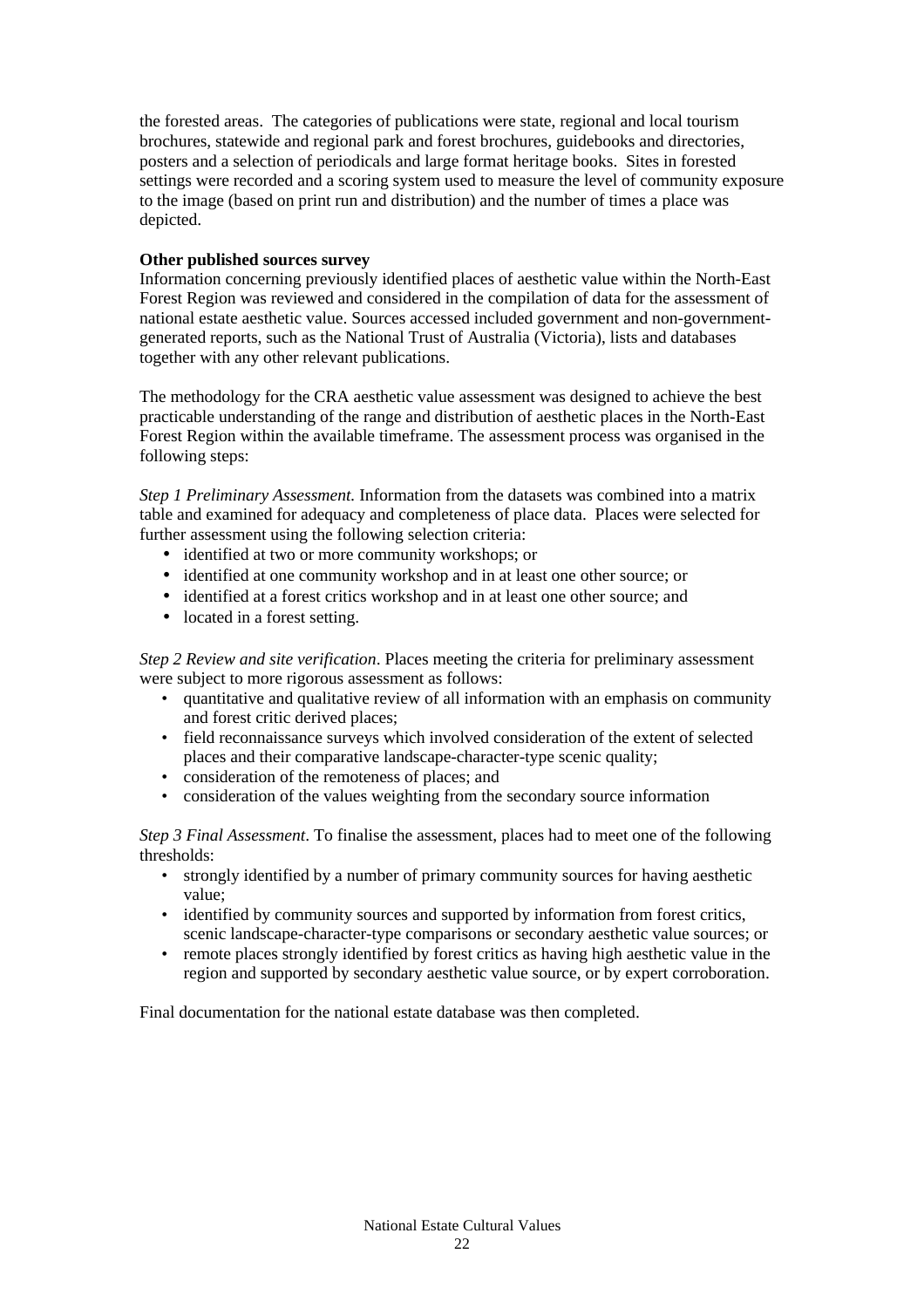the forested areas. The categories of publications were state, regional and local tourism brochures, statewide and regional park and forest brochures, guidebooks and directories, posters and a selection of periodicals and large format heritage books. Sites in forested settings were recorded and a scoring system used to measure the level of community exposure to the image (based on print run and distribution) and the number of times a place was depicted.

**Other published sources survey**
Information concerning previously identified places of aesthetic value within the North-East Forest Region was reviewed and considered in the compilation of data for the assessment of national estate aesthetic value. Sources accessed included government and non-government-generated reports, such as the National Trust of Australia (Victoria), lists and databases together with any other relevant publications.

The methodology for the CRA aesthetic value assessment was designed to achieve the best practicable understanding of the range and distribution of aesthetic places in the North-East Forest Region within the available timeframe. The assessment process was organised in the following steps:

*Step 1 Preliminary Assessment.* Information from the datasets was combined into a matrix table and examined for adequacy and completeness of place data. Places were selected for further assessment using the following selection criteria:

- identified at two or more community workshops; or
- identified at one community workshop and in at least one other source; or
- identified at a forest critics workshop and in at least one other source; and
- located in a forest setting.

*Step 2 Review and site verification*. Places meeting the criteria for preliminary assessment were subject to more rigorous assessment as follows:

- quantitative and qualitative review of all information with an emphasis on community and forest critic derived places;
- field reconnaissance surveys which involved consideration of the extent of selected places and their comparative landscape-character-type scenic quality;
- consideration of the remoteness of places; and
- consideration of the values weighting from the secondary source information

*Step 3 Final Assessment*. To finalise the assessment, places had to meet one of the following thresholds:

- strongly identified by a number of primary community sources for having aesthetic value;
- identified by community sources and supported by information from forest critics, scenic landscape-character-type comparisons or secondary aesthetic value sources; or
- remote places strongly identified by forest critics as having high aesthetic value in the region and supported by secondary aesthetic value source, or by expert corroboration.

Final documentation for the national estate database was then completed.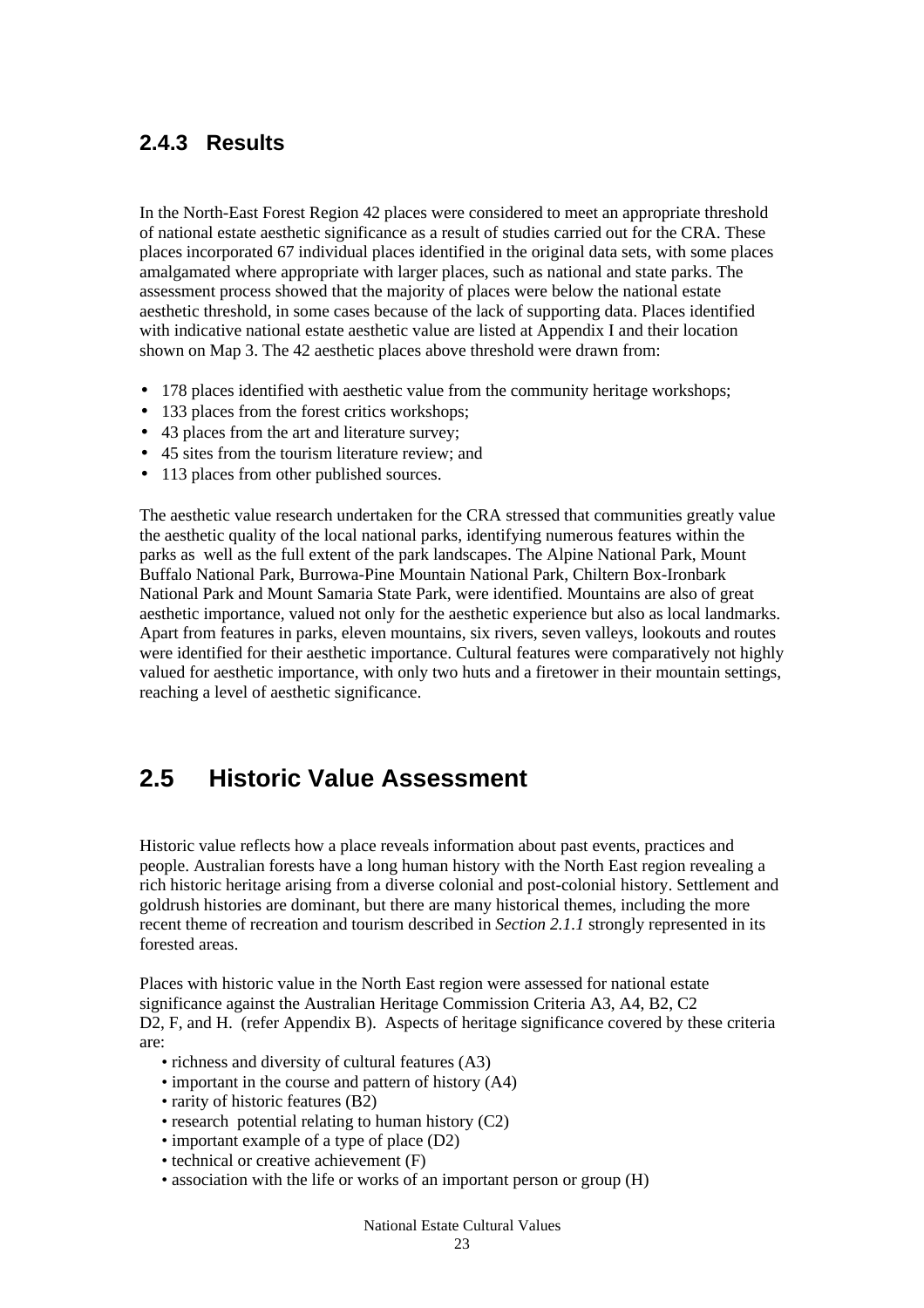### 2.4.3 Results

In the North-East Forest Region 42 places were considered to meet an appropriate threshold of national estate aesthetic significance as a result of studies carried out for the CRA. These places incorporated 67 individual places identified in the original data sets, with some places amalgamated where appropriate with larger places, such as national and state parks. The assessment process showed that the majority of places were below the national estate aesthetic threshold, in some cases because of the lack of supporting data. Places identified with indicative national estate aesthetic value are listed at Appendix I and their location shown on Map 3. The 42 aesthetic places above threshold were drawn from:

- 178 places identified with aesthetic value from the community heritage workshops;
- 133 places from the forest critics workshops;
- 43 places from the art and literature survey;
- 45 sites from the tourism literature review; and
- 113 places from other published sources.

The aesthetic value research undertaken for the CRA stressed that communities greatly value the aesthetic quality of the local national parks, identifying numerous features within the parks as well as the full extent of the park landscapes. The Alpine National Park, Mount Buffalo National Park, Burrowa-Pine Mountain National Park, Chiltern Box-Ironbark National Park and Mount Samaria State Park, were identified. Mountains are also of great aesthetic importance, valued not only for the aesthetic experience but also as local landmarks. Apart from features in parks, eleven mountains, six rivers, seven valleys, lookouts and routes were identified for their aesthetic importance. Cultural features were comparatively not highly valued for aesthetic importance, with only two huts and a firetower in their mountain settings, reaching a level of aesthetic significance.

## 2.5 Historic Value Assessment

Historic value reflects how a place reveals information about past events, practices and people. Australian forests have a long human history with the North East region revealing a rich historic heritage arising from a diverse colonial and post-colonial history. Settlement and goldrush histories are dominant, but there are many historical themes, including the more recent theme of recreation and tourism described in *Section 2.1.1* strongly represented in its forested areas.

Places with historic value in the North East region were assessed for national estate significance against the Australian Heritage Commission Criteria A3, A4, B2, C2 D2, F, and H. (refer Appendix B). Aspects of heritage significance covered by these criteria are:

- richness and diversity of cultural features (A3)
- important in the course and pattern of history (A4)
- rarity of historic features (B2)
- research potential relating to human history (C2)
- important example of a type of place (D2)
- technical or creative achievement (F)
- association with the life or works of an important person or group (H)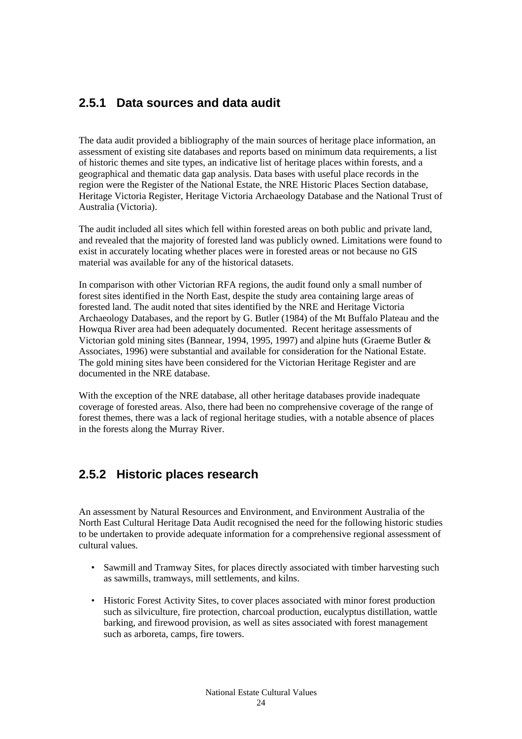### 2.5.1 Data sources and data audit

The data audit provided a bibliography of the main sources of heritage place information, an assessment of existing site databases and reports based on minimum data requirements, a list of historic themes and site types, an indicative list of heritage places within forests, and a geographical and thematic data gap analysis. Data bases with useful place records in the region were the Register of the National Estate, the NRE Historic Places Section database, Heritage Victoria Register, Heritage Victoria Archaeology Database and the National Trust of Australia (Victoria).

The audit included all sites which fell within forested areas on both public and private land, and revealed that the majority of forested land was publicly owned. Limitations were found to exist in accurately locating whether places were in forested areas or not because no GIS material was available for any of the historical datasets.

In comparison with other Victorian RFA regions, the audit found only a small number of forest sites identified in the North East, despite the study area containing large areas of forested land. The audit noted that sites identified by the NRE and Heritage Victoria Archaeology Databases, and the report by G. Butler (1984) of the Mt Buffalo Plateau and the Howqua River area had been adequately documented. Recent heritage assessments of Victorian gold mining sites (Bannear, 1994, 1995, 1997) and alpine huts (Graeme Butler & Associates, 1996) were substantial and available for consideration for the National Estate. The gold mining sites have been considered for the Victorian Heritage Register and are documented in the NRE database.

With the exception of the NRE database, all other heritage databases provide inadequate coverage of forested areas. Also, there had been no comprehensive coverage of the range of forest themes, there was a lack of regional heritage studies, with a notable absence of places in the forests along the Murray River.

### 2.5.2 Historic places research

An assessment by Natural Resources and Environment, and Environment Australia of the North East Cultural Heritage Data Audit recognised the need for the following historic studies to be undertaken to provide adequate information for a comprehensive regional assessment of cultural values.

- Sawmill and Tramway Sites, for places directly associated with timber harvesting such as sawmills, tramways, mill settlements, and kilns.
- Historic Forest Activity Sites, to cover places associated with minor forest production such as silviculture, fire protection, charcoal production, eucalyptus distillation, wattle barking, and firewood provision, as well as sites associated with forest management such as arboreta, camps, fire towers.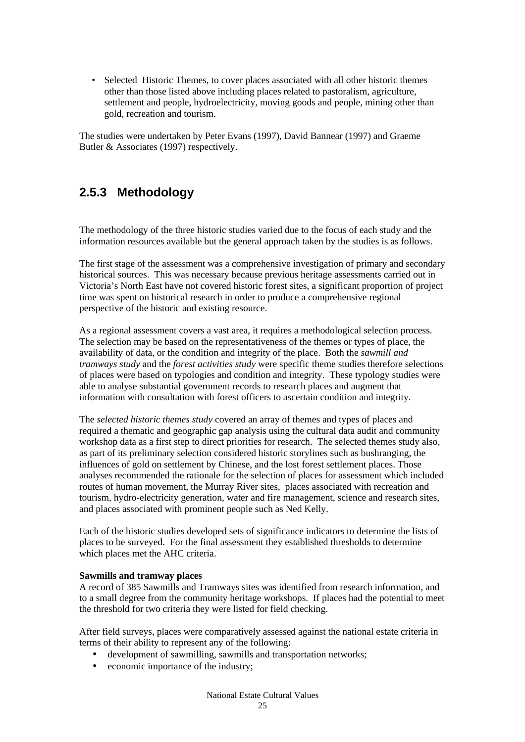- Selected Historic Themes, to cover places associated with all other historic themes other than those listed above including places related to pastoralism, agriculture, settlement and people, hydroelectricity, moving goods and people, mining other than gold, recreation and tourism.

The studies were undertaken by Peter Evans (1997), David Bannear (1997) and Graeme Butler & Associates (1997) respectively.

### 2.5.3 Methodology

The methodology of the three historic studies varied due to the focus of each study and the information resources available but the general approach taken by the studies is as follows.

The first stage of the assessment was a comprehensive investigation of primary and secondary historical sources. This was necessary because previous heritage assessments carried out in Victoria's North East have not covered historic forest sites, a significant proportion of project time was spent on historical research in order to produce a comprehensive regional perspective of the historic and existing resource.

As a regional assessment covers a vast area, it requires a methodological selection process. The selection may be based on the representativeness of the themes or types of place, the availability of data, or the condition and integrity of the place. Both the *sawmill and tramways study* and the *forest activities study* were specific theme studies therefore selections of places were based on typologies and condition and integrity. These typology studies were able to analyse substantial government records to research places and augment that information with consultation with forest officers to ascertain condition and integrity.

The *selected historic themes study* covered an array of themes and types of places and required a thematic and geographic gap analysis using the cultural data audit and community workshop data as a first step to direct priorities for research. The selected themes study also, as part of its preliminary selection considered historic storylines such as bushranging, the influences of gold on settlement by Chinese, and the lost forest settlement places. Those analyses recommended the rationale for the selection of places for assessment which included routes of human movement, the Murray River sites, places associated with recreation and tourism, hydro-electricity generation, water and fire management, science and research sites, and places associated with prominent people such as Ned Kelly.

Each of the historic studies developed sets of significance indicators to determine the lists of places to be surveyed. For the final assessment they established thresholds to determine which places met the AHC criteria.

**Sawmills and tramway places**
A record of 385 Sawmills and Tramways sites was identified from research information, and to a small degree from the community heritage workshops. If places had the potential to meet the threshold for two criteria they were listed for field checking.

After field surveys, places were comparatively assessed against the national estate criteria in terms of their ability to represent any of the following:

- development of sawmilling, sawmills and transportation networks;
- economic importance of the industry;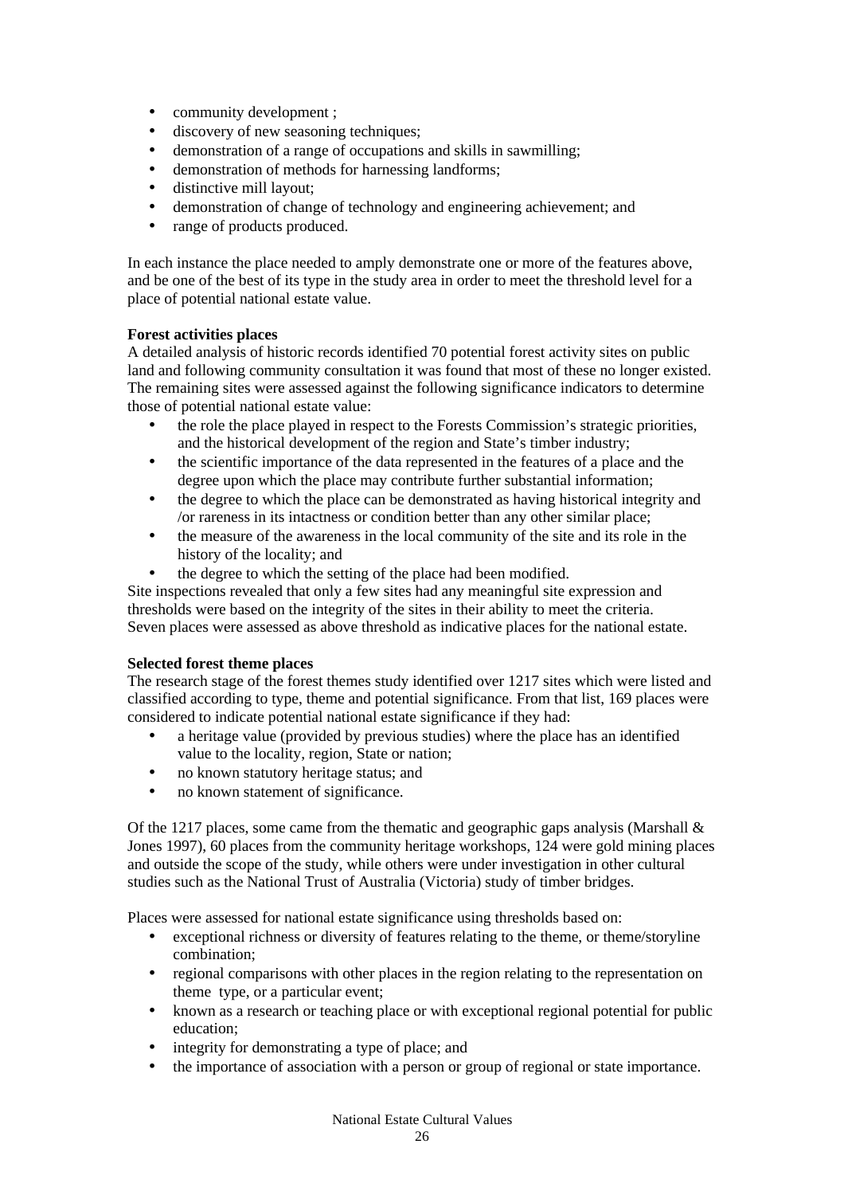- community development ;
- discovery of new seasoning techniques;
- demonstration of a range of occupations and skills in sawmilling;
- demonstration of methods for harnessing landforms;
- distinctive mill layout;
- demonstration of change of technology and engineering achievement; and
- range of products produced.

In each instance the place needed to amply demonstrate one or more of the features above, and be one of the best of its type in the study area in order to meet the threshold level for a place of potential national estate value.

**Forest activities places**

A detailed analysis of historic records identified 70 potential forest activity sites on public land and following community consultation it was found that most of these no longer existed. The remaining sites were assessed against the following significance indicators to determine those of potential national estate value:

- the role the place played in respect to the Forests Commission's strategic priorities, and the historical development of the region and State's timber industry;
- the scientific importance of the data represented in the features of a place and the degree upon which the place may contribute further substantial information;
- the degree to which the place can be demonstrated as having historical integrity and /or rareness in its intactness or condition better than any other similar place;
- the measure of the awareness in the local community of the site and its role in the history of the locality; and
- the degree to which the setting of the place had been modified.

Site inspections revealed that only a few sites had any meaningful site expression and thresholds were based on the integrity of the sites in their ability to meet the criteria. Seven places were assessed as above threshold as indicative places for the national estate.

**Selected forest theme places**

The research stage of the forest themes study identified over 1217 sites which were listed and classified according to type, theme and potential significance. From that list, 169 places were considered to indicate potential national estate significance if they had:

- a heritage value (provided by previous studies) where the place has an identified value to the locality, region, State or nation;
- no known statutory heritage status; and
- no known statement of significance.

Of the 1217 places, some came from the thematic and geographic gaps analysis (Marshall & Jones 1997), 60 places from the community heritage workshops, 124 were gold mining places and outside the scope of the study, while others were under investigation in other cultural studies such as the National Trust of Australia (Victoria) study of timber bridges.

Places were assessed for national estate significance using thresholds based on:

- exceptional richness or diversity of features relating to the theme, or theme/storyline combination;
- regional comparisons with other places in the region relating to the representation on theme type, or a particular event;
- known as a research or teaching place or with exceptional regional potential for public education;
- integrity for demonstrating a type of place; and
- the importance of association with a person or group of regional or state importance.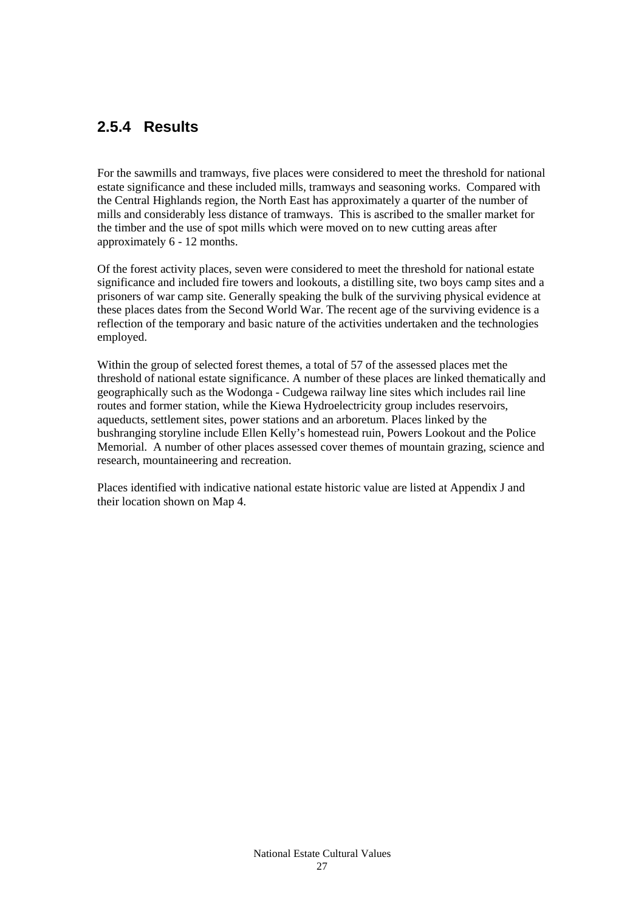### 2.5.4 Results

For the sawmills and tramways, five places were considered to meet the threshold for national estate significance and these included mills, tramways and seasoning works. Compared with the Central Highlands region, the North East has approximately a quarter of the number of mills and considerably less distance of tramways. This is ascribed to the smaller market for the timber and the use of spot mills which were moved on to new cutting areas after approximately 6 - 12 months.

Of the forest activity places, seven were considered to meet the threshold for national estate significance and included fire towers and lookouts, a distilling site, two boys camp sites and a prisoners of war camp site. Generally speaking the bulk of the surviving physical evidence at these places dates from the Second World War. The recent age of the surviving evidence is a reflection of the temporary and basic nature of the activities undertaken and the technologies employed.

Within the group of selected forest themes, a total of 57 of the assessed places met the threshold of national estate significance. A number of these places are linked thematically and geographically such as the Wodonga - Cudgewa railway line sites which includes rail line routes and former station, while the Kiewa Hydroelectricity group includes reservoirs, aqueducts, settlement sites, power stations and an arboretum. Places linked by the bushranging storyline include Ellen Kelly's homestead ruin, Powers Lookout and the Police Memorial. A number of other places assessed cover themes of mountain grazing, science and research, mountaineering and recreation.

Places identified with indicative national estate historic value are listed at Appendix J and their location shown on Map 4.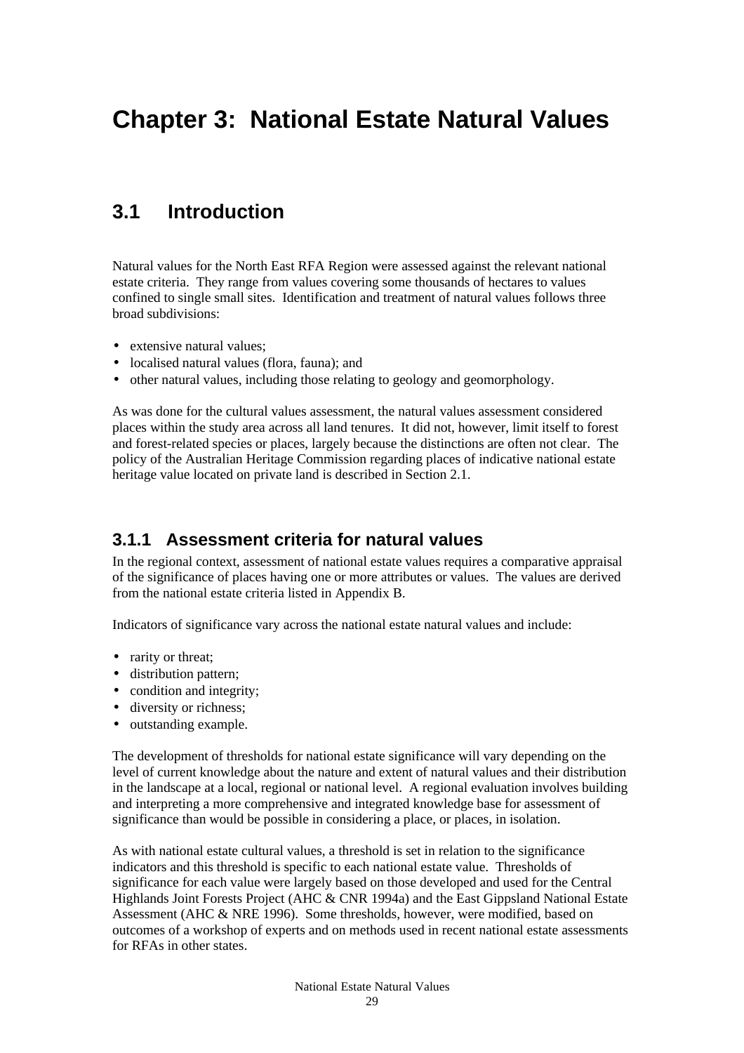# Chapter 3: National Estate Natural Values

## 3.1 Introduction

Natural values for the North East RFA Region were assessed against the relevant national estate criteria. They range from values covering some thousands of hectares to values confined to single small sites. Identification and treatment of natural values follows three broad subdivisions:

- extensive natural values;
- localised natural values (flora, fauna); and
- other natural values, including those relating to geology and geomorphology.

As was done for the cultural values assessment, the natural values assessment considered places within the study area across all land tenures. It did not, however, limit itself to forest and forest-related species or places, largely because the distinctions are often not clear. The policy of the Australian Heritage Commission regarding places of indicative national estate heritage value located on private land is described in Section 2.1.

### 3.1.1 Assessment criteria for natural values

In the regional context, assessment of national estate values requires a comparative appraisal of the significance of places having one or more attributes or values. The values are derived from the national estate criteria listed in Appendix B.

Indicators of significance vary across the national estate natural values and include:

- rarity or threat;
- distribution pattern;
- condition and integrity;
- diversity or richness;
- outstanding example.

The development of thresholds for national estate significance will vary depending on the level of current knowledge about the nature and extent of natural values and their distribution in the landscape at a local, regional or national level. A regional evaluation involves building and interpreting a more comprehensive and integrated knowledge base for assessment of significance than would be possible in considering a place, or places, in isolation.

As with national estate cultural values, a threshold is set in relation to the significance indicators and this threshold is specific to each national estate value. Thresholds of significance for each value were largely based on those developed and used for the Central Highlands Joint Forests Project (AHC & CNR 1994a) and the East Gippsland National Estate Assessment (AHC & NRE 1996). Some thresholds, however, were modified, based on outcomes of a workshop of experts and on methods used in recent national estate assessments for RFAs in other states.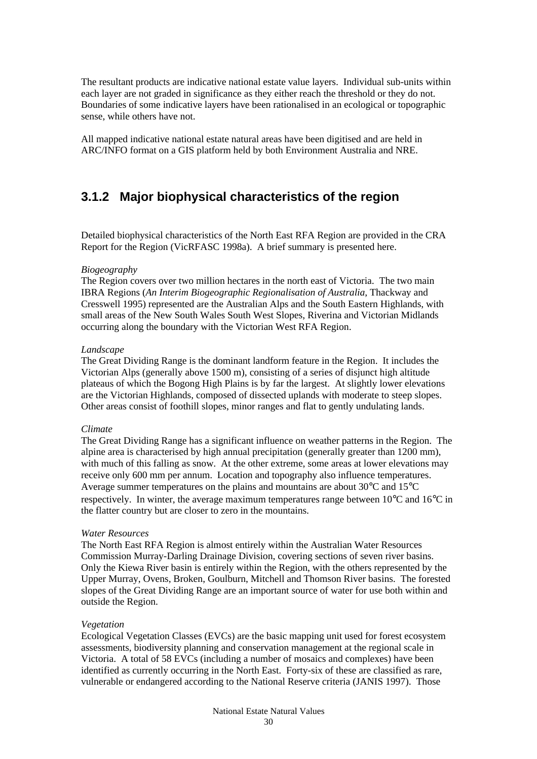The resultant products are indicative national estate value layers. Individual sub-units within each layer are not graded in significance as they either reach the threshold or they do not. Boundaries of some indicative layers have been rationalised in an ecological or topographic sense, while others have not.

All mapped indicative national estate natural areas have been digitised and are held in ARC/INFO format on a GIS platform held by both Environment Australia and NRE.

### 3.1.2 Major biophysical characteristics of the region

Detailed biophysical characteristics of the North East RFA Region are provided in the CRA Report for the Region (VicRFASC 1998a). A brief summary is presented here.

*Biogeography*
The Region covers over two million hectares in the north east of Victoria. The two main IBRA Regions (*An Interim Biogeographic Regionalisation of Australia*, Thackway and Cresswell 1995) represented are the Australian Alps and the South Eastern Highlands, with small areas of the New South Wales South West Slopes, Riverina and Victorian Midlands occurring along the boundary with the Victorian West RFA Region.

*Landscape*
The Great Dividing Range is the dominant landform feature in the Region. It includes the Victorian Alps (generally above 1500 m), consisting of a series of disjunct high altitude plateaus of which the Bogong High Plains is by far the largest. At slightly lower elevations are the Victorian Highlands, composed of dissected uplands with moderate to steep slopes. Other areas consist of foothill slopes, minor ranges and flat to gently undulating lands.

*Climate*
The Great Dividing Range has a significant influence on weather patterns in the Region. The alpine area is characterised by high annual precipitation (generally greater than 1200 mm), with much of this falling as snow. At the other extreme, some areas at lower elevations may receive only 600 mm per annum. Location and topography also influence temperatures. Average summer temperatures on the plains and mountains are about 30°C and 15°C respectively. In winter, the average maximum temperatures range between 10°C and 16°C in the flatter country but are closer to zero in the mountains.

*Water Resources*
The North East RFA Region is almost entirely within the Australian Water Resources Commission Murray-Darling Drainage Division, covering sections of seven river basins. Only the Kiewa River basin is entirely within the Region, with the others represented by the Upper Murray, Ovens, Broken, Goulburn, Mitchell and Thomson River basins. The forested slopes of the Great Dividing Range are an important source of water for use both within and outside the Region.

*Vegetation*
Ecological Vegetation Classes (EVCs) are the basic mapping unit used for forest ecosystem assessments, biodiversity planning and conservation management at the regional scale in Victoria. A total of 58 EVCs (including a number of mosaics and complexes) have been identified as currently occurring in the North East. Forty-six of these are classified as rare, vulnerable or endangered according to the National Reserve criteria (JANIS 1997). Those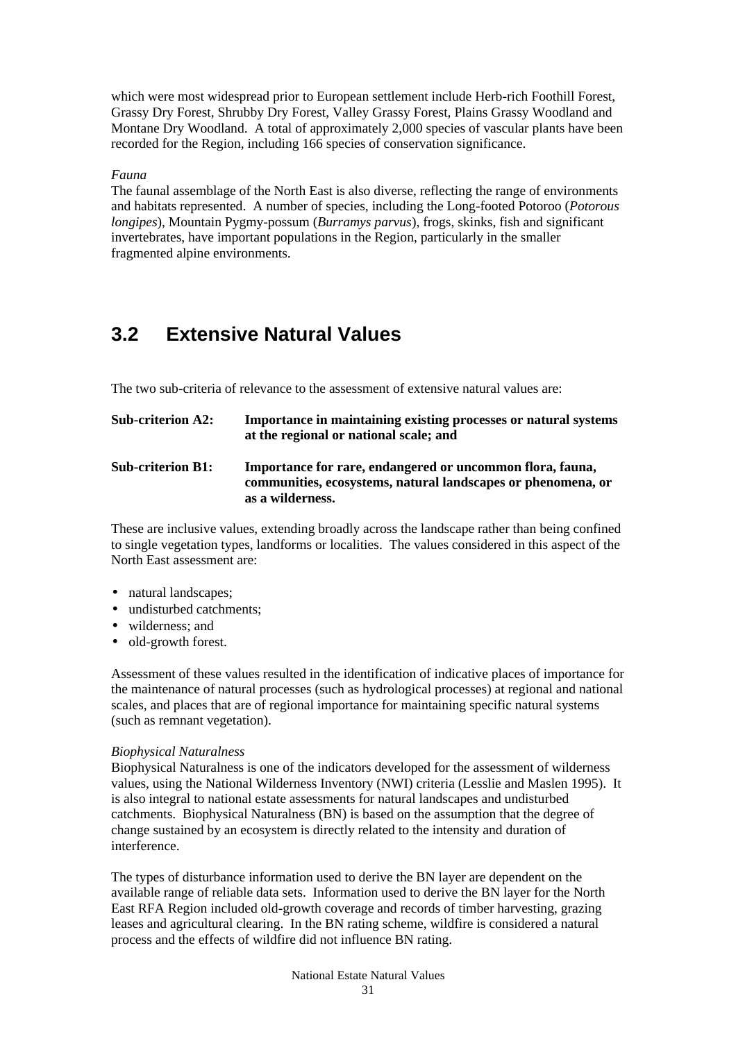which were most widespread prior to European settlement include Herb-rich Foothill Forest, Grassy Dry Forest, Shrubby Dry Forest, Valley Grassy Forest, Plains Grassy Woodland and Montane Dry Woodland. A total of approximately 2,000 species of vascular plants have been recorded for the Region, including 166 species of conservation significance.

*Fauna*

The faunal assemblage of the North East is also diverse, reflecting the range of environments and habitats represented. A number of species, including the Long-footed Potoroo (*Potorous longipes*), Mountain Pygmy-possum (*Burramys parvus*), frogs, skinks, fish and significant invertebrates, have important populations in the Region, particularly in the smaller fragmented alpine environments.

## 3.2 Extensive Natural Values

The two sub-criteria of relevance to the assessment of extensive natural values are:

**Sub-criterion A2:** **Importance in maintaining existing processes or natural systems at the regional or national scale; and**

**Sub-criterion B1:** **Importance for rare, endangered or uncommon flora, fauna, communities, ecosystems, natural landscapes or phenomena, or as a wilderness.**

These are inclusive values, extending broadly across the landscape rather than being confined to single vegetation types, landforms or localities. The values considered in this aspect of the North East assessment are:

- natural landscapes;
- undisturbed catchments;
- wilderness; and
- old-growth forest.

Assessment of these values resulted in the identification of indicative places of importance for the maintenance of natural processes (such as hydrological processes) at regional and national scales, and places that are of regional importance for maintaining specific natural systems (such as remnant vegetation).

*Biophysical Naturalness*

Biophysical Naturalness is one of the indicators developed for the assessment of wilderness values, using the National Wilderness Inventory (NWI) criteria (Lesslie and Maslen 1995). It is also integral to national estate assessments for natural landscapes and undisturbed catchments. Biophysical Naturalness (BN) is based on the assumption that the degree of change sustained by an ecosystem is directly related to the intensity and duration of interference.

The types of disturbance information used to derive the BN layer are dependent on the available range of reliable data sets. Information used to derive the BN layer for the North East RFA Region included old-growth coverage and records of timber harvesting, grazing leases and agricultural clearing. In the BN rating scheme, wildfire is considered a natural process and the effects of wildfire did not influence BN rating.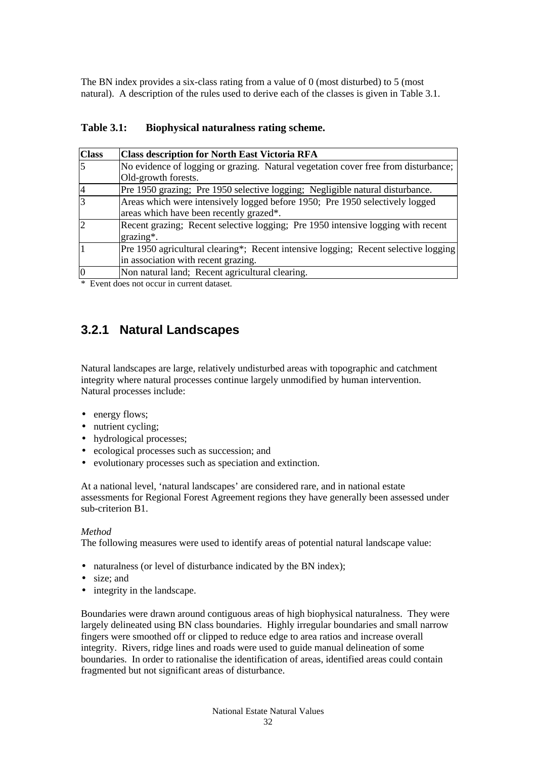The BN index provides a six-class rating from a value of 0 (most disturbed) to 5 (most natural). A description of the rules used to derive each of the classes is given in Table 3.1.

**Table 3.1: Biophysical naturalness rating scheme.**

| Class | Class description for North East Victoria RFA |
|---|---|
| 5 | No evidence of logging or grazing. Natural vegetation cover free from disturbance; Old-growth forests. |
| 4 | Pre 1950 grazing; Pre 1950 selective logging; Negligible natural disturbance. |
| 3 | Areas which were intensively logged before 1950; Pre 1950 selectively logged areas which have been recently grazed*. |
| 2 | Recent grazing; Recent selective logging; Pre 1950 intensive logging with recent grazing*. |
| 1 | Pre 1950 agricultural clearing*; Recent intensive logging; Recent selective logging in association with recent grazing. |
| 0 | Non natural land; Recent agricultural clearing. |

\* Event does not occur in current dataset.

### 3.2.1 Natural Landscapes

Natural landscapes are large, relatively undisturbed areas with topographic and catchment integrity where natural processes continue largely unmodified by human intervention. Natural processes include:

- energy flows;
- nutrient cycling;
- hydrological processes;
- ecological processes such as succession; and
- evolutionary processes such as speciation and extinction.

At a national level, 'natural landscapes' are considered rare, and in national estate assessments for Regional Forest Agreement regions they have generally been assessed under sub-criterion B1.

*Method*

The following measures were used to identify areas of potential natural landscape value:

- naturalness (or level of disturbance indicated by the BN index);
- size; and
- integrity in the landscape.

Boundaries were drawn around contiguous areas of high biophysical naturalness. They were largely delineated using BN class boundaries. Highly irregular boundaries and small narrow fingers were smoothed off or clipped to reduce edge to area ratios and increase overall integrity. Rivers, ridge lines and roads were used to guide manual delineation of some boundaries. In order to rationalise the identification of areas, identified areas could contain fragmented but not significant areas of disturbance.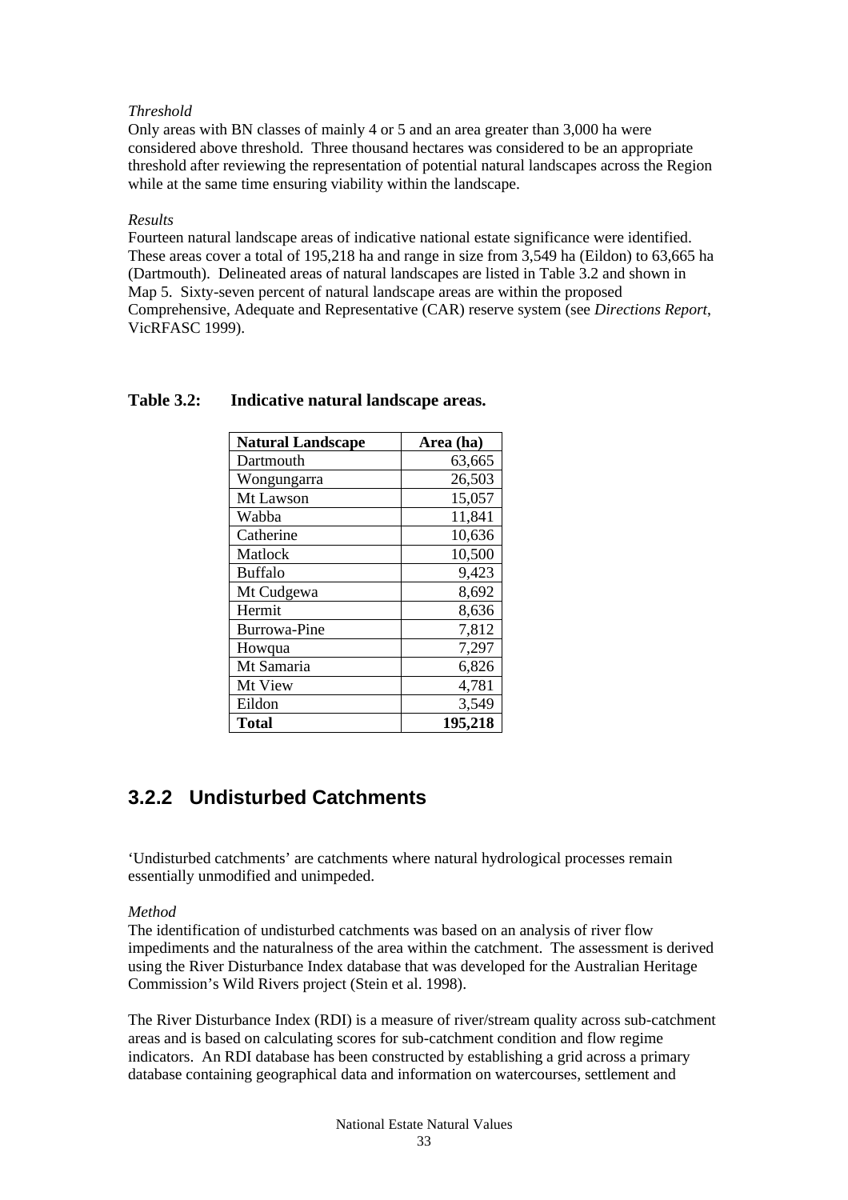*Threshold*
Only areas with BN classes of mainly 4 or 5 and an area greater than 3,000 ha were considered above threshold. Three thousand hectares was considered to be an appropriate threshold after reviewing the representation of potential natural landscapes across the Region while at the same time ensuring viability within the landscape.

*Results*
Fourteen natural landscape areas of indicative national estate significance were identified. These areas cover a total of 195,218 ha and range in size from 3,549 ha (Eildon) to 63,665 ha (Dartmouth). Delineated areas of natural landscapes are listed in Table 3.2 and shown in Map 5. Sixty-seven percent of natural landscape areas are within the proposed Comprehensive, Adequate and Representative (CAR) reserve system (see *Directions Report*, VicRFASC 1999).

**Table 3.2: Indicative natural landscape areas.**

| Natural Landscape | Area (ha) |
|---|---:|
| Dartmouth | 63,665 |
| Wongungarra | 26,503 |
| Mt Lawson | 15,057 |
| Wabba | 11,841 |
| Catherine | 10,636 |
| Matlock | 10,500 |
| Buffalo | 9,423 |
| Mt Cudgewa | 8,692 |
| Hermit | 8,636 |
| Burrowa-Pine | 7,812 |
| Howqua | 7,297 |
| Mt Samaria | 6,826 |
| Mt View | 4,781 |
| Eildon | 3,549 |
| **Total** | **195,218** |

## 3.2.2 Undisturbed Catchments

'Undisturbed catchments' are catchments where natural hydrological processes remain essentially unmodified and unimpeded.

*Method*
The identification of undisturbed catchments was based on an analysis of river flow impediments and the naturalness of the area within the catchment. The assessment is derived using the River Disturbance Index database that was developed for the Australian Heritage Commission's Wild Rivers project (Stein et al. 1998).

The River Disturbance Index (RDI) is a measure of river/stream quality across sub-catchment areas and is based on calculating scores for sub-catchment condition and flow regime indicators. An RDI database has been constructed by establishing a grid across a primary database containing geographical data and information on watercourses, settlement and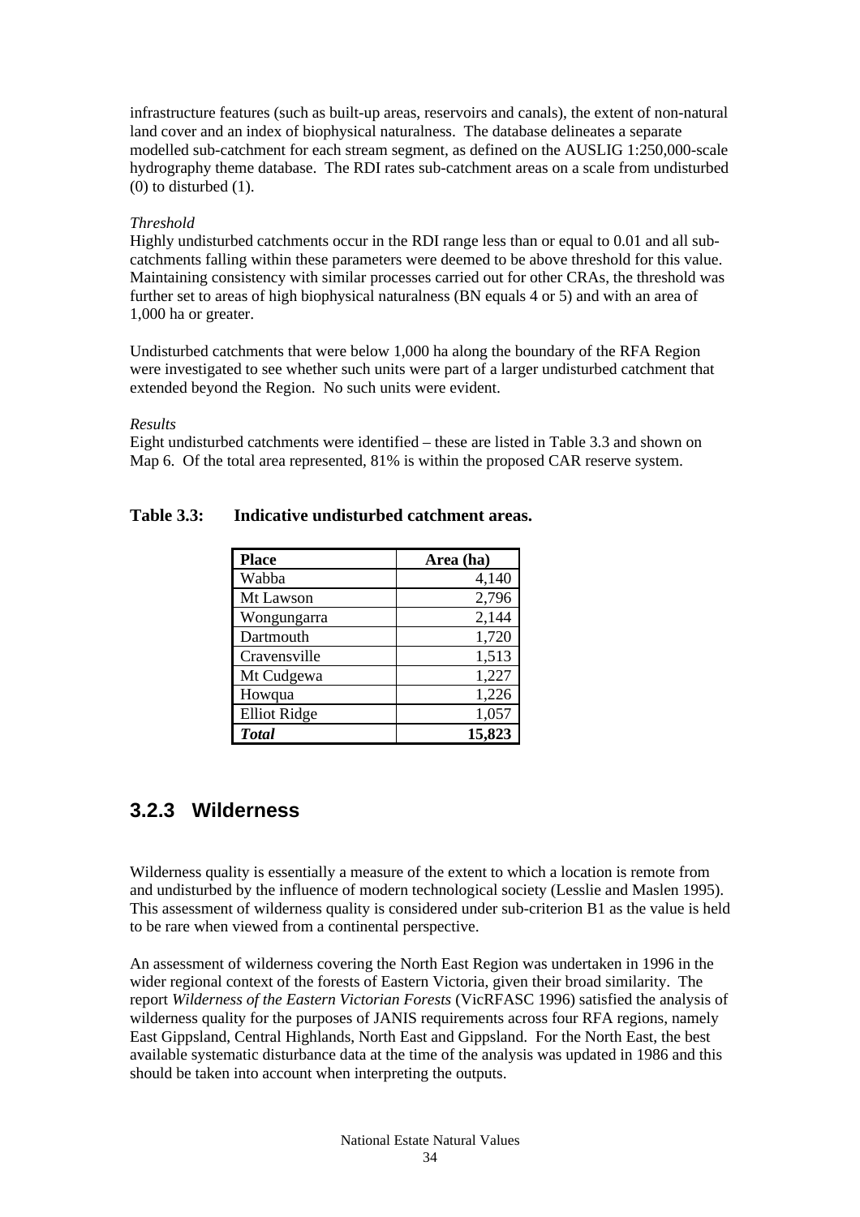infrastructure features (such as built-up areas, reservoirs and canals), the extent of non-natural land cover and an index of biophysical naturalness. The database delineates a separate modelled sub-catchment for each stream segment, as defined on the AUSLIG 1:250,000-scale hydrography theme database. The RDI rates sub-catchment areas on a scale from undisturbed (0) to disturbed (1).

*Threshold*
Highly undisturbed catchments occur in the RDI range less than or equal to 0.01 and all sub-catchments falling within these parameters were deemed to be above threshold for this value. Maintaining consistency with similar processes carried out for other CRAs, the threshold was further set to areas of high biophysical naturalness (BN equals 4 or 5) and with an area of 1,000 ha or greater.

Undisturbed catchments that were below 1,000 ha along the boundary of the RFA Region were investigated to see whether such units were part of a larger undisturbed catchment that extended beyond the Region. No such units were evident.

*Results*
Eight undisturbed catchments were identified – these are listed in Table 3.3 and shown on Map 6. Of the total area represented, 81% is within the proposed CAR reserve system.

**Table 3.3: Indicative undisturbed catchment areas.**

| Place | Area (ha) |
|---|---:|
| Wabba | 4,140 |
| Mt Lawson | 2,796 |
| Wongungarra | 2,144 |
| Dartmouth | 1,720 |
| Cravensville | 1,513 |
| Mt Cudgewa | 1,227 |
| Howqua | 1,226 |
| Elliot Ridge | 1,057 |
| ***Total*** | **15,823** |

### 3.2.3 Wilderness

Wilderness quality is essentially a measure of the extent to which a location is remote from and undisturbed by the influence of modern technological society (Lesslie and Maslen 1995). This assessment of wilderness quality is considered under sub-criterion B1 as the value is held to be rare when viewed from a continental perspective.

An assessment of wilderness covering the North East Region was undertaken in 1996 in the wider regional context of the forests of Eastern Victoria, given their broad similarity. The report *Wilderness of the Eastern Victorian Forests* (VicRFASC 1996) satisfied the analysis of wilderness quality for the purposes of JANIS requirements across four RFA regions, namely East Gippsland, Central Highlands, North East and Gippsland. For the North East, the best available systematic disturbance data at the time of the analysis was updated in 1986 and this should be taken into account when interpreting the outputs.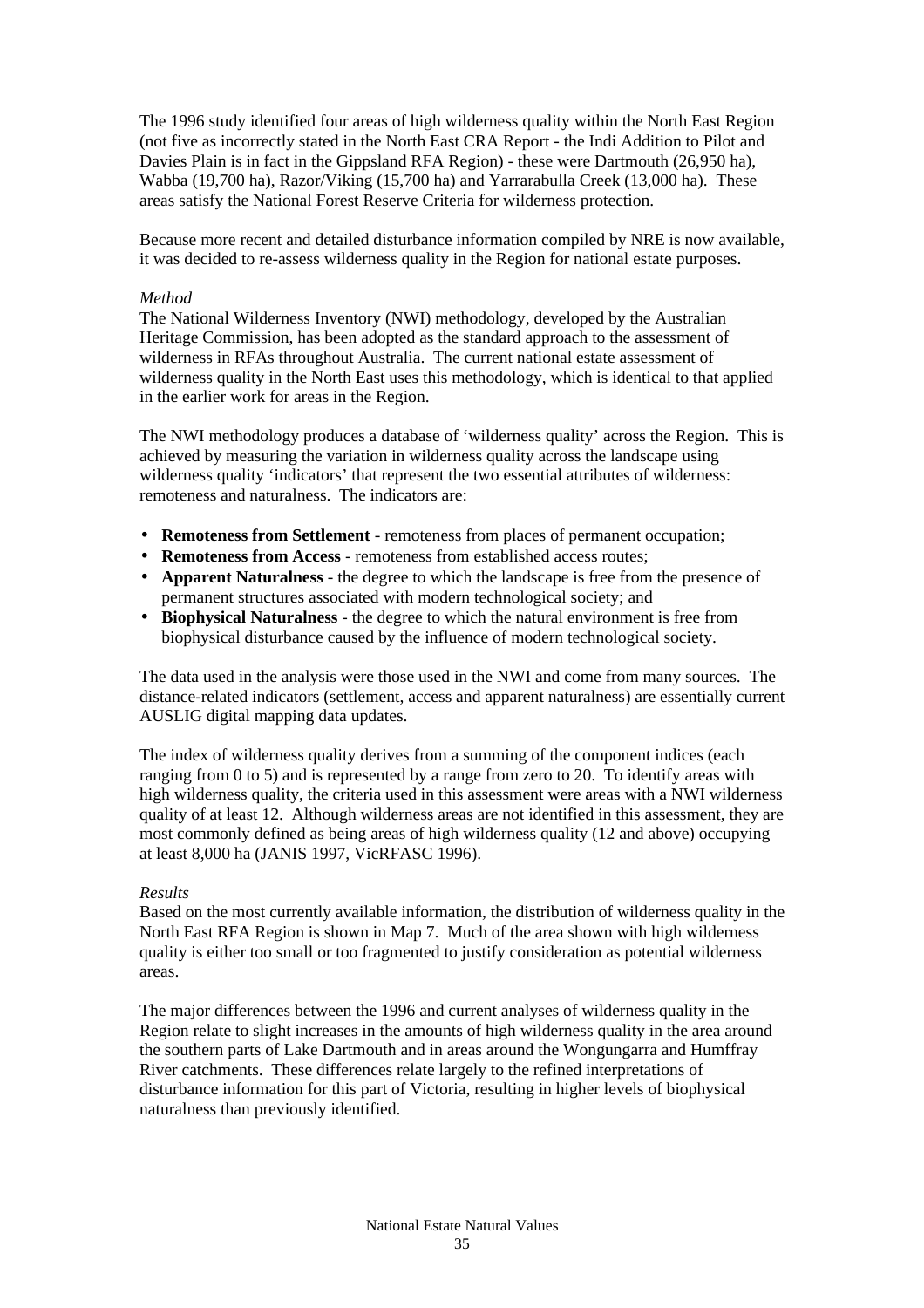The 1996 study identified four areas of high wilderness quality within the North East Region (not five as incorrectly stated in the North East CRA Report - the Indi Addition to Pilot and Davies Plain is in fact in the Gippsland RFA Region) - these were Dartmouth (26,950 ha), Wabba (19,700 ha), Razor/Viking (15,700 ha) and Yarrarabulla Creek (13,000 ha). These areas satisfy the National Forest Reserve Criteria for wilderness protection.

Because more recent and detailed disturbance information compiled by NRE is now available, it was decided to re-assess wilderness quality in the Region for national estate purposes.

*Method*

The National Wilderness Inventory (NWI) methodology, developed by the Australian Heritage Commission, has been adopted as the standard approach to the assessment of wilderness in RFAs throughout Australia. The current national estate assessment of wilderness quality in the North East uses this methodology, which is identical to that applied in the earlier work for areas in the Region.

The NWI methodology produces a database of 'wilderness quality' across the Region. This is achieved by measuring the variation in wilderness quality across the landscape using wilderness quality 'indicators' that represent the two essential attributes of wilderness: remoteness and naturalness. The indicators are:

- **Remoteness from Settlement** - remoteness from places of permanent occupation;
- **Remoteness from Access** - remoteness from established access routes;
- **Apparent Naturalness** - the degree to which the landscape is free from the presence of permanent structures associated with modern technological society; and
- **Biophysical Naturalness** - the degree to which the natural environment is free from biophysical disturbance caused by the influence of modern technological society.

The data used in the analysis were those used in the NWI and come from many sources. The distance-related indicators (settlement, access and apparent naturalness) are essentially current AUSLIG digital mapping data updates.

The index of wilderness quality derives from a summing of the component indices (each ranging from 0 to 5) and is represented by a range from zero to 20. To identify areas with high wilderness quality, the criteria used in this assessment were areas with a NWI wilderness quality of at least 12. Although wilderness areas are not identified in this assessment, they are most commonly defined as being areas of high wilderness quality (12 and above) occupying at least 8,000 ha (JANIS 1997, VicRFASC 1996).

*Results*

Based on the most currently available information, the distribution of wilderness quality in the North East RFA Region is shown in Map 7. Much of the area shown with high wilderness quality is either too small or too fragmented to justify consideration as potential wilderness areas.

The major differences between the 1996 and current analyses of wilderness quality in the Region relate to slight increases in the amounts of high wilderness quality in the area around the southern parts of Lake Dartmouth and in areas around the Wongungarra and Humffray River catchments. These differences relate largely to the refined interpretations of disturbance information for this part of Victoria, resulting in higher levels of biophysical naturalness than previously identified.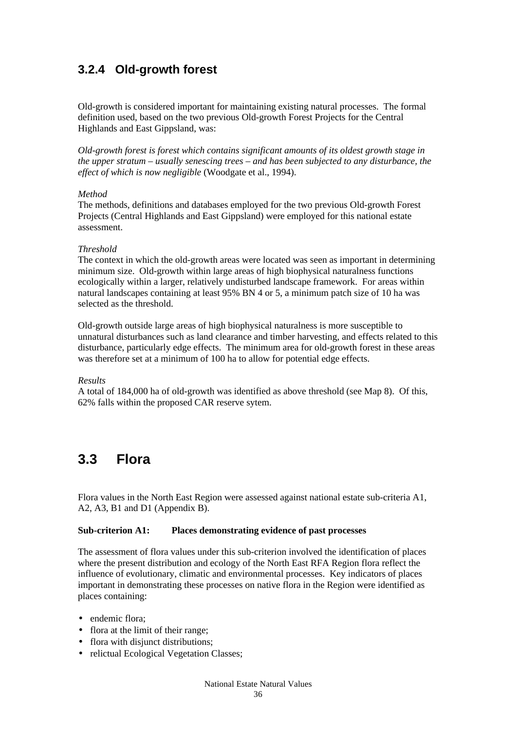### 3.2.4 Old-growth forest

Old-growth is considered important for maintaining existing natural processes. The formal definition used, based on the two previous Old-growth Forest Projects for the Central Highlands and East Gippsland, was:

*Old-growth forest is forest which contains significant amounts of its oldest growth stage in the upper stratum – usually senescing trees – and has been subjected to any disturbance, the effect of which is now negligible* (Woodgate et al., 1994).

*Method*

The methods, definitions and databases employed for the two previous Old-growth Forest Projects (Central Highlands and East Gippsland) were employed for this national estate assessment.

*Threshold*

The context in which the old-growth areas were located was seen as important in determining minimum size. Old-growth within large areas of high biophysical naturalness functions ecologically within a larger, relatively undisturbed landscape framework. For areas within natural landscapes containing at least 95% BN 4 or 5, a minimum patch size of 10 ha was selected as the threshold.

Old-growth outside large areas of high biophysical naturalness is more susceptible to unnatural disturbances such as land clearance and timber harvesting, and effects related to this disturbance, particularly edge effects. The minimum area for old-growth forest in these areas was therefore set at a minimum of 100 ha to allow for potential edge effects.

*Results*

A total of 184,000 ha of old-growth was identified as above threshold (see Map 8). Of this, 62% falls within the proposed CAR reserve sytem.

## 3.3 Flora

Flora values in the North East Region were assessed against national estate sub-criteria A1, A2, A3, B1 and D1 (Appendix B).

**Sub-criterion A1: Places demonstrating evidence of past processes**

The assessment of flora values under this sub-criterion involved the identification of places where the present distribution and ecology of the North East RFA Region flora reflect the influence of evolutionary, climatic and environmental processes. Key indicators of places important in demonstrating these processes on native flora in the Region were identified as places containing:

- endemic flora;
- flora at the limit of their range;
- flora with disjunct distributions;
- relictual Ecological Vegetation Classes;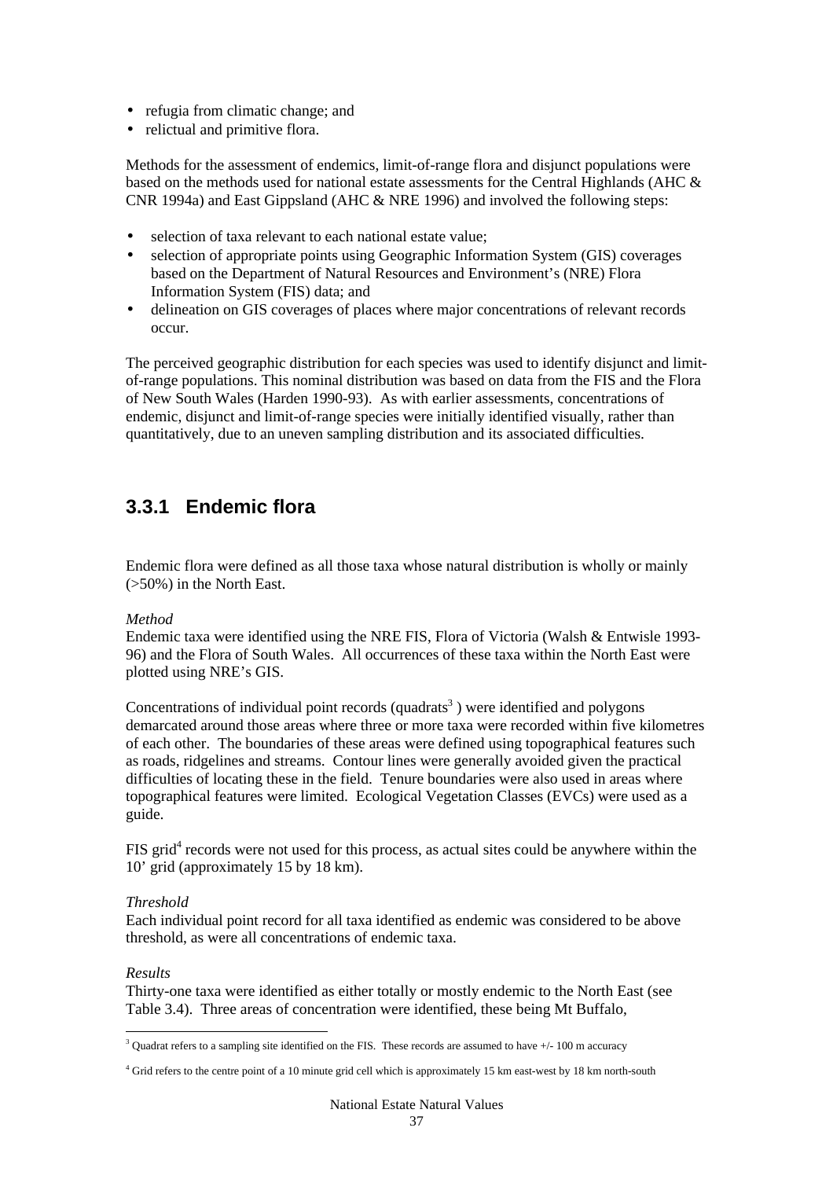- refugia from climatic change; and
- relictual and primitive flora.

Methods for the assessment of endemics, limit-of-range flora and disjunct populations were based on the methods used for national estate assessments for the Central Highlands (AHC & CNR 1994a) and East Gippsland (AHC & NRE 1996) and involved the following steps:

- selection of taxa relevant to each national estate value;
- selection of appropriate points using Geographic Information System (GIS) coverages based on the Department of Natural Resources and Environment's (NRE) Flora Information System (FIS) data; and
- delineation on GIS coverages of places where major concentrations of relevant records occur.

The perceived geographic distribution for each species was used to identify disjunct and limit-of-range populations. This nominal distribution was based on data from the FIS and the Flora of New South Wales (Harden 1990-93). As with earlier assessments, concentrations of endemic, disjunct and limit-of-range species were initially identified visually, rather than quantitatively, due to an uneven sampling distribution and its associated difficulties.

### 3.3.1 Endemic flora

Endemic flora were defined as all those taxa whose natural distribution is wholly or mainly (>50%) in the North East.

*Method*

Endemic taxa were identified using the NRE FIS, Flora of Victoria (Walsh & Entwisle 1993-96) and the Flora of South Wales. All occurrences of these taxa within the North East were plotted using NRE's GIS.

Concentrations of individual point records (quadrats[3] ) were identified and polygons demarcated around those areas where three or more taxa were recorded within five kilometres of each other. The boundaries of these areas were defined using topographical features such as roads, ridgelines and streams. Contour lines were generally avoided given the practical difficulties of locating these in the field. Tenure boundaries were also used in areas where topographical features were limited. Ecological Vegetation Classes (EVCs) were used as a guide.

FIS grid[4] records were not used for this process, as actual sites could be anywhere within the 10' grid (approximately 15 by 18 km).

*Threshold*

Each individual point record for all taxa identified as endemic was considered to be above threshold, as were all concentrations of endemic taxa.

*Results*

Thirty-one taxa were identified as either totally or mostly endemic to the North East (see Table 3.4). Three areas of concentration were identified, these being Mt Buffalo,

[3] Quadrat refers to a sampling site identified on the FIS. These records are assumed to have +/- 100 m accuracy

[4] Grid refers to the centre point of a 10 minute grid cell which is approximately 15 km east-west by 18 km north-south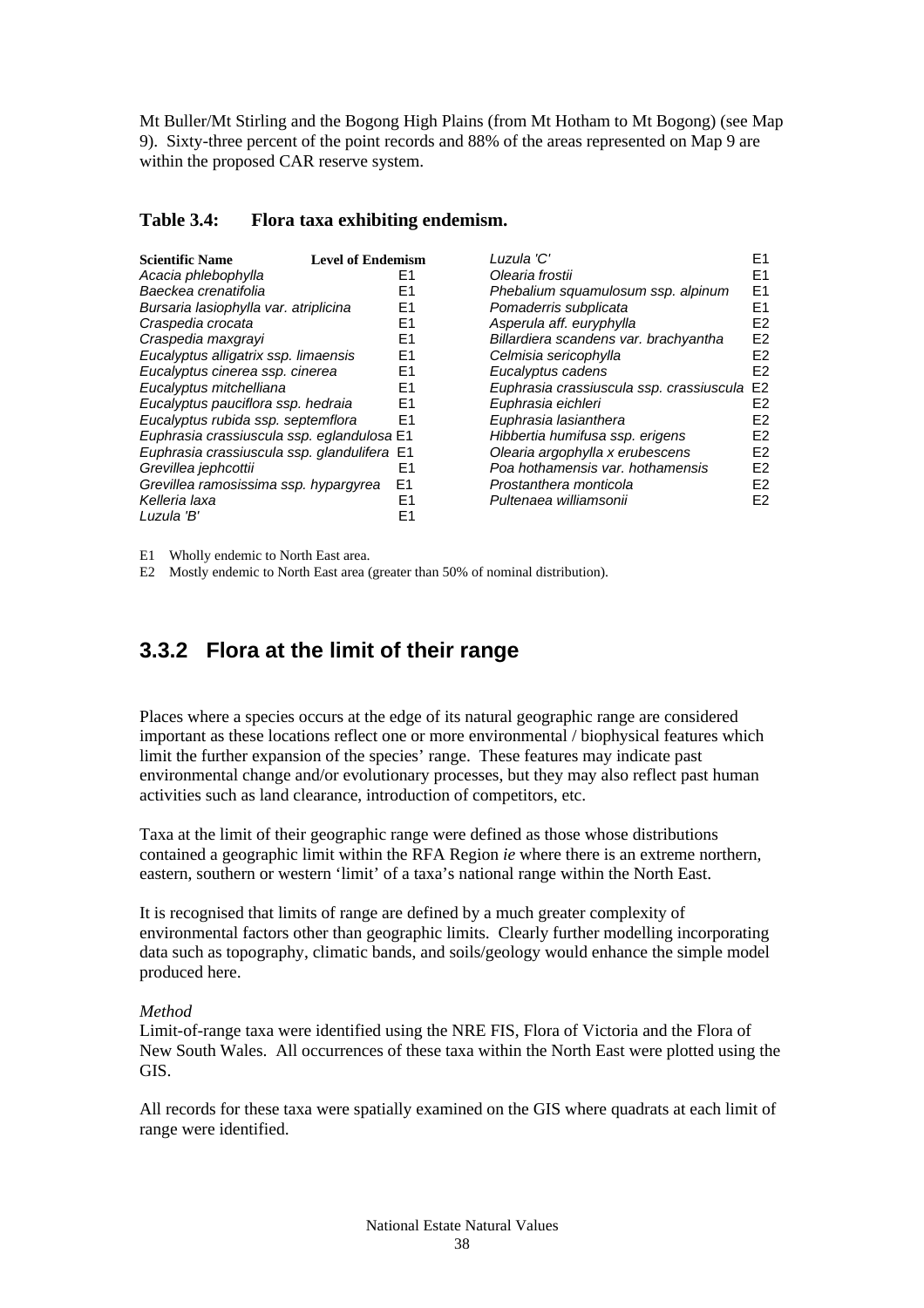Mt Buller/Mt Stirling and the Bogong High Plains (from Mt Hotham to Mt Bogong) (see Map 9). Sixty-three percent of the point records and 88% of the areas represented on Map 9 are within the proposed CAR reserve system.

### Table 3.4: Flora taxa exhibiting endemism.

| Scientific Name | Level of Endemism |
|---|---|
| *Acacia phlebophylla* | E1 |
| *Baeckea crenatifolia* | E1 |
| *Bursaria lasiophylla var. atriplicina* | E1 |
| *Craspedia crocata* | E1 |
| *Craspedia maxgrayi* | E1 |
| *Eucalyptus alligatrix ssp. limaensis* | E1 |
| *Eucalyptus cinerea ssp. cinerea* | E1 |
| *Eucalyptus mitchelliana* | E1 |
| *Eucalyptus pauciflora ssp. hedraia* | E1 |
| *Eucalyptus rubida ssp. septemflora* | E1 |
| *Euphrasia crassiuscula ssp. eglandulosa* | E1 |
| *Euphrasia crassiuscula ssp. glandulifera* | E1 |
| *Grevillea jephcottii* | E1 |
| *Grevillea ramosissima ssp. hypargyrea* | E1 |
| *Kelleria laxa* | E1 |
| *Luzula 'B'* | E1 |
| *Luzula 'C'* | E1 |
| *Olearia frostii* | E1 |
| *Phebalium squamulosum ssp. alpinum* | E1 |
| *Pomaderris subplicata* | E1 |
| *Asperula aff. euryphylla* | E2 |
| *Billardiera scandens var. brachyantha* | E2 |
| *Celmisia sericophylla* | E2 |
| *Eucalyptus cadens* | E2 |
| *Euphrasia crassiuscula ssp. crassiuscula* | E2 |
| *Euphrasia eichleri* | E2 |
| *Euphrasia lasianthera* | E2 |
| *Hibbertia humifusa ssp. erigens* | E2 |
| *Olearia argophylla x erubescens* | E2 |
| *Poa hothamensis var. hothamensis* | E2 |
| *Prostanthera monticola* | E2 |
| *Pultenaea williamsonii* | E2 |

E1 Wholly endemic to North East area.

E2 Mostly endemic to North East area (greater than 50% of nominal distribution).

## 3.3.2 Flora at the limit of their range

Places where a species occurs at the edge of its natural geographic range are considered important as these locations reflect one or more environmental / biophysical features which limit the further expansion of the species' range. These features may indicate past environmental change and/or evolutionary processes, but they may also reflect past human activities such as land clearance, introduction of competitors, etc.

Taxa at the limit of their geographic range were defined as those whose distributions contained a geographic limit within the RFA Region *ie* where there is an extreme northern, eastern, southern or western 'limit' of a taxa's national range within the North East.

It is recognised that limits of range are defined by a much greater complexity of environmental factors other than geographic limits. Clearly further modelling incorporating data such as topography, climatic bands, and soils/geology would enhance the simple model produced here.

*Method*

Limit-of-range taxa were identified using the NRE FIS, Flora of Victoria and the Flora of New South Wales. All occurrences of these taxa within the North East were plotted using the GIS.

All records for these taxa were spatially examined on the GIS where quadrats at each limit of range were identified.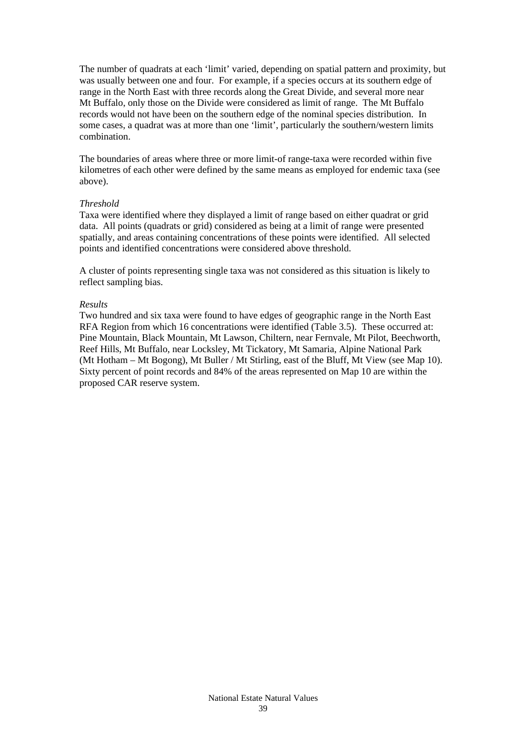The number of quadrats at each 'limit' varied, depending on spatial pattern and proximity, but was usually between one and four. For example, if a species occurs at its southern edge of range in the North East with three records along the Great Divide, and several more near Mt Buffalo, only those on the Divide were considered as limit of range. The Mt Buffalo records would not have been on the southern edge of the nominal species distribution. In some cases, a quadrat was at more than one 'limit', particularly the southern/western limits combination.

The boundaries of areas where three or more limit-of range-taxa were recorded within five kilometres of each other were defined by the same means as employed for endemic taxa (see above).

*Threshold*

Taxa were identified where they displayed a limit of range based on either quadrat or grid data. All points (quadrats or grid) considered as being at a limit of range were presented spatially, and areas containing concentrations of these points were identified. All selected points and identified concentrations were considered above threshold.

A cluster of points representing single taxa was not considered as this situation is likely to reflect sampling bias.

*Results*

Two hundred and six taxa were found to have edges of geographic range in the North East RFA Region from which 16 concentrations were identified (Table 3.5). These occurred at: Pine Mountain, Black Mountain, Mt Lawson, Chiltern, near Fernvale, Mt Pilot, Beechworth, Reef Hills, Mt Buffalo, near Locksley, Mt Tickatory, Mt Samaria, Alpine National Park (Mt Hotham – Mt Bogong), Mt Buller / Mt Stirling, east of the Bluff, Mt View (see Map 10). Sixty percent of point records and 84% of the areas represented on Map 10 are within the proposed CAR reserve system.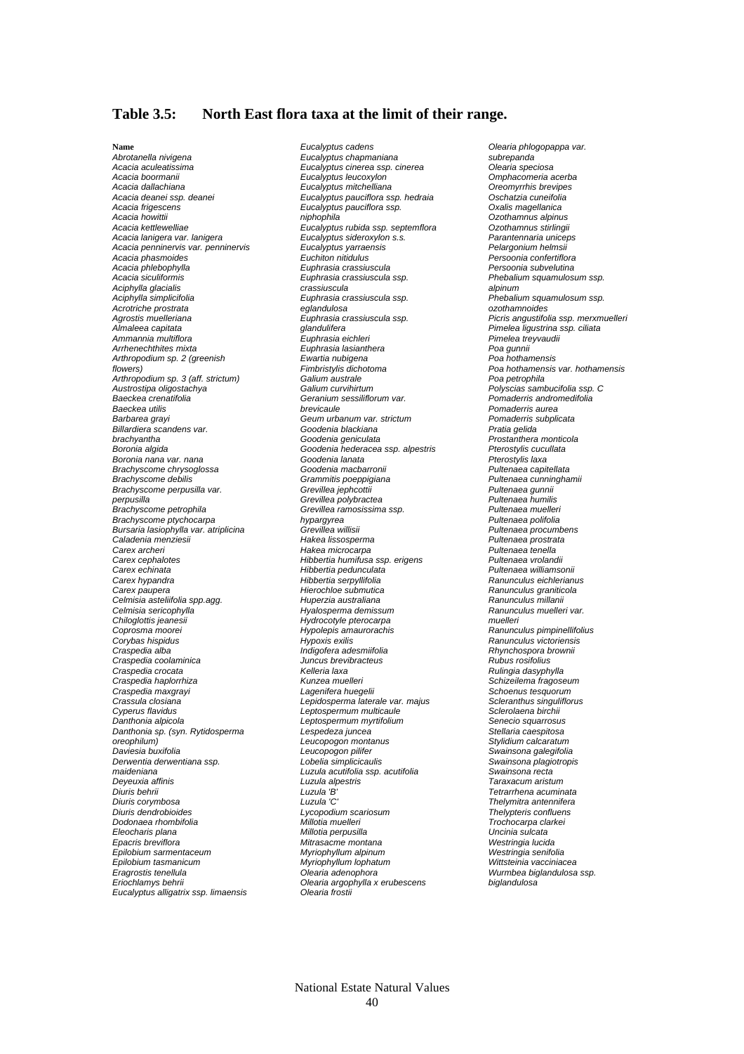## Table 3.5: North East flora taxa at the limit of their range.

**Name**

*Abrotanella nivigena*
*Acacia aculeatissima*
*Acacia boormanii*
*Acacia dallachiana*
*Acacia deanei ssp. deanei*
*Acacia frigescens*
*Acacia howittii*
*Acacia kettlewelliae*
*Acacia lanigera var. lanigera*
*Acacia penninervis var. penninervis*
*Acacia phasmoides*
*Acacia phlebophylla*
*Acacia siculiformis*
*Aciphylla glacialis*
*Aciphylla simplicifolia*
*Acrotriche prostrata*
*Agrostis muelleriana*
*Almaleea capitata*
*Ammannia multiflora*
*Arrhenechthites mixta*
*Arthropodium sp. 2 (greenish flowers)*
*Arthropodium sp. 3 (aff. strictum)*
*Austrostipa oligostachya*
*Baeckea crenatifolia*
*Baeckea utilis*
*Barbarea grayi*
*Billardiera scandens var. brachyantha*
*Boronia algida*
*Boronia nana var. nana*
*Brachyscome chrysoglossa*
*Brachyscome debilis*
*Brachyscome perpusilla var. perpusilla*
*Brachyscome petrophila*
*Brachyscome ptychocarpa*
*Bursaria lasiophylla var. atriplicina*
*Caladenia menziesii*
*Carex archeri*
*Carex cephalotes*
*Carex echinata*
*Carex hypandra*
*Carex paupera*
*Celmisia asteliifolia spp.agg.*
*Celmisia sericophylla*
*Chiloglottis jeanesii*
*Coprosma moorei*
*Corybas hispidus*
*Craspedia alba*
*Craspedia coolaminica*
*Craspedia crocata*
*Craspedia haplorrhiza*
*Craspedia maxgrayi*
*Crassula closiana*
*Cyperus flavidus*
*Danthonia alpicola*
*Danthonia sp. (syn. Rytidosperma oreophilum)*
*Daviesia buxifolia*
*Derwentia derwentiana ssp. maideniana*
*Deyeuxia affinis*
*Diuris behrii*
*Diuris corymbosa*
*Diuris dendrobioides*
*Dodonaea rhombifolia*
*Eleocharis plana*
*Epacris breviflora*
*Epilobium sarmentaceum*
*Epilobium tasmanicum*
*Eragrostis tenellula*
*Eriochlamys behrii*
*Eucalyptus alligatrix ssp. limaensis*
*Eucalyptus cadens*
*Eucalyptus chapmaniana*
*Eucalyptus cinerea ssp. cinerea*
*Eucalyptus leucoxylon*
*Eucalyptus mitchelliana*
*Eucalyptus pauciflora ssp. hedraia*
*Eucalyptus pauciflora ssp. niphophila*
*Eucalyptus rubida ssp. septemflora*
*Eucalyptus sideroxylon s.s.*
*Eucalyptus yarraensis*
*Euchiton nitidulus*
*Euphrasia crassiuscula*
*Euphrasia crassiuscula ssp. crassiuscula*
*Euphrasia crassiuscula ssp. eglandulosa*
*Euphrasia crassiuscula ssp. glandulifera*
*Euphrasia eichleri*
*Euphrasia lasianthera*
*Ewartia nubigena*
*Fimbristylis dichotoma*
*Galium australe*
*Galium curvihirtum*
*Geranium sessiliflorum var. brevicaule*
*Geum urbanum var. strictum*
*Goodenia blackiana*
*Goodenia geniculata*
*Goodenia hederacea ssp. alpestris*
*Goodenia lanata*
*Goodenia macbarronii*
*Grammitis poeppigiana*
*Grevillea jephcottii*
*Grevillea polybractea*
*Grevillea ramosissima ssp. hypargyrea*
*Grevillea willisii*
*Hakea lissosperma*
*Hakea microcarpa*
*Hibbertia humifusa ssp. erigens*
*Hibbertia pedunculata*
*Hibbertia serpyllifolia*
*Hierochloe submutica*
*Huperzia australiana*
*Hyalosperma demissum*
*Hydrocotyle pterocarpa*
*Hypolepis amaurorachis*
*Hypoxis exilis*
*Indigofera adesmiifolia*
*Juncus brevibracteus*
*Kelleria laxa*
*Kunzea muelleri*
*Lagenifera huegelii*
*Lepidosperma laterale var. majus*
*Leptospermum multicaule*
*Leptospermum myrtifolium*
*Lespedeza juncea*
*Leucopogon montanus*
*Leucopogon pilifer*
*Lobelia simplicicaulis*
*Luzula acutifolia ssp. acutifolia*
*Luzula alpestris*
*Luzula 'B'*
*Luzula 'C'*
*Lycopodium scariosum*
*Millotia muelleri*
*Millotia perpusilla*
*Mitrasacme montana*
*Myriophyllum alpinum*
*Myriophyllum lophatum*
*Olearia adenophora*
*Olearia argophylla x erubescens*
*Olearia frostii*
*Olearia phlogopappa var. subrepanda*
*Olearia speciosa*
*Omphacomeria acerba*
*Oreomyrrhis brevipes*
*Oschatzia cuneifolia*
*Oxalis magellanica*
*Ozothamnus alpinus*
*Ozothamnus stirlingii*
*Parantennaria uniceps*
*Pelargonium helmsii*
*Persoonia confertiflora*
*Persoonia subvelutina*
*Phebalium squamulosum ssp. alpinum*
*Phebalium squamulosum ssp. ozothamnoides*
*Picris angustifolia ssp. merxmuelleri*
*Pimelea ligustrina ssp. ciliata*
*Pimelea treyvaudii*
*Poa gunnii*
*Poa hothamensis*
*Poa hothamensis var. hothamensis*
*Poa petrophila*
*Polyscias sambucifolia ssp. C*
*Pomaderris andromedifolia*
*Pomaderris aurea*
*Pomaderris subplicata*
*Pratia gelida*
*Prostanthera monticola*
*Pterostylis cucullata*
*Pterostylis laxa*
*Pultenaea capitellata*
*Pultenaea cunninghamii*
*Pultenaea gunnii*
*Pultenaea humilis*
*Pultenaea muelleri*
*Pultenaea polifolia*
*Pultenaea procumbens*
*Pultenaea prostrata*
*Pultenaea tenella*
*Pultenaea vrolandii*
*Pultenaea williamsonii*
*Ranunculus eichlerianus*
*Ranunculus graniticola*
*Ranunculus millanii*
*Ranunculus muelleri var. muelleri*
*Ranunculus pimpinellifolius*
*Ranunculus victoriensis*
*Rhynchospora brownii*
*Rubus rosifolius*
*Rulingia dasyphylla*
*Schizeilema fragoseum*
*Schoenus tesquorum*
*Scleranthus singuliflorus*
*Sclerolaena birchii*
*Senecio squarrosus*
*Stellaria caespitosa*
*Stylidium calcaratum*
*Swainsona galegifolia*
*Swainsona plagiotropis*
*Swainsona recta*
*Taraxacum aristum*
*Tetrarrhena acuminata*
*Thelymitra antennifera*
*Thelypteris confluens*
*Trochocarpa clarkei*
*Uncinia sulcata*
*Westringia lucida*
*Westringia senifolia*
*Wittsteinia vacciniacea*
*Wurmbea biglandulosa ssp. biglandulosa*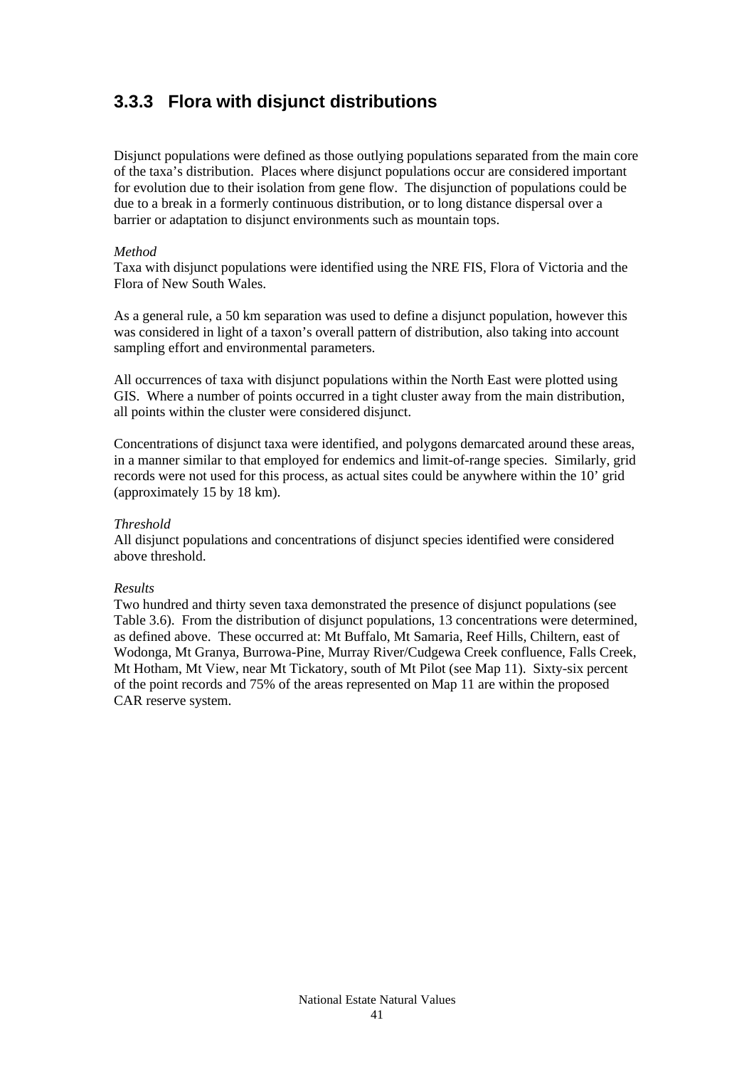### 3.3.3 Flora with disjunct distributions

Disjunct populations were defined as those outlying populations separated from the main core of the taxa's distribution. Places where disjunct populations occur are considered important for evolution due to their isolation from gene flow. The disjunction of populations could be due to a break in a formerly continuous distribution, or to long distance dispersal over a barrier or adaptation to disjunct environments such as mountain tops.

*Method*
Taxa with disjunct populations were identified using the NRE FIS, Flora of Victoria and the Flora of New South Wales.

As a general rule, a 50 km separation was used to define a disjunct population, however this was considered in light of a taxon's overall pattern of distribution, also taking into account sampling effort and environmental parameters.

All occurrences of taxa with disjunct populations within the North East were plotted using GIS. Where a number of points occurred in a tight cluster away from the main distribution, all points within the cluster were considered disjunct.

Concentrations of disjunct taxa were identified, and polygons demarcated around these areas, in a manner similar to that employed for endemics and limit-of-range species. Similarly, grid records were not used for this process, as actual sites could be anywhere within the 10' grid (approximately 15 by 18 km).

*Threshold*
All disjunct populations and concentrations of disjunct species identified were considered above threshold.

*Results*
Two hundred and thirty seven taxa demonstrated the presence of disjunct populations (see Table 3.6). From the distribution of disjunct populations, 13 concentrations were determined, as defined above. These occurred at: Mt Buffalo, Mt Samaria, Reef Hills, Chiltern, east of Wodonga, Mt Granya, Burrowa-Pine, Murray River/Cudgewa Creek confluence, Falls Creek, Mt Hotham, Mt View, near Mt Tickatory, south of Mt Pilot (see Map 11). Sixty-six percent of the point records and 75% of the areas represented on Map 11 are within the proposed CAR reserve system.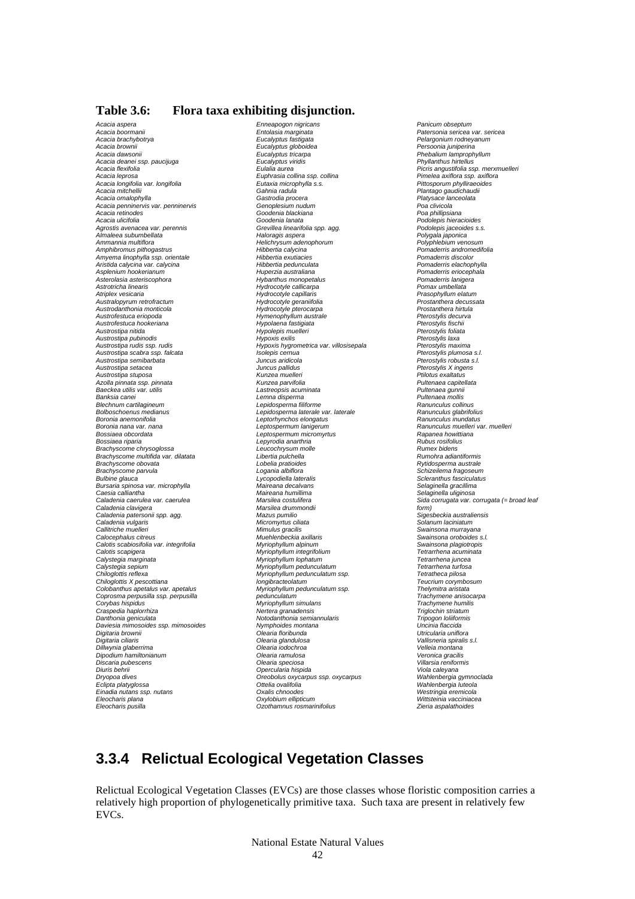**Table 3.6: Flora taxa exhibiting disjunction.**

*Acacia aspera*
*Acacia boormanii*
*Acacia brachybotrya*
*Acacia brownii*
*Acacia dawsonii*
*Acacia deanei ssp. paucijuga*
*Acacia flexifolia*
*Acacia leprosa*
*Acacia longifolia var. longifolia*
*Acacia mitchellii*
*Acacia omalophylla*
*Acacia penninervis var. penninervis*
*Acacia retinodes*
*Acacia ulicifolia*
*Agrostis avenacea var. perennis*
*Almaleea subumbellata*
*Ammannia multiflora*
*Amphibromus pithogastrus*
*Amyema linophylla ssp. orientale*
*Aristida calycina var. calycina*
*Asplenium hookerianum*
*Asterolasia asteriscophora*
*Astrotricha linearis*
*Atriplex vesicaria*
*Australopyrum retrofractum*
*Austrodanthonia monticola*
*Austrofestuca eriopoda*
*Austrofestuca hookeriana*
*Austrostipa nitida*
*Austrostipa pubinodis*
*Austrostipa rudis ssp. rudis*
*Austrostipa scabra ssp. falcata*
*Austrostipa semibarbata*
*Austrostipa setacea*
*Austrostipa stuposa*
*Azolla pinnata ssp. pinnata*
*Baeckea utilis var. utilis*
*Banksia canei*
*Blechnum cartilagineum*
*Bolboschoenus medianus*
*Boronia anemonifolia*
*Boronia nana var. nana*
*Bossiaea obcordata*
*Bossiaea riparia*
*Brachyscome chrysoglossa*
*Brachyscome multifida var. dilatata*
*Brachyscome obovata*
*Brachyscome parvula*
*Bulbine glauca*
*Bursaria spinosa var. microphylla*
*Caesia calliantha*
*Caladenia caerulea var. caerulea*
*Caladenia clavigera*
*Caladenia patersonii spp. agg.*
*Caladenia vulgaris*
*Callitriche muelleri*
*Calocephalus citreus*
*Calotis scabiosifolia var. integrifolia*
*Calotis scapigera*
*Calystegia marginata*
*Calystegia sepium*
*Chiloglottis reflexa*
*Chiloglottis X pescottiana*
*Colobanthus apetalus var. apetalus*
*Coprosma perpusilla ssp. perpusilla*
*Corybas hispidus*
*Craspedia haplorrhiza*
*Danthonia geniculata*
*Daviesia mimosoides ssp. mimosoides*
*Digitaria brownii*
*Digitaria ciliaris*
*Dillwynia glaberrima*
*Dipodium hamiltonianum*
*Discaria pubescens*
*Diuris behrii*
*Dryopoa dives*
*Eclipta platyglossa*
*Einadia nutans ssp. nutans*
*Eleocharis plana*
*Eleocharis pusilla*
*Enneapogon nigricans*
*Entolasia marginata*
*Eucalyptus fastigata*
*Eucalyptus globoidea*
*Eucalyptus tricarpa*
*Eucalyptus viridis*
*Eulalia aurea*
*Euphrasia collina ssp. collina*
*Eutaxia microphylla s.s.*
*Gahnia radula*
*Gastrodia procera*
*Genoplesium nudum*
*Goodenia blackiana*
*Goodenia lanata*
*Grevillea linearifolia spp. agg.*
*Haloragis aspera*
*Helichrysum adenophorum*
*Hibbertia calycina*
*Hibbertia exutiacies*
*Hibbertia pedunculata*
*Huperzia australiana*
*Hybanthus monopetalus*
*Hydrocotyle callicarpa*
*Hydrocotyle capillaris*
*Hydrocotyle geraniifolia*
*Hydrocotyle pterocarpa*
*Hymenophyllum australe*
*Hypolaena fastigiata*
*Hypolepis muelleri*
*Hypoxis exilis*
*Hypoxis hygrometrica var. villosisepala*
*Isolepis cernua*
*Juncus aridicola*
*Juncus pallidus*
*Kunzea muelleri*
*Kunzea parvifolia*
*Lastreopsis acuminata*
*Lemna disperma*
*Lepidosperma filiforme*
*Lepidosperma laterale var. laterale*
*Leptorhynchos elongatus*
*Leptospermum lanigerum*
*Leptospermum micromyrtus*
*Lepyrodia anarthria*
*Leucochrysum molle*
*Libertia pulchella*
*Lobelia pratioides*
*Logania albiflora*
*Lycopodiella lateralis*
*Maireana decalvans*
*Maireana humillima*
*Marsilea costulifera*
*Marsilea drummondii*
*Mazus pumilio*
*Micromyrtus ciliata*
*Mimulus gracilis*
*Muehlenbeckia axillaris*
*Myriophyllum alpinum*
*Myriophyllum integrifolium*
*Myriophyllum lophatum*
*Myriophyllum pedunculatum*
*Myriophyllum pedunculatum ssp. longibracteolatum*
*Myriophyllum pedunculatum ssp. pedunculatum*
*Myriophyllum simulans*
*Nertera granadensis*
*Notodanthonia semiannularis*
*Nymphoides montana*
*Olearia floribunda*
*Olearia glandulosa*
*Olearia iodochroa*
*Olearia ramulosa*
*Olearia speciosa*
*Opercularia hispida*
*Oreobolus oxycarpus ssp. oxycarpus*
*Ottelia ovalifolia*
*Oxalis chnoodes*
*Oxylobium ellipticum*
*Ozothamnus rosmarinifolius*
*Panicum obseptum*
*Patersonia sericea var. sericea*
*Pelargonium rodneyanum*
*Persoonia juniperina*
*Phebalium lamprophyllum*
*Phyllanthus hirtellus*
*Picris angustifolia ssp. merxmuelleri*
*Pimelea axiflora ssp. axiflora*
*Pittosporum phylliraeoides*
*Plantago gaudichaudii*
*Platysace lanceolata*
*Poa clivicola*
*Poa phillipsiana*
*Podolepis hieracioides*
*Podolepis jaceoides s.s.*
*Polygala japonica*
*Polyphlebium venosum*
*Pomaderris andromedifolia*
*Pomaderris discolor*
*Pomaderris elachophylla*
*Pomaderris eriocephala*
*Pomaderris lanigera*
*Pomax umbellata*
*Prasophyllum elatum*
*Prostanthera decussata*
*Prostanthera hirtula*
*Pterostylis decurva*
*Pterostylis fischii*
*Pterostylis foliata*
*Pterostylis laxa*
*Pterostylis maxima*
*Pterostylis plumosa s.l.*
*Pterostylis robusta s.l.*
*Pterostylis X ingens*
*Ptilotus exaltatus*
*Pultenaea capitellata*
*Pultenaea gunnii*
*Pultenaea mollis*
*Ranunculus collinus*
*Ranunculus glabrifolius*
*Ranunculus inundatus*
*Ranunculus muelleri var. muelleri*
*Rapanea howittiana*
*Rubus rosifolius*
*Rumex bidens*
*Rumohra adiantiformis*
*Rytidosperma australe*
*Schizeilema fragoseum*
*Scleranthus fasciculatus*
*Selaginella gracillima*
*Selaginella uliginosa*
*Sida corrugata var. corrugata (= broad leaf form)*
*Sigesbeckia australiensis*
*Solanum laciniatum*
*Swainsona murrayana*
*Swainsona oroboides s.l.*
*Swainsona plagiotropis*
*Tetrarrhena acuminata*
*Tetrarrhena juncea*
*Tetrarrhena turfosa*
*Tetratheca pilosa*
*Teucrium corymbosum*
*Thelymitra aristata*
*Trachymene anisocarpa*
*Trachymene humilis*
*Triglochin striatum*
*Tripogon loliiformis*
*Uncinia flaccida*
*Utricularia uniflora*
*Vallisneria spiralis s.l.*
*Velleia montana*
*Veronica gracilis*
*Villarsia reniformis*
*Viola caleyana*
*Wahlenbergia gymnoclada*
*Wahlenbergia luteola*
*Westringia eremicola*
*Wittsteinia vacciniacea*
*Zieria aspalathoides*

## 3.3.4 Relictual Ecological Vegetation Classes

Relictual Ecological Vegetation Classes (EVCs) are those classes whose floristic composition carries a relatively high proportion of phylogenetically primitive taxa. Such taxa are present in relatively few EVCs.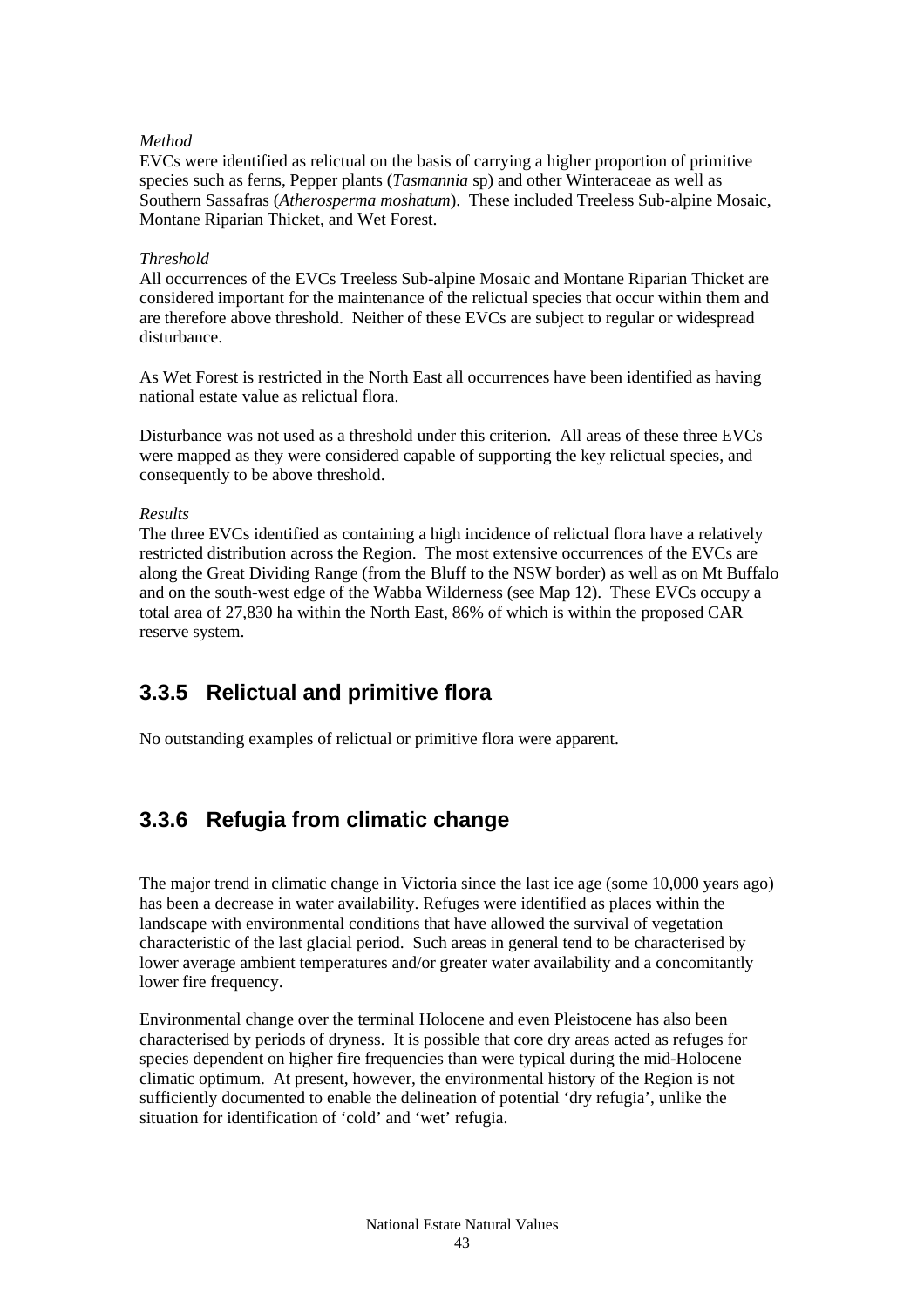*Method*

EVCs were identified as relictual on the basis of carrying a higher proportion of primitive species such as ferns, Pepper plants (*Tasmannia* sp) and other Winteraceae as well as Southern Sassafras (*Atherosperma moshatum*). These included Treeless Sub-alpine Mosaic, Montane Riparian Thicket, and Wet Forest.

*Threshold*

All occurrences of the EVCs Treeless Sub-alpine Mosaic and Montane Riparian Thicket are considered important for the maintenance of the relictual species that occur within them and are therefore above threshold. Neither of these EVCs are subject to regular or widespread disturbance.

As Wet Forest is restricted in the North East all occurrences have been identified as having national estate value as relictual flora.

Disturbance was not used as a threshold under this criterion. All areas of these three EVCs were mapped as they were considered capable of supporting the key relictual species, and consequently to be above threshold.

*Results*

The three EVCs identified as containing a high incidence of relictual flora have a relatively restricted distribution across the Region. The most extensive occurrences of the EVCs are along the Great Dividing Range (from the Bluff to the NSW border) as well as on Mt Buffalo and on the south-west edge of the Wabba Wilderness (see Map 12). These EVCs occupy a total area of 27,830 ha within the North East, 86% of which is within the proposed CAR reserve system.

### 3.3.5 Relictual and primitive flora

No outstanding examples of relictual or primitive flora were apparent.

### 3.3.6 Refugia from climatic change

The major trend in climatic change in Victoria since the last ice age (some 10,000 years ago) has been a decrease in water availability. Refuges were identified as places within the landscape with environmental conditions that have allowed the survival of vegetation characteristic of the last glacial period. Such areas in general tend to be characterised by lower average ambient temperatures and/or greater water availability and a concomitantly lower fire frequency.

Environmental change over the terminal Holocene and even Pleistocene has also been characterised by periods of dryness. It is possible that core dry areas acted as refuges for species dependent on higher fire frequencies than were typical during the mid-Holocene climatic optimum. At present, however, the environmental history of the Region is not sufficiently documented to enable the delineation of potential 'dry refugia', unlike the situation for identification of 'cold' and 'wet' refugia.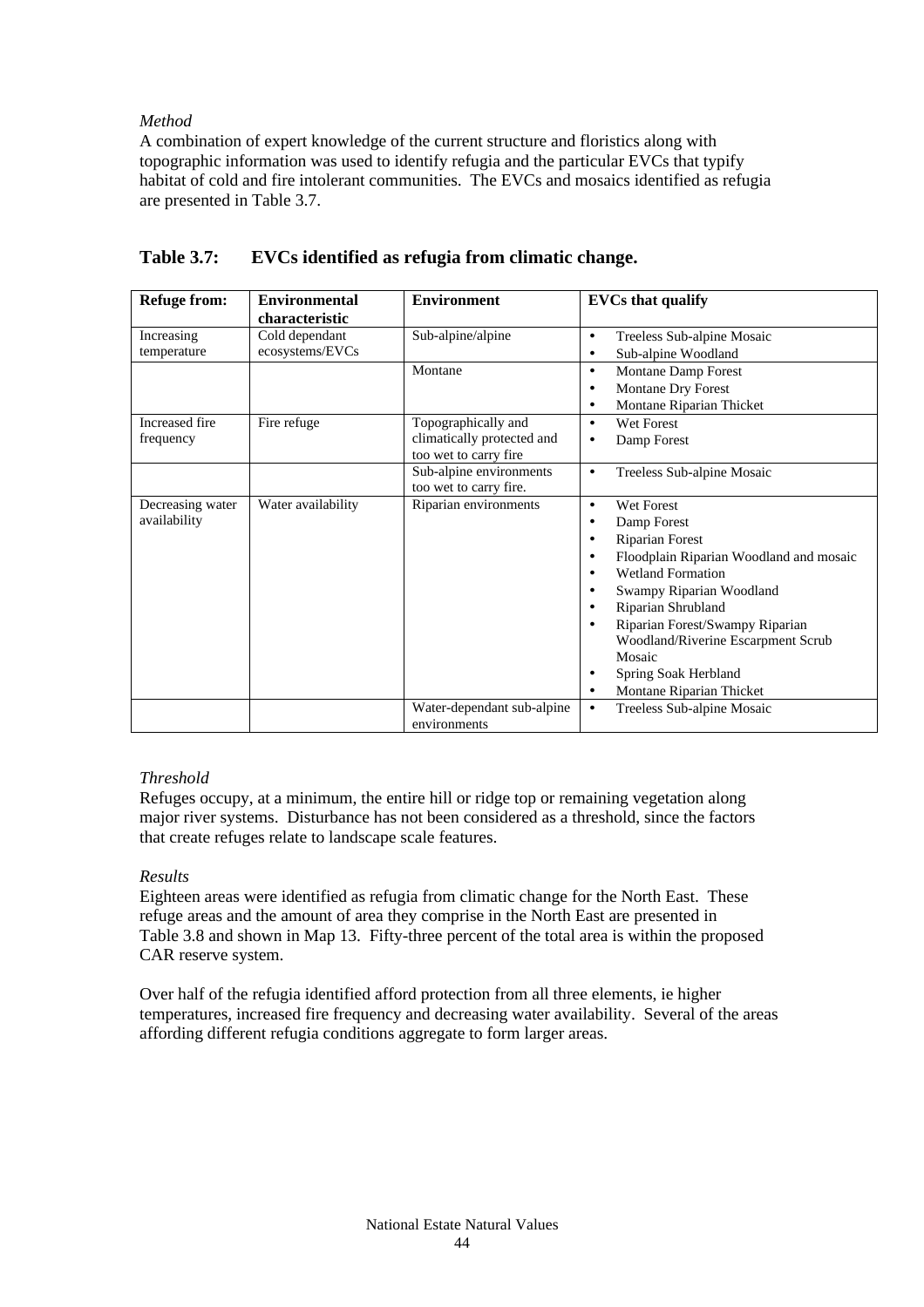*Method*

A combination of expert knowledge of the current structure and floristics along with topographic information was used to identify refugia and the particular EVCs that typify habitat of cold and fire intolerant communities. The EVCs and mosaics identified as refugia are presented in Table 3.7.

**Table 3.7: EVCs identified as refugia from climatic change.**

| Refuge from: | Environmental characteristic | Environment | EVCs that qualify |
|---|---|---|---|
| Increasing temperature | Cold dependant ecosystems/EVCs | Sub-alpine/alpine | • Treeless Sub-alpine Mosaic<br>• Sub-alpine Woodland |
| | | Montane | • Montane Damp Forest<br>• Montane Dry Forest<br>• Montane Riparian Thicket |
| Increased fire frequency | Fire refuge | Topographically and climatically protected and too wet to carry fire | • Wet Forest<br>• Damp Forest |
| | | Sub-alpine environments too wet to carry fire. | • Treeless Sub-alpine Mosaic |
| Decreasing water availability | Water availability | Riparian environments | • Wet Forest<br>• Damp Forest<br>• Riparian Forest<br>• Floodplain Riparian Woodland and mosaic<br>• Wetland Formation<br>• Swampy Riparian Woodland<br>• Riparian Shrubland<br>• Riparian Forest/Swampy Riparian Woodland/Riverine Escarpment Scrub Mosaic<br>• Spring Soak Herbland<br>• Montane Riparian Thicket |
| | | Water-dependant sub-alpine environments | • Treeless Sub-alpine Mosaic |

*Threshold*

Refuges occupy, at a minimum, the entire hill or ridge top or remaining vegetation along major river systems. Disturbance has not been considered as a threshold, since the factors that create refuges relate to landscape scale features.

*Results*

Eighteen areas were identified as refugia from climatic change for the North East. These refuge areas and the amount of area they comprise in the North East are presented in Table 3.8 and shown in Map 13. Fifty-three percent of the total area is within the proposed CAR reserve system.

Over half of the refugia identified afford protection from all three elements, ie higher temperatures, increased fire frequency and decreasing water availability. Several of the areas affording different refugia conditions aggregate to form larger areas.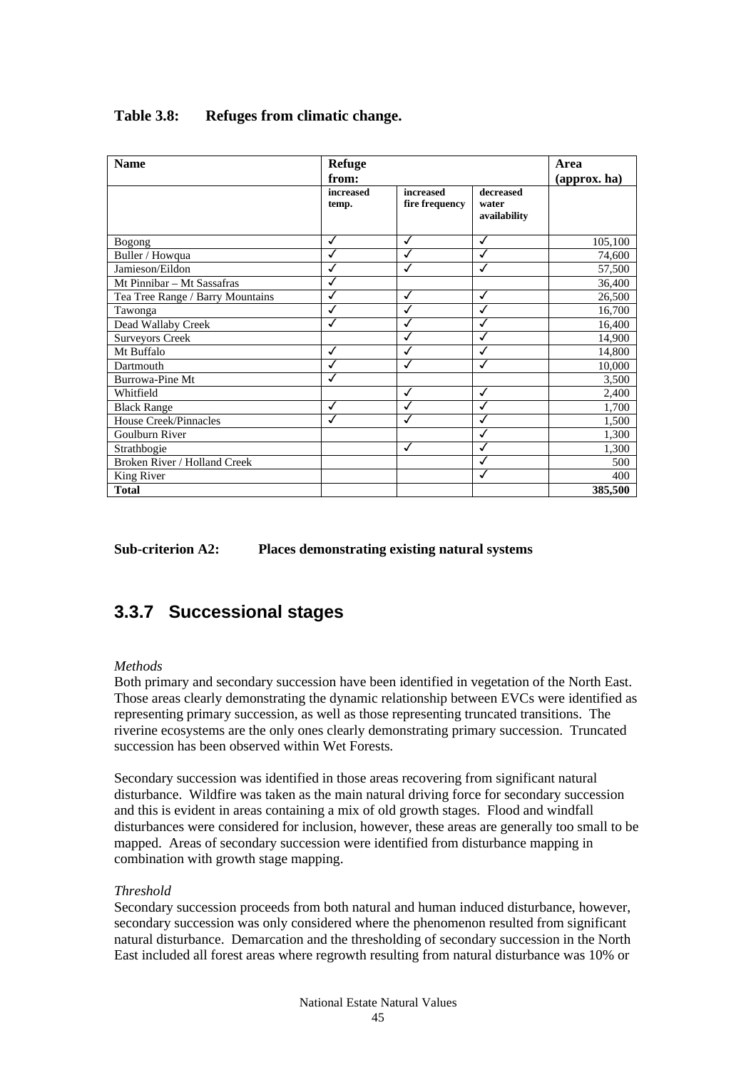**Table 3.8: Refuges from climatic change.**

| Name | Refuge from: | | | Area (approx. ha) |
|---|---|---|---|---|
| | increased temp. | increased fire frequency | decreased water availability | |
| Bogong | ✓ | ✓ | ✓ | 105,100 |
| Buller / Howqua | ✓ | ✓ | ✓ | 74,600 |
| Jamieson/Eildon | ✓ | ✓ | ✓ | 57,500 |
| Mt Pinnibar – Mt Sassafras | ✓ | | | 36,400 |
| Tea Tree Range / Barry Mountains | ✓ | ✓ | ✓ | 26,500 |
| Tawonga | ✓ | ✓ | ✓ | 16,700 |
| Dead Wallaby Creek | ✓ | ✓ | ✓ | 16,400 |
| Surveyors Creek | | ✓ | ✓ | 14,900 |
| Mt Buffalo | ✓ | ✓ | ✓ | 14,800 |
| Dartmouth | ✓ | ✓ | ✓ | 10,000 |
| Burrowa-Pine Mt | ✓ | | | 3,500 |
| Whitfield | | ✓ | ✓ | 2,400 |
| Black Range | ✓ | ✓ | ✓ | 1,700 |
| House Creek/Pinnacles | ✓ | ✓ | ✓ | 1,500 |
| Goulburn River | | | ✓ | 1,300 |
| Strathbogie | | ✓ | ✓ | 1,300 |
| Broken River / Holland Creek | | | ✓ | 500 |
| King River | | | ✓ | 400 |
| **Total** | | | | **385,500** |

**Sub-criterion A2: Places demonstrating existing natural systems**

## 3.3.7 Successional stages

*Methods*

Both primary and secondary succession have been identified in vegetation of the North East. Those areas clearly demonstrating the dynamic relationship between EVCs were identified as representing primary succession, as well as those representing truncated transitions. The riverine ecosystems are the only ones clearly demonstrating primary succession. Truncated succession has been observed within Wet Forests.

Secondary succession was identified in those areas recovering from significant natural disturbance. Wildfire was taken as the main natural driving force for secondary succession and this is evident in areas containing a mix of old growth stages. Flood and windfall disturbances were considered for inclusion, however, these areas are generally too small to be mapped. Areas of secondary succession were identified from disturbance mapping in combination with growth stage mapping.

*Threshold*

Secondary succession proceeds from both natural and human induced disturbance, however, secondary succession was only considered where the phenomenon resulted from significant natural disturbance. Demarcation and the thresholding of secondary succession in the North East included all forest areas where regrowth resulting from natural disturbance was 10% or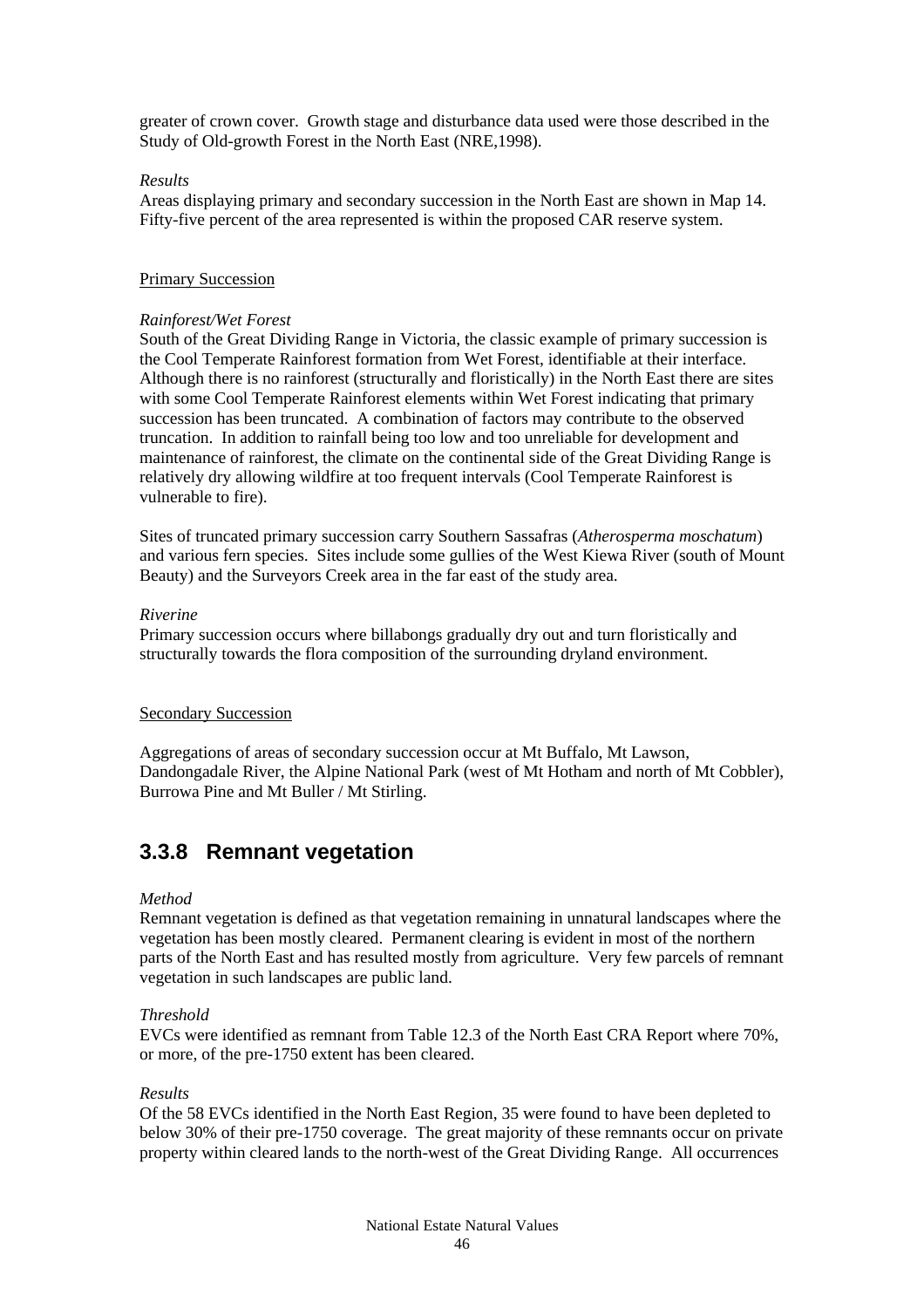greater of crown cover. Growth stage and disturbance data used were those described in the Study of Old-growth Forest in the North East (NRE,1998).

*Results*
Areas displaying primary and secondary succession in the North East are shown in Map 14. Fifty-five percent of the area represented is within the proposed CAR reserve system.

<u>Primary Succession</u>

*Rainforest/Wet Forest*
South of the Great Dividing Range in Victoria, the classic example of primary succession is the Cool Temperate Rainforest formation from Wet Forest, identifiable at their interface. Although there is no rainforest (structurally and floristically) in the North East there are sites with some Cool Temperate Rainforest elements within Wet Forest indicating that primary succession has been truncated. A combination of factors may contribute to the observed truncation. In addition to rainfall being too low and too unreliable for development and maintenance of rainforest, the climate on the continental side of the Great Dividing Range is relatively dry allowing wildfire at too frequent intervals (Cool Temperate Rainforest is vulnerable to fire).

Sites of truncated primary succession carry Southern Sassafras (*Atherosperma moschatum*) and various fern species. Sites include some gullies of the West Kiewa River (south of Mount Beauty) and the Surveyors Creek area in the far east of the study area.

*Riverine*
Primary succession occurs where billabongs gradually dry out and turn floristically and structurally towards the flora composition of the surrounding dryland environment.

<u>Secondary Succession</u>

Aggregations of areas of secondary succession occur at Mt Buffalo, Mt Lawson, Dandongadale River, the Alpine National Park (west of Mt Hotham and north of Mt Cobbler), Burrowa Pine and Mt Buller / Mt Stirling.

## 3.3.8 Remnant vegetation

*Method*
Remnant vegetation is defined as that vegetation remaining in unnatural landscapes where the vegetation has been mostly cleared. Permanent clearing is evident in most of the northern parts of the North East and has resulted mostly from agriculture. Very few parcels of remnant vegetation in such landscapes are public land.

*Threshold*
EVCs were identified as remnant from Table 12.3 of the North East CRA Report where 70%, or more, of the pre-1750 extent has been cleared.

*Results*
Of the 58 EVCs identified in the North East Region, 35 were found to have been depleted to below 30% of their pre-1750 coverage. The great majority of these remnants occur on private property within cleared lands to the north-west of the Great Dividing Range. All occurrences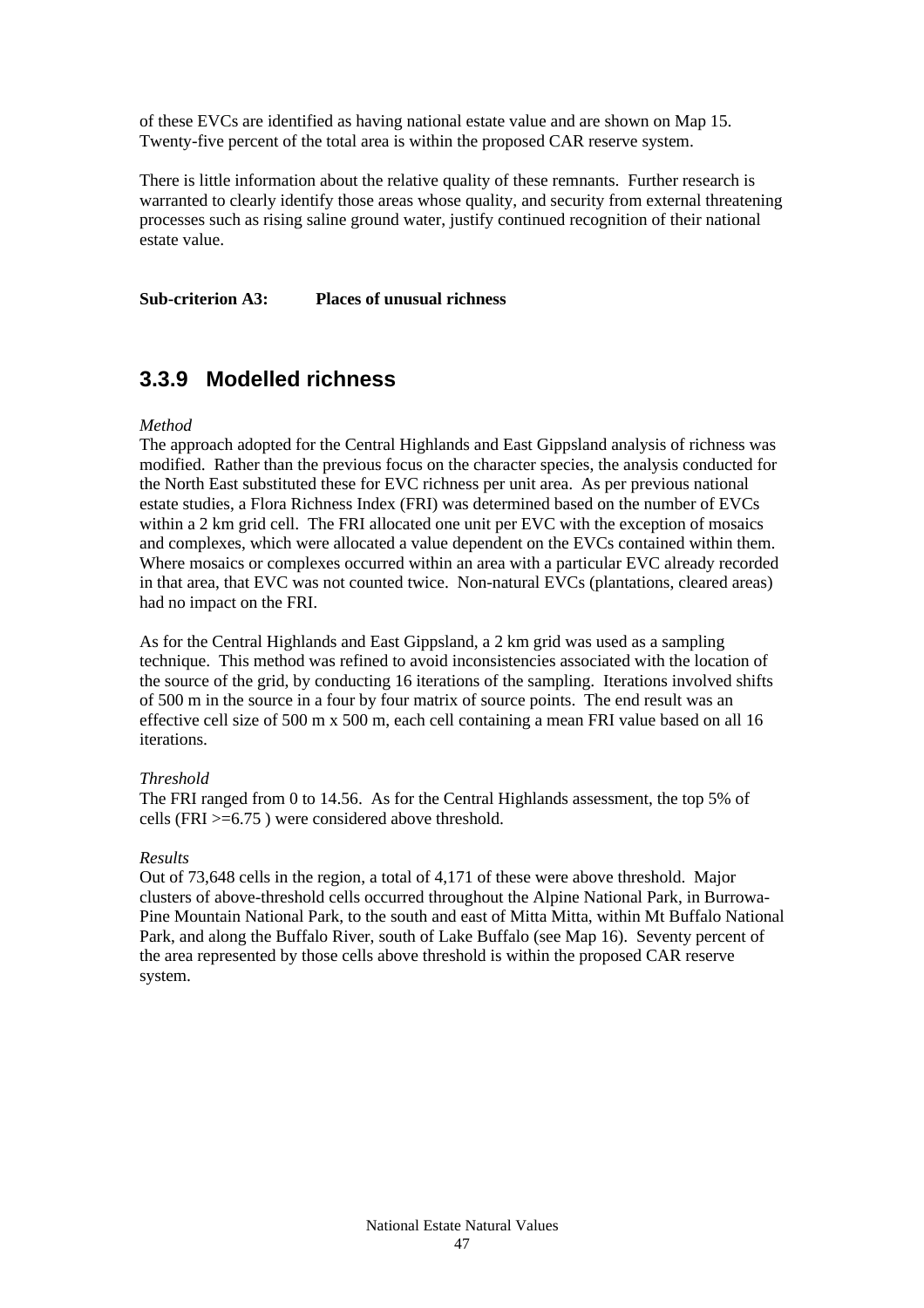of these EVCs are identified as having national estate value and are shown on Map 15. Twenty-five percent of the total area is within the proposed CAR reserve system.

There is little information about the relative quality of these remnants. Further research is warranted to clearly identify those areas whose quality, and security from external threatening processes such as rising saline ground water, justify continued recognition of their national estate value.

**Sub-criterion A3: Places of unusual richness**

### 3.3.9 Modelled richness

*Method*

The approach adopted for the Central Highlands and East Gippsland analysis of richness was modified. Rather than the previous focus on the character species, the analysis conducted for the North East substituted these for EVC richness per unit area. As per previous national estate studies, a Flora Richness Index (FRI) was determined based on the number of EVCs within a 2 km grid cell. The FRI allocated one unit per EVC with the exception of mosaics and complexes, which were allocated a value dependent on the EVCs contained within them. Where mosaics or complexes occurred within an area with a particular EVC already recorded in that area, that EVC was not counted twice. Non-natural EVCs (plantations, cleared areas) had no impact on the FRI.

As for the Central Highlands and East Gippsland, a 2 km grid was used as a sampling technique. This method was refined to avoid inconsistencies associated with the location of the source of the grid, by conducting 16 iterations of the sampling. Iterations involved shifts of 500 m in the source in a four by four matrix of source points. The end result was an effective cell size of 500 m x 500 m, each cell containing a mean FRI value based on all 16 iterations.

*Threshold*

The FRI ranged from 0 to 14.56. As for the Central Highlands assessment, the top 5% of cells (FRI >=6.75 ) were considered above threshold.

*Results*

Out of 73,648 cells in the region, a total of 4,171 of these were above threshold. Major clusters of above-threshold cells occurred throughout the Alpine National Park, in Burrowa-Pine Mountain National Park, to the south and east of Mitta Mitta, within Mt Buffalo National Park, and along the Buffalo River, south of Lake Buffalo (see Map 16). Seventy percent of the area represented by those cells above threshold is within the proposed CAR reserve system.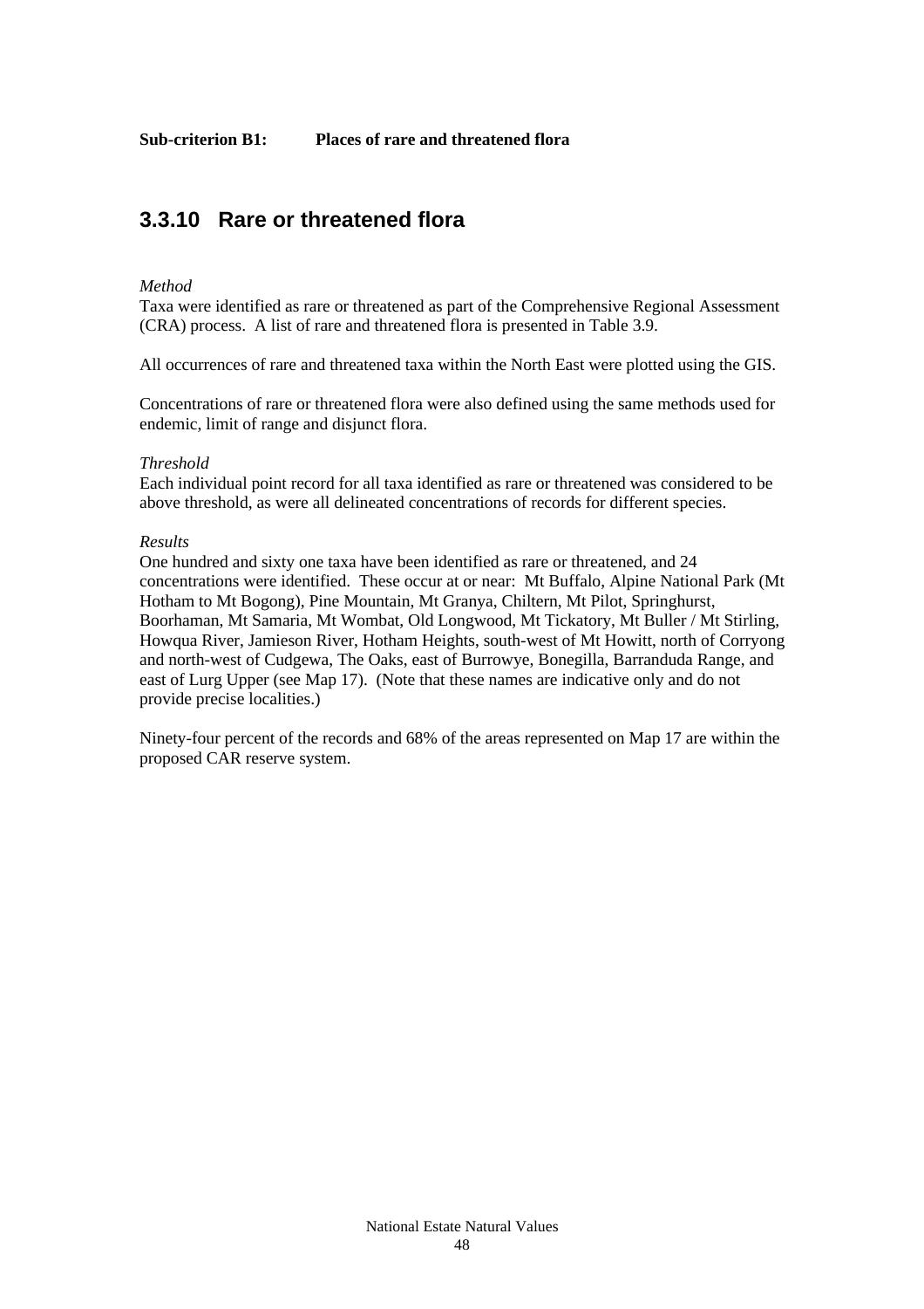**Sub-criterion B1: Places of rare and threatened flora**

## 3.3.10 Rare or threatened flora

*Method*

Taxa were identified as rare or threatened as part of the Comprehensive Regional Assessment (CRA) process. A list of rare and threatened flora is presented in Table 3.9.

All occurrences of rare and threatened taxa within the North East were plotted using the GIS.

Concentrations of rare or threatened flora were also defined using the same methods used for endemic, limit of range and disjunct flora.

*Threshold*

Each individual point record for all taxa identified as rare or threatened was considered to be above threshold, as were all delineated concentrations of records for different species.

*Results*

One hundred and sixty one taxa have been identified as rare or threatened, and 24 concentrations were identified. These occur at or near: Mt Buffalo, Alpine National Park (Mt Hotham to Mt Bogong), Pine Mountain, Mt Granya, Chiltern, Mt Pilot, Springhurst, Boorhaman, Mt Samaria, Mt Wombat, Old Longwood, Mt Tickatory, Mt Buller / Mt Stirling, Howqua River, Jamieson River, Hotham Heights, south-west of Mt Howitt, north of Corryong and north-west of Cudgewa, The Oaks, east of Burrowye, Bonegilla, Barranduda Range, and east of Lurg Upper (see Map 17). (Note that these names are indicative only and do not provide precise localities.)

Ninety-four percent of the records and 68% of the areas represented on Map 17 are within the proposed CAR reserve system.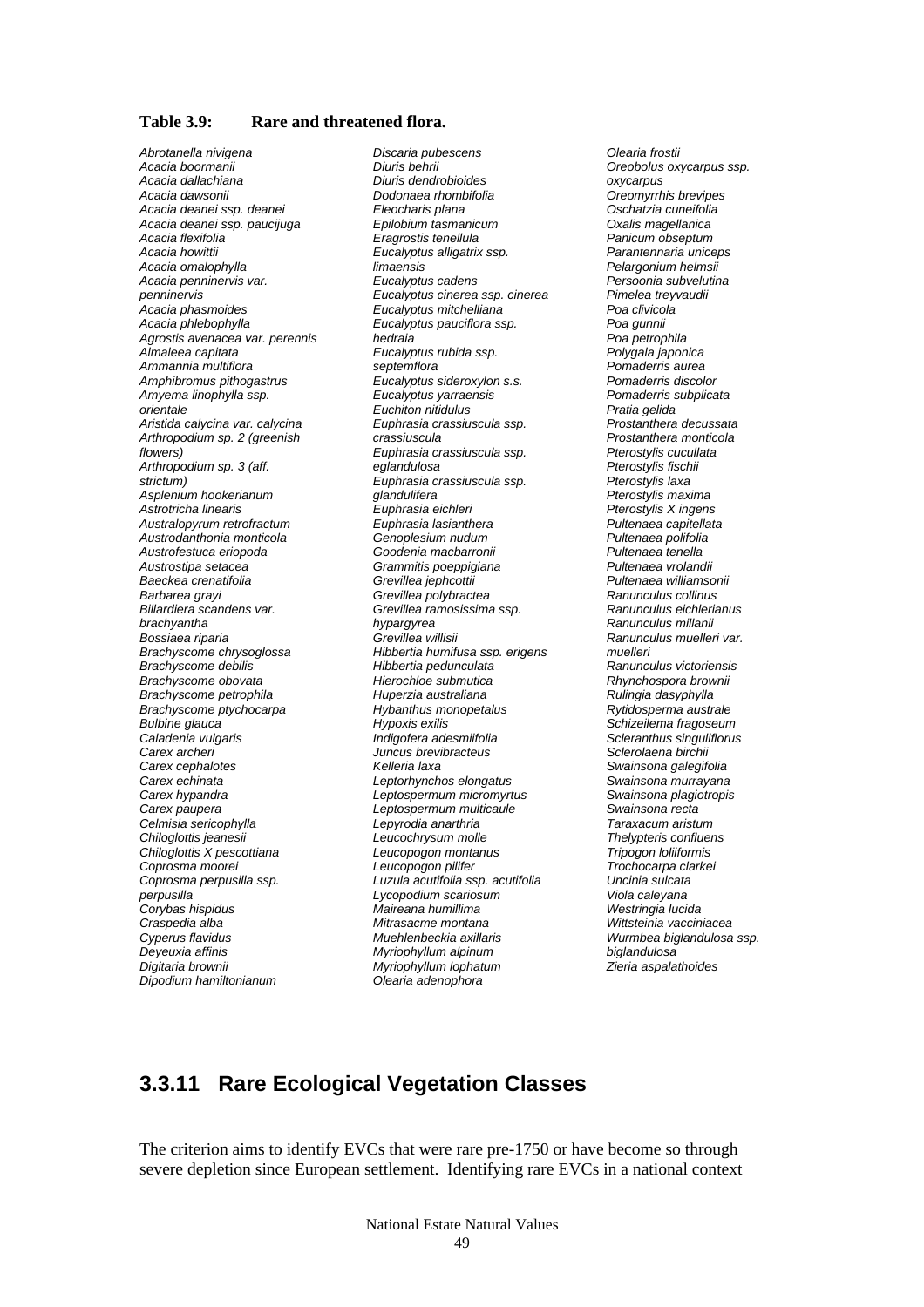**Table 3.9: Rare and threatened flora.**

*Abrotanella nivigena*
*Acacia boormanii*
*Acacia dallachiana*
*Acacia dawsonii*
*Acacia deanei ssp. deanei*
*Acacia deanei ssp. paucijuga*
*Acacia flexifolia*
*Acacia howittii*
*Acacia omalophylla*
*Acacia penninervis var. penninervis*
*Acacia phasmoides*
*Acacia phlebophylla*
*Agrostis avenacea var. perennis*
*Almaleea capitata*
*Ammannia multiflora*
*Amphibromus pithogastrus*
*Amyema linophylla ssp. orientale*
*Aristida calycina var. calycina*
*Arthropodium sp. 2 (greenish flowers)*
*Arthropodium sp. 3 (aff. strictum)*
*Asplenium hookerianum*
*Astrotricha linearis*
*Australopyrum retrofractum*
*Austrodanthonia monticola*
*Austrofestuca eriopoda*
*Austrostipa setacea*
*Baeckea crenatifolia*
*Barbarea grayi*
*Billardiera scandens var. brachyantha*
*Bossiaea riparia*
*Brachyscome chrysoglossa*
*Brachyscome debilis*
*Brachyscome obovata*
*Brachyscome petrophila*
*Brachyscome ptychocarpa*
*Bulbine glauca*
*Caladenia vulgaris*
*Carex archeri*
*Carex cephalotes*
*Carex echinata*
*Carex hypandra*
*Carex paupera*
*Celmisia sericophylla*
*Chiloglottis jeanesii*
*Chiloglottis X pescottiana*
*Coprosma moorei*
*Coprosma perpusilla ssp. perpusilla*
*Corybas hispidus*
*Craspedia alba*
*Cyperus flavidus*
*Deyeuxia affinis*
*Digitaria brownii*
*Dipodium hamiltonianum*
*Discaria pubescens*
*Diuris behrii*
*Diuris dendrobioides*
*Dodonaea rhombifolia*
*Eleocharis plana*
*Epilobium tasmanicum*
*Eragrostis tenellula*
*Eucalyptus alligatrix ssp. limaensis*
*Eucalyptus cadens*
*Eucalyptus cinerea ssp. cinerea*
*Eucalyptus mitchelliana*
*Eucalyptus pauciflora ssp. hedraia*
*Eucalyptus rubida ssp. septemflora*
*Eucalyptus sideroxylon s.s.*
*Eucalyptus yarraensis*
*Euchiton nitidulus*
*Euphrasia crassiuscula ssp. crassiuscula*
*Euphrasia crassiuscula ssp. eglandulosa*
*Euphrasia crassiuscula ssp. glandulifera*
*Euphrasia eichleri*
*Euphrasia lasianthera*
*Genoplesium nudum*
*Goodenia macbarronii*
*Grammitis poeppigiana*
*Grevillea jephcottii*
*Grevillea polybractea*
*Grevillea ramosissima ssp. hypargyrea*
*Grevillea willisii*
*Hibbertia humifusa ssp. erigens*
*Hibbertia pedunculata*
*Hierochloe submutica*
*Huperzia australiana*
*Hybanthus monopetalus*
*Hypoxis exilis*
*Indigofera adesmiifolia*
*Juncus brevibracteus*
*Kelleria laxa*
*Leptorhynchos elongatus*
*Leptospermum micromyrtus*
*Leptospermum multicaule*
*Lepyrodia anarthria*
*Leucochrysum molle*
*Leucopogon montanus*
*Leucopogon pilifer*
*Luzula acutifolia ssp. acutifolia*
*Lycopodium scariosum*
*Maireana humillima*
*Mitrasacme montana*
*Muehlenbeckia axillaris*
*Myriophyllum alpinum*
*Myriophyllum lophatum*
*Olearia adenophora*
*Olearia frostii*
*Oreobolus oxycarpus ssp. oxycarpus*
*Oreomyrrhis brevipes*
*Oschatzia cuneifolia*
*Oxalis magellanica*
*Panicum obseptum*
*Parantennaria uniceps*
*Pelargonium helmsii*
*Persoonia subvelutina*
*Pimelea treyvaudii*
*Poa clivicola*
*Poa gunnii*
*Poa petrophila*
*Polygala japonica*
*Pomaderris aurea*
*Pomaderris discolor*
*Pomaderris subplicata*
*Pratia gelida*
*Prostanthera decussata*
*Prostanthera monticola*
*Pterostylis cucullata*
*Pterostylis fischii*
*Pterostylis laxa*
*Pterostylis maxima*
*Pterostylis X ingens*
*Pultenaea capitellata*
*Pultenaea polifolia*
*Pultenaea tenella*
*Pultenaea vrolandii*
*Pultenaea williamsonii*
*Ranunculus collinus*
*Ranunculus eichlerianus*
*Ranunculus millanii*
*Ranunculus muelleri var. muelleri*
*Ranunculus victoriensis*
*Rhynchospora brownii*
*Rulingia dasyphylla*
*Rytidosperma australe*
*Schizeilema fragoseum*
*Scleranthus singuliflorus*
*Sclerolaena birchii*
*Swainsona galegifolia*
*Swainsona murrayana*
*Swainsona plagiotropis*
*Swainsona recta*
*Taraxacum aristum*
*Thelypteris confluens*
*Tripogon loliiformis*
*Trochocarpa clarkei*
*Uncinia sulcata*
*Viola caleyana*
*Westringia lucida*
*Wittsteinia vacciniacea*
*Wurmbea biglandulosa ssp. biglandulosa*
*Zieria aspalathoides*

## 3.3.11 Rare Ecological Vegetation Classes

The criterion aims to identify EVCs that were rare pre-1750 or have become so through severe depletion since European settlement. Identifying rare EVCs in a national context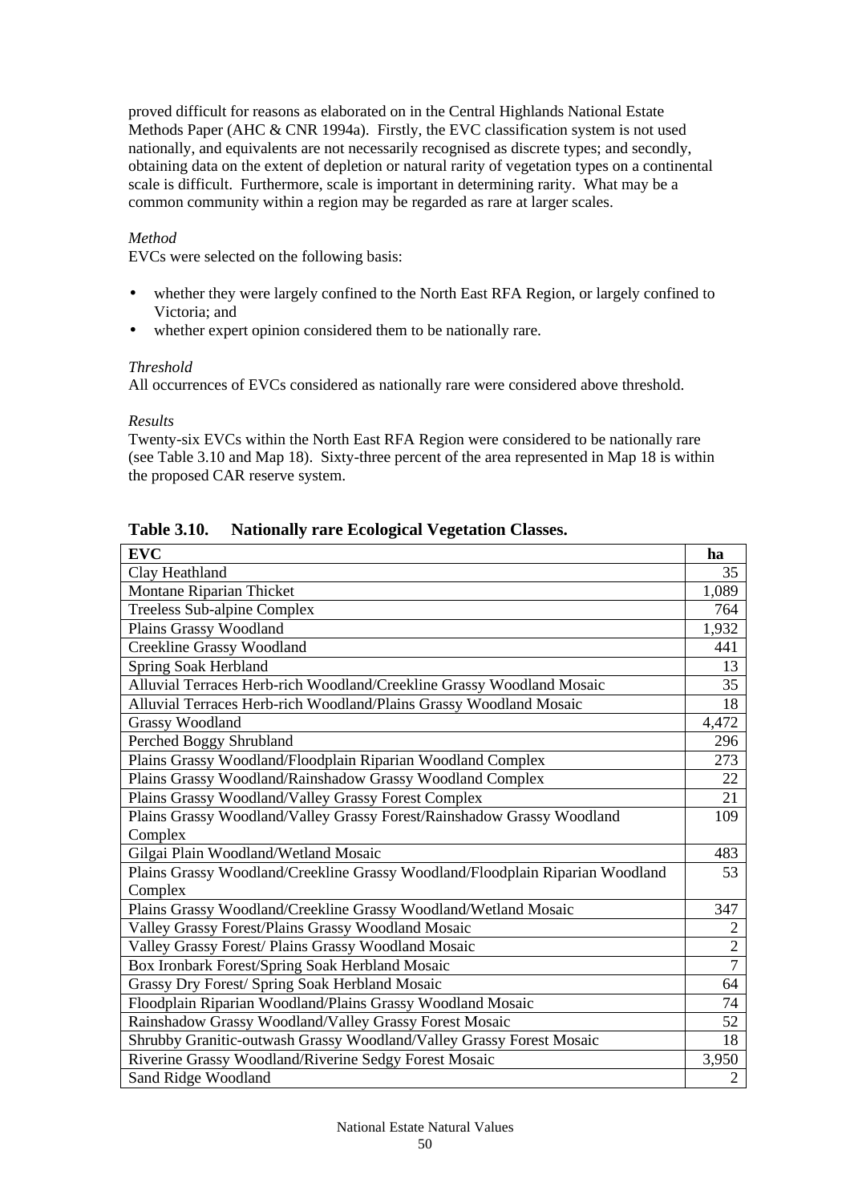proved difficult for reasons as elaborated on in the Central Highlands National Estate Methods Paper (AHC & CNR 1994a). Firstly, the EVC classification system is not used nationally, and equivalents are not necessarily recognised as discrete types; and secondly, obtaining data on the extent of depletion or natural rarity of vegetation types on a continental scale is difficult. Furthermore, scale is important in determining rarity. What may be a common community within a region may be regarded as rare at larger scales.

*Method*
EVCs were selected on the following basis:

- whether they were largely confined to the North East RFA Region, or largely confined to Victoria; and
- whether expert opinion considered them to be nationally rare.

*Threshold*
All occurrences of EVCs considered as nationally rare were considered above threshold.

*Results*
Twenty-six EVCs within the North East RFA Region were considered to be nationally rare (see Table 3.10 and Map 18). Sixty-three percent of the area represented in Map 18 is within the proposed CAR reserve system.

**Table 3.10. Nationally rare Ecological Vegetation Classes.**

| EVC | ha |
|---|---|
| Clay Heathland | 35 |
| Montane Riparian Thicket | 1,089 |
| Treeless Sub-alpine Complex | 764 |
| Plains Grassy Woodland | 1,932 |
| Creekline Grassy Woodland | 441 |
| Spring Soak Herbland | 13 |
| Alluvial Terraces Herb-rich Woodland/Creekline Grassy Woodland Mosaic | 35 |
| Alluvial Terraces Herb-rich Woodland/Plains Grassy Woodland Mosaic | 18 |
| Grassy Woodland | 4,472 |
| Perched Boggy Shrubland | 296 |
| Plains Grassy Woodland/Floodplain Riparian Woodland Complex | 273 |
| Plains Grassy Woodland/Rainshadow Grassy Woodland Complex | 22 |
| Plains Grassy Woodland/Valley Grassy Forest Complex | 21 |
| Plains Grassy Woodland/Valley Grassy Forest/Rainshadow Grassy Woodland Complex | 109 |
| Gilgai Plain Woodland/Wetland Mosaic | 483 |
| Plains Grassy Woodland/Creekline Grassy Woodland/Floodplain Riparian Woodland Complex | 53 |
| Plains Grassy Woodland/Creekline Grassy Woodland/Wetland Mosaic | 347 |
| Valley Grassy Forest/Plains Grassy Woodland Mosaic | 2 |
| Valley Grassy Forest/ Plains Grassy Woodland Mosaic | 2 |
| Box Ironbark Forest/Spring Soak Herbland Mosaic | 7 |
| Grassy Dry Forest/ Spring Soak Herbland Mosaic | 64 |
| Floodplain Riparian Woodland/Plains Grassy Woodland Mosaic | 74 |
| Rainshadow Grassy Woodland/Valley Grassy Forest Mosaic | 52 |
| Shrubby Granitic-outwash Grassy Woodland/Valley Grassy Forest Mosaic | 18 |
| Riverine Grassy Woodland/Riverine Sedgy Forest Mosaic | 3,950 |
| Sand Ridge Woodland | 2 |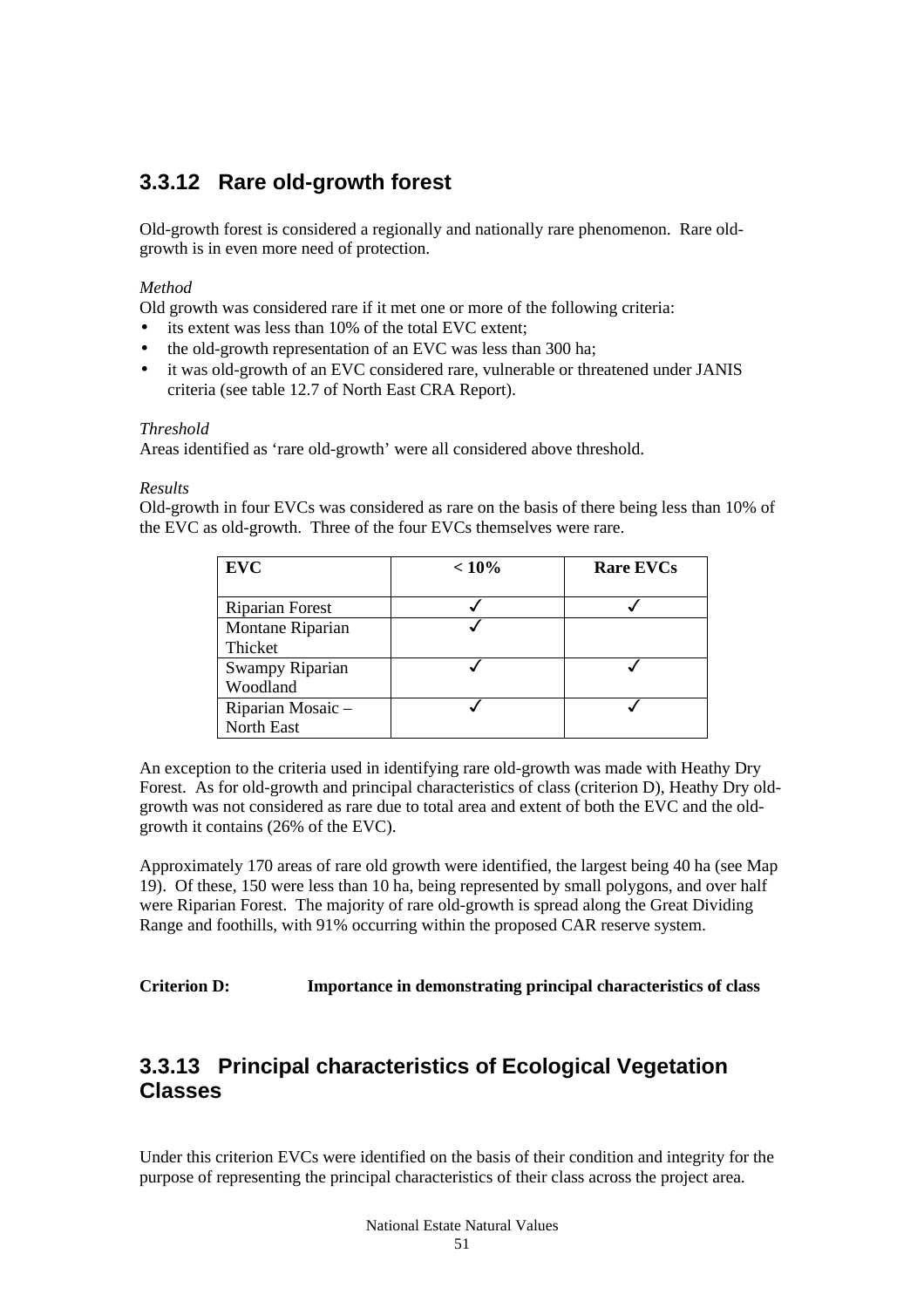### 3.3.12 Rare old-growth forest

Old-growth forest is considered a regionally and nationally rare phenomenon. Rare old-growth is in even more need of protection.

*Method*

Old growth was considered rare if it met one or more of the following criteria:

- its extent was less than 10% of the total EVC extent;
- the old-growth representation of an EVC was less than 300 ha;
- it was old-growth of an EVC considered rare, vulnerable or threatened under JANIS criteria (see table 12.7 of North East CRA Report).

*Threshold*

Areas identified as 'rare old-growth' were all considered above threshold.

*Results*

Old-growth in four EVCs was considered as rare on the basis of there being less than 10% of the EVC as old-growth. Three of the four EVCs themselves were rare.

| EVC | < 10% | Rare EVCs |
|---|---|---|
| Riparian Forest | ✓ | ✓ |
| Montane Riparian Thicket | ✓ | |
| Swampy Riparian Woodland | ✓ | ✓ |
| Riparian Mosaic – North East | ✓ | ✓ |

An exception to the criteria used in identifying rare old-growth was made with Heathy Dry Forest. As for old-growth and principal characteristics of class (criterion D), Heathy Dry old-growth was not considered as rare due to total area and extent of both the EVC and the old-growth it contains (26% of the EVC).

Approximately 170 areas of rare old growth were identified, the largest being 40 ha (see Map 19). Of these, 150 were less than 10 ha, being represented by small polygons, and over half were Riparian Forest. The majority of rare old-growth is spread along the Great Dividing Range and foothills, with 91% occurring within the proposed CAR reserve system.

**Criterion D: Importance in demonstrating principal characteristics of class**

### 3.3.13 Principal characteristics of Ecological Vegetation Classes

Under this criterion EVCs were identified on the basis of their condition and integrity for the purpose of representing the principal characteristics of their class across the project area.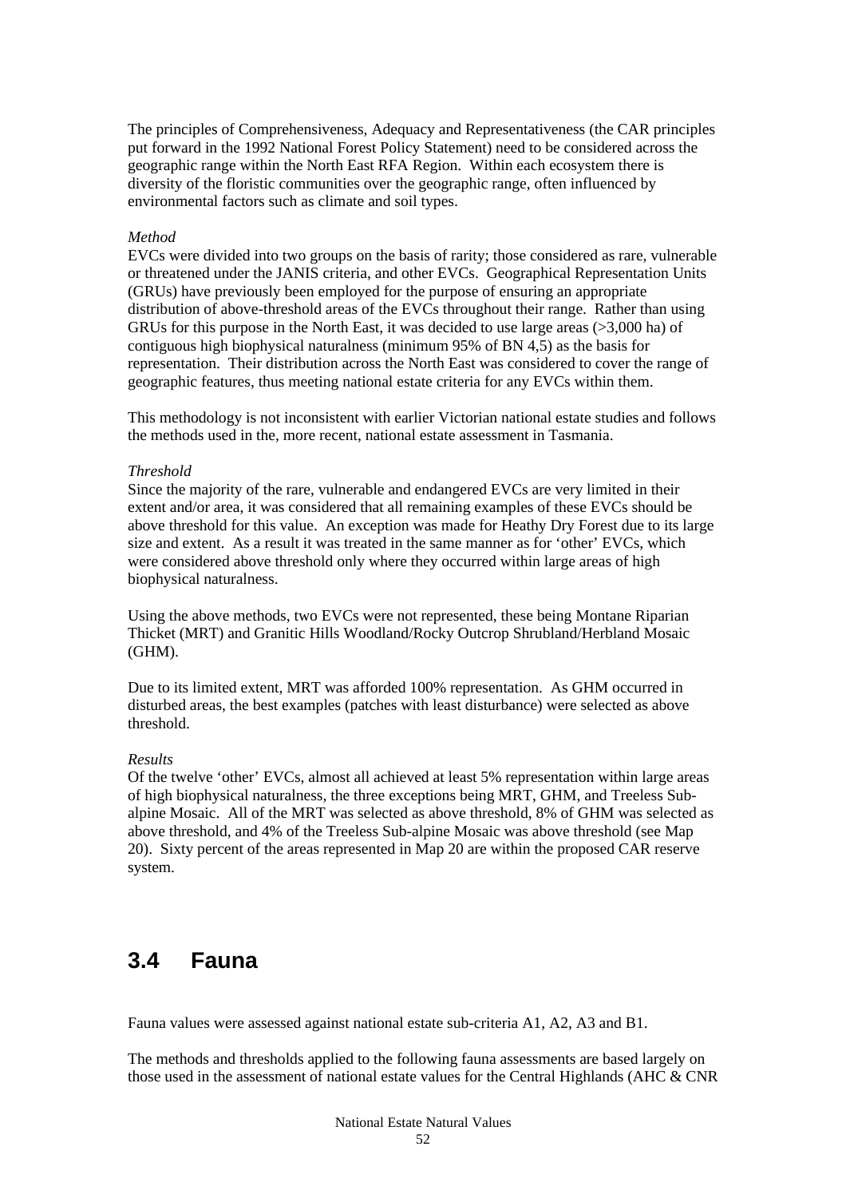The principles of Comprehensiveness, Adequacy and Representativeness (the CAR principles put forward in the 1992 National Forest Policy Statement) need to be considered across the geographic range within the North East RFA Region. Within each ecosystem there is diversity of the floristic communities over the geographic range, often influenced by environmental factors such as climate and soil types.

*Method*

EVCs were divided into two groups on the basis of rarity; those considered as rare, vulnerable or threatened under the JANIS criteria, and other EVCs. Geographical Representation Units (GRUs) have previously been employed for the purpose of ensuring an appropriate distribution of above-threshold areas of the EVCs throughout their range. Rather than using GRUs for this purpose in the North East, it was decided to use large areas (>3,000 ha) of contiguous high biophysical naturalness (minimum 95% of BN 4,5) as the basis for representation. Their distribution across the North East was considered to cover the range of geographic features, thus meeting national estate criteria for any EVCs within them.

This methodology is not inconsistent with earlier Victorian national estate studies and follows the methods used in the, more recent, national estate assessment in Tasmania.

*Threshold*

Since the majority of the rare, vulnerable and endangered EVCs are very limited in their extent and/or area, it was considered that all remaining examples of these EVCs should be above threshold for this value. An exception was made for Heathy Dry Forest due to its large size and extent. As a result it was treated in the same manner as for 'other' EVCs, which were considered above threshold only where they occurred within large areas of high biophysical naturalness.

Using the above methods, two EVCs were not represented, these being Montane Riparian Thicket (MRT) and Granitic Hills Woodland/Rocky Outcrop Shrubland/Herbland Mosaic (GHM).

Due to its limited extent, MRT was afforded 100% representation. As GHM occurred in disturbed areas, the best examples (patches with least disturbance) were selected as above threshold.

*Results*

Of the twelve 'other' EVCs, almost all achieved at least 5% representation within large areas of high biophysical naturalness, the three exceptions being MRT, GHM, and Treeless Sub-alpine Mosaic. All of the MRT was selected as above threshold, 8% of GHM was selected as above threshold, and 4% of the Treeless Sub-alpine Mosaic was above threshold (see Map 20). Sixty percent of the areas represented in Map 20 are within the proposed CAR reserve system.

## 3.4 Fauna

Fauna values were assessed against national estate sub-criteria A1, A2, A3 and B1.

The methods and thresholds applied to the following fauna assessments are based largely on those used in the assessment of national estate values for the Central Highlands (AHC & CNR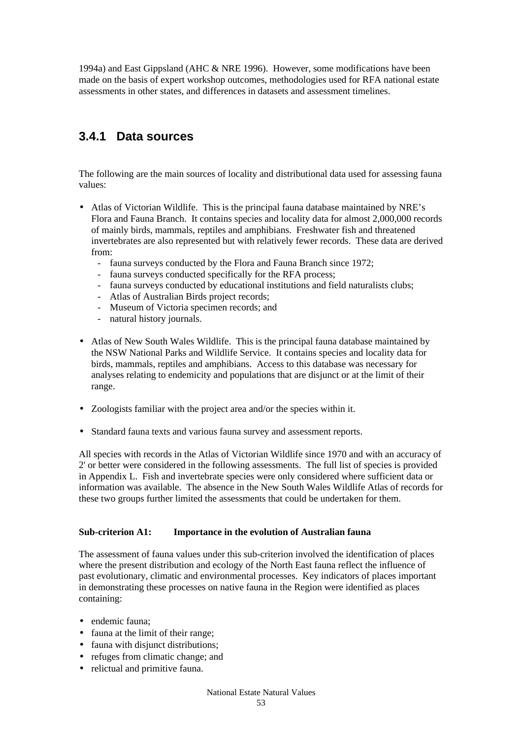1994a) and East Gippsland (AHC & NRE 1996). However, some modifications have been made on the basis of expert workshop outcomes, methodologies used for RFA national estate assessments in other states, and differences in datasets and assessment timelines.

### 3.4.1 Data sources

The following are the main sources of locality and distributional data used for assessing fauna values:

- Atlas of Victorian Wildlife. This is the principal fauna database maintained by NRE's Flora and Fauna Branch. It contains species and locality data for almost 2,000,000 records of mainly birds, mammals, reptiles and amphibians. Freshwater fish and threatened invertebrates are also represented but with relatively fewer records. These data are derived from:
  - fauna surveys conducted by the Flora and Fauna Branch since 1972;
  - fauna surveys conducted specifically for the RFA process;
  - fauna surveys conducted by educational institutions and field naturalists clubs;
  - Atlas of Australian Birds project records;
  - Museum of Victoria specimen records; and
  - natural history journals.

- Atlas of New South Wales Wildlife. This is the principal fauna database maintained by the NSW National Parks and Wildlife Service. It contains species and locality data for birds, mammals, reptiles and amphibians. Access to this database was necessary for analyses relating to endemicity and populations that are disjunct or at the limit of their range.

- Zoologists familiar with the project area and/or the species within it.

- Standard fauna texts and various fauna survey and assessment reports.

All species with records in the Atlas of Victorian Wildlife since 1970 and with an accuracy of 2' or better were considered in the following assessments. The full list of species is provided in Appendix L. Fish and invertebrate species were only considered where sufficient data or information was available. The absence in the New South Wales Wildlife Atlas of records for these two groups further limited the assessments that could be undertaken for them.

**Sub-criterion A1: Importance in the evolution of Australian fauna**

The assessment of fauna values under this sub-criterion involved the identification of places where the present distribution and ecology of the North East fauna reflect the influence of past evolutionary, climatic and environmental processes. Key indicators of places important in demonstrating these processes on native fauna in the Region were identified as places containing:

- endemic fauna;
- fauna at the limit of their range;
- fauna with disjunct distributions;
- refuges from climatic change; and
- relictual and primitive fauna.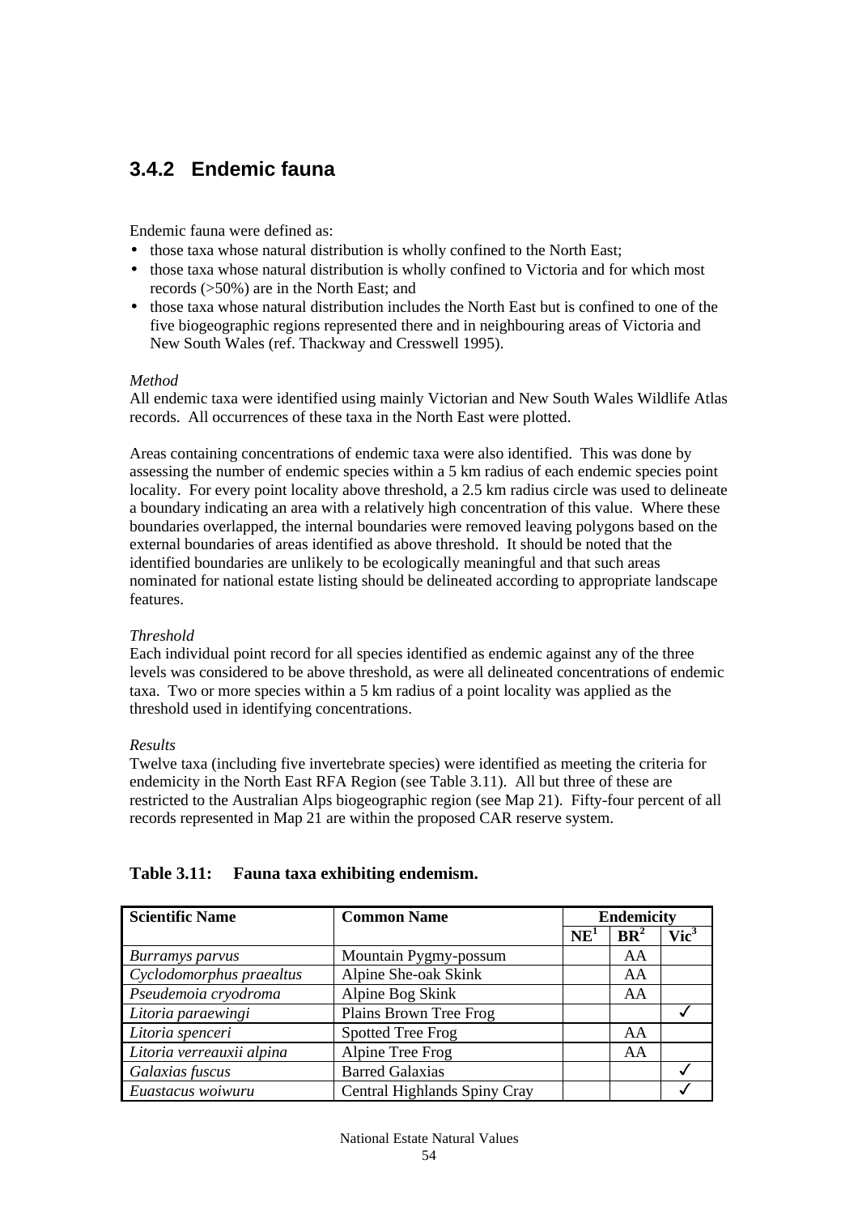### 3.4.2 Endemic fauna

Endemic fauna were defined as:

- those taxa whose natural distribution is wholly confined to the North East;
- those taxa whose natural distribution is wholly confined to Victoria and for which most records (>50%) are in the North East; and
- those taxa whose natural distribution includes the North East but is confined to one of the five biogeographic regions represented there and in neighbouring areas of Victoria and New South Wales (ref. Thackway and Cresswell 1995).

*Method*

All endemic taxa were identified using mainly Victorian and New South Wales Wildlife Atlas records. All occurrences of these taxa in the North East were plotted.

Areas containing concentrations of endemic taxa were also identified. This was done by assessing the number of endemic species within a 5 km radius of each endemic species point locality. For every point locality above threshold, a 2.5 km radius circle was used to delineate a boundary indicating an area with a relatively high concentration of this value. Where these boundaries overlapped, the internal boundaries were removed leaving polygons based on the external boundaries of areas identified as above threshold. It should be noted that the identified boundaries are unlikely to be ecologically meaningful and that such areas nominated for national estate listing should be delineated according to appropriate landscape features.

*Threshold*

Each individual point record for all species identified as endemic against any of the three levels was considered to be above threshold, as were all delineated concentrations of endemic taxa. Two or more species within a 5 km radius of a point locality was applied as the threshold used in identifying concentrations.

*Results*

Twelve taxa (including five invertebrate species) were identified as meeting the criteria for endemicity in the North East RFA Region (see Table 3.11). All but three of these are restricted to the Australian Alps biogeographic region (see Map 21). Fifty-four percent of all records represented in Map 21 are within the proposed CAR reserve system.

**Table 3.11: Fauna taxa exhibiting endemism.**

| Scientific Name | Common Name | Endemicity | | |
|---|---|---|---|---|
| | | NE[1] | BR[2] | Vic[3] |
| *Burramys parvus* | Mountain Pygmy-possum | | AA | |
| *Cyclodomorphus praealtus* | Alpine She-oak Skink | | AA | |
| *Pseudemoia cryodroma* | Alpine Bog Skink | | AA | |
| *Litoria paraewingi* | Plains Brown Tree Frog | | | ✓ |
| *Litoria spenceri* | Spotted Tree Frog | | AA | |
| *Litoria verreauxii alpina* | Alpine Tree Frog | | AA | |
| *Galaxias fuscus* | Barred Galaxias | | | ✓ |
| *Euastacus woiwuru* | Central Highlands Spiny Cray | | | ✓ |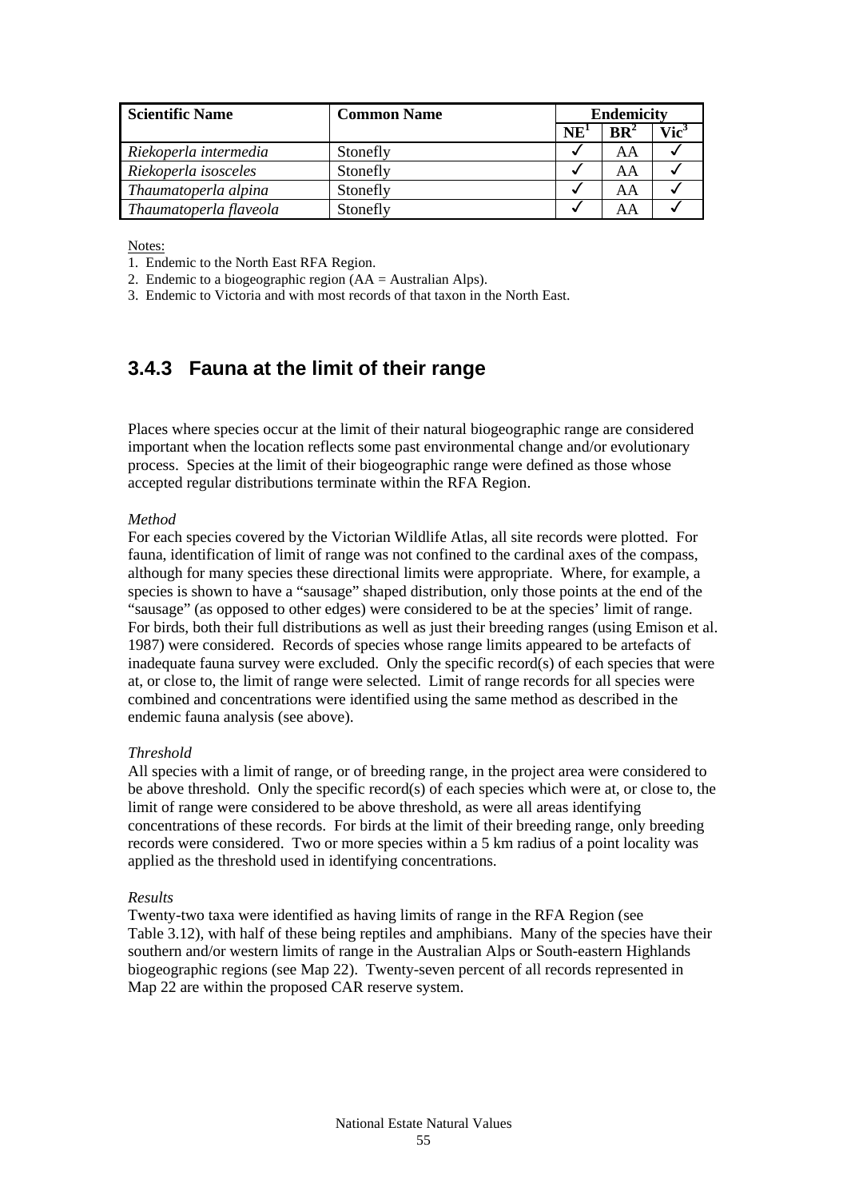| Scientific Name | Common Name | Endemicity | | |
|---|---|---|---|---|
| | | NE[1] | BR[2] | Vic[3] |
| *Riekoperla intermedia* | Stonefly | ✓ | AA | ✓ |
| *Riekoperla isosceles* | Stonefly | ✓ | AA | ✓ |
| *Thaumatoperla alpina* | Stonefly | ✓ | AA | ✓ |
| *Thaumatoperla flaveola* | Stonefly | ✓ | AA | ✓ |

Notes:

1. Endemic to the North East RFA Region.
2. Endemic to a biogeographic region (AA = Australian Alps).
3. Endemic to Victoria and with most records of that taxon in the North East.

### 3.4.3 Fauna at the limit of their range

Places where species occur at the limit of their natural biogeographic range are considered important when the location reflects some past environmental change and/or evolutionary process. Species at the limit of their biogeographic range were defined as those whose accepted regular distributions terminate within the RFA Region.

*Method*

For each species covered by the Victorian Wildlife Atlas, all site records were plotted. For fauna, identification of limit of range was not confined to the cardinal axes of the compass, although for many species these directional limits were appropriate. Where, for example, a species is shown to have a "sausage" shaped distribution, only those points at the end of the "sausage" (as opposed to other edges) were considered to be at the species' limit of range. For birds, both their full distributions as well as just their breeding ranges (using Emison et al. 1987) were considered. Records of species whose range limits appeared to be artefacts of inadequate fauna survey were excluded. Only the specific record(s) of each species that were at, or close to, the limit of range were selected. Limit of range records for all species were combined and concentrations were identified using the same method as described in the endemic fauna analysis (see above).

*Threshold*

All species with a limit of range, or of breeding range, in the project area were considered to be above threshold. Only the specific record(s) of each species which were at, or close to, the limit of range were considered to be above threshold, as were all areas identifying concentrations of these records. For birds at the limit of their breeding range, only breeding records were considered. Two or more species within a 5 km radius of a point locality was applied as the threshold used in identifying concentrations.

*Results*

Twenty-two taxa were identified as having limits of range in the RFA Region (see Table 3.12), with half of these being reptiles and amphibians. Many of the species have their southern and/or western limits of range in the Australian Alps or South-eastern Highlands biogeographic regions (see Map 22). Twenty-seven percent of all records represented in Map 22 are within the proposed CAR reserve system.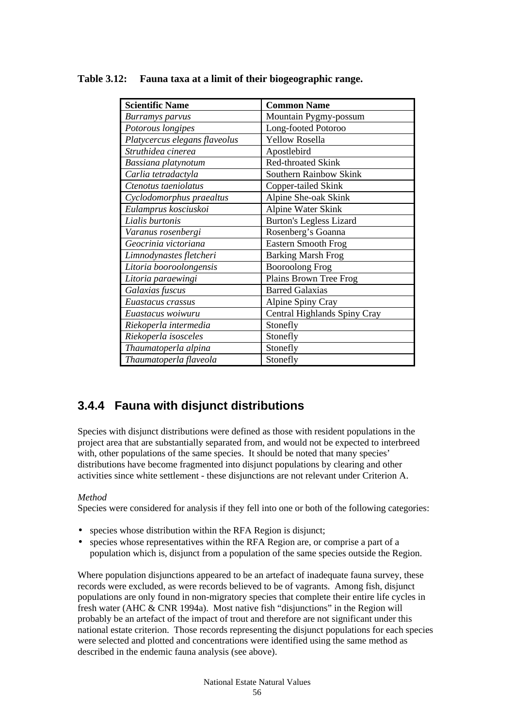**Table 3.12: Fauna taxa at a limit of their biogeographic range.**

| Scientific Name | Common Name |
|---|---|
| *Burramys parvus* | Mountain Pygmy-possum |
| *Potorous longipes* | Long-footed Potoroo |
| *Platycercus elegans flaveolus* | Yellow Rosella |
| *Struthidea cinerea* | Apostlebird |
| *Bassiana platynotum* | Red-throated Skink |
| *Carlia tetradactyla* | Southern Rainbow Skink |
| *Ctenotus taeniolatus* | Copper-tailed Skink |
| *Cyclodomorphus praealtus* | Alpine She-oak Skink |
| *Eulamprus kosciuskoi* | Alpine Water Skink |
| *Lialis burtonis* | Burton's Legless Lizard |
| *Varanus rosenbergi* | Rosenberg's Goanna |
| *Geocrinia victoriana* | Eastern Smooth Frog |
| *Limnodynastes fletcheri* | Barking Marsh Frog |
| *Litoria booroolongensis* | Booroolong Frog |
| *Litoria paraewingi* | Plains Brown Tree Frog |
| *Galaxias fuscus* | Barred Galaxias |
| *Euastacus crassus* | Alpine Spiny Cray |
| *Euastacus woiwuru* | Central Highlands Spiny Cray |
| *Riekoperla intermedia* | Stonefly |
| *Riekoperla isosceles* | Stonefly |
| *Thaumatoperla alpina* | Stonefly |
| *Thaumatoperla flaveola* | Stonefly |

## 3.4.4 Fauna with disjunct distributions

Species with disjunct distributions were defined as those with resident populations in the project area that are substantially separated from, and would not be expected to interbreed with, other populations of the same species. It should be noted that many species' distributions have become fragmented into disjunct populations by clearing and other activities since white settlement - these disjunctions are not relevant under Criterion A.

*Method*

Species were considered for analysis if they fell into one or both of the following categories:

- species whose distribution within the RFA Region is disjunct;
- species whose representatives within the RFA Region are, or comprise a part of a population which is, disjunct from a population of the same species outside the Region.

Where population disjunctions appeared to be an artefact of inadequate fauna survey, these records were excluded, as were records believed to be of vagrants. Among fish, disjunct populations are only found in non-migratory species that complete their entire life cycles in fresh water (AHC & CNR 1994a). Most native fish "disjunctions" in the Region will probably be an artefact of the impact of trout and therefore are not significant under this national estate criterion. Those records representing the disjunct populations for each species were selected and plotted and concentrations were identified using the same method as described in the endemic fauna analysis (see above).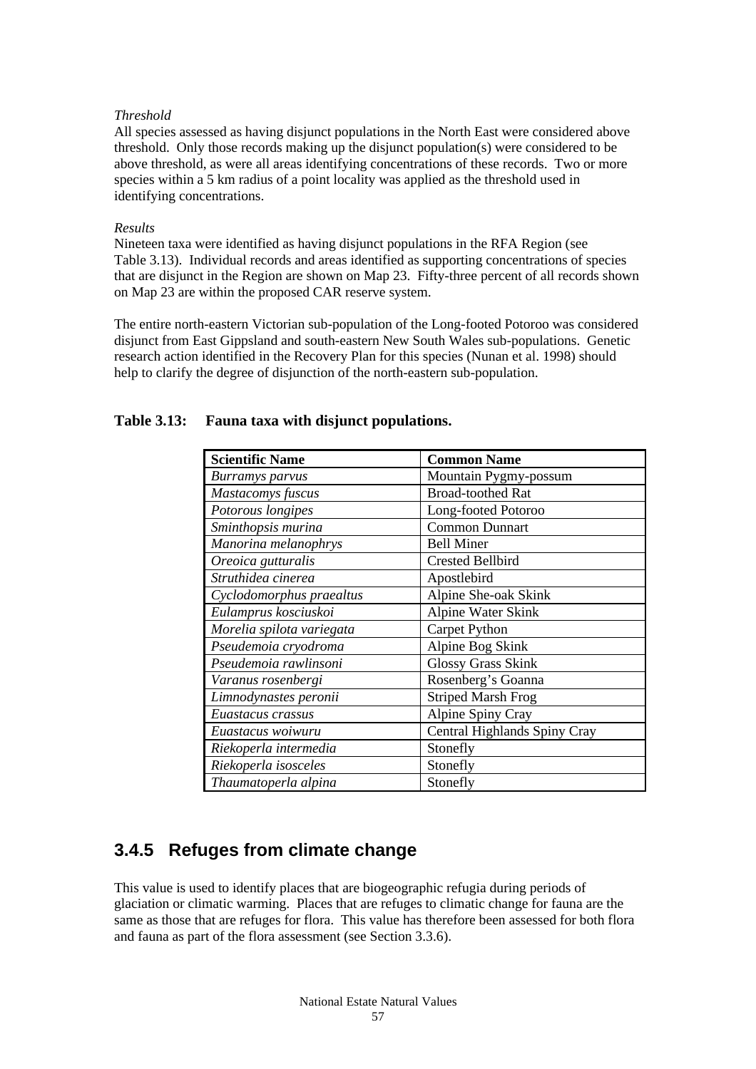*Threshold*

All species assessed as having disjunct populations in the North East were considered above threshold. Only those records making up the disjunct population(s) were considered to be above threshold, as were all areas identifying concentrations of these records. Two or more species within a 5 km radius of a point locality was applied as the threshold used in identifying concentrations.

*Results*

Nineteen taxa were identified as having disjunct populations in the RFA Region (see Table 3.13). Individual records and areas identified as supporting concentrations of species that are disjunct in the Region are shown on Map 23. Fifty-three percent of all records shown on Map 23 are within the proposed CAR reserve system.

The entire north-eastern Victorian sub-population of the Long-footed Potoroo was considered disjunct from East Gippsland and south-eastern New South Wales sub-populations. Genetic research action identified in the Recovery Plan for this species (Nunan et al. 1998) should help to clarify the degree of disjunction of the north-eastern sub-population.

**Table 3.13: Fauna taxa with disjunct populations.**

| Scientific Name | Common Name |
|---|---|
| *Burramys parvus* | Mountain Pygmy-possum |
| *Mastacomys fuscus* | Broad-toothed Rat |
| *Potorous longipes* | Long-footed Potoroo |
| *Sminthopsis murina* | Common Dunnart |
| *Manorina melanophrys* | Bell Miner |
| *Oreoica gutturalis* | Crested Bellbird |
| *Struthidea cinerea* | Apostlebird |
| *Cyclodomorphus praealtus* | Alpine She-oak Skink |
| *Eulamprus kosciuskoi* | Alpine Water Skink |
| *Morelia spilota variegata* | Carpet Python |
| *Pseudemoia cryodroma* | Alpine Bog Skink |
| *Pseudemoia rawlinsoni* | Glossy Grass Skink |
| *Varanus rosenbergi* | Rosenberg's Goanna |
| *Limnodynastes peronii* | Striped Marsh Frog |
| *Euastacus crassus* | Alpine Spiny Cray |
| *Euastacus woiwuru* | Central Highlands Spiny Cray |
| *Riekoperla intermedia* | Stonefly |
| *Riekoperla isosceles* | Stonefly |
| *Thaumatoperla alpina* | Stonefly |

## 3.4.5 Refuges from climate change

This value is used to identify places that are biogeographic refugia during periods of glaciation or climatic warming. Places that are refuges to climatic change for fauna are the same as those that are refuges for flora. This value has therefore been assessed for both flora and fauna as part of the flora assessment (see Section 3.3.6).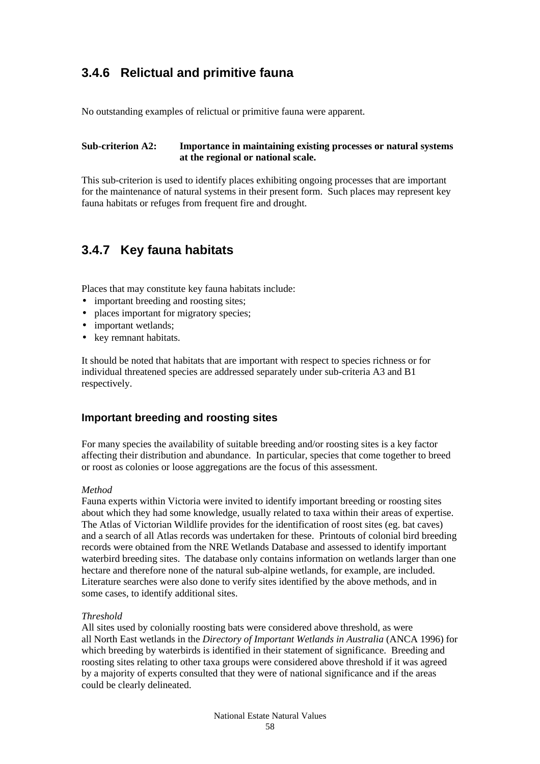## 3.4.6 Relictual and primitive fauna

No outstanding examples of relictual or primitive fauna were apparent.

**Sub-criterion A2: Importance in maintaining existing processes or natural systems at the regional or national scale.**

This sub-criterion is used to identify places exhibiting ongoing processes that are important for the maintenance of natural systems in their present form. Such places may represent key fauna habitats or refuges from frequent fire and drought.

## 3.4.7 Key fauna habitats

Places that may constitute key fauna habitats include:

- important breeding and roosting sites;
- places important for migratory species;
- important wetlands;
- key remnant habitats.

It should be noted that habitats that are important with respect to species richness or for individual threatened species are addressed separately under sub-criteria A3 and B1 respectively.

### Important breeding and roosting sites

For many species the availability of suitable breeding and/or roosting sites is a key factor affecting their distribution and abundance. In particular, species that come together to breed or roost as colonies or loose aggregations are the focus of this assessment.

*Method*

Fauna experts within Victoria were invited to identify important breeding or roosting sites about which they had some knowledge, usually related to taxa within their areas of expertise. The Atlas of Victorian Wildlife provides for the identification of roost sites (eg. bat caves) and a search of all Atlas records was undertaken for these. Printouts of colonial bird breeding records were obtained from the NRE Wetlands Database and assessed to identify important waterbird breeding sites. The database only contains information on wetlands larger than one hectare and therefore none of the natural sub-alpine wetlands, for example, are included. Literature searches were also done to verify sites identified by the above methods, and in some cases, to identify additional sites.

*Threshold*

All sites used by colonially roosting bats were considered above threshold, as were all North East wetlands in the *Directory of Important Wetlands in Australia* (ANCA 1996) for which breeding by waterbirds is identified in their statement of significance. Breeding and roosting sites relating to other taxa groups were considered above threshold if it was agreed by a majority of experts consulted that they were of national significance and if the areas could be clearly delineated.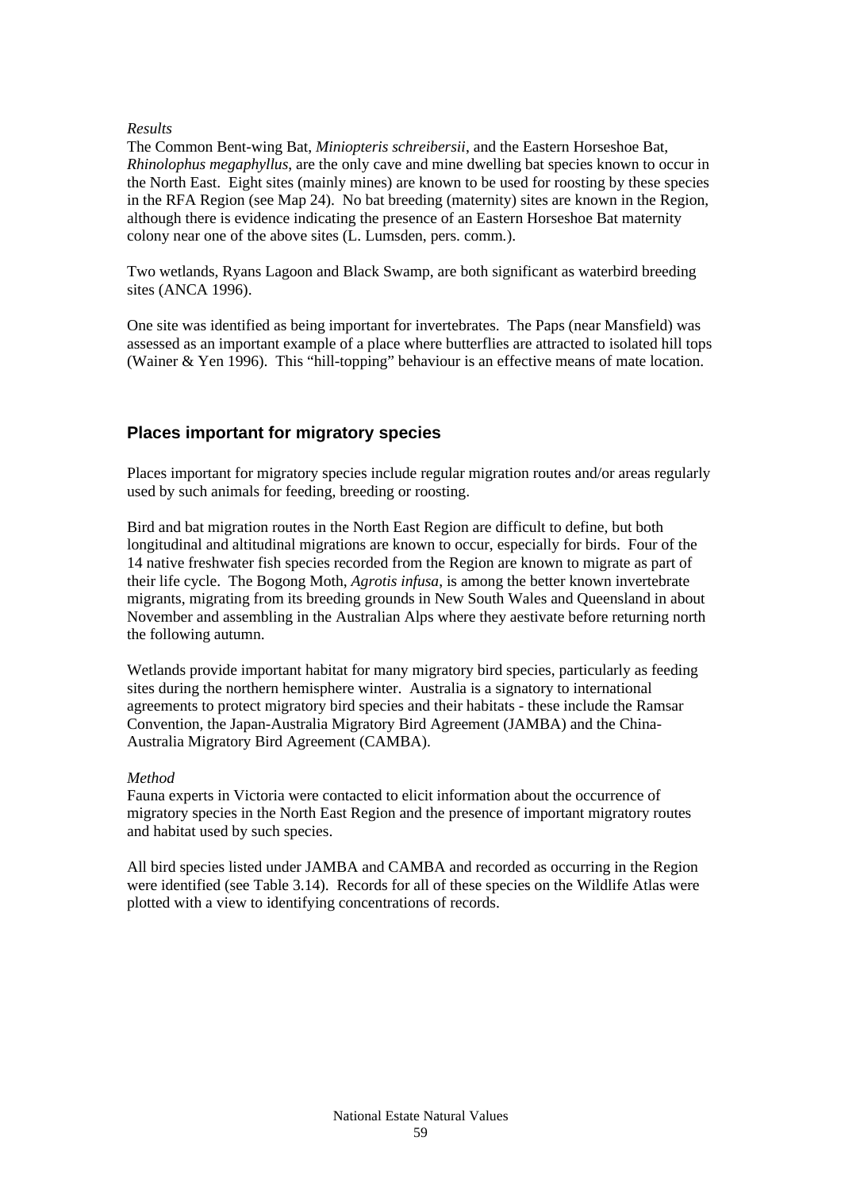*Results*

The Common Bent-wing Bat, *Miniopteris schreibersii*, and the Eastern Horseshoe Bat, *Rhinolophus megaphyllus*, are the only cave and mine dwelling bat species known to occur in the North East. Eight sites (mainly mines) are known to be used for roosting by these species in the RFA Region (see Map 24). No bat breeding (maternity) sites are known in the Region, although there is evidence indicating the presence of an Eastern Horseshoe Bat maternity colony near one of the above sites (L. Lumsden, pers. comm.).

Two wetlands, Ryans Lagoon and Black Swamp, are both significant as waterbird breeding sites (ANCA 1996).

One site was identified as being important for invertebrates. The Paps (near Mansfield) was assessed as an important example of a place where butterflies are attracted to isolated hill tops (Wainer & Yen 1996). This "hill-topping" behaviour is an effective means of mate location.

## Places important for migratory species

Places important for migratory species include regular migration routes and/or areas regularly used by such animals for feeding, breeding or roosting.

Bird and bat migration routes in the North East Region are difficult to define, but both longitudinal and altitudinal migrations are known to occur, especially for birds. Four of the 14 native freshwater fish species recorded from the Region are known to migrate as part of their life cycle. The Bogong Moth, *Agrotis infusa*, is among the better known invertebrate migrants, migrating from its breeding grounds in New South Wales and Queensland in about November and assembling in the Australian Alps where they aestivate before returning north the following autumn.

Wetlands provide important habitat for many migratory bird species, particularly as feeding sites during the northern hemisphere winter. Australia is a signatory to international agreements to protect migratory bird species and their habitats - these include the Ramsar Convention, the Japan-Australia Migratory Bird Agreement (JAMBA) and the China-Australia Migratory Bird Agreement (CAMBA).

*Method*

Fauna experts in Victoria were contacted to elicit information about the occurrence of migratory species in the North East Region and the presence of important migratory routes and habitat used by such species.

All bird species listed under JAMBA and CAMBA and recorded as occurring in the Region were identified (see Table 3.14). Records for all of these species on the Wildlife Atlas were plotted with a view to identifying concentrations of records.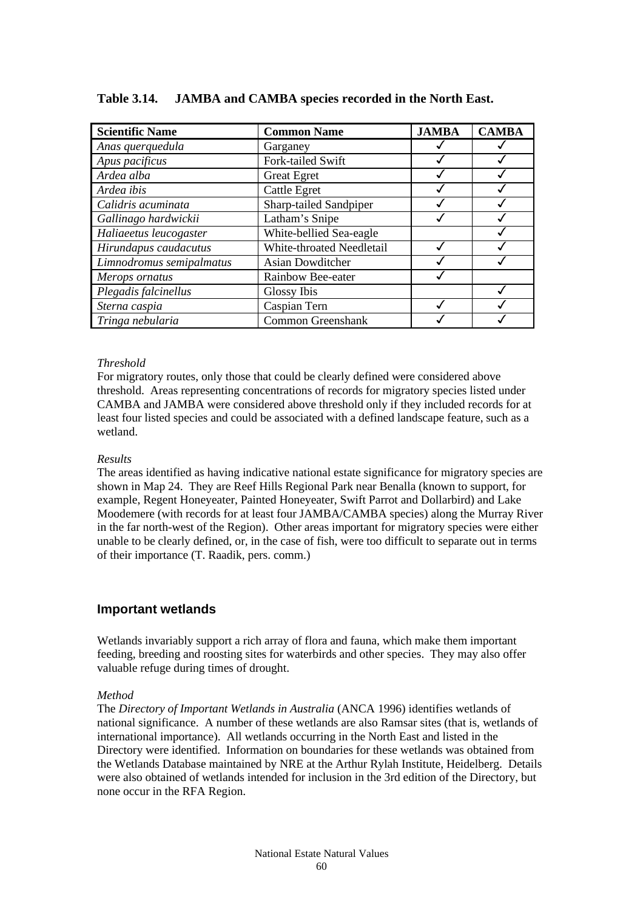**Table 3.14. JAMBA and CAMBA species recorded in the North East.**

| Scientific Name | Common Name | JAMBA | CAMBA |
|---|---|---|---|
| *Anas querquedula* | Garganey | ✓ | ✓ |
| *Apus pacificus* | Fork-tailed Swift | ✓ | ✓ |
| *Ardea alba* | Great Egret | ✓ | ✓ |
| *Ardea ibis* | Cattle Egret | ✓ | ✓ |
| *Calidris acuminata* | Sharp-tailed Sandpiper | ✓ | ✓ |
| *Gallinago hardwickii* | Latham's Snipe | ✓ | ✓ |
| *Haliaeetus leucogaster* | White-bellied Sea-eagle | | ✓ |
| *Hirundapus caudacutus* | White-throated Needletail | ✓ | ✓ |
| *Limnodromus semipalmatus* | Asian Dowditcher | ✓ | ✓ |
| *Merops ornatus* | Rainbow Bee-eater | ✓ | |
| *Plegadis falcinellus* | Glossy Ibis | | ✓ |
| *Sterna caspia* | Caspian Tern | ✓ | ✓ |
| *Tringa nebularia* | Common Greenshank | ✓ | ✓ |

*Threshold*

For migratory routes, only those that could be clearly defined were considered above threshold. Areas representing concentrations of records for migratory species listed under CAMBA and JAMBA were considered above threshold only if they included records for at least four listed species and could be associated with a defined landscape feature, such as a wetland.

*Results*

The areas identified as having indicative national estate significance for migratory species are shown in Map 24. They are Reef Hills Regional Park near Benalla (known to support, for example, Regent Honeyeater, Painted Honeyeater, Swift Parrot and Dollarbird) and Lake Moodemere (with records for at least four JAMBA/CAMBA species) along the Murray River in the far north-west of the Region). Other areas important for migratory species were either unable to be clearly defined, or, in the case of fish, were too difficult to separate out in terms of their importance (T. Raadik, pers. comm.)

## Important wetlands

Wetlands invariably support a rich array of flora and fauna, which make them important feeding, breeding and roosting sites for waterbirds and other species. They may also offer valuable refuge during times of drought.

*Method*

The *Directory of Important Wetlands in Australia* (ANCA 1996) identifies wetlands of national significance. A number of these wetlands are also Ramsar sites (that is, wetlands of international importance). All wetlands occurring in the North East and listed in the Directory were identified. Information on boundaries for these wetlands was obtained from the Wetlands Database maintained by NRE at the Arthur Rylah Institute, Heidelberg. Details were also obtained of wetlands intended for inclusion in the 3rd edition of the Directory, but none occur in the RFA Region.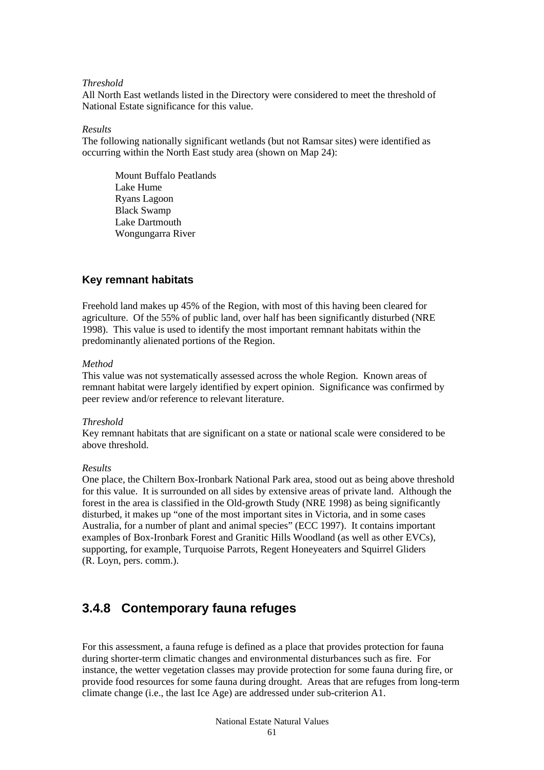*Threshold*
All North East wetlands listed in the Directory were considered to meet the threshold of National Estate significance for this value.

*Results*
The following nationally significant wetlands (but not Ramsar sites) were identified as occurring within the North East study area (shown on Map 24):

Mount Buffalo Peatlands
Lake Hume
Ryans Lagoon
Black Swamp
Lake Dartmouth
Wongungarra River

### Key remnant habitats

Freehold land makes up 45% of the Region, with most of this having been cleared for agriculture. Of the 55% of public land, over half has been significantly disturbed (NRE 1998). This value is used to identify the most important remnant habitats within the predominantly alienated portions of the Region.

*Method*
This value was not systematically assessed across the whole Region. Known areas of remnant habitat were largely identified by expert opinion. Significance was confirmed by peer review and/or reference to relevant literature.

*Threshold*
Key remnant habitats that are significant on a state or national scale were considered to be above threshold.

*Results*
One place, the Chiltern Box-Ironbark National Park area, stood out as being above threshold for this value. It is surrounded on all sides by extensive areas of private land. Although the forest in the area is classified in the Old-growth Study (NRE 1998) as being significantly disturbed, it makes up "one of the most important sites in Victoria, and in some cases Australia, for a number of plant and animal species" (ECC 1997). It contains important examples of Box-Ironbark Forest and Granitic Hills Woodland (as well as other EVCs), supporting, for example, Turquoise Parrots, Regent Honeyeaters and Squirrel Gliders (R. Loyn, pers. comm.).

## 3.4.8 Contemporary fauna refuges

For this assessment, a fauna refuge is defined as a place that provides protection for fauna during shorter-term climatic changes and environmental disturbances such as fire. For instance, the wetter vegetation classes may provide protection for some fauna during fire, or provide food resources for some fauna during drought. Areas that are refuges from long-term climate change (i.e., the last Ice Age) are addressed under sub-criterion A1.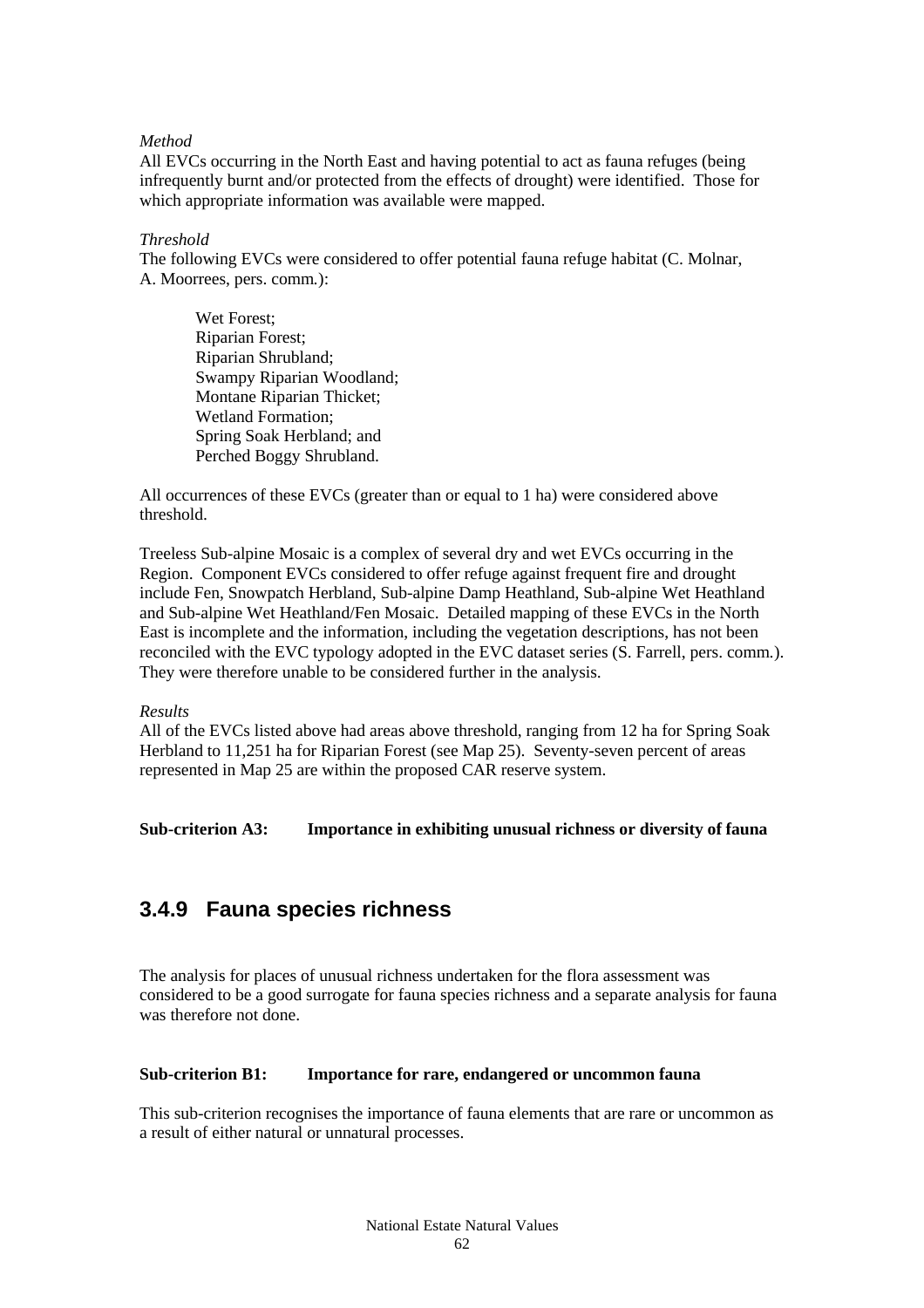*Method*

All EVCs occurring in the North East and having potential to act as fauna refuges (being infrequently burnt and/or protected from the effects of drought) were identified. Those for which appropriate information was available were mapped.

*Threshold*

The following EVCs were considered to offer potential fauna refuge habitat (C. Molnar, A. Moorrees, pers. comm.):

- Wet Forest;
- Riparian Forest;
- Riparian Shrubland;
- Swampy Riparian Woodland;
- Montane Riparian Thicket;
- Wetland Formation;
- Spring Soak Herbland; and
- Perched Boggy Shrubland.

All occurrences of these EVCs (greater than or equal to 1 ha) were considered above threshold.

Treeless Sub-alpine Mosaic is a complex of several dry and wet EVCs occurring in the Region. Component EVCs considered to offer refuge against frequent fire and drought include Fen, Snowpatch Herbland, Sub-alpine Damp Heathland, Sub-alpine Wet Heathland and Sub-alpine Wet Heathland/Fen Mosaic. Detailed mapping of these EVCs in the North East is incomplete and the information, including the vegetation descriptions, has not been reconciled with the EVC typology adopted in the EVC dataset series (S. Farrell, pers. comm.). They were therefore unable to be considered further in the analysis.

*Results*

All of the EVCs listed above had areas above threshold, ranging from 12 ha for Spring Soak Herbland to 11,251 ha for Riparian Forest (see Map 25). Seventy-seven percent of areas represented in Map 25 are within the proposed CAR reserve system.

**Sub-criterion A3: Importance in exhibiting unusual richness or diversity of fauna**

## 3.4.9 Fauna species richness

The analysis for places of unusual richness undertaken for the flora assessment was considered to be a good surrogate for fauna species richness and a separate analysis for fauna was therefore not done.

**Sub-criterion B1: Importance for rare, endangered or uncommon fauna**

This sub-criterion recognises the importance of fauna elements that are rare or uncommon as a result of either natural or unnatural processes.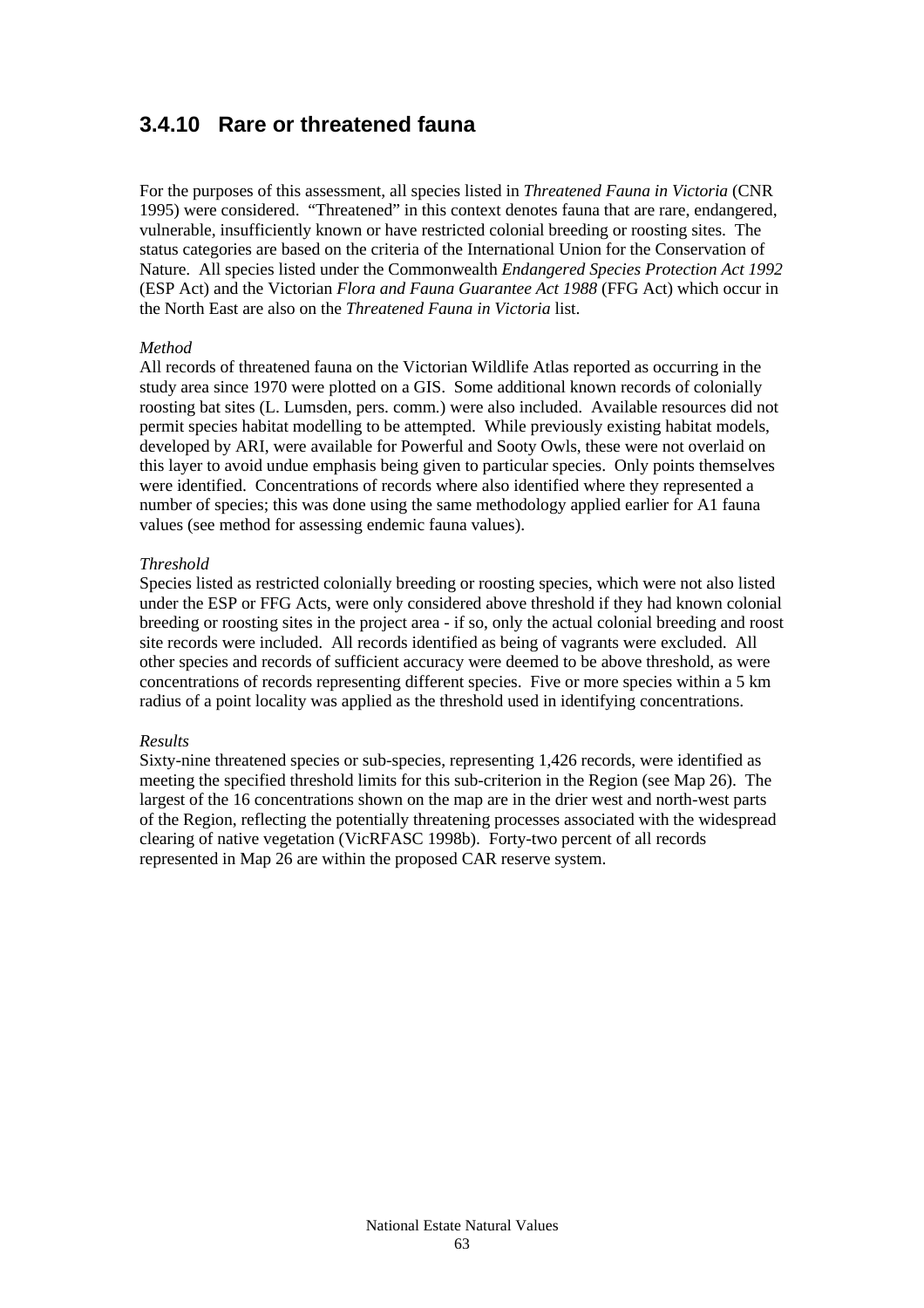### 3.4.10 Rare or threatened fauna

For the purposes of this assessment, all species listed in *Threatened Fauna in Victoria* (CNR 1995) were considered. "Threatened" in this context denotes fauna that are rare, endangered, vulnerable, insufficiently known or have restricted colonial breeding or roosting sites. The status categories are based on the criteria of the International Union for the Conservation of Nature. All species listed under the Commonwealth *Endangered Species Protection Act 1992* (ESP Act) and the Victorian *Flora and Fauna Guarantee Act 1988* (FFG Act) which occur in the North East are also on the *Threatened Fauna in Victoria* list.

*Method*

All records of threatened fauna on the Victorian Wildlife Atlas reported as occurring in the study area since 1970 were plotted on a GIS. Some additional known records of colonially roosting bat sites (L. Lumsden, pers. comm.) were also included. Available resources did not permit species habitat modelling to be attempted. While previously existing habitat models, developed by ARI, were available for Powerful and Sooty Owls, these were not overlaid on this layer to avoid undue emphasis being given to particular species. Only points themselves were identified. Concentrations of records where also identified where they represented a number of species; this was done using the same methodology applied earlier for A1 fauna values (see method for assessing endemic fauna values).

*Threshold*

Species listed as restricted colonially breeding or roosting species, which were not also listed under the ESP or FFG Acts, were only considered above threshold if they had known colonial breeding or roosting sites in the project area - if so, only the actual colonial breeding and roost site records were included. All records identified as being of vagrants were excluded. All other species and records of sufficient accuracy were deemed to be above threshold, as were concentrations of records representing different species. Five or more species within a 5 km radius of a point locality was applied as the threshold used in identifying concentrations.

*Results*

Sixty-nine threatened species or sub-species, representing 1,426 records, were identified as meeting the specified threshold limits for this sub-criterion in the Region (see Map 26). The largest of the 16 concentrations shown on the map are in the drier west and north-west parts of the Region, reflecting the potentially threatening processes associated with the widespread clearing of native vegetation (VicRFASC 1998b). Forty-two percent of all records represented in Map 26 are within the proposed CAR reserve system.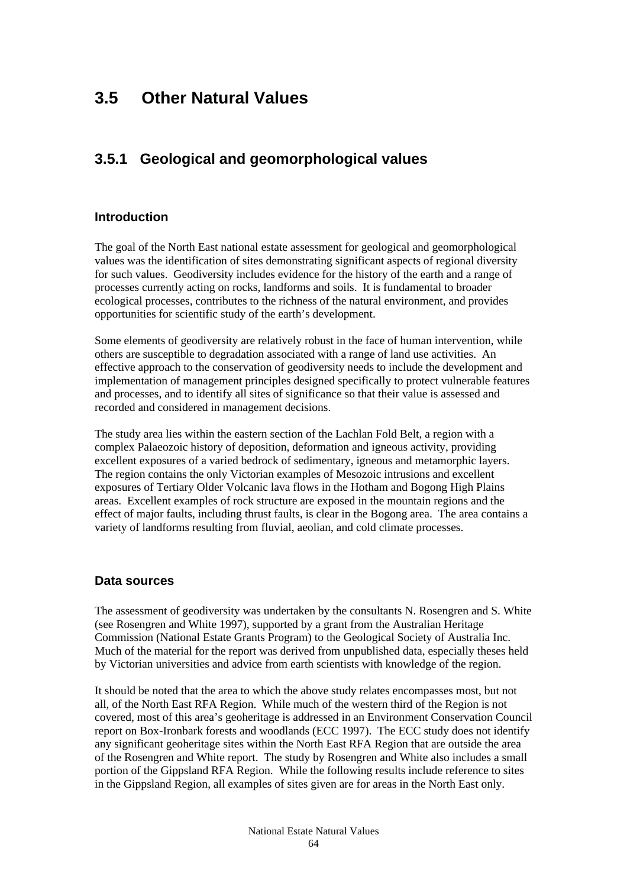## 3.5 Other Natural Values

### 3.5.1 Geological and geomorphological values

#### Introduction

The goal of the North East national estate assessment for geological and geomorphological values was the identification of sites demonstrating significant aspects of regional diversity for such values. Geodiversity includes evidence for the history of the earth and a range of processes currently acting on rocks, landforms and soils. It is fundamental to broader ecological processes, contributes to the richness of the natural environment, and provides opportunities for scientific study of the earth's development.

Some elements of geodiversity are relatively robust in the face of human intervention, while others are susceptible to degradation associated with a range of land use activities. An effective approach to the conservation of geodiversity needs to include the development and implementation of management principles designed specifically to protect vulnerable features and processes, and to identify all sites of significance so that their value is assessed and recorded and considered in management decisions.

The study area lies within the eastern section of the Lachlan Fold Belt, a region with a complex Palaeozoic history of deposition, deformation and igneous activity, providing excellent exposures of a varied bedrock of sedimentary, igneous and metamorphic layers. The region contains the only Victorian examples of Mesozoic intrusions and excellent exposures of Tertiary Older Volcanic lava flows in the Hotham and Bogong High Plains areas. Excellent examples of rock structure are exposed in the mountain regions and the effect of major faults, including thrust faults, is clear in the Bogong area. The area contains a variety of landforms resulting from fluvial, aeolian, and cold climate processes.

#### Data sources

The assessment of geodiversity was undertaken by the consultants N. Rosengren and S. White (see Rosengren and White 1997), supported by a grant from the Australian Heritage Commission (National Estate Grants Program) to the Geological Society of Australia Inc. Much of the material for the report was derived from unpublished data, especially theses held by Victorian universities and advice from earth scientists with knowledge of the region.

It should be noted that the area to which the above study relates encompasses most, but not all, of the North East RFA Region. While much of the western third of the Region is not covered, most of this area's geoheritage is addressed in an Environment Conservation Council report on Box-Ironbark forests and woodlands (ECC 1997). The ECC study does not identify any significant geoheritage sites within the North East RFA Region that are outside the area of the Rosengren and White report. The study by Rosengren and White also includes a small portion of the Gippsland RFA Region. While the following results include reference to sites in the Gippsland Region, all examples of sites given are for areas in the North East only.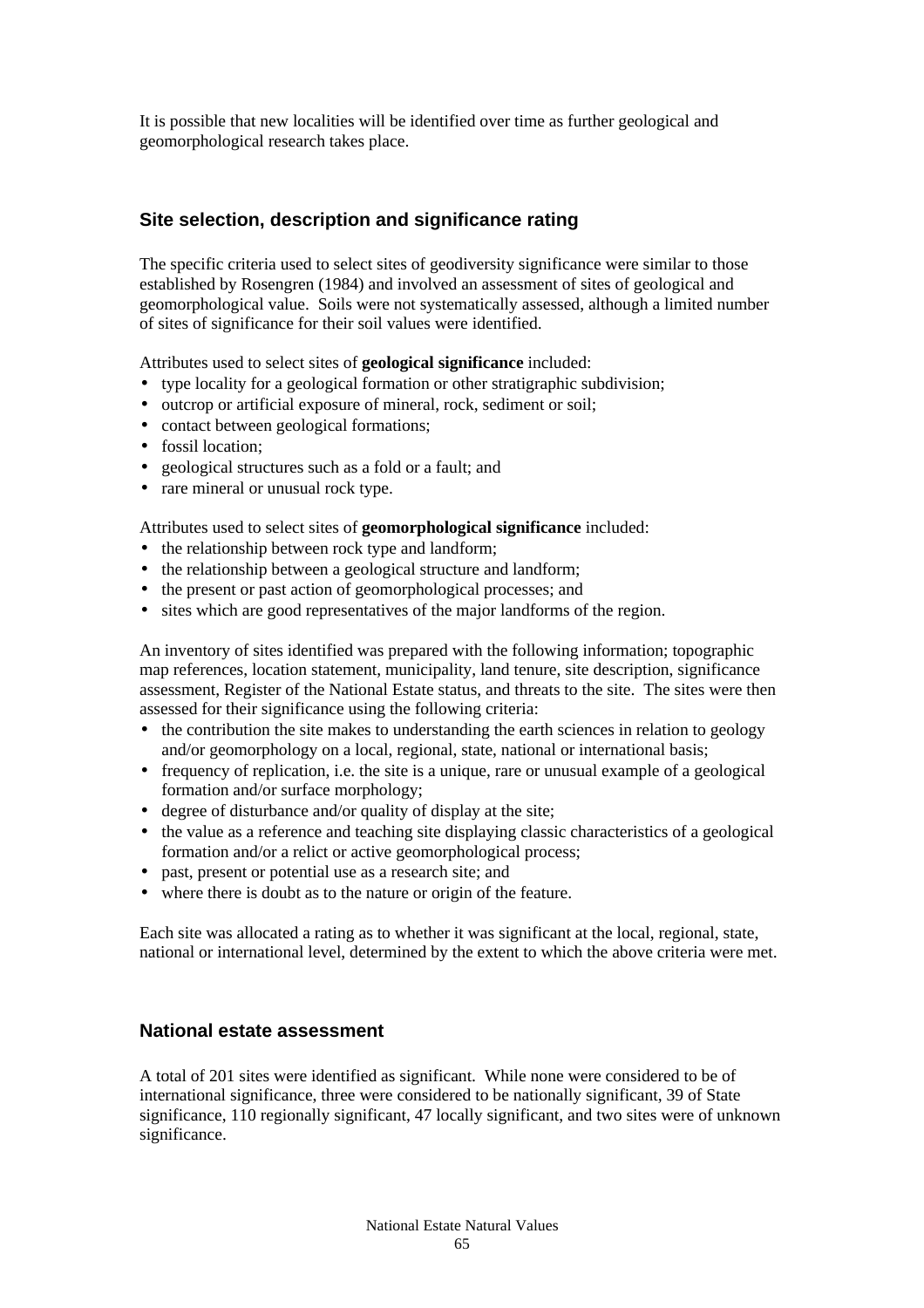It is possible that new localities will be identified over time as further geological and geomorphological research takes place.

## Site selection, description and significance rating

The specific criteria used to select sites of geodiversity significance were similar to those established by Rosengren (1984) and involved an assessment of sites of geological and geomorphological value. Soils were not systematically assessed, although a limited number of sites of significance for their soil values were identified.

Attributes used to select sites of **geological significance** included:

- type locality for a geological formation or other stratigraphic subdivision;
- outcrop or artificial exposure of mineral, rock, sediment or soil;
- contact between geological formations;
- fossil location;
- geological structures such as a fold or a fault; and
- rare mineral or unusual rock type.

Attributes used to select sites of **geomorphological significance** included:

- the relationship between rock type and landform;
- the relationship between a geological structure and landform;
- the present or past action of geomorphological processes; and
- sites which are good representatives of the major landforms of the region.

An inventory of sites identified was prepared with the following information; topographic map references, location statement, municipality, land tenure, site description, significance assessment, Register of the National Estate status, and threats to the site. The sites were then assessed for their significance using the following criteria:

- the contribution the site makes to understanding the earth sciences in relation to geology and/or geomorphology on a local, regional, state, national or international basis;
- frequency of replication, i.e. the site is a unique, rare or unusual example of a geological formation and/or surface morphology;
- degree of disturbance and/or quality of display at the site;
- the value as a reference and teaching site displaying classic characteristics of a geological formation and/or a relict or active geomorphological process;
- past, present or potential use as a research site; and
- where there is doubt as to the nature or origin of the feature.

Each site was allocated a rating as to whether it was significant at the local, regional, state, national or international level, determined by the extent to which the above criteria were met.

## National estate assessment

A total of 201 sites were identified as significant. While none were considered to be of international significance, three were considered to be nationally significant, 39 of State significance, 110 regionally significant, 47 locally significant, and two sites were of unknown significance.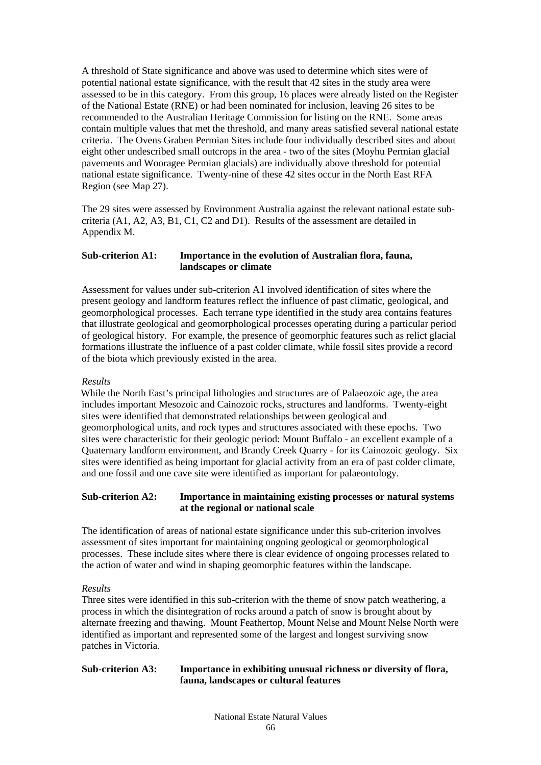A threshold of State significance and above was used to determine which sites were of potential national estate significance, with the result that 42 sites in the study area were assessed to be in this category. From this group, 16 places were already listed on the Register of the National Estate (RNE) or had been nominated for inclusion, leaving 26 sites to be recommended to the Australian Heritage Commission for listing on the RNE. Some areas contain multiple values that met the threshold, and many areas satisfied several national estate criteria. The Ovens Graben Permian Sites include four individually described sites and about eight other undescribed small outcrops in the area - two of the sites (Moyhu Permian glacial pavements and Wooragee Permian glacials) are individually above threshold for potential national estate significance. Twenty-nine of these 42 sites occur in the North East RFA Region (see Map 27).

The 29 sites were assessed by Environment Australia against the relevant national estate sub-criteria (A1, A2, A3, B1, C1, C2 and D1). Results of the assessment are detailed in Appendix M.

**Sub-criterion A1: Importance in the evolution of Australian flora, fauna, landscapes or climate**

Assessment for values under sub-criterion A1 involved identification of sites where the present geology and landform features reflect the influence of past climatic, geological, and geomorphological processes. Each terrane type identified in the study area contains features that illustrate geological and geomorphological processes operating during a particular period of geological history. For example, the presence of geomorphic features such as relict glacial formations illustrate the influence of a past colder climate, while fossil sites provide a record of the biota which previously existed in the area.

*Results*

While the North East's principal lithologies and structures are of Palaeozoic age, the area includes important Mesozoic and Cainozoic rocks, structures and landforms. Twenty-eight sites were identified that demonstrated relationships between geological and geomorphological units, and rock types and structures associated with these epochs. Two sites were characteristic for their geologic period: Mount Buffalo - an excellent example of a Quaternary landform environment, and Brandy Creek Quarry - for its Cainozoic geology. Six sites were identified as being important for glacial activity from an era of past colder climate, and one fossil and one cave site were identified as important for palaeontology.

**Sub-criterion A2: Importance in maintaining existing processes or natural systems at the regional or national scale**

The identification of areas of national estate significance under this sub-criterion involves assessment of sites important for maintaining ongoing geological or geomorphological processes. These include sites where there is clear evidence of ongoing processes related to the action of water and wind in shaping geomorphic features within the landscape.

*Results*

Three sites were identified in this sub-criterion with the theme of snow patch weathering, a process in which the disintegration of rocks around a patch of snow is brought about by alternate freezing and thawing. Mount Feathertop, Mount Nelse and Mount Nelse North were identified as important and represented some of the largest and longest surviving snow patches in Victoria.

**Sub-criterion A3: Importance in exhibiting unusual richness or diversity of flora, fauna, landscapes or cultural features**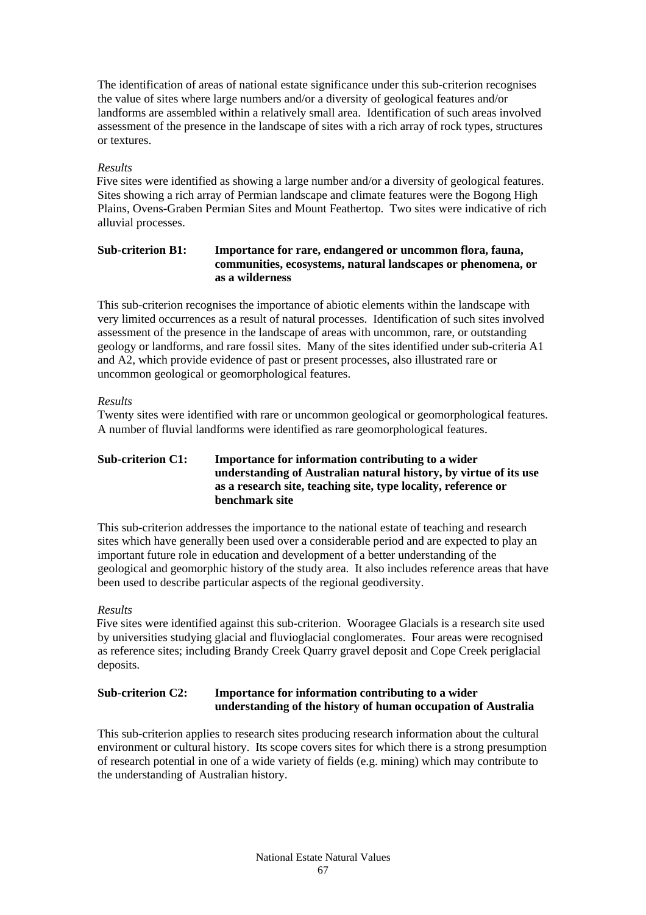The identification of areas of national estate significance under this sub-criterion recognises the value of sites where large numbers and/or a diversity of geological features and/or landforms are assembled within a relatively small area. Identification of such areas involved assessment of the presence in the landscape of sites with a rich array of rock types, structures or textures.

*Results*

Five sites were identified as showing a large number and/or a diversity of geological features. Sites showing a rich array of Permian landscape and climate features were the Bogong High Plains, Ovens-Graben Permian Sites and Mount Feathertop. Two sites were indicative of rich alluvial processes.

**Sub-criterion B1: Importance for rare, endangered or uncommon flora, fauna, communities, ecosystems, natural landscapes or phenomena, or as a wilderness**

This sub-criterion recognises the importance of abiotic elements within the landscape with very limited occurrences as a result of natural processes. Identification of such sites involved assessment of the presence in the landscape of areas with uncommon, rare, or outstanding geology or landforms, and rare fossil sites. Many of the sites identified under sub-criteria A1 and A2, which provide evidence of past or present processes, also illustrated rare or uncommon geological or geomorphological features.

*Results*

Twenty sites were identified with rare or uncommon geological or geomorphological features. A number of fluvial landforms were identified as rare geomorphological features.

**Sub-criterion C1: Importance for information contributing to a wider understanding of Australian natural history, by virtue of its use as a research site, teaching site, type locality, reference or benchmark site**

This sub-criterion addresses the importance to the national estate of teaching and research sites which have generally been used over a considerable period and are expected to play an important future role in education and development of a better understanding of the geological and geomorphic history of the study area. It also includes reference areas that have been used to describe particular aspects of the regional geodiversity.

*Results*

Five sites were identified against this sub-criterion. Wooragee Glacials is a research site used by universities studying glacial and fluvioglacial conglomerates. Four areas were recognised as reference sites; including Brandy Creek Quarry gravel deposit and Cope Creek periglacial deposits.

**Sub-criterion C2: Importance for information contributing to a wider understanding of the history of human occupation of Australia**

This sub-criterion applies to research sites producing research information about the cultural environment or cultural history. Its scope covers sites for which there is a strong presumption of research potential in one of a wide variety of fields (e.g. mining) which may contribute to the understanding of Australian history.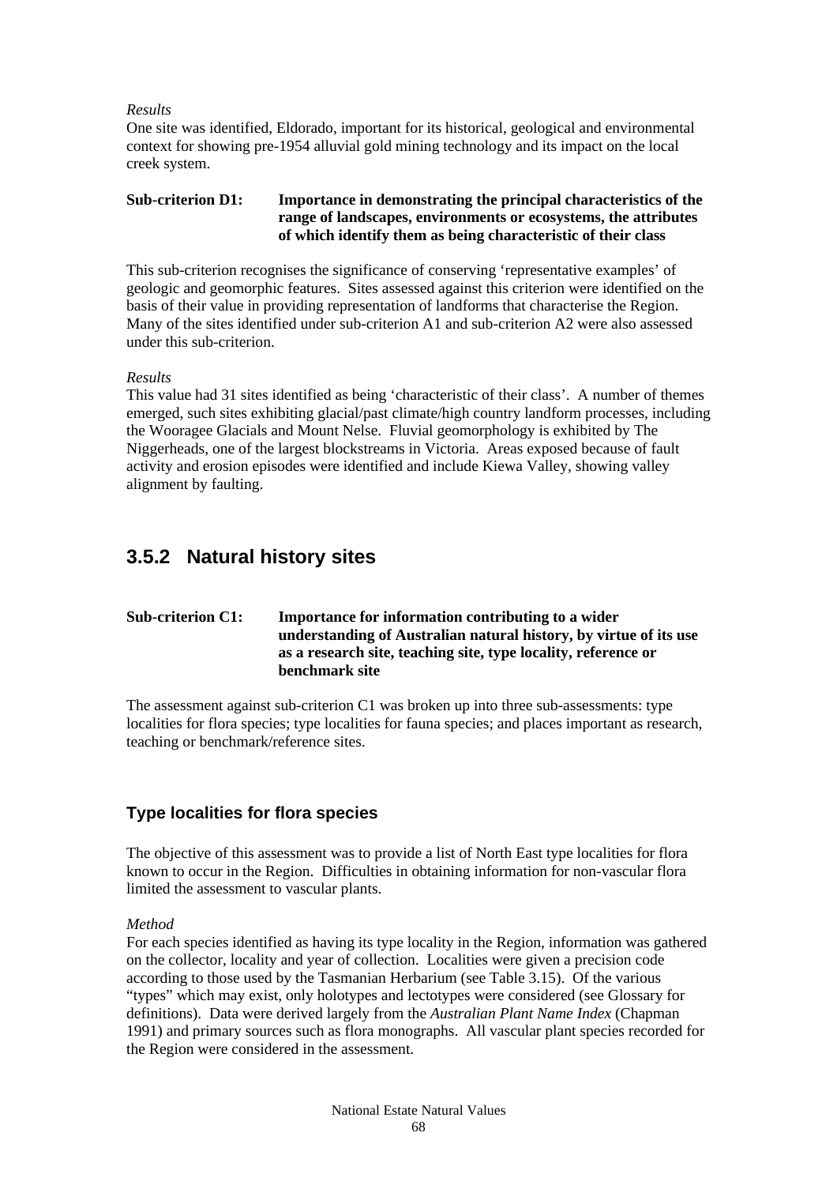*Results*

One site was identified, Eldorado, important for its historical, geological and environmental context for showing pre-1954 alluvial gold mining technology and its impact on the local creek system.

**Sub-criterion D1: Importance in demonstrating the principal characteristics of the range of landscapes, environments or ecosystems, the attributes of which identify them as being characteristic of their class**

This sub-criterion recognises the significance of conserving 'representative examples' of geologic and geomorphic features. Sites assessed against this criterion were identified on the basis of their value in providing representation of landforms that characterise the Region. Many of the sites identified under sub-criterion A1 and sub-criterion A2 were also assessed under this sub-criterion.

*Results*

This value had 31 sites identified as being 'characteristic of their class'. A number of themes emerged, such sites exhibiting glacial/past climate/high country landform processes, including the Wooragee Glacials and Mount Nelse. Fluvial geomorphology is exhibited by The Niggerheads, one of the largest blockstreams in Victoria. Areas exposed because of fault activity and erosion episodes were identified and include Kiewa Valley, showing valley alignment by faulting.

## 3.5.2 Natural history sites

**Sub-criterion C1: Importance for information contributing to a wider understanding of Australian natural history, by virtue of its use as a research site, teaching site, type locality, reference or benchmark site**

The assessment against sub-criterion C1 was broken up into three sub-assessments: type localities for flora species; type localities for fauna species; and places important as research, teaching or benchmark/reference sites.

### Type localities for flora species

The objective of this assessment was to provide a list of North East type localities for flora known to occur in the Region. Difficulties in obtaining information for non-vascular flora limited the assessment to vascular plants.

*Method*

For each species identified as having its type locality in the Region, information was gathered on the collector, locality and year of collection. Localities were given a precision code according to those used by the Tasmanian Herbarium (see Table 3.15). Of the various "types" which may exist, only holotypes and lectotypes were considered (see Glossary for definitions). Data were derived largely from the *Australian Plant Name Index* (Chapman 1991) and primary sources such as flora monographs. All vascular plant species recorded for the Region were considered in the assessment.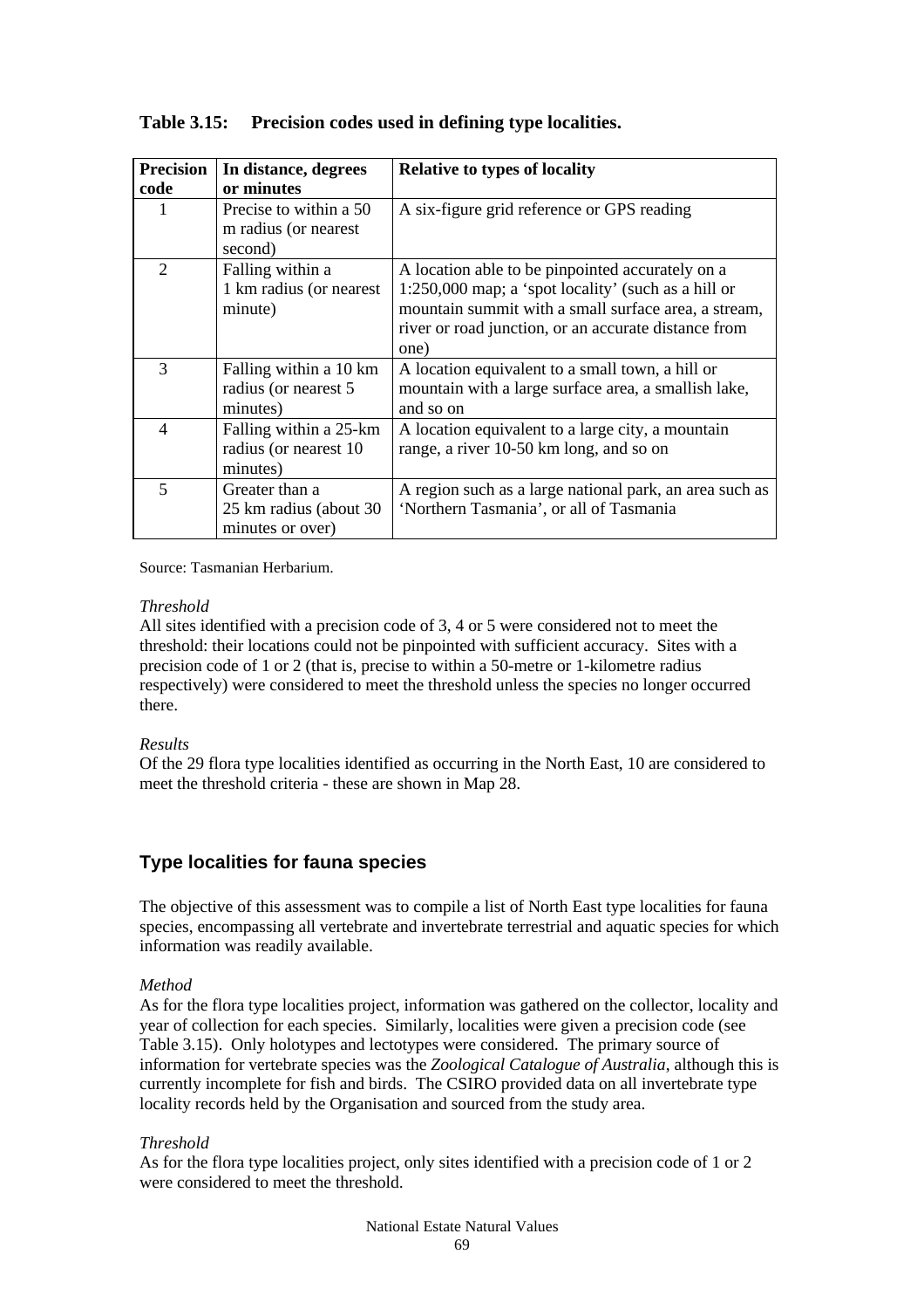**Table 3.15: Precision codes used in defining type localities.**

| Precision code | In distance, degrees or minutes | Relative to types of locality |
|---|---|---|
| 1 | Precise to within a 50 m radius (or nearest second) | A six-figure grid reference or GPS reading |
| 2 | Falling within a 1 km radius (or nearest minute) | A location able to be pinpointed accurately on a 1:250,000 map; a 'spot locality' (such as a hill or mountain summit with a small surface area, a stream, river or road junction, or an accurate distance from one) |
| 3 | Falling within a 10 km radius (or nearest 5 minutes) | A location equivalent to a small town, a hill or mountain with a large surface area, a smallish lake, and so on |
| 4 | Falling within a 25-km radius (or nearest 10 minutes) | A location equivalent to a large city, a mountain range, a river 10-50 km long, and so on |
| 5 | Greater than a 25 km radius (about 30 minutes or over) | A region such as a large national park, an area such as 'Northern Tasmania', or all of Tasmania |

Source: Tasmanian Herbarium.

*Threshold*

All sites identified with a precision code of 3, 4 or 5 were considered not to meet the threshold: their locations could not be pinpointed with sufficient accuracy. Sites with a precision code of 1 or 2 (that is, precise to within a 50-metre or 1-kilometre radius respectively) were considered to meet the threshold unless the species no longer occurred there.

*Results*

Of the 29 flora type localities identified as occurring in the North East, 10 are considered to meet the threshold criteria - these are shown in Map 28.

## Type localities for fauna species

The objective of this assessment was to compile a list of North East type localities for fauna species, encompassing all vertebrate and invertebrate terrestrial and aquatic species for which information was readily available.

*Method*

As for the flora type localities project, information was gathered on the collector, locality and year of collection for each species. Similarly, localities were given a precision code (see Table 3.15). Only holotypes and lectotypes were considered. The primary source of information for vertebrate species was the *Zoological Catalogue of Australia*, although this is currently incomplete for fish and birds. The CSIRO provided data on all invertebrate type locality records held by the Organisation and sourced from the study area.

*Threshold*

As for the flora type localities project, only sites identified with a precision code of 1 or 2 were considered to meet the threshold.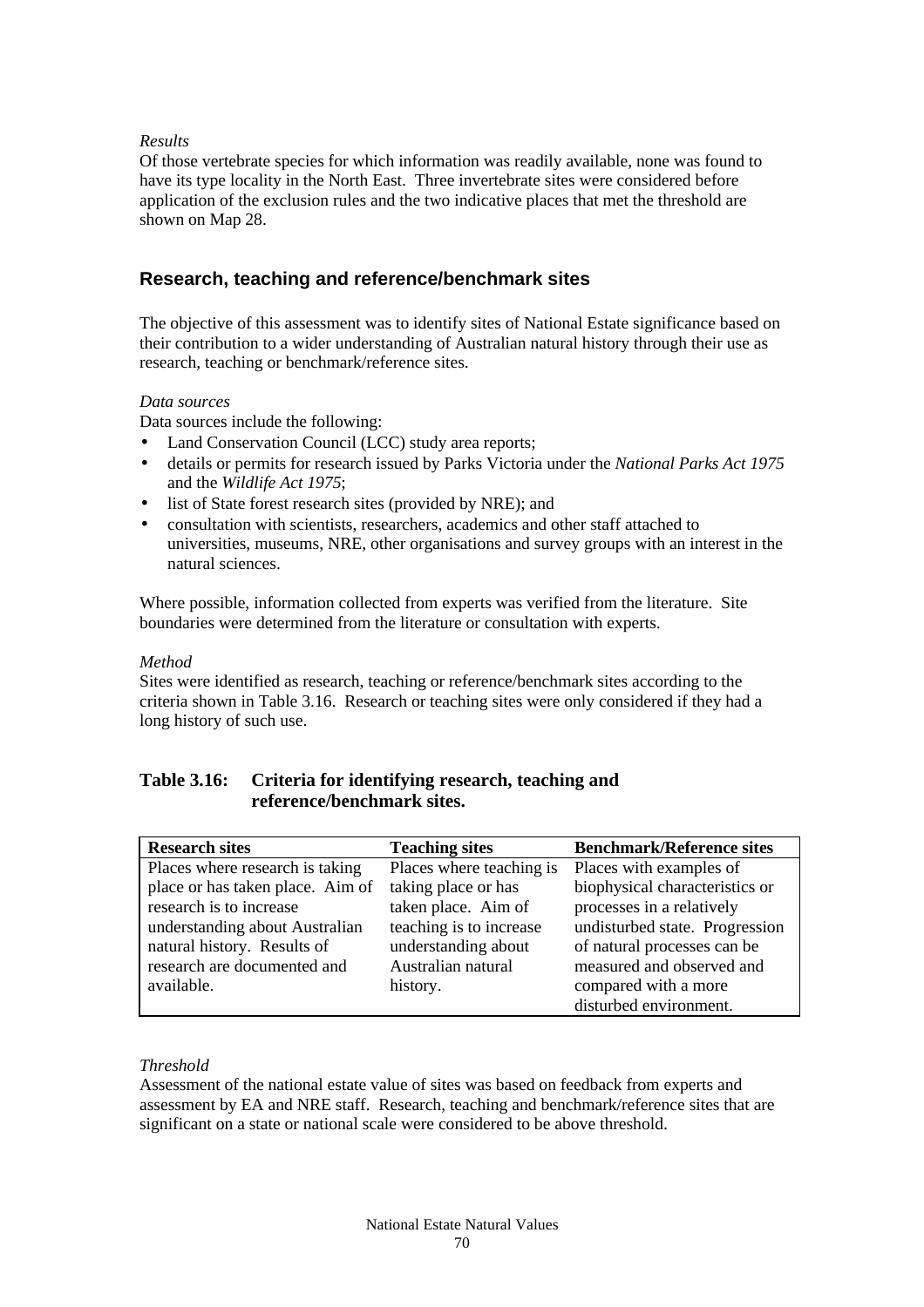*Results*

Of those vertebrate species for which information was readily available, none was found to have its type locality in the North East. Three invertebrate sites were considered before application of the exclusion rules and the two indicative places that met the threshold are shown on Map 28.

## Research, teaching and reference/benchmark sites

The objective of this assessment was to identify sites of National Estate significance based on their contribution to a wider understanding of Australian natural history through their use as research, teaching or benchmark/reference sites.

*Data sources*

Data sources include the following:

- Land Conservation Council (LCC) study area reports;
- details or permits for research issued by Parks Victoria under the *National Parks Act 1975* and the *Wildlife Act 1975*;
- list of State forest research sites (provided by NRE); and
- consultation with scientists, researchers, academics and other staff attached to universities, museums, NRE, other organisations and survey groups with an interest in the natural sciences.

Where possible, information collected from experts was verified from the literature. Site boundaries were determined from the literature or consultation with experts.

*Method*

Sites were identified as research, teaching or reference/benchmark sites according to the criteria shown in Table 3.16. Research or teaching sites were only considered if they had a long history of such use.

**Table 3.16: Criteria for identifying research, teaching and reference/benchmark sites.**

| Research sites | Teaching sites | Benchmark/Reference sites |
|---|---|---|
| Places where research is taking place or has taken place. Aim of research is to increase understanding about Australian natural history. Results of research are documented and available. | Places where teaching is taking place or has taken place. Aim of teaching is to increase understanding about Australian natural history. | Places with examples of biophysical characteristics or processes in a relatively undisturbed state. Progression of natural processes can be measured and observed and compared with a more disturbed environment. |

*Threshold*

Assessment of the national estate value of sites was based on feedback from experts and assessment by EA and NRE staff. Research, teaching and benchmark/reference sites that are significant on a state or national scale were considered to be above threshold.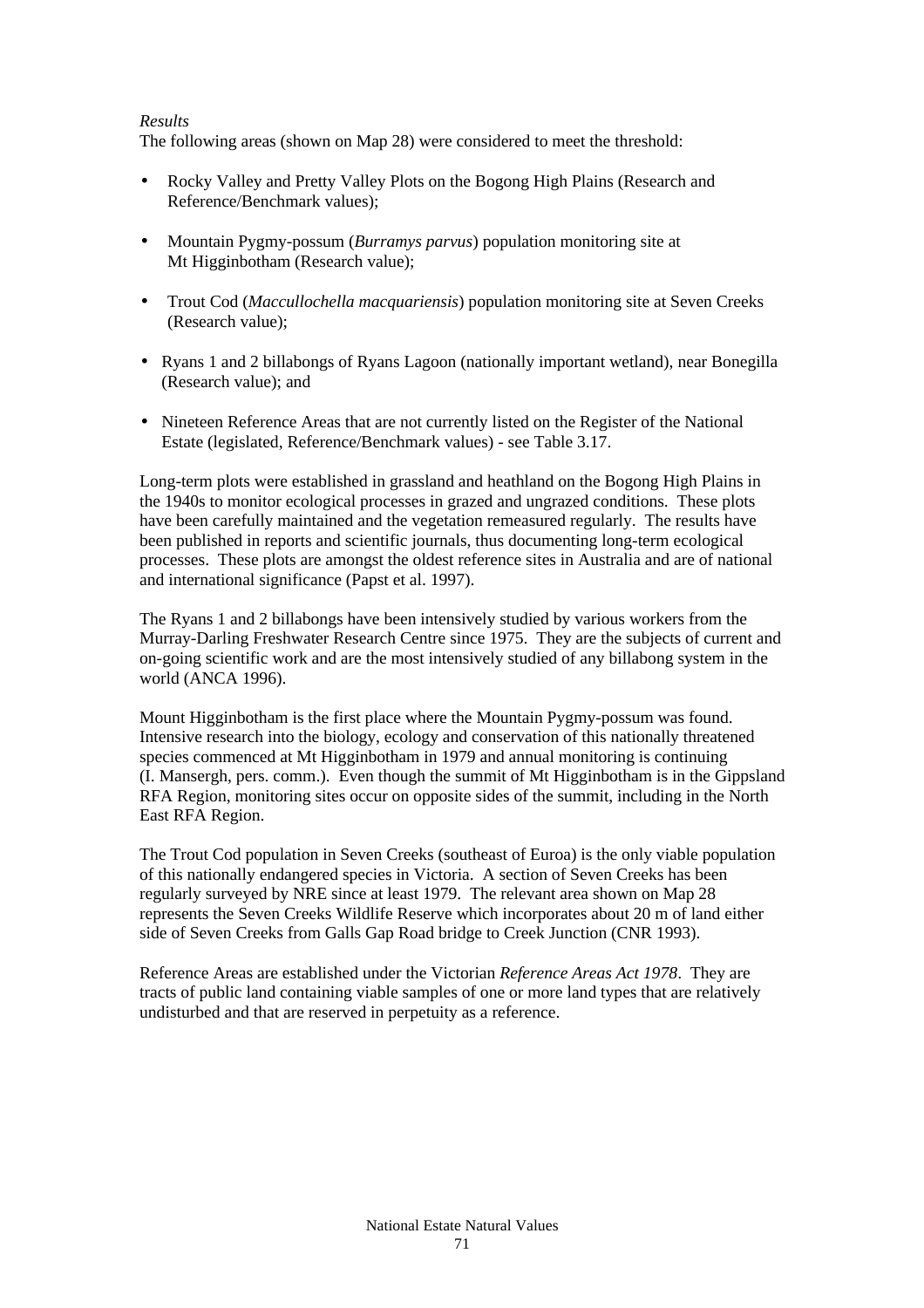*Results*

The following areas (shown on Map 28) were considered to meet the threshold:

- Rocky Valley and Pretty Valley Plots on the Bogong High Plains (Research and Reference/Benchmark values);
- Mountain Pygmy-possum (*Burramys parvus*) population monitoring site at Mt Higginbotham (Research value);
- Trout Cod (*Maccullochella macquariensis*) population monitoring site at Seven Creeks (Research value);
- Ryans 1 and 2 billabongs of Ryans Lagoon (nationally important wetland), near Bonegilla (Research value); and
- Nineteen Reference Areas that are not currently listed on the Register of the National Estate (legislated, Reference/Benchmark values) - see Table 3.17.

Long-term plots were established in grassland and heathland on the Bogong High Plains in the 1940s to monitor ecological processes in grazed and ungrazed conditions. These plots have been carefully maintained and the vegetation remeasured regularly. The results have been published in reports and scientific journals, thus documenting long-term ecological processes. These plots are amongst the oldest reference sites in Australia and are of national and international significance (Papst et al. 1997).

The Ryans 1 and 2 billabongs have been intensively studied by various workers from the Murray-Darling Freshwater Research Centre since 1975. They are the subjects of current and on-going scientific work and are the most intensively studied of any billabong system in the world (ANCA 1996).

Mount Higginbotham is the first place where the Mountain Pygmy-possum was found. Intensive research into the biology, ecology and conservation of this nationally threatened species commenced at Mt Higginbotham in 1979 and annual monitoring is continuing (I. Mansergh, pers. comm.). Even though the summit of Mt Higginbotham is in the Gippsland RFA Region, monitoring sites occur on opposite sides of the summit, including in the North East RFA Region.

The Trout Cod population in Seven Creeks (southeast of Euroa) is the only viable population of this nationally endangered species in Victoria. A section of Seven Creeks has been regularly surveyed by NRE since at least 1979. The relevant area shown on Map 28 represents the Seven Creeks Wildlife Reserve which incorporates about 20 m of land either side of Seven Creeks from Galls Gap Road bridge to Creek Junction (CNR 1993).

Reference Areas are established under the Victorian *Reference Areas Act 1978*. They are tracts of public land containing viable samples of one or more land types that are relatively undisturbed and that are reserved in perpetuity as a reference.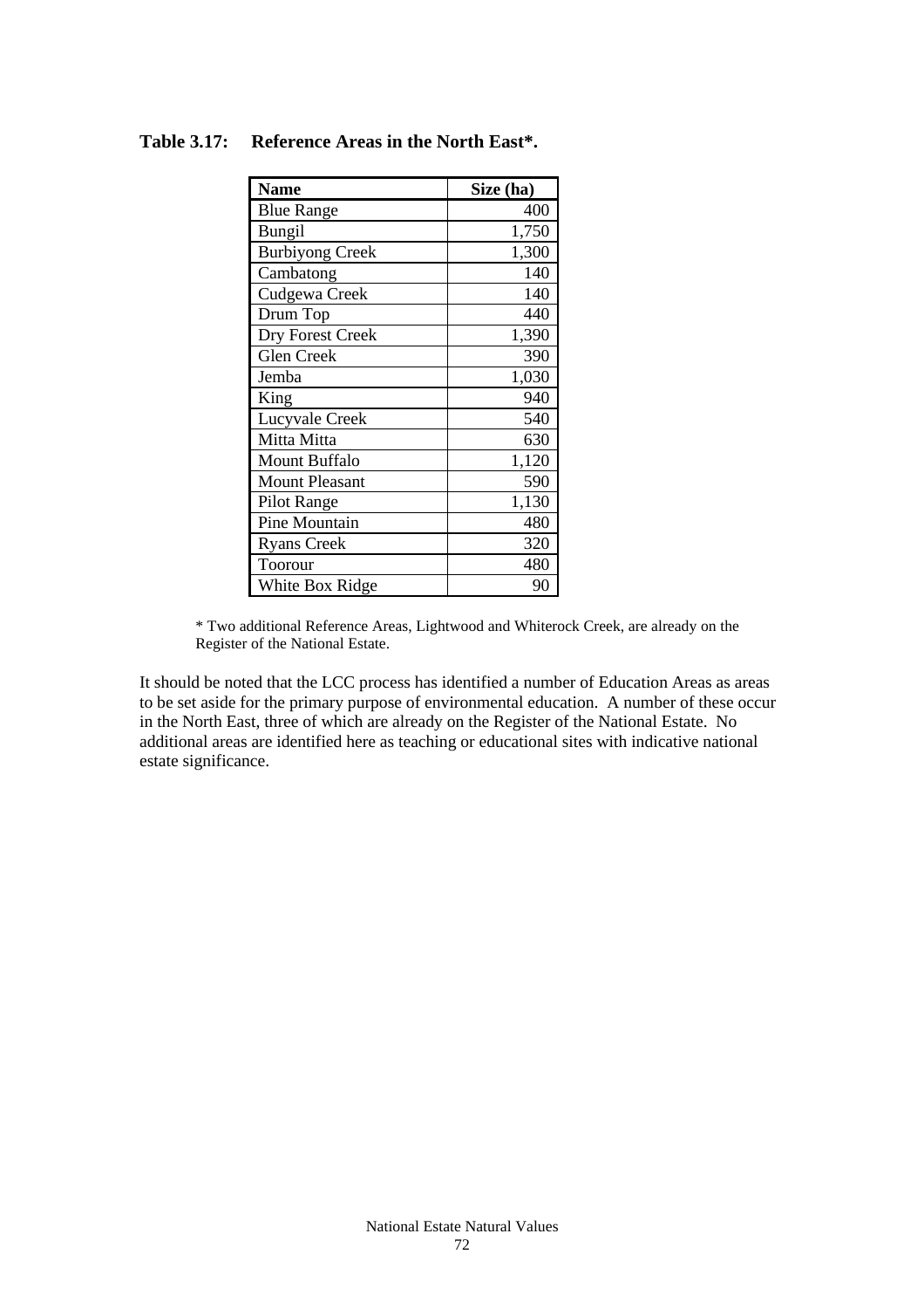**Table 3.17: Reference Areas in the North East*.**

| Name | Size (ha) |
|---|---|
| Blue Range | 400 |
| Bungil | 1,750 |
| Burbiyong Creek | 1,300 |
| Cambatong | 140 |
| Cudgewa Creek | 140 |
| Drum Top | 440 |
| Dry Forest Creek | 1,390 |
| Glen Creek | 390 |
| Jemba | 1,030 |
| King | 940 |
| Lucyvale Creek | 540 |
| Mitta Mitta | 630 |
| Mount Buffalo | 1,120 |
| Mount Pleasant | 590 |
| Pilot Range | 1,130 |
| Pine Mountain | 480 |
| Ryans Creek | 320 |
| Toorour | 480 |
| White Box Ridge | 90 |

* Two additional Reference Areas, Lightwood and Whiterock Creek, are already on the Register of the National Estate.

It should be noted that the LCC process has identified a number of Education Areas as areas to be set aside for the primary purpose of environmental education. A number of these occur in the North East, three of which are already on the Register of the National Estate. No additional areas are identified here as teaching or educational sites with indicative national estate significance.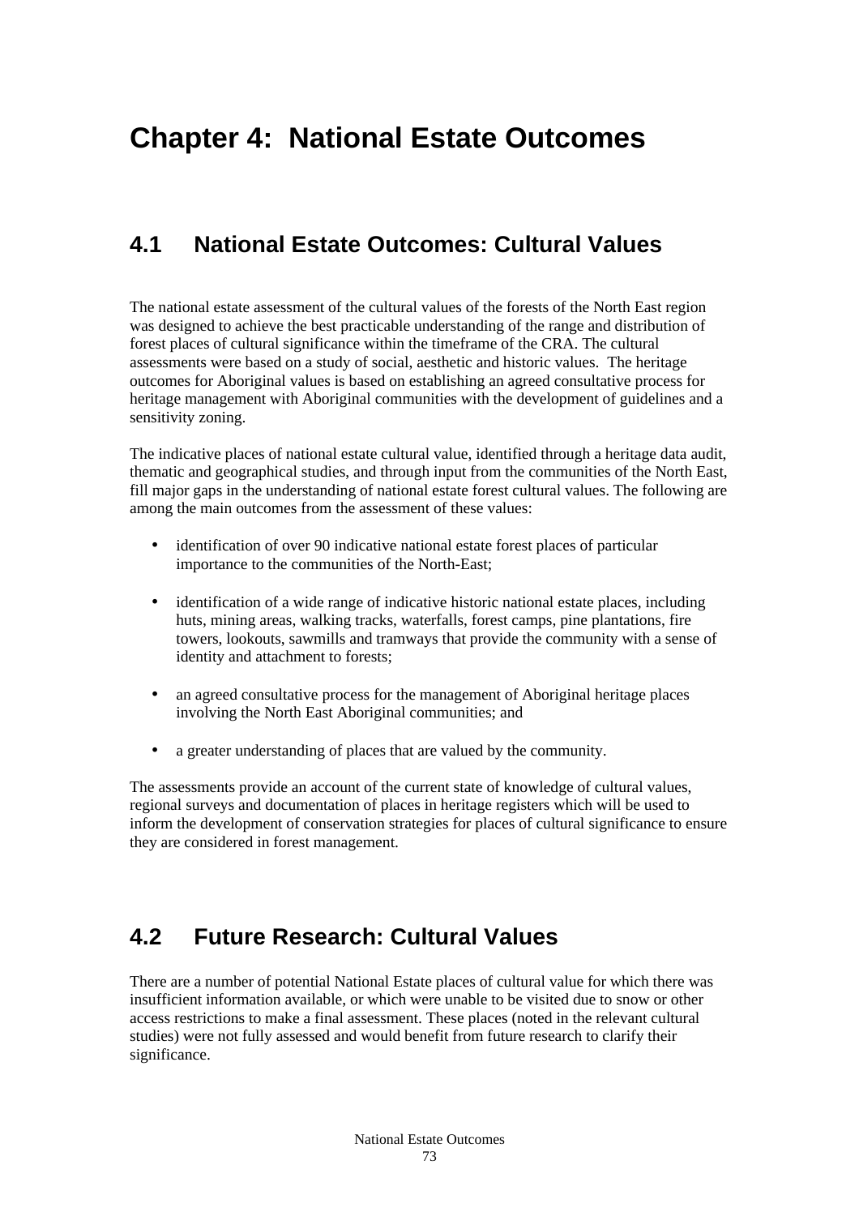# Chapter 4:  National Estate Outcomes

## 4.1 National Estate Outcomes: Cultural Values

The national estate assessment of the cultural values of the forests of the North East region was designed to achieve the best practicable understanding of the range and distribution of forest places of cultural significance within the timeframe of the CRA. The cultural assessments were based on a study of social, aesthetic and historic values. The heritage outcomes for Aboriginal values is based on establishing an agreed consultative process for heritage management with Aboriginal communities with the development of guidelines and a sensitivity zoning.

The indicative places of national estate cultural value, identified through a heritage data audit, thematic and geographical studies, and through input from the communities of the North East, fill major gaps in the understanding of national estate forest cultural values. The following are among the main outcomes from the assessment of these values:

- identification of over 90 indicative national estate forest places of particular importance to the communities of the North-East;
- identification of a wide range of indicative historic national estate places, including huts, mining areas, walking tracks, waterfalls, forest camps, pine plantations, fire towers, lookouts, sawmills and tramways that provide the community with a sense of identity and attachment to forests;
- an agreed consultative process for the management of Aboriginal heritage places involving the North East Aboriginal communities; and
- a greater understanding of places that are valued by the community.

The assessments provide an account of the current state of knowledge of cultural values, regional surveys and documentation of places in heritage registers which will be used to inform the development of conservation strategies for places of cultural significance to ensure they are considered in forest management.

## 4.2 Future Research: Cultural Values

There are a number of potential National Estate places of cultural value for which there was insufficient information available, or which were unable to be visited due to snow or other access restrictions to make a final assessment. These places (noted in the relevant cultural studies) were not fully assessed and would benefit from future research to clarify their significance.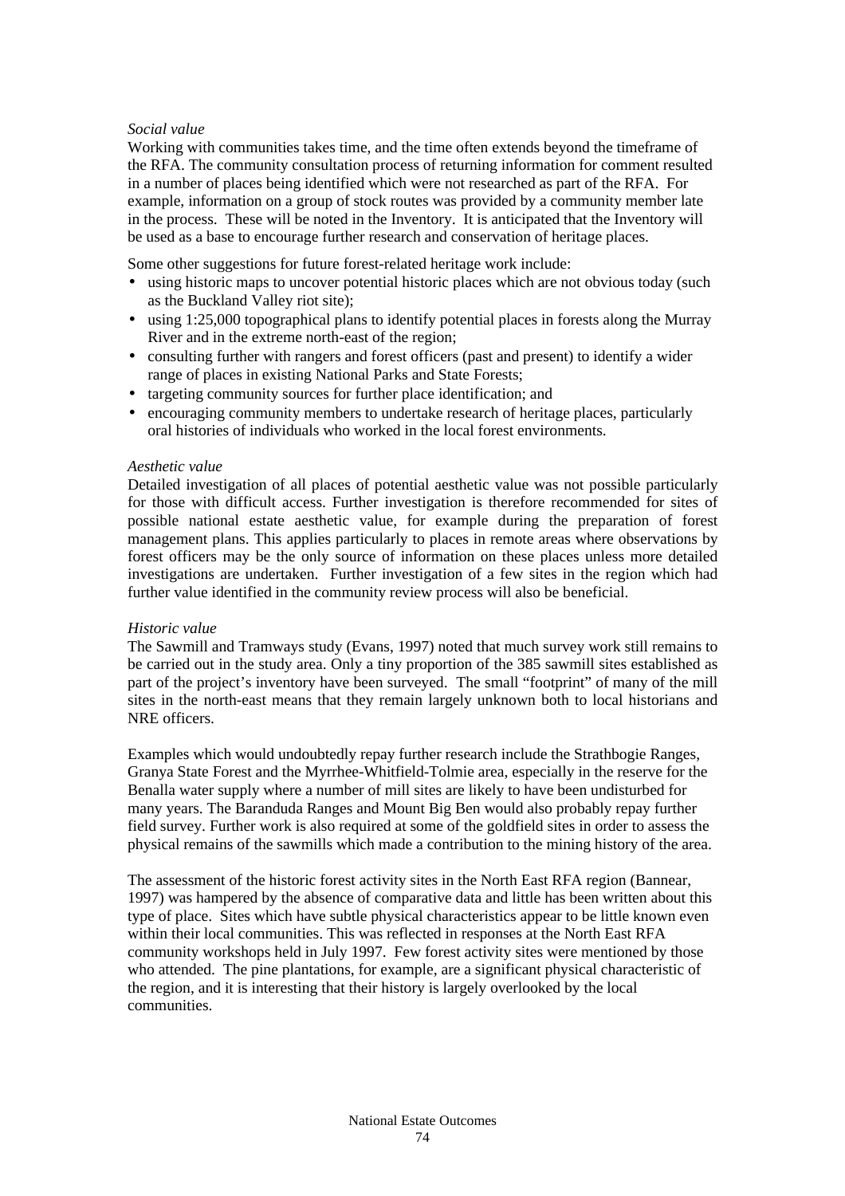*Social value*

Working with communities takes time, and the time often extends beyond the timeframe of the RFA. The community consultation process of returning information for comment resulted in a number of places being identified which were not researched as part of the RFA. For example, information on a group of stock routes was provided by a community member late in the process. These will be noted in the Inventory. It is anticipated that the Inventory will be used as a base to encourage further research and conservation of heritage places.

Some other suggestions for future forest-related heritage work include:

- using historic maps to uncover potential historic places which are not obvious today (such as the Buckland Valley riot site);
- using 1:25,000 topographical plans to identify potential places in forests along the Murray River and in the extreme north-east of the region;
- consulting further with rangers and forest officers (past and present) to identify a wider range of places in existing National Parks and State Forests;
- targeting community sources for further place identification; and
- encouraging community members to undertake research of heritage places, particularly oral histories of individuals who worked in the local forest environments.

*Aesthetic value*

Detailed investigation of all places of potential aesthetic value was not possible particularly for those with difficult access. Further investigation is therefore recommended for sites of possible national estate aesthetic value, for example during the preparation of forest management plans. This applies particularly to places in remote areas where observations by forest officers may be the only source of information on these places unless more detailed investigations are undertaken. Further investigation of a few sites in the region which had further value identified in the community review process will also be beneficial.

*Historic value*

The Sawmill and Tramways study (Evans, 1997) noted that much survey work still remains to be carried out in the study area. Only a tiny proportion of the 385 sawmill sites established as part of the project's inventory have been surveyed. The small "footprint" of many of the mill sites in the north-east means that they remain largely unknown both to local historians and NRE officers.

Examples which would undoubtedly repay further research include the Strathbogie Ranges, Granya State Forest and the Myrrhee-Whitfield-Tolmie area, especially in the reserve for the Benalla water supply where a number of mill sites are likely to have been undisturbed for many years. The Baranduda Ranges and Mount Big Ben would also probably repay further field survey. Further work is also required at some of the goldfield sites in order to assess the physical remains of the sawmills which made a contribution to the mining history of the area.

The assessment of the historic forest activity sites in the North East RFA region (Bannear, 1997) was hampered by the absence of comparative data and little has been written about this type of place. Sites which have subtle physical characteristics appear to be little known even within their local communities. This was reflected in responses at the North East RFA community workshops held in July 1997. Few forest activity sites were mentioned by those who attended. The pine plantations, for example, are a significant physical characteristic of the region, and it is interesting that their history is largely overlooked by the local communities.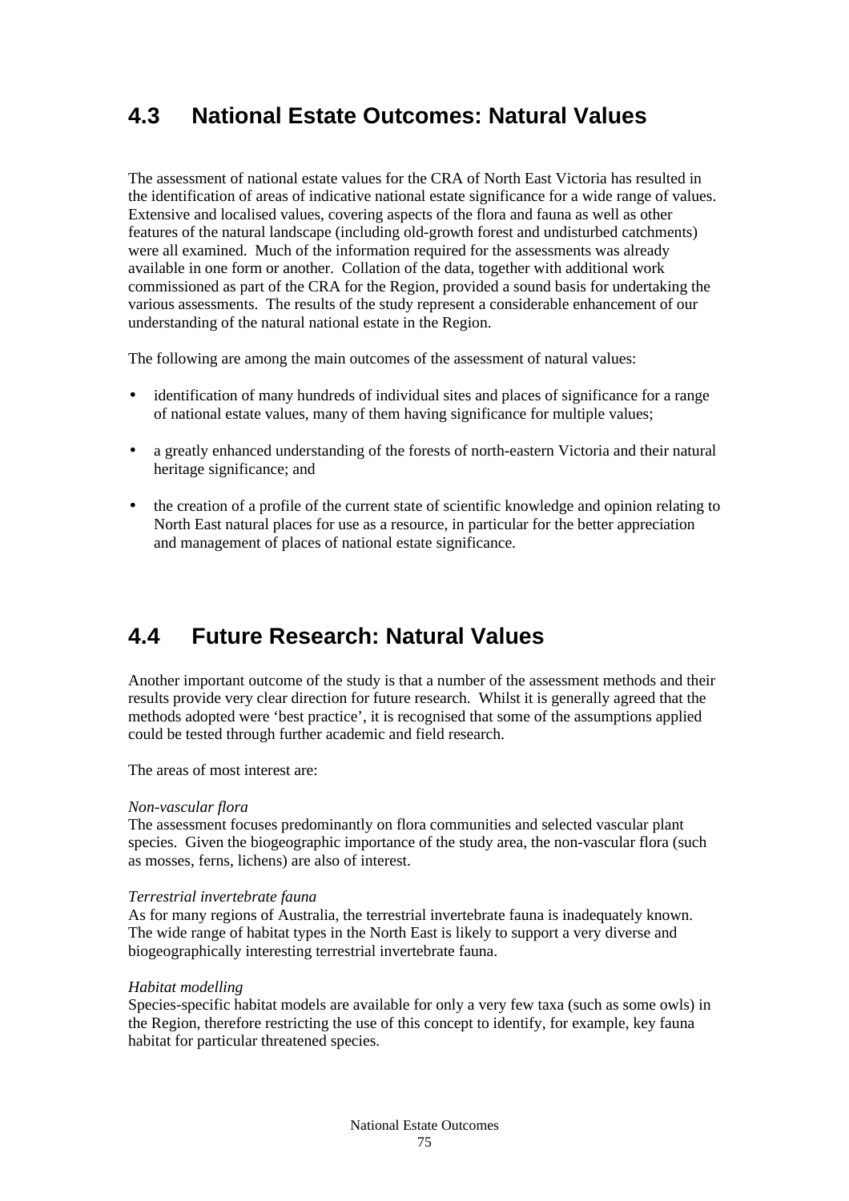## 4.3 National Estate Outcomes: Natural Values

The assessment of national estate values for the CRA of North East Victoria has resulted in the identification of areas of indicative national estate significance for a wide range of values. Extensive and localised values, covering aspects of the flora and fauna as well as other features of the natural landscape (including old-growth forest and undisturbed catchments) were all examined. Much of the information required for the assessments was already available in one form or another. Collation of the data, together with additional work commissioned as part of the CRA for the Region, provided a sound basis for undertaking the various assessments. The results of the study represent a considerable enhancement of our understanding of the natural national estate in the Region.

The following are among the main outcomes of the assessment of natural values:

- identification of many hundreds of individual sites and places of significance for a range of national estate values, many of them having significance for multiple values;
- a greatly enhanced understanding of the forests of north-eastern Victoria and their natural heritage significance; and
- the creation of a profile of the current state of scientific knowledge and opinion relating to North East natural places for use as a resource, in particular for the better appreciation and management of places of national estate significance.

## 4.4 Future Research: Natural Values

Another important outcome of the study is that a number of the assessment methods and their results provide very clear direction for future research. Whilst it is generally agreed that the methods adopted were 'best practice', it is recognised that some of the assumptions applied could be tested through further academic and field research.

The areas of most interest are:

*Non-vascular flora*
The assessment focuses predominantly on flora communities and selected vascular plant species. Given the biogeographic importance of the study area, the non-vascular flora (such as mosses, ferns, lichens) are also of interest.

*Terrestrial invertebrate fauna*
As for many regions of Australia, the terrestrial invertebrate fauna is inadequately known. The wide range of habitat types in the North East is likely to support a very diverse and biogeographically interesting terrestrial invertebrate fauna.

*Habitat modelling*
Species-specific habitat models are available for only a very few taxa (such as some owls) in the Region, therefore restricting the use of this concept to identify, for example, key fauna habitat for particular threatened species.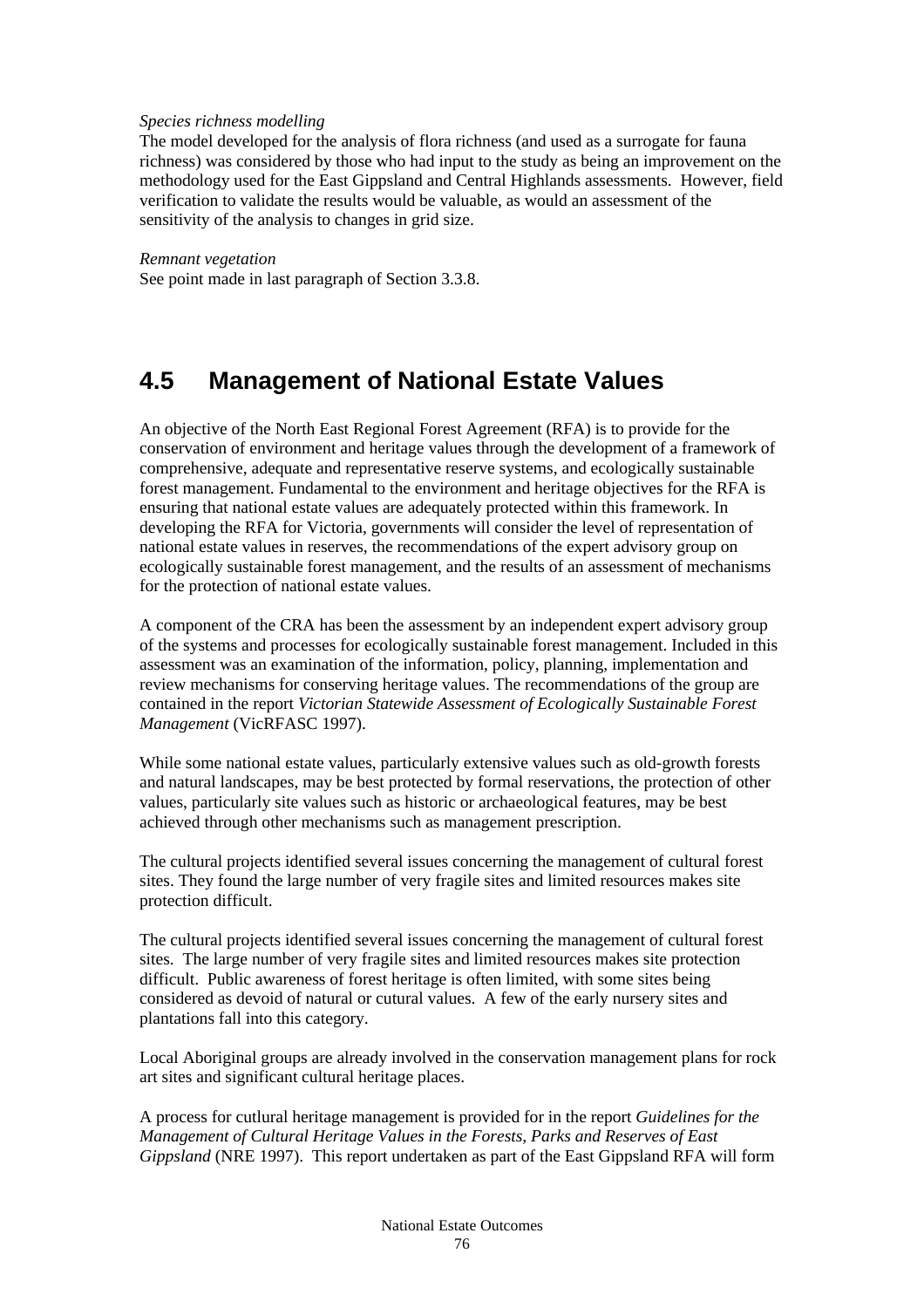*Species richness modelling*

The model developed for the analysis of flora richness (and used as a surrogate for fauna richness) was considered by those who had input to the study as being an improvement on the methodology used for the East Gippsland and Central Highlands assessments. However, field verification to validate the results would be valuable, as would an assessment of the sensitivity of the analysis to changes in grid size.

*Remnant vegetation*

See point made in last paragraph of Section 3.3.8.

## 4.5 Management of National Estate Values

An objective of the North East Regional Forest Agreement (RFA) is to provide for the conservation of environment and heritage values through the development of a framework of comprehensive, adequate and representative reserve systems, and ecologically sustainable forest management. Fundamental to the environment and heritage objectives for the RFA is ensuring that national estate values are adequately protected within this framework. In developing the RFA for Victoria, governments will consider the level of representation of national estate values in reserves, the recommendations of the expert advisory group on ecologically sustainable forest management, and the results of an assessment of mechanisms for the protection of national estate values.

A component of the CRA has been the assessment by an independent expert advisory group of the systems and processes for ecologically sustainable forest management. Included in this assessment was an examination of the information, policy, planning, implementation and review mechanisms for conserving heritage values. The recommendations of the group are contained in the report *Victorian Statewide Assessment of Ecologically Sustainable Forest Management* (VicRFASC 1997).

While some national estate values, particularly extensive values such as old-growth forests and natural landscapes, may be best protected by formal reservations, the protection of other values, particularly site values such as historic or archaeological features, may be best achieved through other mechanisms such as management prescription.

The cultural projects identified several issues concerning the management of cultural forest sites. They found the large number of very fragile sites and limited resources makes site protection difficult.

The cultural projects identified several issues concerning the management of cultural forest sites. The large number of very fragile sites and limited resources makes site protection difficult. Public awareness of forest heritage is often limited, with some sites being considered as devoid of natural or cutural values. A few of the early nursery sites and plantations fall into this category.

Local Aboriginal groups are already involved in the conservation management plans for rock art sites and significant cultural heritage places.

A process for cutlural heritage management is provided for in the report *Guidelines for the Management of Cultural Heritage Values in the Forests, Parks and Reserves of East Gippsland* (NRE 1997). This report undertaken as part of the East Gippsland RFA will form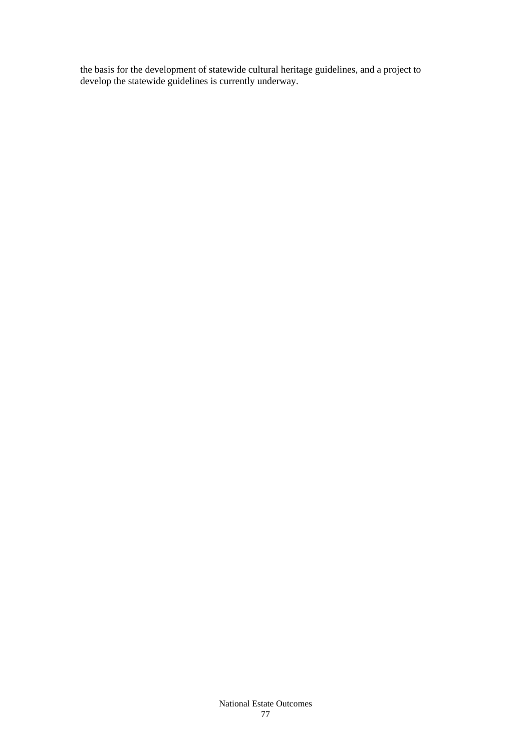the basis for the development of statewide cultural heritage guidelines, and a project to develop the statewide guidelines is currently underway.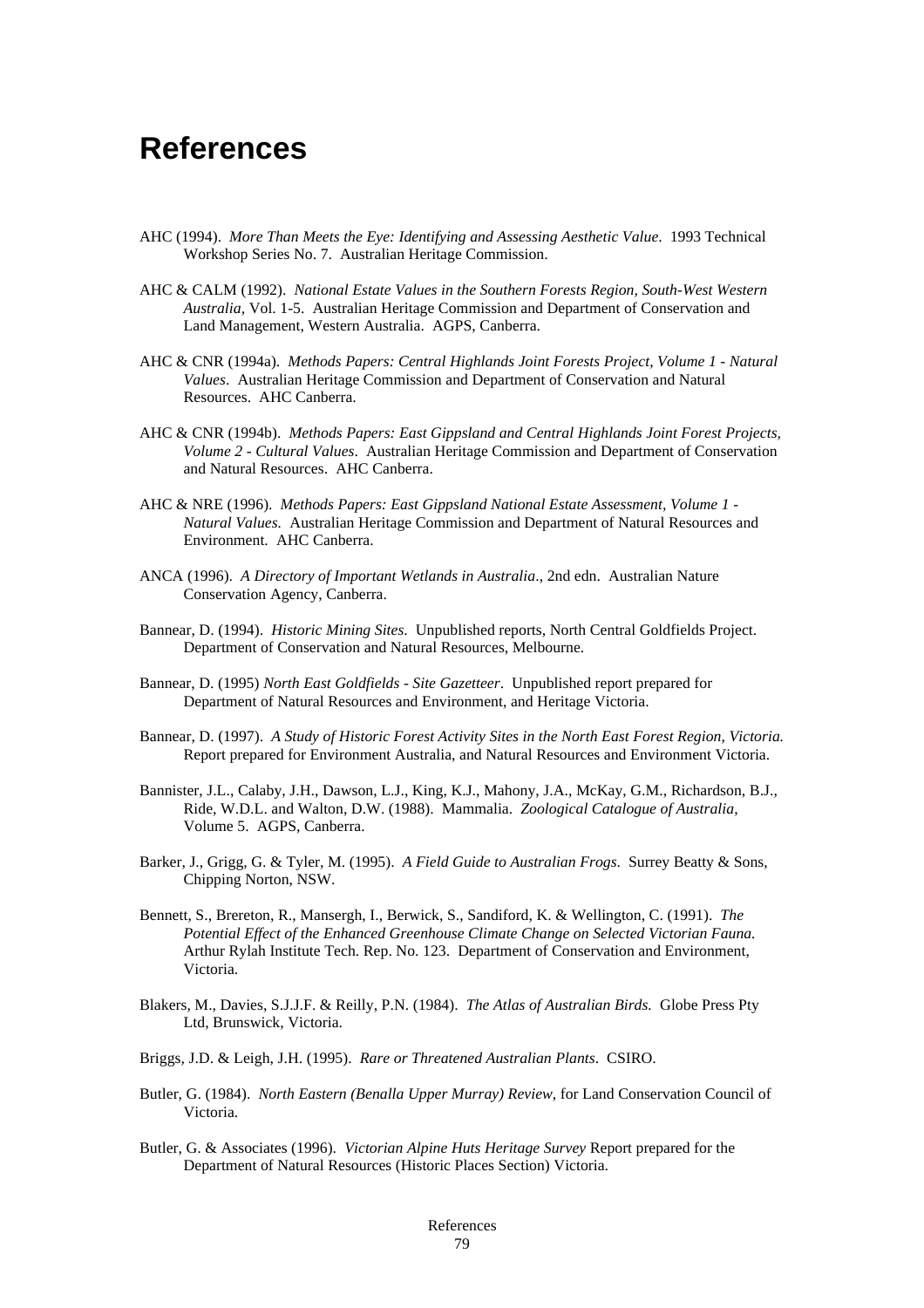# References

AHC (1994). *More Than Meets the Eye: Identifying and Assessing Aesthetic Value*. 1993 Technical Workshop Series No. 7. Australian Heritage Commission.

AHC & CALM (1992). *National Estate Values in the Southern Forests Region, South-West Western Australia*, Vol. 1-5. Australian Heritage Commission and Department of Conservation and Land Management, Western Australia. AGPS, Canberra.

AHC & CNR (1994a). *Methods Papers: Central Highlands Joint Forests Project, Volume 1 - Natural Values*. Australian Heritage Commission and Department of Conservation and Natural Resources. AHC Canberra.

AHC & CNR (1994b). *Methods Papers: East Gippsland and Central Highlands Joint Forest Projects, Volume 2 - Cultural Values*. Australian Heritage Commission and Department of Conservation and Natural Resources. AHC Canberra.

AHC & NRE (1996). *Methods Papers: East Gippsland National Estate Assessment, Volume 1 - Natural Values.* Australian Heritage Commission and Department of Natural Resources and Environment. AHC Canberra.

ANCA (1996). *A Directory of Important Wetlands in Australia*., 2nd edn. Australian Nature Conservation Agency, Canberra.

Bannear, D. (1994). *Historic Mining Sites*. Unpublished reports, North Central Goldfields Project. Department of Conservation and Natural Resources, Melbourne.

Bannear, D. (1995) *North East Goldfields - Site Gazetteer*. Unpublished report prepared for Department of Natural Resources and Environment, and Heritage Victoria.

Bannear, D. (1997). *A Study of Historic Forest Activity Sites in the North East Forest Region, Victoria.* Report prepared for Environment Australia, and Natural Resources and Environment Victoria.

Bannister, J.L., Calaby, J.H., Dawson, L.J., King, K.J., Mahony, J.A., McKay, G.M., Richardson, B.J., Ride, W.D.L. and Walton, D.W. (1988). Mammalia. *Zoological Catalogue of Australia*, Volume 5. AGPS, Canberra.

Barker, J., Grigg, G. & Tyler, M. (1995). *A Field Guide to Australian Frogs*. Surrey Beatty & Sons, Chipping Norton, NSW.

Bennett, S., Brereton, R., Mansergh, I., Berwick, S., Sandiford, K. & Wellington, C. (1991). *The Potential Effect of the Enhanced Greenhouse Climate Change on Selected Victorian Fauna.* Arthur Rylah Institute Tech. Rep. No. 123. Department of Conservation and Environment, Victoria.

Blakers, M., Davies, S.J.J.F. & Reilly, P.N. (1984). *The Atlas of Australian Birds.* Globe Press Pty Ltd, Brunswick, Victoria.

Briggs, J.D. & Leigh, J.H. (1995). *Rare or Threatened Australian Plants*. CSIRO.

Butler, G. (1984). *North Eastern (Benalla Upper Murray) Review*, for Land Conservation Council of Victoria.

Butler, G. & Associates (1996). *Victorian Alpine Huts Heritage Survey* Report prepared for the Department of Natural Resources (Historic Places Section) Victoria.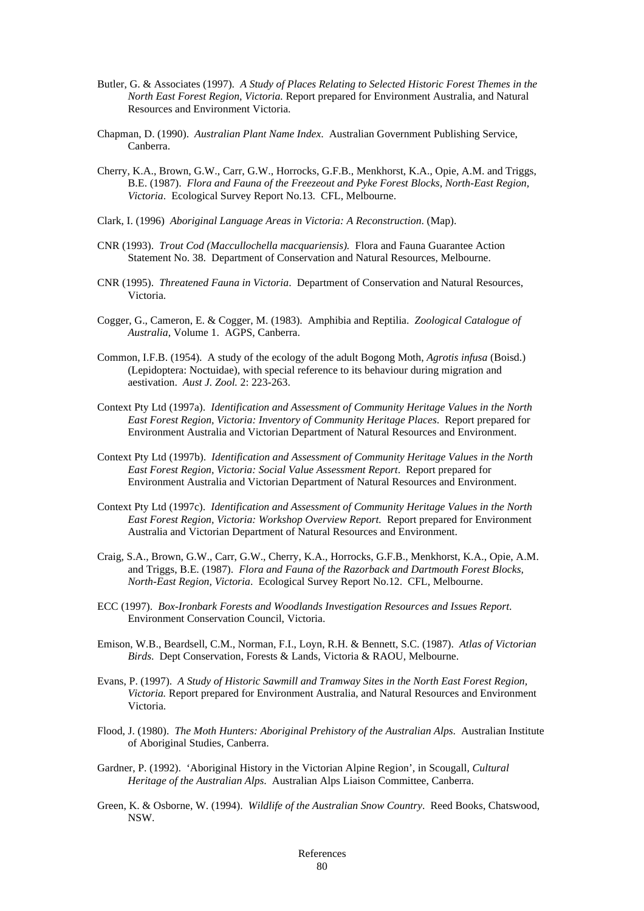Butler, G. & Associates (1997). *A Study of Places Relating to Selected Historic Forest Themes in the North East Forest Region, Victoria.* Report prepared for Environment Australia, and Natural Resources and Environment Victoria.

Chapman, D. (1990). *Australian Plant Name Index*. Australian Government Publishing Service, Canberra.

Cherry, K.A., Brown, G.W., Carr, G.W., Horrocks, G.F.B., Menkhorst, K.A., Opie, A.M. and Triggs, B.E. (1987). *Flora and Fauna of the Freezeout and Pyke Forest Blocks, North-East Region, Victoria*. Ecological Survey Report No.13. CFL, Melbourne.

Clark, I. (1996) *Aboriginal Language Areas in Victoria: A Reconstruction*. (Map).

CNR (1993). *Trout Cod (Maccullochella macquariensis).* Flora and Fauna Guarantee Action Statement No. 38. Department of Conservation and Natural Resources, Melbourne.

CNR (1995). *Threatened Fauna in Victoria*. Department of Conservation and Natural Resources, Victoria.

Cogger, G., Cameron, E. & Cogger, M. (1983). Amphibia and Reptilia. *Zoological Catalogue of Australia*, Volume 1. AGPS, Canberra.

Common, I.F.B. (1954). A study of the ecology of the adult Bogong Moth, *Agrotis infusa* (Boisd.) (Lepidoptera: Noctuidae), with special reference to its behaviour during migration and aestivation. *Aust J. Zool.* 2: 223-263.

Context Pty Ltd (1997a). *Identification and Assessment of Community Heritage Values in the North East Forest Region, Victoria: Inventory of Community Heritage Places*. Report prepared for Environment Australia and Victorian Department of Natural Resources and Environment.

Context Pty Ltd (1997b). *Identification and Assessment of Community Heritage Values in the North East Forest Region, Victoria: Social Value Assessment Report*. Report prepared for Environment Australia and Victorian Department of Natural Resources and Environment.

Context Pty Ltd (1997c). *Identification and Assessment of Community Heritage Values in the North East Forest Region, Victoria: Workshop Overview Report.* Report prepared for Environment Australia and Victorian Department of Natural Resources and Environment.

Craig, S.A., Brown, G.W., Carr, G.W., Cherry, K.A., Horrocks, G.F.B., Menkhorst, K.A., Opie, A.M. and Triggs, B.E. (1987). *Flora and Fauna of the Razorback and Dartmouth Forest Blocks, North-East Region, Victoria*. Ecological Survey Report No.12. CFL, Melbourne.

ECC (1997). *Box-Ironbark Forests and Woodlands Investigation Resources and Issues Report*. Environment Conservation Council, Victoria.

Emison, W.B., Beardsell, C.M., Norman, F.I., Loyn, R.H. & Bennett, S.C. (1987). *Atlas of Victorian Birds*. Dept Conservation, Forests & Lands, Victoria & RAOU, Melbourne.

Evans, P. (1997). *A Study of Historic Sawmill and Tramway Sites in the North East Forest Region, Victoria.* Report prepared for Environment Australia, and Natural Resources and Environment Victoria.

Flood, J. (1980). *The Moth Hunters: Aboriginal Prehistory of the Australian Alps*. Australian Institute of Aboriginal Studies, Canberra.

Gardner, P. (1992). 'Aboriginal History in the Victorian Alpine Region', in Scougall, *Cultural Heritage of the Australian Alps*. Australian Alps Liaison Committee, Canberra.

Green, K. & Osborne, W. (1994). *Wildlife of the Australian Snow Country*. Reed Books, Chatswood, NSW.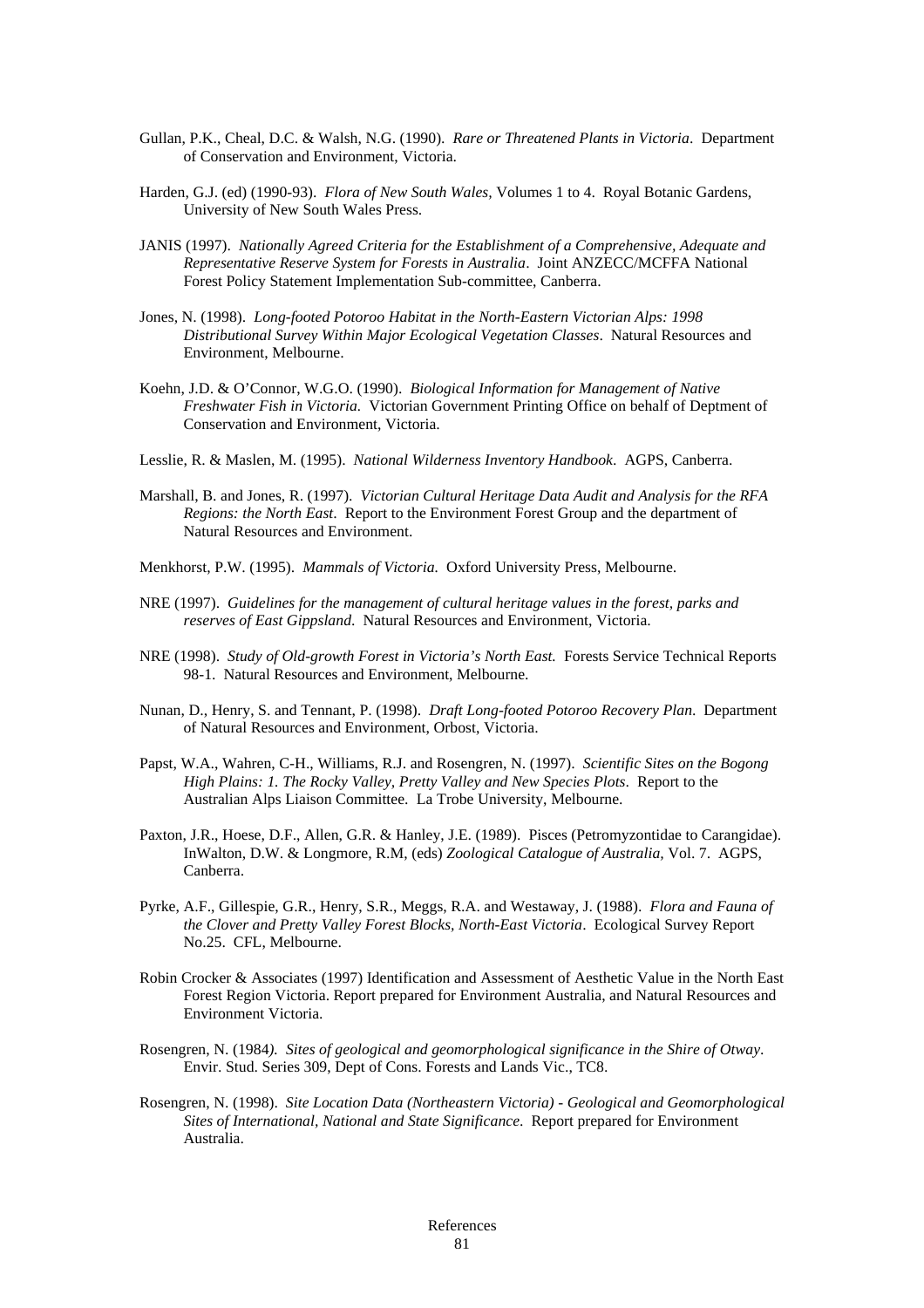Gullan, P.K., Cheal, D.C. & Walsh, N.G. (1990). *Rare or Threatened Plants in Victoria*. Department of Conservation and Environment, Victoria.

Harden, G.J. (ed) (1990-93). *Flora of New South Wales*, Volumes 1 to 4. Royal Botanic Gardens, University of New South Wales Press.

JANIS (1997). *Nationally Agreed Criteria for the Establishment of a Comprehensive, Adequate and Representative Reserve System for Forests in Australia*. Joint ANZECC/MCFFA National Forest Policy Statement Implementation Sub-committee, Canberra.

Jones, N. (1998). *Long-footed Potoroo Habitat in the North-Eastern Victorian Alps: 1998 Distributional Survey Within Major Ecological Vegetation Classes*. Natural Resources and Environment, Melbourne.

Koehn, J.D. & O'Connor, W.G.O. (1990). *Biological Information for Management of Native Freshwater Fish in Victoria.* Victorian Government Printing Office on behalf of Deptment of Conservation and Environment, Victoria.

Lesslie, R. & Maslen, M. (1995). *National Wilderness Inventory Handbook*. AGPS, Canberra.

Marshall, B. and Jones, R. (1997). *Victorian Cultural Heritage Data Audit and Analysis for the RFA Regions: the North East*. Report to the Environment Forest Group and the department of Natural Resources and Environment.

Menkhorst, P.W. (1995). *Mammals of Victoria.* Oxford University Press, Melbourne.

NRE (1997). *Guidelines for the management of cultural heritage values in the forest, parks and reserves of East Gippsland*. Natural Resources and Environment, Victoria.

NRE (1998). *Study of Old-growth Forest in Victoria's North East.* Forests Service Technical Reports 98-1. Natural Resources and Environment, Melbourne.

Nunan, D., Henry, S. and Tennant, P. (1998). *Draft Long-footed Potoroo Recovery Plan*. Department of Natural Resources and Environment, Orbost, Victoria.

Papst, W.A., Wahren, C-H., Williams, R.J. and Rosengren, N. (1997). *Scientific Sites on the Bogong High Plains: 1. The Rocky Valley, Pretty Valley and New Species Plots*. Report to the Australian Alps Liaison Committee. La Trobe University, Melbourne.

Paxton, J.R., Hoese, D.F., Allen, G.R. & Hanley, J.E. (1989). Pisces (Petromyzontidae to Carangidae). InWalton, D.W. & Longmore, R.M, (eds) *Zoological Catalogue of Australia,* Vol. 7. AGPS, Canberra.

Pyrke, A.F., Gillespie, G.R., Henry, S.R., Meggs, R.A. and Westaway, J. (1988). *Flora and Fauna of the Clover and Pretty Valley Forest Blocks, North-East Victoria*. Ecological Survey Report No.25. CFL, Melbourne.

Robin Crocker & Associates (1997) Identification and Assessment of Aesthetic Value in the North East Forest Region Victoria. Report prepared for Environment Australia, and Natural Resources and Environment Victoria.

Rosengren, N. (1984*). Sites of geological and geomorphological significance in the Shire of Otway*. Envir. Stud. Series 309, Dept of Cons. Forests and Lands Vic., TC8.

Rosengren, N. (1998). *Site Location Data (Northeastern Victoria) - Geological and Geomorphological Sites of International, National and State Significance*. Report prepared for Environment Australia.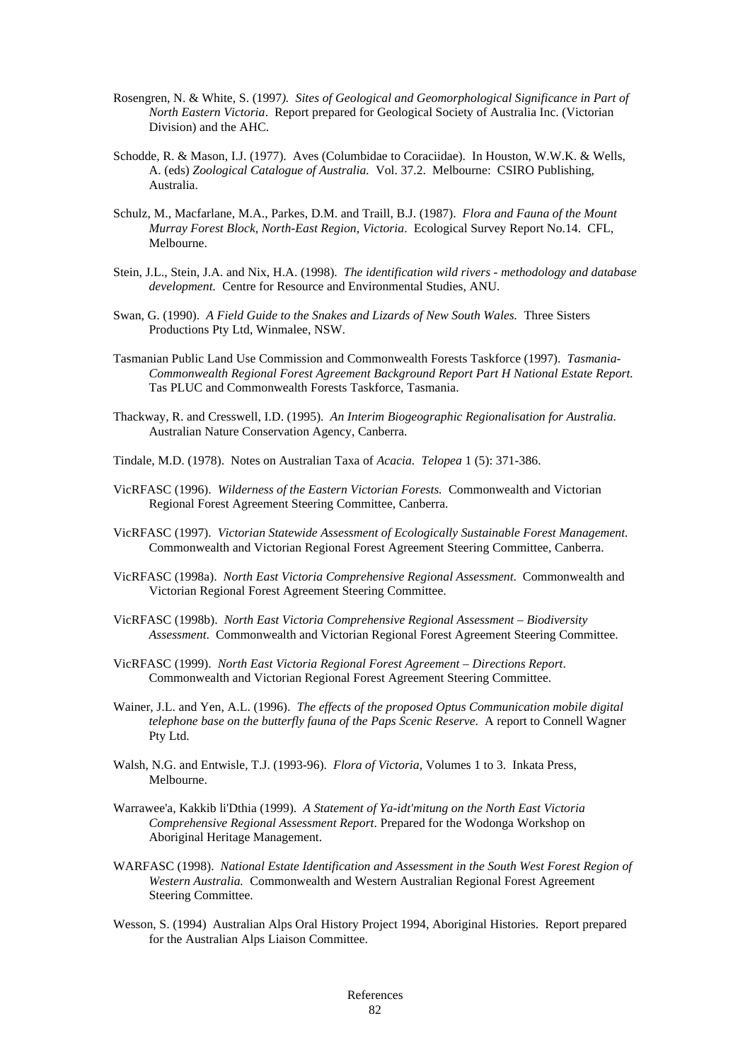Rosengren, N. & White, S. (1997*). Sites of Geological and Geomorphological Significance in Part of North Eastern Victoria*. Report prepared for Geological Society of Australia Inc. (Victorian Division) and the AHC.

Schodde, R. & Mason, I.J. (1977). Aves (Columbidae to Coraciidae). In Houston, W.W.K. & Wells, A. (eds) *Zoological Catalogue of Australia.* Vol. 37.2. Melbourne: CSIRO Publishing, Australia.

Schulz, M., Macfarlane, M.A., Parkes, D.M. and Traill, B.J. (1987). *Flora and Fauna of the Mount Murray Forest Block, North-East Region, Victoria*. Ecological Survey Report No.14. CFL, Melbourne.

Stein, J.L., Stein, J.A. and Nix, H.A. (1998). *The identification wild rivers - methodology and database development.* Centre for Resource and Environmental Studies, ANU.

Swan, G. (1990). *A Field Guide to the Snakes and Lizards of New South Wales.* Three Sisters Productions Pty Ltd, Winmalee, NSW.

Tasmanian Public Land Use Commission and Commonwealth Forests Taskforce (1997). *Tasmania-Commonwealth Regional Forest Agreement Background Report Part H National Estate Report.* Tas PLUC and Commonwealth Forests Taskforce, Tasmania.

Thackway, R. and Cresswell, I.D. (1995). *An Interim Biogeographic Regionalisation for Australia.* Australian Nature Conservation Agency, Canberra.

Tindale, M.D. (1978). Notes on Australian Taxa of *Acacia. Telopea* 1 (5): 371-386.

VicRFASC (1996). *Wilderness of the Eastern Victorian Forests.* Commonwealth and Victorian Regional Forest Agreement Steering Committee, Canberra.

VicRFASC (1997). *Victorian Statewide Assessment of Ecologically Sustainable Forest Management.* Commonwealth and Victorian Regional Forest Agreement Steering Committee, Canberra.

VicRFASC (1998a). *North East Victoria Comprehensive Regional Assessment.* Commonwealth and Victorian Regional Forest Agreement Steering Committee.

VicRFASC (1998b). *North East Victoria Comprehensive Regional Assessment – Biodiversity Assessment.* Commonwealth and Victorian Regional Forest Agreement Steering Committee.

VicRFASC (1999). *North East Victoria Regional Forest Agreement – Directions Report*. Commonwealth and Victorian Regional Forest Agreement Steering Committee.

Wainer, J.L. and Yen, A.L. (1996). *The effects of the proposed Optus Communication mobile digital telephone base on the butterfly fauna of the Paps Scenic Reserve*. A report to Connell Wagner Pty Ltd.

Walsh, N.G. and Entwisle, T.J. (1993-96). *Flora of Victoria,* Volumes 1 to 3. Inkata Press, Melbourne.

Warrawee'a, Kakkib li'Dthia (1999). *A Statement of Ya-idt'mitung on the North East Victoria Comprehensive Regional Assessment Report*. Prepared for the Wodonga Workshop on Aboriginal Heritage Management.

WARFASC (1998). *National Estate Identification and Assessment in the South West Forest Region of Western Australia.* Commonwealth and Western Australian Regional Forest Agreement Steering Committee.

Wesson, S. (1994) Australian Alps Oral History Project 1994, Aboriginal Histories. Report prepared for the Australian Alps Liaison Committee.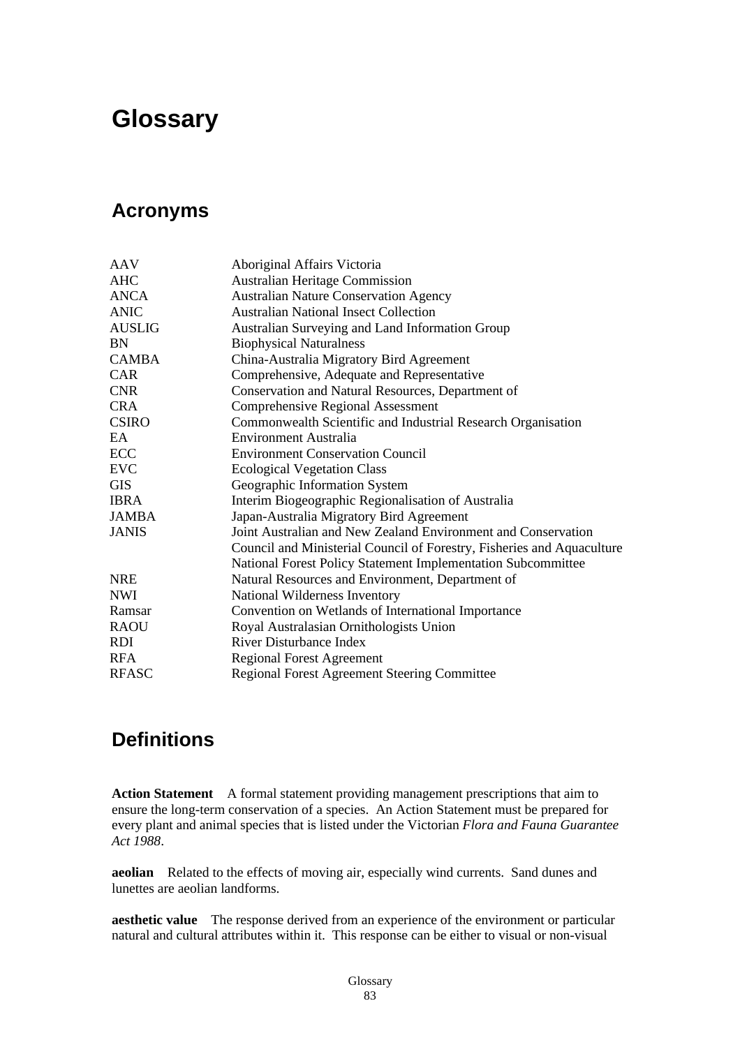# Glossary

## Acronyms

| | |
|---|---|
| AAV | Aboriginal Affairs Victoria |
| AHC | Australian Heritage Commission |
| ANCA | Australian Nature Conservation Agency |
| ANIC | Australian National Insect Collection |
| AUSLIG | Australian Surveying and Land Information Group |
| BN | Biophysical Naturalness |
| CAMBA | China-Australia Migratory Bird Agreement |
| CAR | Comprehensive, Adequate and Representative |
| CNR | Conservation and Natural Resources, Department of |
| CRA | Comprehensive Regional Assessment |
| CSIRO | Commonwealth Scientific and Industrial Research Organisation |
| EA | Environment Australia |
| ECC | Environment Conservation Council |
| EVC | Ecological Vegetation Class |
| GIS | Geographic Information System |
| IBRA | Interim Biogeographic Regionalisation of Australia |
| JAMBA | Japan-Australia Migratory Bird Agreement |
| JANIS | Joint Australian and New Zealand Environment and Conservation Council and Ministerial Council of Forestry, Fisheries and Aquaculture National Forest Policy Statement Implementation Subcommittee |
| NRE | Natural Resources and Environment, Department of |
| NWI | National Wilderness Inventory |
| Ramsar | Convention on Wetlands of International Importance |
| RAOU | Royal Australasian Ornithologists Union |
| RDI | River Disturbance Index |
| RFA | Regional Forest Agreement |
| RFASC | Regional Forest Agreement Steering Committee |

## Definitions

**Action Statement** A formal statement providing management prescriptions that aim to ensure the long-term conservation of a species. An Action Statement must be prepared for every plant and animal species that is listed under the Victorian *Flora and Fauna Guarantee Act 1988*.

**aeolian** Related to the effects of moving air, especially wind currents. Sand dunes and lunettes are aeolian landforms.

**aesthetic value** The response derived from an experience of the environment or particular natural and cultural attributes within it. This response can be either to visual or non-visual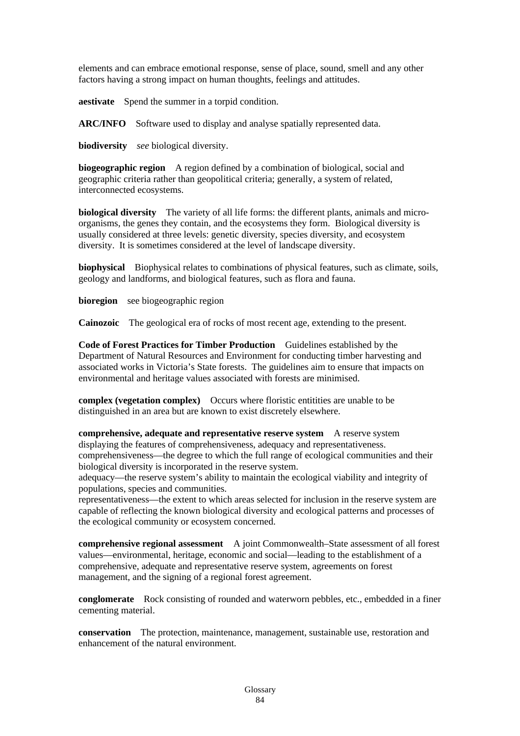elements and can embrace emotional response, sense of place, sound, smell and any other factors having a strong impact on human thoughts, feelings and attitudes.

**aestivate** Spend the summer in a torpid condition.

**ARC/INFO** Software used to display and analyse spatially represented data.

**biodiversity** *see* biological diversity.

**biogeographic region** A region defined by a combination of biological, social and geographic criteria rather than geopolitical criteria; generally, a system of related, interconnected ecosystems.

**biological diversity** The variety of all life forms: the different plants, animals and micro-organisms, the genes they contain, and the ecosystems they form. Biological diversity is usually considered at three levels: genetic diversity, species diversity, and ecosystem diversity. It is sometimes considered at the level of landscape diversity.

**biophysical** Biophysical relates to combinations of physical features, such as climate, soils, geology and landforms, and biological features, such as flora and fauna.

**bioregion** see biogeographic region

**Cainozoic** The geological era of rocks of most recent age, extending to the present.

**Code of Forest Practices for Timber Production** Guidelines established by the Department of Natural Resources and Environment for conducting timber harvesting and associated works in Victoria's State forests. The guidelines aim to ensure that impacts on environmental and heritage values associated with forests are minimised.

**complex (vegetation complex)** Occurs where floristic entitities are unable to be distinguished in an area but are known to exist discretely elsewhere.

**comprehensive, adequate and representative reserve system** A reserve system displaying the features of comprehensiveness, adequacy and representativeness.
comprehensiveness—the degree to which the full range of ecological communities and their biological diversity is incorporated in the reserve system.
adequacy—the reserve system's ability to maintain the ecological viability and integrity of populations, species and communities.
representativeness—the extent to which areas selected for inclusion in the reserve system are capable of reflecting the known biological diversity and ecological patterns and processes of the ecological community or ecosystem concerned.

**comprehensive regional assessment** A joint Commonwealth–State assessment of all forest values—environmental, heritage, economic and social—leading to the establishment of a comprehensive, adequate and representative reserve system, agreements on forest management, and the signing of a regional forest agreement.

**conglomerate** Rock consisting of rounded and waterworn pebbles, etc., embedded in a finer cementing material.

**conservation** The protection, maintenance, management, sustainable use, restoration and enhancement of the natural environment.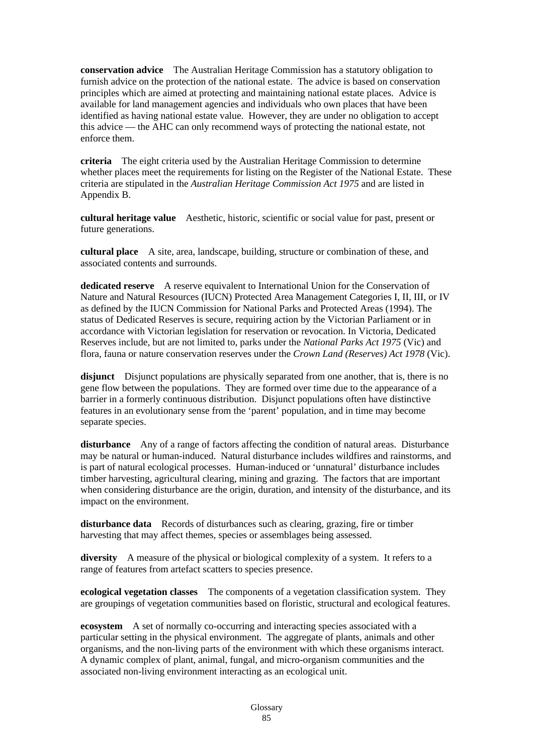**conservation advice** The Australian Heritage Commission has a statutory obligation to furnish advice on the protection of the national estate. The advice is based on conservation principles which are aimed at protecting and maintaining national estate places. Advice is available for land management agencies and individuals who own places that have been identified as having national estate value. However, they are under no obligation to accept this advice — the AHC can only recommend ways of protecting the national estate, not enforce them.

**criteria** The eight criteria used by the Australian Heritage Commission to determine whether places meet the requirements for listing on the Register of the National Estate. These criteria are stipulated in the *Australian Heritage Commission Act 1975* and are listed in Appendix B.

**cultural heritage value** Aesthetic, historic, scientific or social value for past, present or future generations.

**cultural place** A site, area, landscape, building, structure or combination of these, and associated contents and surrounds.

**dedicated reserve** A reserve equivalent to International Union for the Conservation of Nature and Natural Resources (IUCN) Protected Area Management Categories I, II, III, or IV as defined by the IUCN Commission for National Parks and Protected Areas (1994). The status of Dedicated Reserves is secure, requiring action by the Victorian Parliament or in accordance with Victorian legislation for reservation or revocation. In Victoria, Dedicated Reserves include, but are not limited to, parks under the *National Parks Act 1975* (Vic) and flora, fauna or nature conservation reserves under the *Crown Land (Reserves) Act 1978* (Vic).

**disjunct** Disjunct populations are physically separated from one another, that is, there is no gene flow between the populations. They are formed over time due to the appearance of a barrier in a formerly continuous distribution. Disjunct populations often have distinctive features in an evolutionary sense from the 'parent' population, and in time may become separate species.

**disturbance** Any of a range of factors affecting the condition of natural areas. Disturbance may be natural or human-induced. Natural disturbance includes wildfires and rainstorms, and is part of natural ecological processes. Human-induced or 'unnatural' disturbance includes timber harvesting, agricultural clearing, mining and grazing. The factors that are important when considering disturbance are the origin, duration, and intensity of the disturbance, and its impact on the environment.

**disturbance data** Records of disturbances such as clearing, grazing, fire or timber harvesting that may affect themes, species or assemblages being assessed.

**diversity** A measure of the physical or biological complexity of a system. It refers to a range of features from artefact scatters to species presence.

**ecological vegetation classes** The components of a vegetation classification system. They are groupings of vegetation communities based on floristic, structural and ecological features.

**ecosystem** A set of normally co-occurring and interacting species associated with a particular setting in the physical environment. The aggregate of plants, animals and other organisms, and the non-living parts of the environment with which these organisms interact. A dynamic complex of plant, animal, fungal, and micro-organism communities and the associated non-living environment interacting as an ecological unit.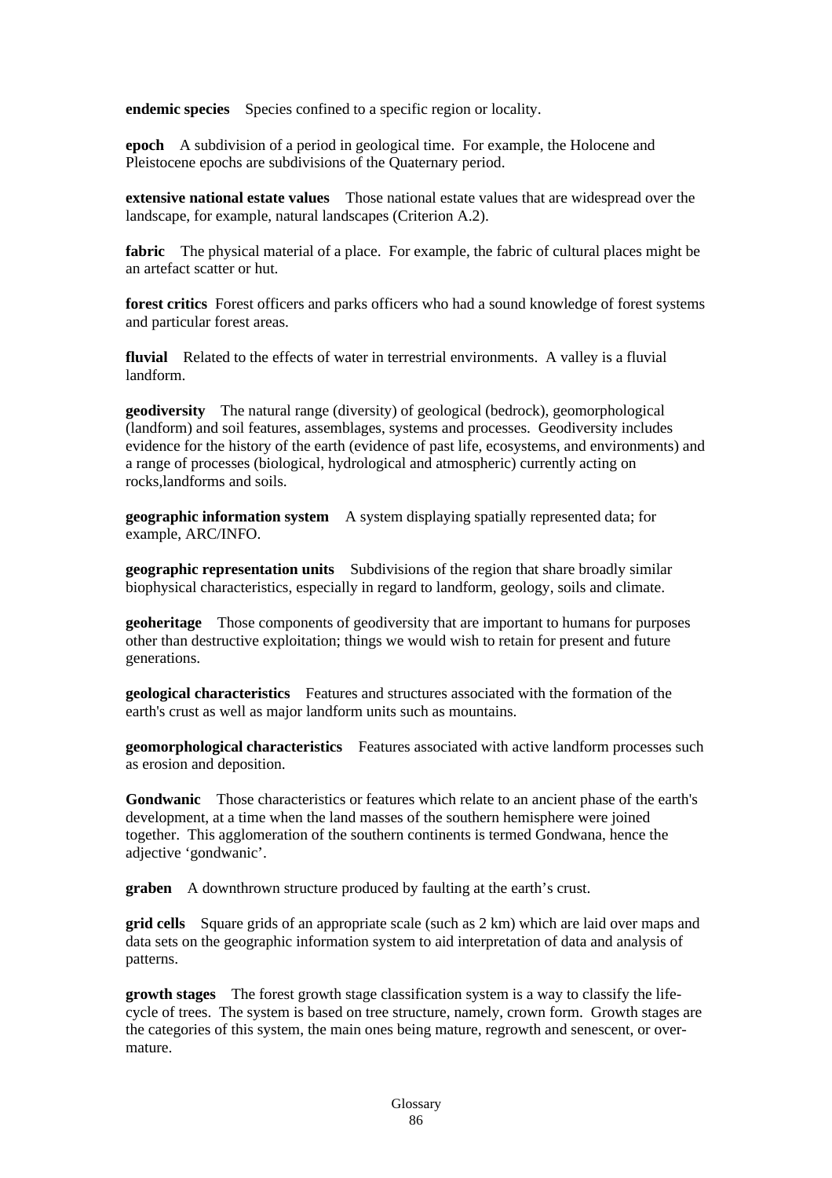**endemic species** Species confined to a specific region or locality.

**epoch** A subdivision of a period in geological time. For example, the Holocene and Pleistocene epochs are subdivisions of the Quaternary period.

**extensive national estate values** Those national estate values that are widespread over the landscape, for example, natural landscapes (Criterion A.2).

**fabric** The physical material of a place. For example, the fabric of cultural places might be an artefact scatter or hut.

**forest critics** Forest officers and parks officers who had a sound knowledge of forest systems and particular forest areas.

**fluvial** Related to the effects of water in terrestrial environments. A valley is a fluvial landform.

**geodiversity** The natural range (diversity) of geological (bedrock), geomorphological (landform) and soil features, assemblages, systems and processes. Geodiversity includes evidence for the history of the earth (evidence of past life, ecosystems, and environments) and a range of processes (biological, hydrological and atmospheric) currently acting on rocks,landforms and soils.

**geographic information system** A system displaying spatially represented data; for example, ARC/INFO.

**geographic representation units** Subdivisions of the region that share broadly similar biophysical characteristics, especially in regard to landform, geology, soils and climate.

**geoheritage** Those components of geodiversity that are important to humans for purposes other than destructive exploitation; things we would wish to retain for present and future generations.

**geological characteristics** Features and structures associated with the formation of the earth's crust as well as major landform units such as mountains.

**geomorphological characteristics** Features associated with active landform processes such as erosion and deposition.

**Gondwanic** Those characteristics or features which relate to an ancient phase of the earth's development, at a time when the land masses of the southern hemisphere were joined together. This agglomeration of the southern continents is termed Gondwana, hence the adjective 'gondwanic'.

**graben** A downthrown structure produced by faulting at the earth's crust.

**grid cells** Square grids of an appropriate scale (such as 2 km) which are laid over maps and data sets on the geographic information system to aid interpretation of data and analysis of patterns.

**growth stages** The forest growth stage classification system is a way to classify the life-cycle of trees. The system is based on tree structure, namely, crown form. Growth stages are the categories of this system, the main ones being mature, regrowth and senescent, or over-mature.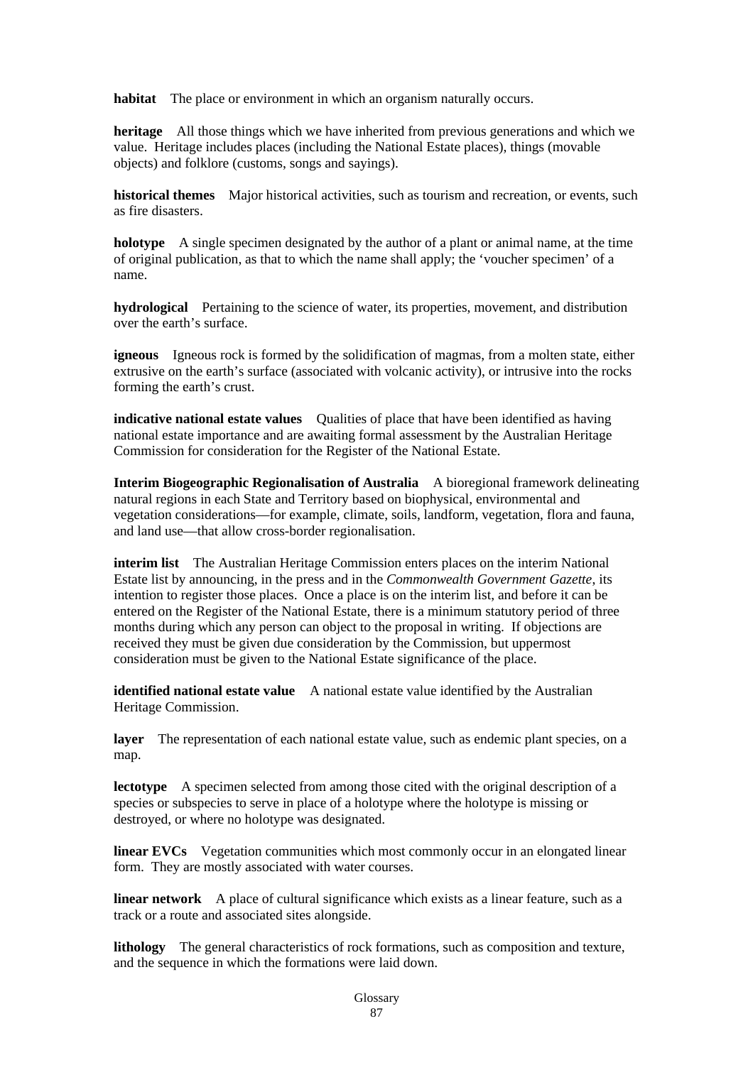**habitat** The place or environment in which an organism naturally occurs.

**heritage** All those things which we have inherited from previous generations and which we value. Heritage includes places (including the National Estate places), things (movable objects) and folklore (customs, songs and sayings).

**historical themes** Major historical activities, such as tourism and recreation, or events, such as fire disasters.

**holotype** A single specimen designated by the author of a plant or animal name, at the time of original publication, as that to which the name shall apply; the 'voucher specimen' of a name.

**hydrological** Pertaining to the science of water, its properties, movement, and distribution over the earth's surface.

**igneous** Igneous rock is formed by the solidification of magmas, from a molten state, either extrusive on the earth's surface (associated with volcanic activity), or intrusive into the rocks forming the earth's crust.

**indicative national estate values** Qualities of place that have been identified as having national estate importance and are awaiting formal assessment by the Australian Heritage Commission for consideration for the Register of the National Estate.

**Interim Biogeographic Regionalisation of Australia** A bioregional framework delineating natural regions in each State and Territory based on biophysical, environmental and vegetation considerations—for example, climate, soils, landform, vegetation, flora and fauna, and land use—that allow cross-border regionalisation.

**interim list** The Australian Heritage Commission enters places on the interim National Estate list by announcing, in the press and in the *Commonwealth Government Gazette*, its intention to register those places. Once a place is on the interim list, and before it can be entered on the Register of the National Estate, there is a minimum statutory period of three months during which any person can object to the proposal in writing. If objections are received they must be given due consideration by the Commission, but uppermost consideration must be given to the National Estate significance of the place.

**identified national estate value** A national estate value identified by the Australian Heritage Commission.

**layer** The representation of each national estate value, such as endemic plant species, on a map.

**lectotype** A specimen selected from among those cited with the original description of a species or subspecies to serve in place of a holotype where the holotype is missing or destroyed, or where no holotype was designated.

**linear EVCs** Vegetation communities which most commonly occur in an elongated linear form. They are mostly associated with water courses.

**linear network** A place of cultural significance which exists as a linear feature, such as a track or a route and associated sites alongside.

**lithology** The general characteristics of rock formations, such as composition and texture, and the sequence in which the formations were laid down.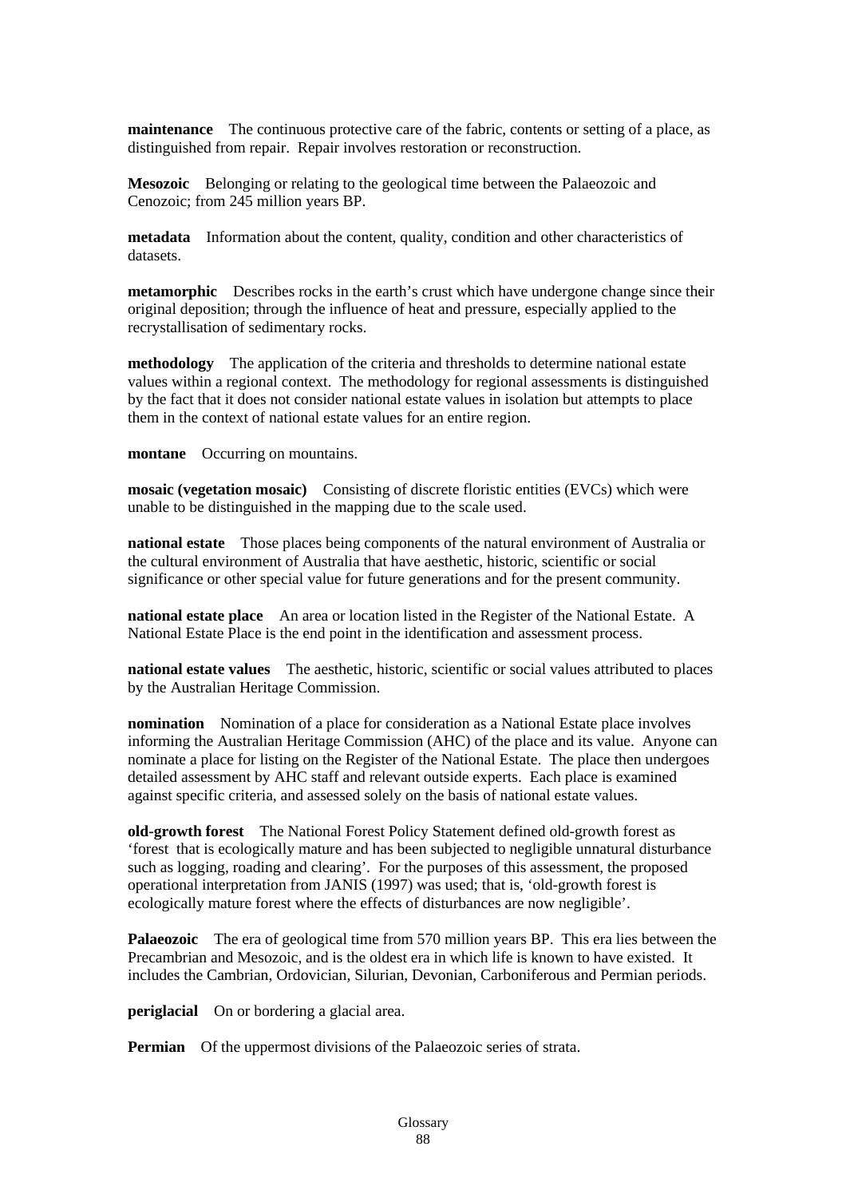**maintenance** The continuous protective care of the fabric, contents or setting of a place, as distinguished from repair. Repair involves restoration or reconstruction.

**Mesozoic** Belonging or relating to the geological time between the Palaeozoic and Cenozoic; from 245 million years BP.

**metadata** Information about the content, quality, condition and other characteristics of datasets.

**metamorphic** Describes rocks in the earth's crust which have undergone change since their original deposition; through the influence of heat and pressure, especially applied to the recrystallisation of sedimentary rocks.

**methodology** The application of the criteria and thresholds to determine national estate values within a regional context. The methodology for regional assessments is distinguished by the fact that it does not consider national estate values in isolation but attempts to place them in the context of national estate values for an entire region.

**montane** Occurring on mountains.

**mosaic (vegetation mosaic)** Consisting of discrete floristic entities (EVCs) which were unable to be distinguished in the mapping due to the scale used.

**national estate** Those places being components of the natural environment of Australia or the cultural environment of Australia that have aesthetic, historic, scientific or social significance or other special value for future generations and for the present community.

**national estate place** An area or location listed in the Register of the National Estate. A National Estate Place is the end point in the identification and assessment process.

**national estate values** The aesthetic, historic, scientific or social values attributed to places by the Australian Heritage Commission.

**nomination** Nomination of a place for consideration as a National Estate place involves informing the Australian Heritage Commission (AHC) of the place and its value. Anyone can nominate a place for listing on the Register of the National Estate. The place then undergoes detailed assessment by AHC staff and relevant outside experts. Each place is examined against specific criteria, and assessed solely on the basis of national estate values.

**old-growth forest** The National Forest Policy Statement defined old-growth forest as 'forest that is ecologically mature and has been subjected to negligible unnatural disturbance such as logging, roading and clearing'. For the purposes of this assessment, the proposed operational interpretation from JANIS (1997) was used; that is, 'old-growth forest is ecologically mature forest where the effects of disturbances are now negligible'.

**Palaeozoic** The era of geological time from 570 million years BP. This era lies between the Precambrian and Mesozoic, and is the oldest era in which life is known to have existed. It includes the Cambrian, Ordovician, Silurian, Devonian, Carboniferous and Permian periods.

**periglacial** On or bordering a glacial area.

**Permian** Of the uppermost divisions of the Palaeozoic series of strata.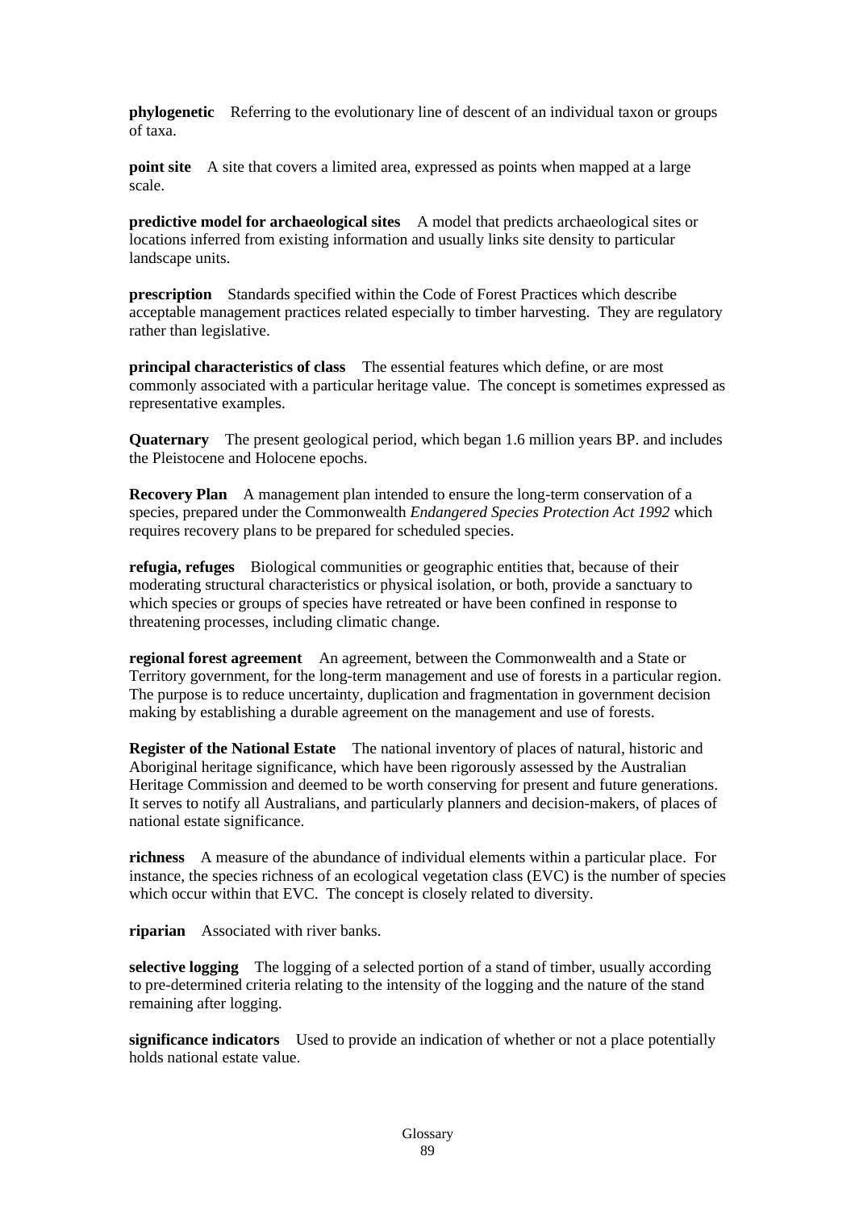**phylogenetic** Referring to the evolutionary line of descent of an individual taxon or groups of taxa.

**point site** A site that covers a limited area, expressed as points when mapped at a large scale.

**predictive model for archaeological sites** A model that predicts archaeological sites or locations inferred from existing information and usually links site density to particular landscape units.

**prescription** Standards specified within the Code of Forest Practices which describe acceptable management practices related especially to timber harvesting. They are regulatory rather than legislative.

**principal characteristics of class** The essential features which define, or are most commonly associated with a particular heritage value. The concept is sometimes expressed as representative examples.

**Quaternary** The present geological period, which began 1.6 million years BP. and includes the Pleistocene and Holocene epochs.

**Recovery Plan** A management plan intended to ensure the long-term conservation of a species, prepared under the Commonwealth *Endangered Species Protection Act 1992* which requires recovery plans to be prepared for scheduled species.

**refugia, refuges** Biological communities or geographic entities that, because of their moderating structural characteristics or physical isolation, or both, provide a sanctuary to which species or groups of species have retreated or have been confined in response to threatening processes, including climatic change.

**regional forest agreement** An agreement, between the Commonwealth and a State or Territory government, for the long-term management and use of forests in a particular region. The purpose is to reduce uncertainty, duplication and fragmentation in government decision making by establishing a durable agreement on the management and use of forests.

**Register of the National Estate** The national inventory of places of natural, historic and Aboriginal heritage significance, which have been rigorously assessed by the Australian Heritage Commission and deemed to be worth conserving for present and future generations. It serves to notify all Australians, and particularly planners and decision-makers, of places of national estate significance.

**richness** A measure of the abundance of individual elements within a particular place. For instance, the species richness of an ecological vegetation class (EVC) is the number of species which occur within that EVC. The concept is closely related to diversity.

**riparian** Associated with river banks.

**selective logging** The logging of a selected portion of a stand of timber, usually according to pre-determined criteria relating to the intensity of the logging and the nature of the stand remaining after logging.

**significance indicators** Used to provide an indication of whether or not a place potentially holds national estate value.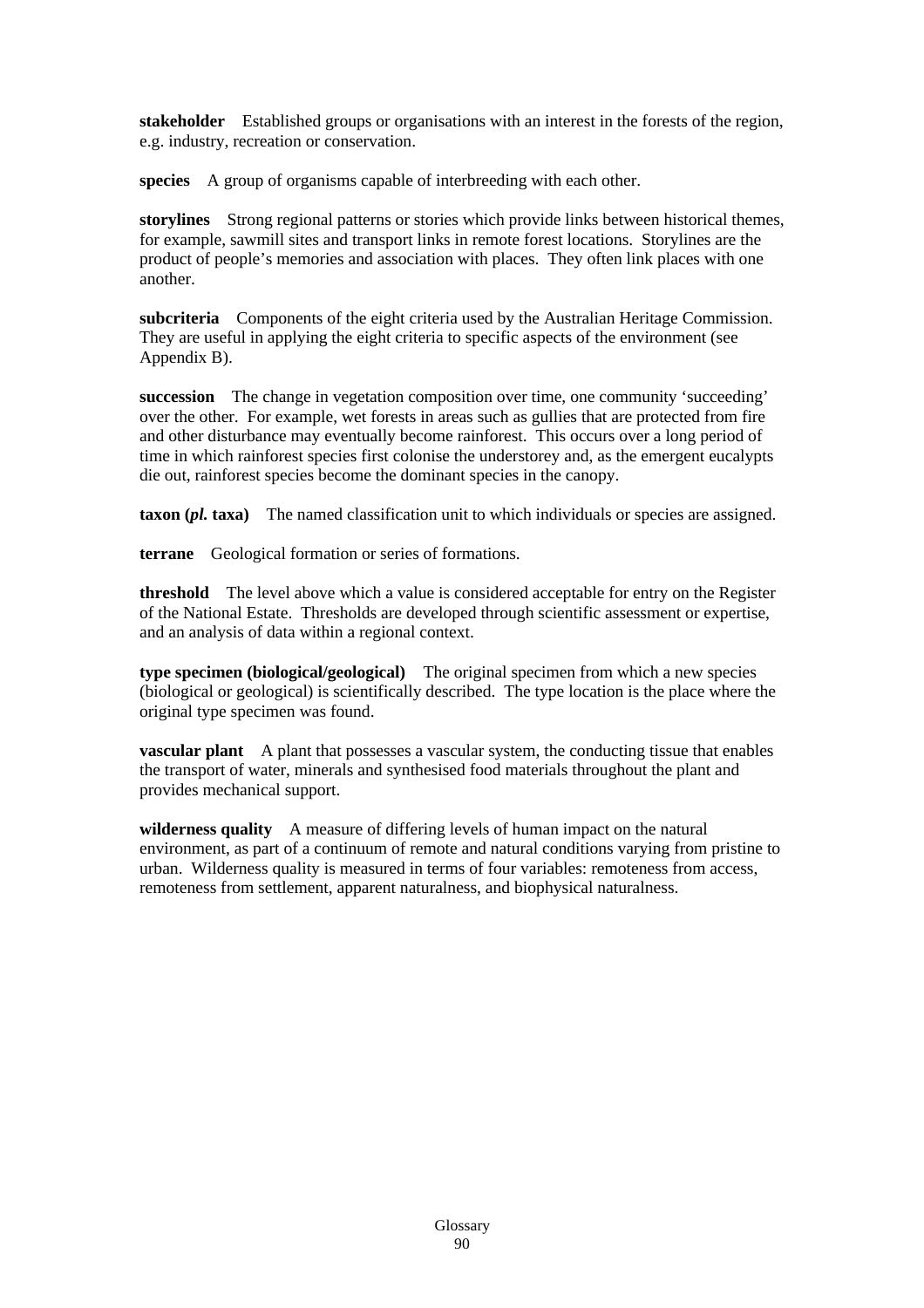**stakeholder** Established groups or organisations with an interest in the forests of the region, e.g. industry, recreation or conservation.

**species** A group of organisms capable of interbreeding with each other.

**storylines** Strong regional patterns or stories which provide links between historical themes, for example, sawmill sites and transport links in remote forest locations. Storylines are the product of people's memories and association with places. They often link places with one another.

**subcriteria** Components of the eight criteria used by the Australian Heritage Commission. They are useful in applying the eight criteria to specific aspects of the environment (see Appendix B).

**succession** The change in vegetation composition over time, one community 'succeeding' over the other. For example, wet forests in areas such as gullies that are protected from fire and other disturbance may eventually become rainforest. This occurs over a long period of time in which rainforest species first colonise the understorey and, as the emergent eucalypts die out, rainforest species become the dominant species in the canopy.

**taxon (*pl.* taxa)** The named classification unit to which individuals or species are assigned.

**terrane** Geological formation or series of formations.

**threshold** The level above which a value is considered acceptable for entry on the Register of the National Estate. Thresholds are developed through scientific assessment or expertise, and an analysis of data within a regional context.

**type specimen (biological/geological)** The original specimen from which a new species (biological or geological) is scientifically described. The type location is the place where the original type specimen was found.

**vascular plant** A plant that possesses a vascular system, the conducting tissue that enables the transport of water, minerals and synthesised food materials throughout the plant and provides mechanical support.

**wilderness quality** A measure of differing levels of human impact on the natural environment, as part of a continuum of remote and natural conditions varying from pristine to urban. Wilderness quality is measured in terms of four variables: remoteness from access, remoteness from settlement, apparent naturalness, and biophysical naturalness.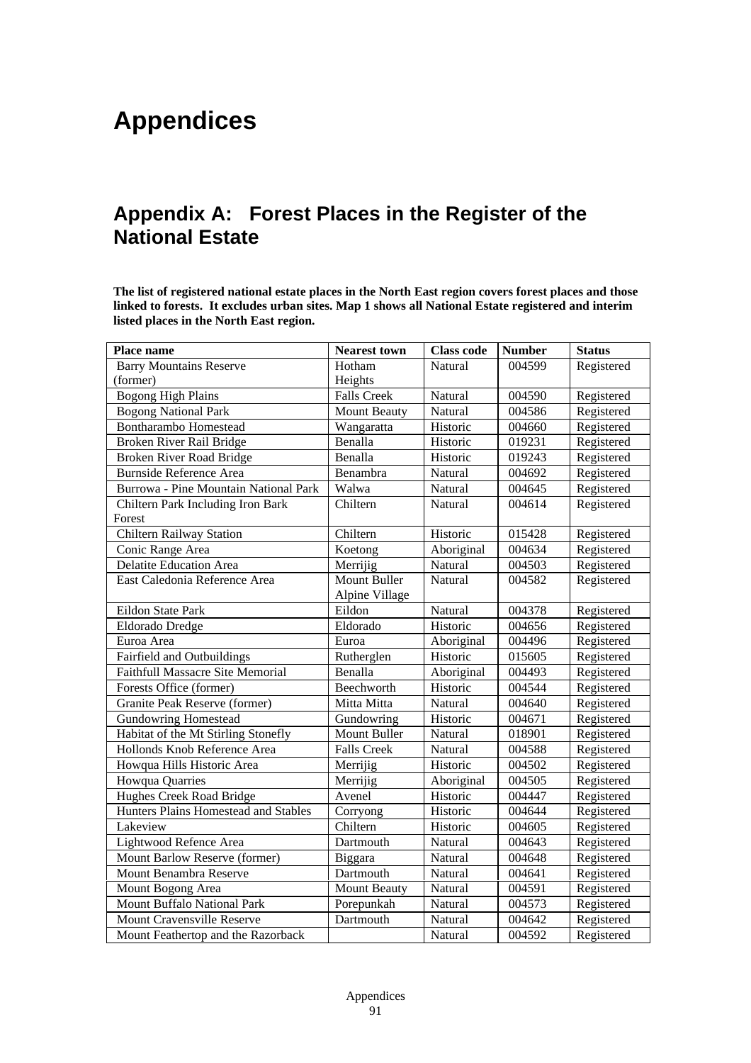# Appendices

## Appendix A: Forest Places in the Register of the National Estate

**The list of registered national estate places in the North East region covers forest places and those linked to forests. It excludes urban sites. Map 1 shows all National Estate registered and interim listed places in the North East region.**

| Place name | Nearest town | Class code | Number | Status |
|---|---|---|---|---|
| Barry Mountains Reserve (former) | Hotham Heights | Natural | 004599 | Registered |
| Bogong High Plains | Falls Creek | Natural | 004590 | Registered |
| Bogong National Park | Mount Beauty | Natural | 004586 | Registered |
| Bontharambo Homestead | Wangaratta | Historic | 004660 | Registered |
| Broken River Rail Bridge | Benalla | Historic | 019231 | Registered |
| Broken River Road Bridge | Benalla | Historic | 019243 | Registered |
| Burnside Reference Area | Benambra | Natural | 004692 | Registered |
| Burrowa - Pine Mountain National Park | Walwa | Natural | 004645 | Registered |
| Chiltern Park Including Iron Bark Forest | Chiltern | Natural | 004614 | Registered |
| Chiltern Railway Station | Chiltern | Historic | 015428 | Registered |
| Conic Range Area | Koetong | Aboriginal | 004634 | Registered |
| Delatite Education Area | Merrijig | Natural | 004503 | Registered |
| East Caledonia Reference Area | Mount Buller Alpine Village | Natural | 004582 | Registered |
| Eildon State Park | Eildon | Natural | 004378 | Registered |
| Eldorado Dredge | Eldorado | Historic | 004656 | Registered |
| Euroa Area | Euroa | Aboriginal | 004496 | Registered |
| Fairfield and Outbuildings | Rutherglen | Historic | 015605 | Registered |
| Faithfull Massacre Site Memorial | Benalla | Aboriginal | 004493 | Registered |
| Forests Office (former) | Beechworth | Historic | 004544 | Registered |
| Granite Peak Reserve (former) | Mitta Mitta | Natural | 004640 | Registered |
| Gundowring Homestead | Gundowring | Historic | 004671 | Registered |
| Habitat of the Mt Stirling Stonefly | Mount Buller | Natural | 018901 | Registered |
| Hollonds Knob Reference Area | Falls Creek | Natural | 004588 | Registered |
| Howqua Hills Historic Area | Merrijig | Historic | 004502 | Registered |
| Howqua Quarries | Merrijig | Aboriginal | 004505 | Registered |
| Hughes Creek Road Bridge | Avenel | Historic | 004447 | Registered |
| Hunters Plains Homestead and Stables | Corryong | Historic | 004644 | Registered |
| Lakeview | Chiltern | Historic | 004605 | Registered |
| Lightwood Refence Area | Dartmouth | Natural | 004643 | Registered |
| Mount Barlow Reserve (former) | Biggara | Natural | 004648 | Registered |
| Mount Benambra Reserve | Dartmouth | Natural | 004641 | Registered |
| Mount Bogong Area | Mount Beauty | Natural | 004591 | Registered |
| Mount Buffalo National Park | Porepunkah | Natural | 004573 | Registered |
| Mount Cravensville Reserve | Dartmouth | Natural | 004642 | Registered |
| Mount Feathertop and the Razorback | | Natural | 004592 | Registered |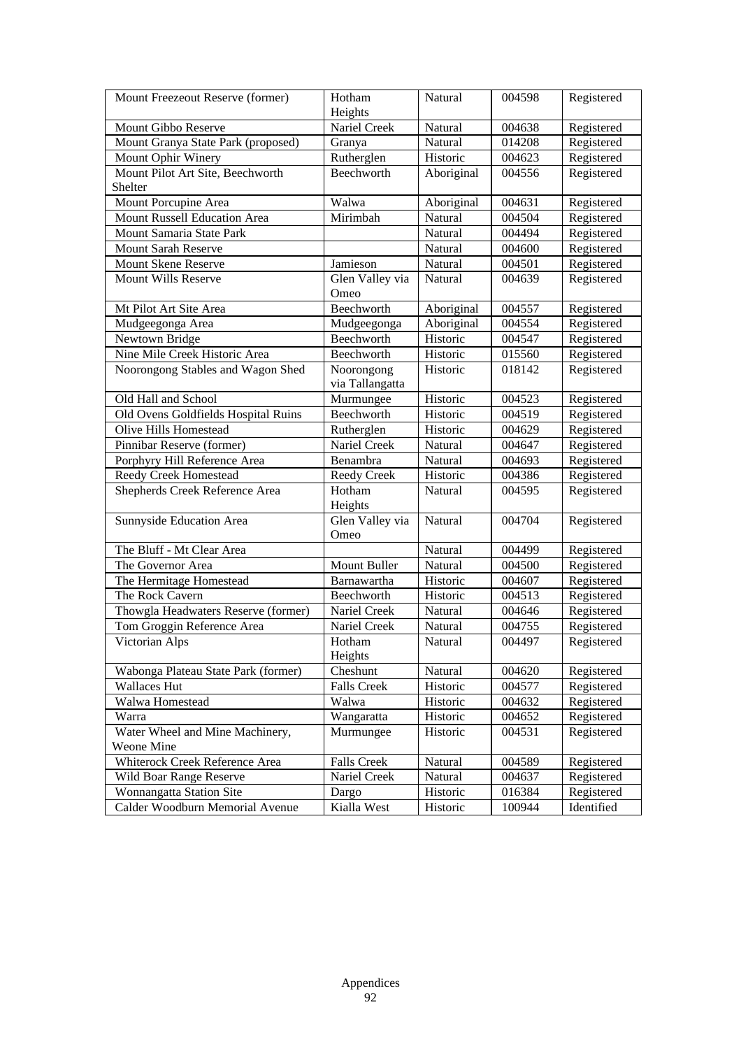| Mount Freezeout Reserve (former) | Hotham Heights | Natural | 004598 | Registered |
|---|---|---|---|---|
| Mount Gibbo Reserve | Nariel Creek | Natural | 004638 | Registered |
| Mount Granya State Park (proposed) | Granya | Natural | 014208 | Registered |
| Mount Ophir Winery | Rutherglen | Historic | 004623 | Registered |
| Mount Pilot Art Site, Beechworth Shelter | Beechworth | Aboriginal | 004556 | Registered |
| Mount Porcupine Area | Walwa | Aboriginal | 004631 | Registered |
| Mount Russell Education Area | Mirimbah | Natural | 004504 | Registered |
| Mount Samaria State Park | | Natural | 004494 | Registered |
| Mount Sarah Reserve | | Natural | 004600 | Registered |
| Mount Skene Reserve | Jamieson | Natural | 004501 | Registered |
| Mount Wills Reserve | Glen Valley via Omeo | Natural | 004639 | Registered |
| Mt Pilot Art Site Area | Beechworth | Aboriginal | 004557 | Registered |
| Mudgeegonga Area | Mudgeegonga | Aboriginal | 004554 | Registered |
| Newtown Bridge | Beechworth | Historic | 004547 | Registered |
| Nine Mile Creek Historic Area | Beechworth | Historic | 015560 | Registered |
| Noorongong Stables and Wagon Shed | Noorongong via Tallangatta | Historic | 018142 | Registered |
| Old Hall and School | Murmungee | Historic | 004523 | Registered |
| Old Ovens Goldfields Hospital Ruins | Beechworth | Historic | 004519 | Registered |
| Olive Hills Homestead | Rutherglen | Historic | 004629 | Registered |
| Pinnibar Reserve (former) | Nariel Creek | Natural | 004647 | Registered |
| Porphyry Hill Reference Area | Benambra | Natural | 004693 | Registered |
| Reedy Creek Homestead | Reedy Creek | Historic | 004386 | Registered |
| Shepherds Creek Reference Area | Hotham Heights | Natural | 004595 | Registered |
| Sunnyside Education Area | Glen Valley via Omeo | Natural | 004704 | Registered |
| The Bluff - Mt Clear Area | | Natural | 004499 | Registered |
| The Governor Area | Mount Buller | Natural | 004500 | Registered |
| The Hermitage Homestead | Barnawartha | Historic | 004607 | Registered |
| The Rock Cavern | Beechworth | Historic | 004513 | Registered |
| Thowgla Headwaters Reserve (former) | Nariel Creek | Natural | 004646 | Registered |
| Tom Groggin Reference Area | Nariel Creek | Natural | 004755 | Registered |
| Victorian Alps | Hotham Heights | Natural | 004497 | Registered |
| Wabonga Plateau State Park (former) | Cheshunt | Natural | 004620 | Registered |
| Wallaces Hut | Falls Creek | Historic | 004577 | Registered |
| Walwa Homestead | Walwa | Historic | 004632 | Registered |
| Warra | Wangaratta | Historic | 004652 | Registered |
| Water Wheel and Mine Machinery, Weone Mine | Murmungee | Historic | 004531 | Registered |
| Whiterock Creek Reference Area | Falls Creek | Natural | 004589 | Registered |
| Wild Boar Range Reserve | Nariel Creek | Natural | 004637 | Registered |
| Wonnangatta Station Site | Dargo | Historic | 016384 | Registered |
| Calder Woodburn Memorial Avenue | Kialla West | Historic | 100944 | Identified |

Appendices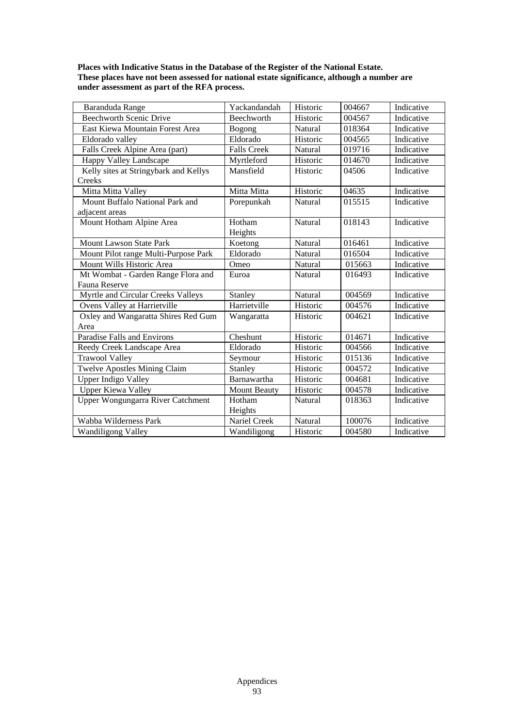**Places with Indicative Status in the Database of the Register of the National Estate. These places have not been assessed for national estate significance, although a number are under assessment as part of the RFA process.**

| | | | | |
|---|---|---|---|---|
| Baranduda Range | Yackandandah | Historic | 004667 | Indicative |
| Beechworth Scenic Drive | Beechworth | Historic | 004567 | Indicative |
| East Kiewa Mountain Forest Area | Bogong | Natural | 018364 | Indicative |
| Eldorado valley | Eldorado | Historic | 004565 | Indicative |
| Falls Creek Alpine Area (part) | Falls Creek | Natural | 019716 | Indicative |
| Happy Valley Landscape | Myrtleford | Historic | 014670 | Indicative |
| Kelly sites at Stringybark and Kellys Creeks | Mansfield | Historic | 04506 | Indicative |
| Mitta Mitta Valley | Mitta Mitta | Historic | 04635 | Indicative |
| Mount Buffalo National Park and adjacent areas | Porepunkah | Natural | 015515 | Indicative |
| Mount Hotham Alpine Area | Hotham Heights | Natural | 018143 | Indicative |
| Mount Lawson State Park | Koetong | Natural | 016461 | Indicative |
| Mount Pilot range Multi-Purpose Park | Eldorado | Natural | 016504 | Indicative |
| Mount Wills Historic Area | Omeo | Natural | 015663 | Indicative |
| Mt Wombat - Garden Range Flora and Fauna Reserve | Euroa | Natural | 016493 | Indicative |
| Myrtle and Circular Creeks Valleys | Stanley | Natural | 004569 | Indicative |
| Ovens Valley at Harrietville | Harrietville | Historic | 004576 | Indicative |
| Oxley and Wangaratta Shires Red Gum Area | Wangaratta | Historic | 004621 | Indicative |
| Paradise Falls and Environs | Cheshunt | Historic | 014671 | Indicative |
| Reedy Creek Landscape Area | Eldorado | Historic | 004566 | Indicative |
| Trawool Valley | Seymour | Historic | 015136 | Indicative |
| Twelve Apostles Mining Claim | Stanley | Historic | 004572 | Indicative |
| Upper Indigo Valley | Barnawartha | Historic | 004681 | Indicative |
| Upper Kiewa Valley | Mount Beauty | Historic | 004578 | Indicative |
| Upper Wongungarra River Catchment | Hotham Heights | Natural | 018363 | Indicative |
| Wabba Wilderness Park | Nariel Creek | Natural | 100076 | Indicative |
| Wandiligong Valley | Wandiligong | Historic | 004580 | Indicative |

Appendices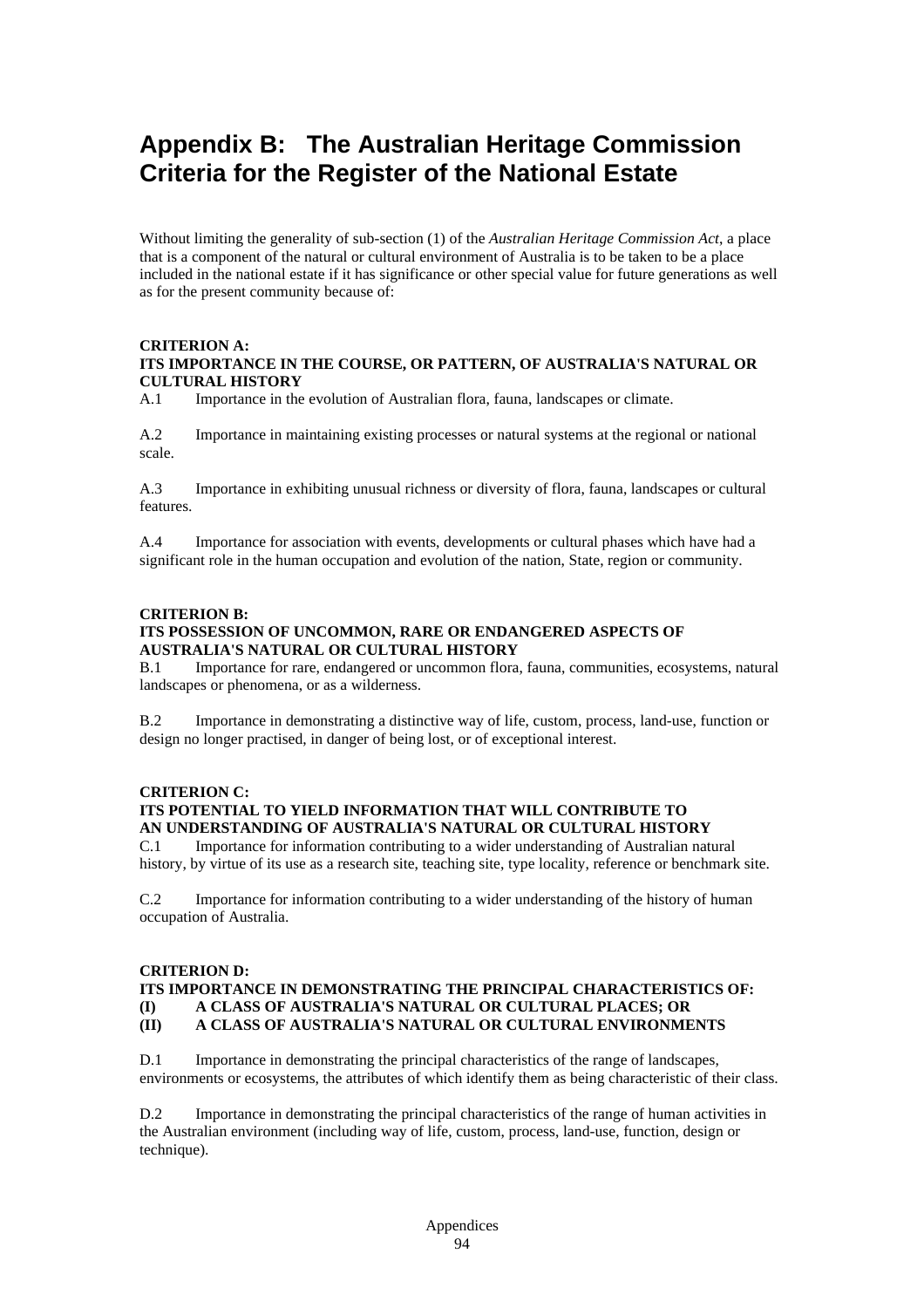# Appendix B: The Australian Heritage Commission Criteria for the Register of the National Estate

Without limiting the generality of sub-section (1) of the *Australian Heritage Commission Act*, a place that is a component of the natural or cultural environment of Australia is to be taken to be a place included in the national estate if it has significance or other special value for future generations as well as for the present community because of:

**CRITERION A:**
**ITS IMPORTANCE IN THE COURSE, OR PATTERN, OF AUSTRALIA'S NATURAL OR CULTURAL HISTORY**

A.1 Importance in the evolution of Australian flora, fauna, landscapes or climate.

A.2 Importance in maintaining existing processes or natural systems at the regional or national scale.

A.3 Importance in exhibiting unusual richness or diversity of flora, fauna, landscapes or cultural features.

A.4 Importance for association with events, developments or cultural phases which have had a significant role in the human occupation and evolution of the nation, State, region or community.

**CRITERION B:**
**ITS POSSESSION OF UNCOMMON, RARE OR ENDANGERED ASPECTS OF AUSTRALIA'S NATURAL OR CULTURAL HISTORY**

B.1 Importance for rare, endangered or uncommon flora, fauna, communities, ecosystems, natural landscapes or phenomena, or as a wilderness.

B.2 Importance in demonstrating a distinctive way of life, custom, process, land-use, function or design no longer practised, in danger of being lost, or of exceptional interest.

**CRITERION C:**
**ITS POTENTIAL TO YIELD INFORMATION THAT WILL CONTRIBUTE TO AN UNDERSTANDING OF AUSTRALIA'S NATURAL OR CULTURAL HISTORY**

C.1 Importance for information contributing to a wider understanding of Australian natural history, by virtue of its use as a research site, teaching site, type locality, reference or benchmark site.

C.2 Importance for information contributing to a wider understanding of the history of human occupation of Australia.

**CRITERION D:**
**ITS IMPORTANCE IN DEMONSTRATING THE PRINCIPAL CHARACTERISTICS OF:**
**(I) A CLASS OF AUSTRALIA'S NATURAL OR CULTURAL PLACES; OR**
**(II) A CLASS OF AUSTRALIA'S NATURAL OR CULTURAL ENVIRONMENTS**

D.1 Importance in demonstrating the principal characteristics of the range of landscapes, environments or ecosystems, the attributes of which identify them as being characteristic of their class.

D.2 Importance in demonstrating the principal characteristics of the range of human activities in the Australian environment (including way of life, custom, process, land-use, function, design or technique).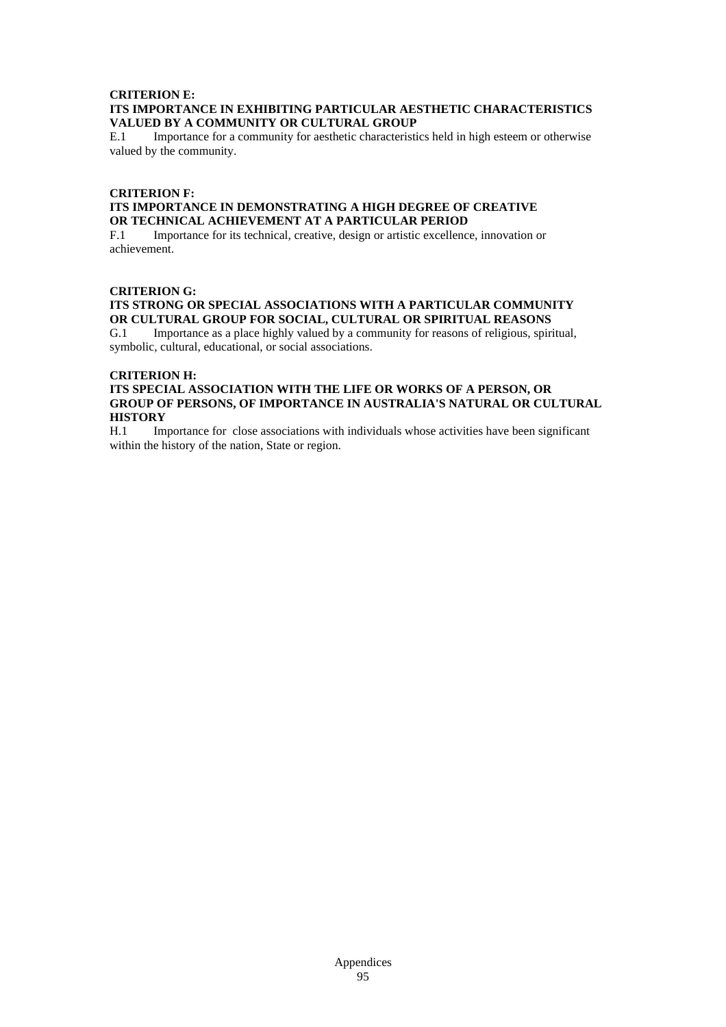**CRITERION E:**
**ITS IMPORTANCE IN EXHIBITING PARTICULAR AESTHETIC CHARACTERISTICS VALUED BY A COMMUNITY OR CULTURAL GROUP**
E.1 Importance for a community for aesthetic characteristics held in high esteem or otherwise valued by the community.

**CRITERION F:**
**ITS IMPORTANCE IN DEMONSTRATING A HIGH DEGREE OF CREATIVE OR TECHNICAL ACHIEVEMENT AT A PARTICULAR PERIOD**
F.1 Importance for its technical, creative, design or artistic excellence, innovation or achievement.

**CRITERION G:**
**ITS STRONG OR SPECIAL ASSOCIATIONS WITH A PARTICULAR COMMUNITY OR CULTURAL GROUP FOR SOCIAL, CULTURAL OR SPIRITUAL REASONS**
G.1 Importance as a place highly valued by a community for reasons of religious, spiritual, symbolic, cultural, educational, or social associations.

**CRITERION H:**
**ITS SPECIAL ASSOCIATION WITH THE LIFE OR WORKS OF A PERSON, OR GROUP OF PERSONS, OF IMPORTANCE IN AUSTRALIA'S NATURAL OR CULTURAL HISTORY**
H.1 Importance for close associations with individuals whose activities have been significant within the history of the nation, State or region.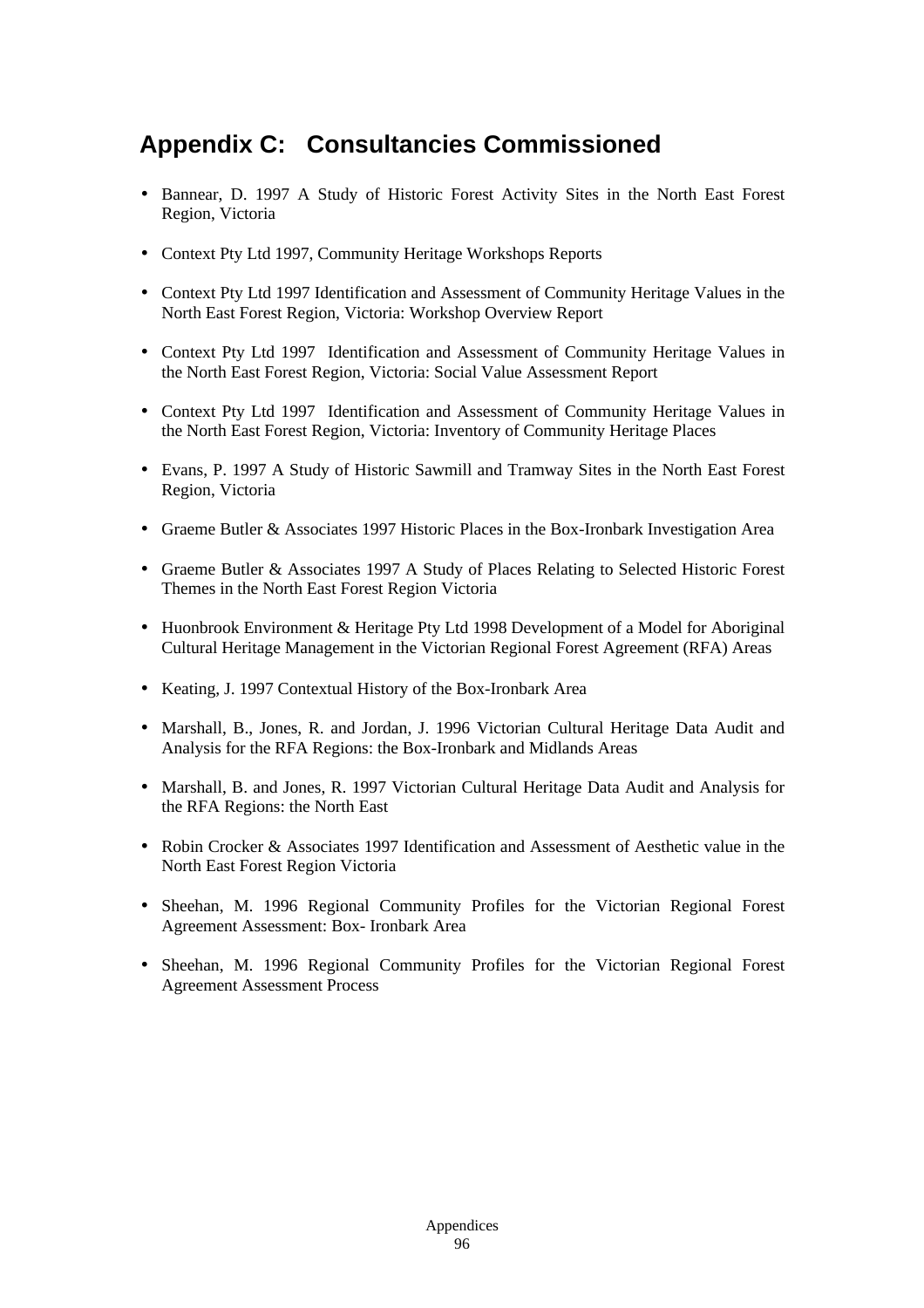## Appendix C: Consultancies Commissioned

- Bannear, D. 1997 A Study of Historic Forest Activity Sites in the North East Forest Region, Victoria
- Context Pty Ltd 1997, Community Heritage Workshops Reports
- Context Pty Ltd 1997 Identification and Assessment of Community Heritage Values in the North East Forest Region, Victoria: Workshop Overview Report
- Context Pty Ltd 1997 Identification and Assessment of Community Heritage Values in the North East Forest Region, Victoria: Social Value Assessment Report
- Context Pty Ltd 1997 Identification and Assessment of Community Heritage Values in the North East Forest Region, Victoria: Inventory of Community Heritage Places
- Evans, P. 1997 A Study of Historic Sawmill and Tramway Sites in the North East Forest Region, Victoria
- Graeme Butler & Associates 1997 Historic Places in the Box-Ironbark Investigation Area
- Graeme Butler & Associates 1997 A Study of Places Relating to Selected Historic Forest Themes in the North East Forest Region Victoria
- Huonbrook Environment & Heritage Pty Ltd 1998 Development of a Model for Aboriginal Cultural Heritage Management in the Victorian Regional Forest Agreement (RFA) Areas
- Keating, J. 1997 Contextual History of the Box-Ironbark Area
- Marshall, B., Jones, R. and Jordan, J. 1996 Victorian Cultural Heritage Data Audit and Analysis for the RFA Regions: the Box-Ironbark and Midlands Areas
- Marshall, B. and Jones, R. 1997 Victorian Cultural Heritage Data Audit and Analysis for the RFA Regions: the North East
- Robin Crocker & Associates 1997 Identification and Assessment of Aesthetic value in the North East Forest Region Victoria
- Sheehan, M. 1996 Regional Community Profiles for the Victorian Regional Forest Agreement Assessment: Box- Ironbark Area
- Sheehan, M. 1996 Regional Community Profiles for the Victorian Regional Forest Agreement Assessment Process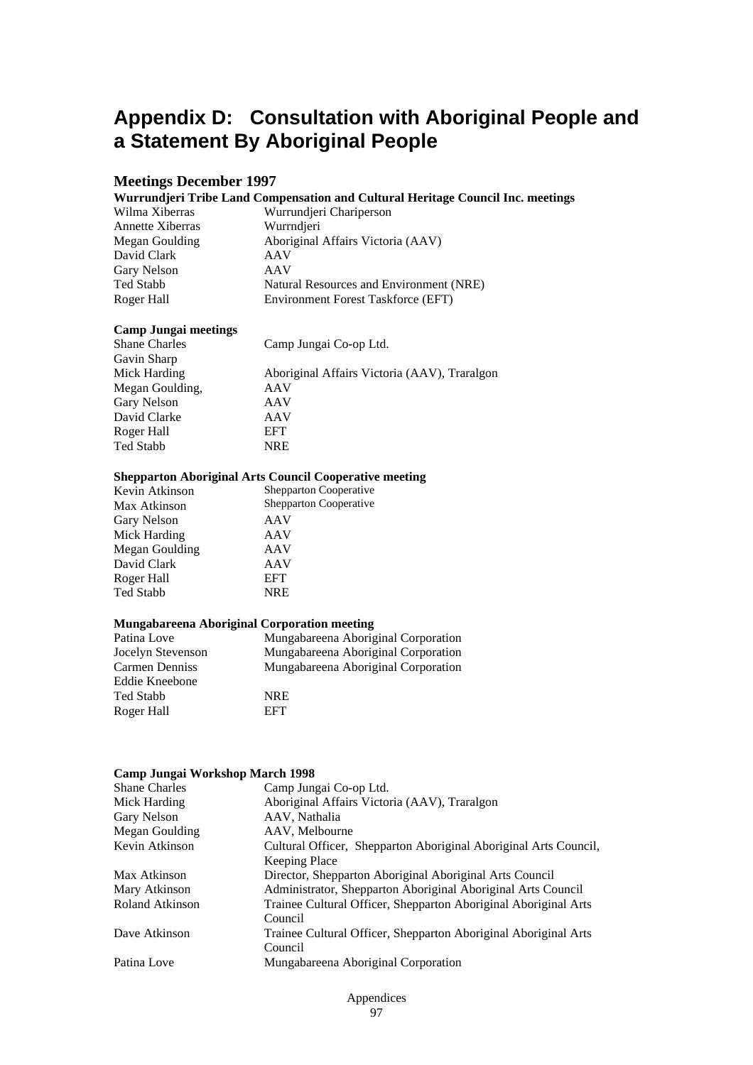# Appendix D: Consultation with Aboriginal People and a Statement By Aboriginal People

## Meetings December 1997

### Wurrundjeri Tribe Land Compensation and Cultural Heritage Council Inc. meetings

| | |
|---|---|
| Wilma Xiberras | Wurrundjeri Chariperson |
| Annette Xiberras | Wurrndjeri |
| Megan Goulding | Aboriginal Affairs Victoria (AAV) |
| David Clark | AAV |
| Gary Nelson | AAV |
| Ted Stabb | Natural Resources and Environment (NRE) |
| Roger Hall | Environment Forest Taskforce (EFT) |

### Camp Jungai meetings

| | |
|---|---|
| Shane Charles | Camp Jungai Co-op Ltd. |
| Gavin Sharp | |
| Mick Harding | Aboriginal Affairs Victoria (AAV), Traralgon |
| Megan Goulding, | AAV |
| Gary Nelson | AAV |
| David Clarke | AAV |
| Roger Hall | EFT |
| Ted Stabb | NRE |

### Shepparton Aboriginal Arts Council Cooperative meeting

| | |
|---|---|
| Kevin Atkinson | Shepparton Cooperative |
| Max Atkinson | Shepparton Cooperative |
| Gary Nelson | AAV |
| Mick Harding | AAV |
| Megan Goulding | AAV |
| David Clark | AAV |
| Roger Hall | EFT |
| Ted Stabb | NRE |

### Mungabareena Aboriginal Corporation meeting

| | |
|---|---|
| Patina Love | Mungabareena Aboriginal Corporation |
| Jocelyn Stevenson | Mungabareena Aboriginal Corporation |
| Carmen Denniss | Mungabareena Aboriginal Corporation |
| Eddie Kneebone | |
| Ted Stabb | NRE |
| Roger Hall | EFT |

### Camp Jungai Workshop March 1998

| | |
|---|---|
| Shane Charles | Camp Jungai Co-op Ltd. |
| Mick Harding | Aboriginal Affairs Victoria (AAV), Traralgon |
| Gary Nelson | AAV, Nathalia |
| Megan Goulding | AAV, Melbourne |
| Kevin Atkinson | Cultural Officer, Shepparton Aboriginal Aboriginal Arts Council, Keeping Place |
| Max Atkinson | Director, Shepparton Aboriginal Aboriginal Arts Council |
| Mary Atkinson | Administrator, Shepparton Aboriginal Aboriginal Arts Council |
| Roland Atkinson | Trainee Cultural Officer, Shepparton Aboriginal Aboriginal Arts Council |
| Dave Atkinson | Trainee Cultural Officer, Shepparton Aboriginal Aboriginal Arts Council |
| Patina Love | Mungabareena Aboriginal Corporation |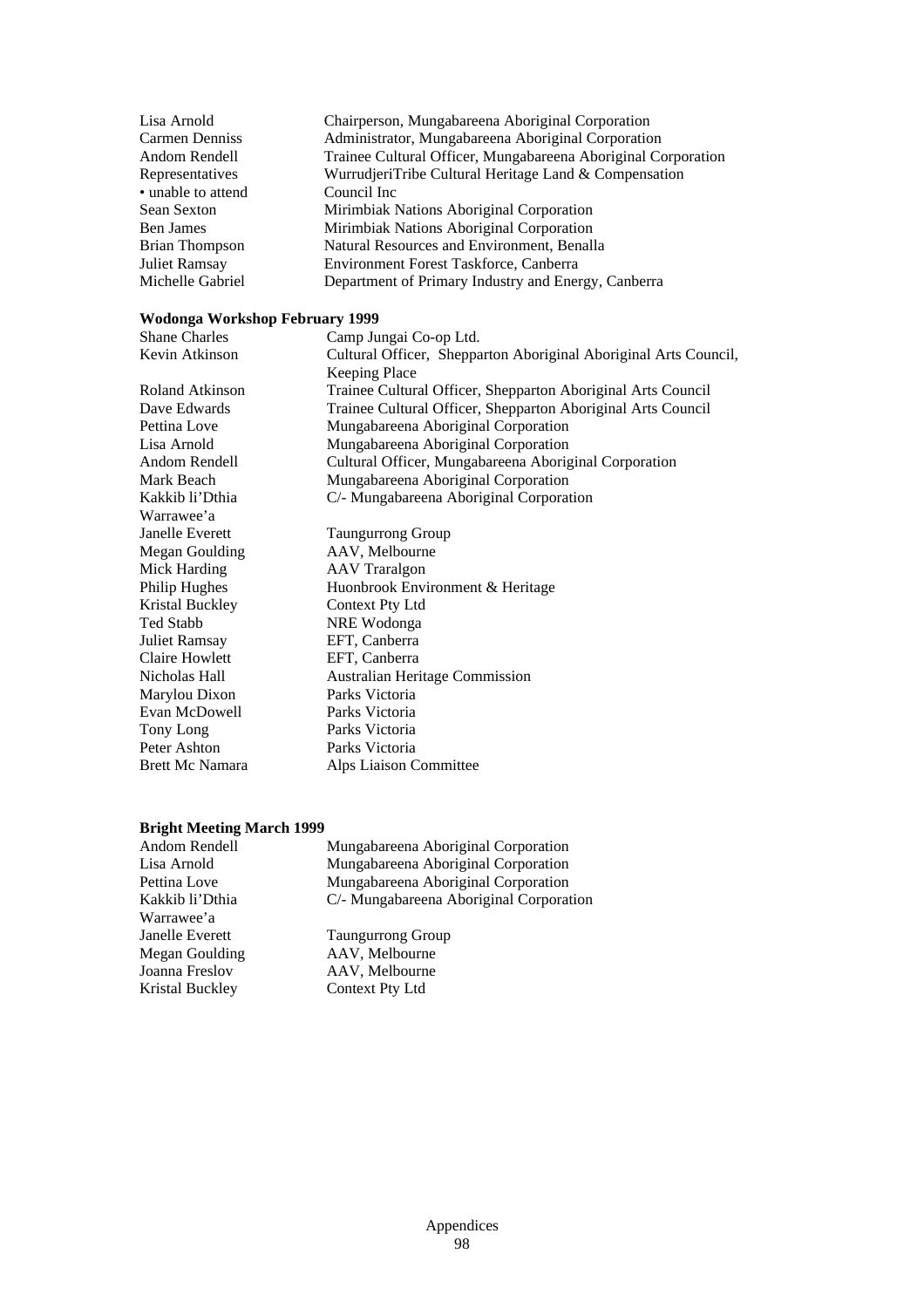| | |
|---|---|
| Lisa Arnold | Chairperson, Mungabareena Aboriginal Corporation |
| Carmen Denniss | Administrator, Mungabareena Aboriginal Corporation |
| Andom Rendell | Trainee Cultural Officer, Mungabareena Aboriginal Corporation |
| Representatives • unable to attend | WurrudjeriTribe Cultural Heritage Land & Compensation Council Inc |
| Sean Sexton | Mirimbiak Nations Aboriginal Corporation |
| Ben James | Mirimbiak Nations Aboriginal Corporation |
| Brian Thompson | Natural Resources and Environment, Benalla |
| Juliet Ramsay | Environment Forest Taskforce, Canberra |
| Michelle Gabriel | Department of Primary Industry and Energy, Canberra |

**Wodonga Workshop February 1999**

| | |
|---|---|
| Shane Charles | Camp Jungai Co-op Ltd. |
| Kevin Atkinson | Cultural Officer, Shepparton Aboriginal Aboriginal Arts Council, Keeping Place |
| Roland Atkinson | Trainee Cultural Officer, Shepparton Aboriginal Arts Council |
| Dave Edwards | Trainee Cultural Officer, Shepparton Aboriginal Arts Council |
| Pettina Love | Mungabareena Aboriginal Corporation |
| Lisa Arnold | Mungabareena Aboriginal Corporation |
| Andom Rendell | Cultural Officer, Mungabareena Aboriginal Corporation |
| Mark Beach | Mungabareena Aboriginal Corporation |
| Kakkib li'Dthia Warrawee'a | C/- Mungabareena Aboriginal Corporation |
| Janelle Everett | Taungurrong Group |
| Megan Goulding | AAV, Melbourne |
| Mick Harding | AAV Traralgon |
| Philip Hughes | Huonbrook Environment & Heritage |
| Kristal Buckley | Context Pty Ltd |
| Ted Stabb | NRE Wodonga |
| Juliet Ramsay | EFT, Canberra |
| Claire Howlett | EFT, Canberra |
| Nicholas Hall | Australian Heritage Commission |
| Marylou Dixon | Parks Victoria |
| Evan McDowell | Parks Victoria |
| Tony Long | Parks Victoria |
| Peter Ashton | Parks Victoria |
| Brett Mc Namara | Alps Liaison Committee |

**Bright Meeting March 1999**

| | |
|---|---|
| Andom Rendell | Mungabareena Aboriginal Corporation |
| Lisa Arnold | Mungabareena Aboriginal Corporation |
| Pettina Love | Mungabareena Aboriginal Corporation |
| Kakkib li'Dthia Warrawee'a | C/- Mungabareena Aboriginal Corporation |
| Janelle Everett | Taungurrong Group |
| Megan Goulding | AAV, Melbourne |
| Joanna Freslov | AAV, Melbourne |
| Kristal Buckley | Context Pty Ltd |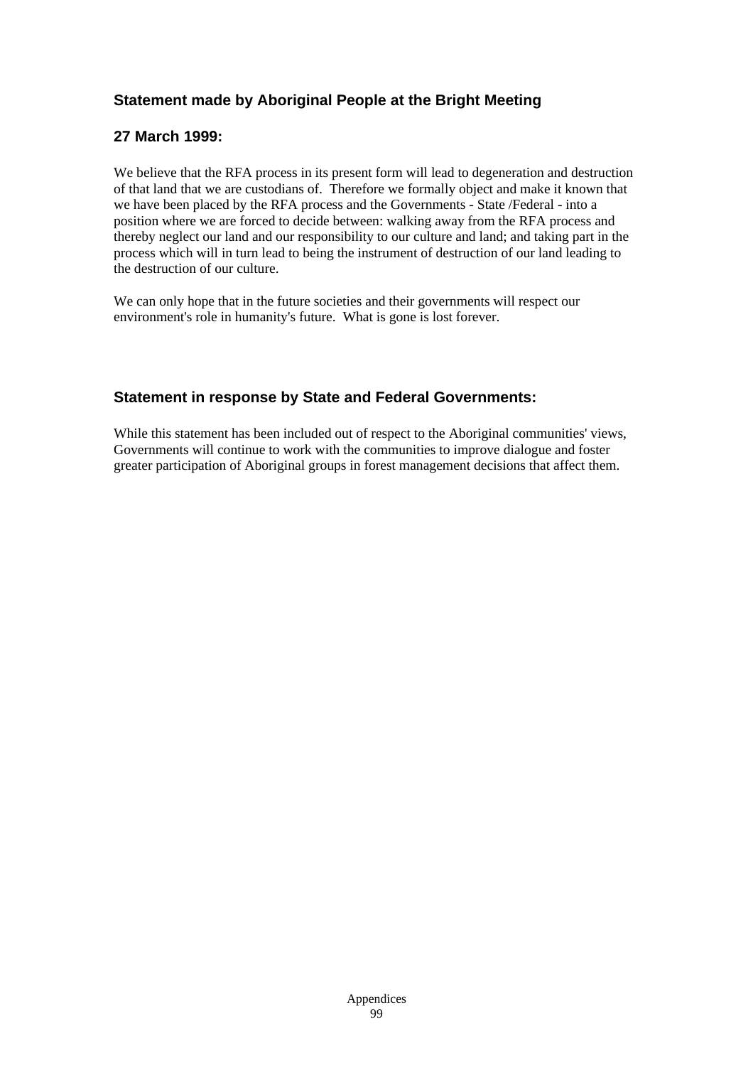### Statement made by Aboriginal People at the Bright Meeting

### 27 March 1999:

We believe that the RFA process in its present form will lead to degeneration and destruction of that land that we are custodians of. Therefore we formally object and make it known that we have been placed by the RFA process and the Governments - State /Federal - into a position where we are forced to decide between: walking away from the RFA process and thereby neglect our land and our responsibility to our culture and land; and taking part in the process which will in turn lead to being the instrument of destruction of our land leading to the destruction of our culture.

We can only hope that in the future societies and their governments will respect our environment's role in humanity's future. What is gone is lost forever.

### Statement in response by State and Federal Governments:

While this statement has been included out of respect to the Aboriginal communities' views, Governments will continue to work with the communities to improve dialogue and foster greater participation of Aboriginal groups in forest management decisions that affect them.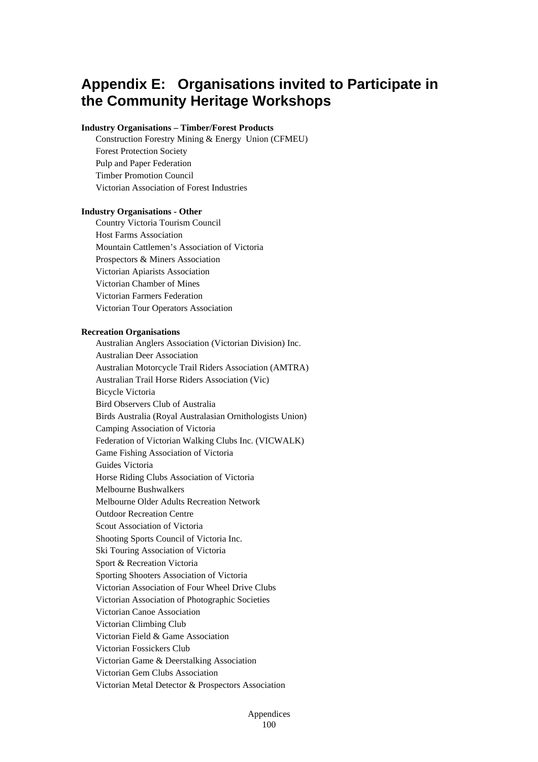# Appendix E: Organisations invited to Participate in the Community Heritage Workshops

**Industry Organisations – Timber/Forest Products**

Construction Forestry Mining & Energy Union (CFMEU)
Forest Protection Society
Pulp and Paper Federation
Timber Promotion Council
Victorian Association of Forest Industries

**Industry Organisations - Other**

Country Victoria Tourism Council
Host Farms Association
Mountain Cattlemen's Association of Victoria
Prospectors & Miners Association
Victorian Apiarists Association
Victorian Chamber of Mines
Victorian Farmers Federation
Victorian Tour Operators Association

**Recreation Organisations**

Australian Anglers Association (Victorian Division) Inc.
Australian Deer Association
Australian Motorcycle Trail Riders Association (AMTRA)
Australian Trail Horse Riders Association (Vic)
Bicycle Victoria
Bird Observers Club of Australia
Birds Australia (Royal Australasian Ornithologists Union)
Camping Association of Victoria
Federation of Victorian Walking Clubs Inc. (VICWALK)
Game Fishing Association of Victoria
Guides Victoria
Horse Riding Clubs Association of Victoria
Melbourne Bushwalkers
Melbourne Older Adults Recreation Network
Outdoor Recreation Centre
Scout Association of Victoria
Shooting Sports Council of Victoria Inc.
Ski Touring Association of Victoria
Sport & Recreation Victoria
Sporting Shooters Association of Victoria
Victorian Association of Four Wheel Drive Clubs
Victorian Association of Photographic Societies
Victorian Canoe Association
Victorian Climbing Club
Victorian Field & Game Association
Victorian Fossickers Club
Victorian Game & Deerstalking Association
Victorian Gem Clubs Association
Victorian Metal Detector & Prospectors Association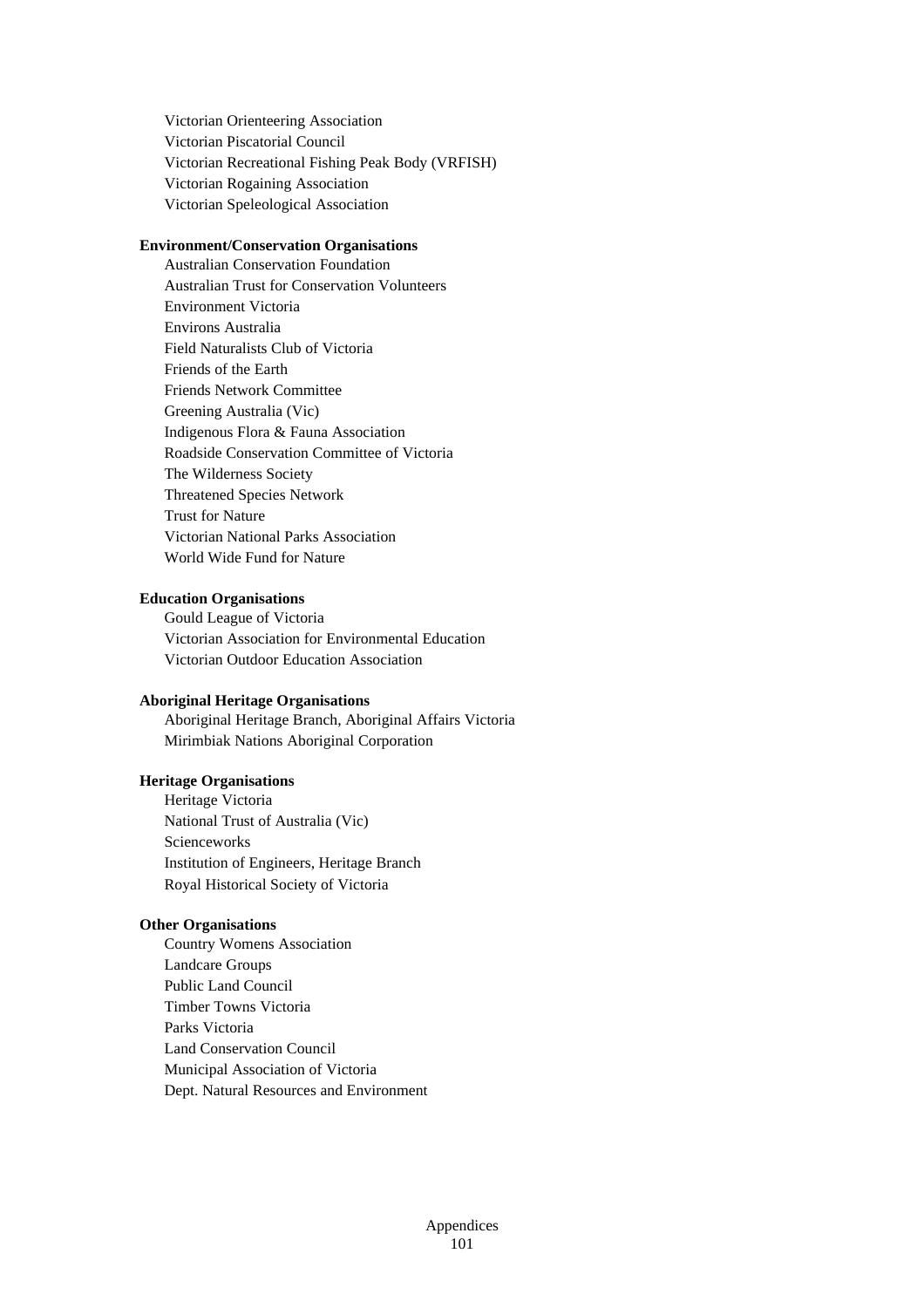Victorian Orienteering Association
Victorian Piscatorial Council
Victorian Recreational Fishing Peak Body (VRFISH)
Victorian Rogaining Association
Victorian Speleological Association

**Environment/Conservation Organisations**

Australian Conservation Foundation
Australian Trust for Conservation Volunteers
Environment Victoria
Environs Australia
Field Naturalists Club of Victoria
Friends of the Earth
Friends Network Committee
Greening Australia (Vic)
Indigenous Flora & Fauna Association
Roadside Conservation Committee of Victoria
The Wilderness Society
Threatened Species Network
Trust for Nature
Victorian National Parks Association
World Wide Fund for Nature

**Education Organisations**

Gould League of Victoria
Victorian Association for Environmental Education
Victorian Outdoor Education Association

**Aboriginal Heritage Organisations**

Aboriginal Heritage Branch, Aboriginal Affairs Victoria
Mirimbiak Nations Aboriginal Corporation

**Heritage Organisations**

Heritage Victoria
National Trust of Australia (Vic)
Scienceworks
Institution of Engineers, Heritage Branch
Royal Historical Society of Victoria

**Other Organisations**

Country Womens Association
Landcare Groups
Public Land Council
Timber Towns Victoria
Parks Victoria
Land Conservation Council
Municipal Association of Victoria
Dept. Natural Resources and Environment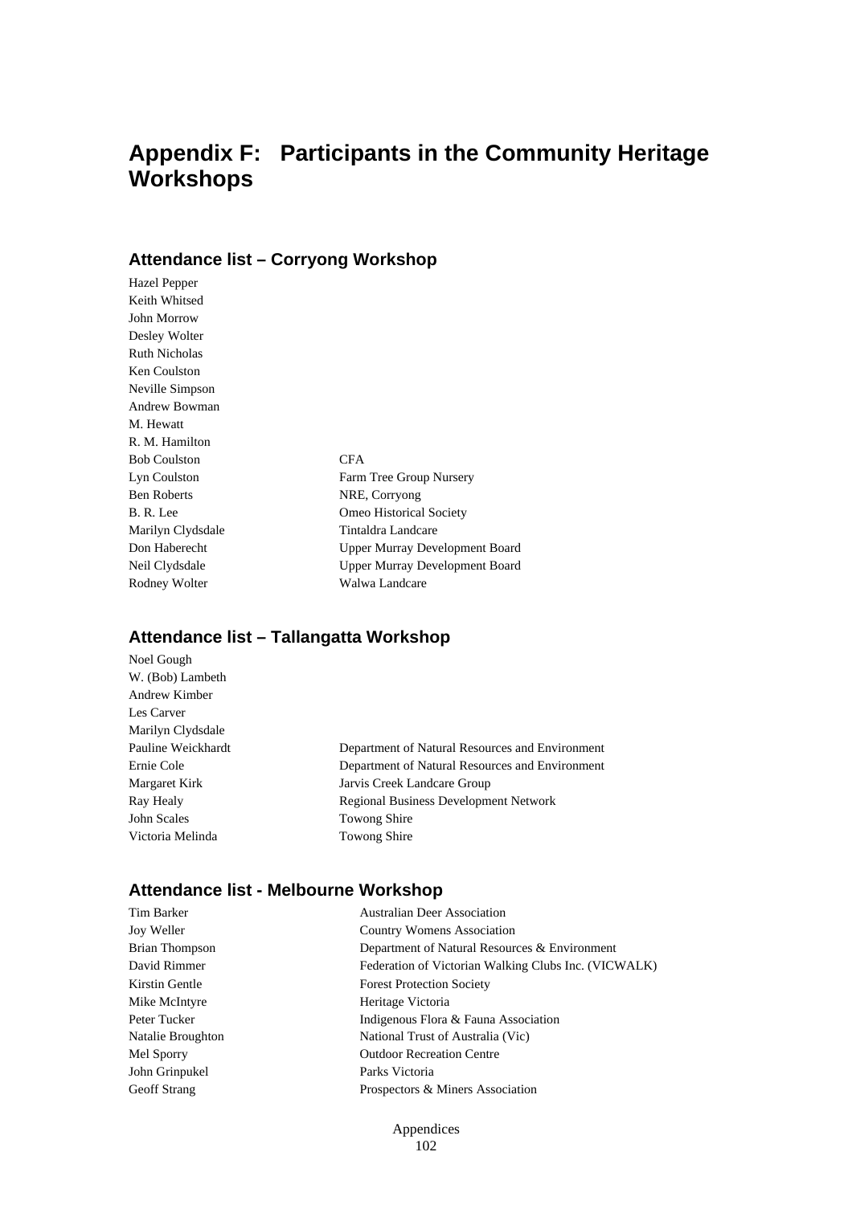# Appendix F: Participants in the Community Heritage Workshops

## Attendance list – Corryong Workshop

| | |
|---|---|
| Hazel Pepper | |
| Keith Whitsed | |
| John Morrow | |
| Desley Wolter | |
| Ruth Nicholas | |
| Ken Coulston | |
| Neville Simpson | |
| Andrew Bowman | |
| M. Hewatt | |
| R. M. Hamilton | |
| Bob Coulston | CFA |
| Lyn Coulston | Farm Tree Group Nursery |
| Ben Roberts | NRE, Corryong |
| B. R. Lee | Omeo Historical Society |
| Marilyn Clydsdale | Tintaldra Landcare |
| Don Haberecht | Upper Murray Development Board |
| Neil Clydsdale | Upper Murray Development Board |
| Rodney Wolter | Walwa Landcare |

## Attendance list – Tallangatta Workshop

| | |
|---|---|
| Noel Gough | |
| W. (Bob) Lambeth | |
| Andrew Kimber | |
| Les Carver | |
| Marilyn Clydsdale | |
| Pauline Weickhardt | Department of Natural Resources and Environment |
| Ernie Cole | Department of Natural Resources and Environment |
| Margaret Kirk | Jarvis Creek Landcare Group |
| Ray Healy | Regional Business Development Network |
| John Scales | Towong Shire |
| Victoria Melinda | Towong Shire |

## Attendance list - Melbourne Workshop

| | |
|---|---|
| Tim Barker | Australian Deer Association |
| Joy Weller | Country Womens Association |
| Brian Thompson | Department of Natural Resources & Environment |
| David Rimmer | Federation of Victorian Walking Clubs Inc. (VICWALK) |
| Kirstin Gentle | Forest Protection Society |
| Mike McIntyre | Heritage Victoria |
| Peter Tucker | Indigenous Flora & Fauna Association |
| Natalie Broughton | National Trust of Australia (Vic) |
| Mel Sporry | Outdoor Recreation Centre |
| John Grinpukel | Parks Victoria |
| Geoff Strang | Prospectors & Miners Association |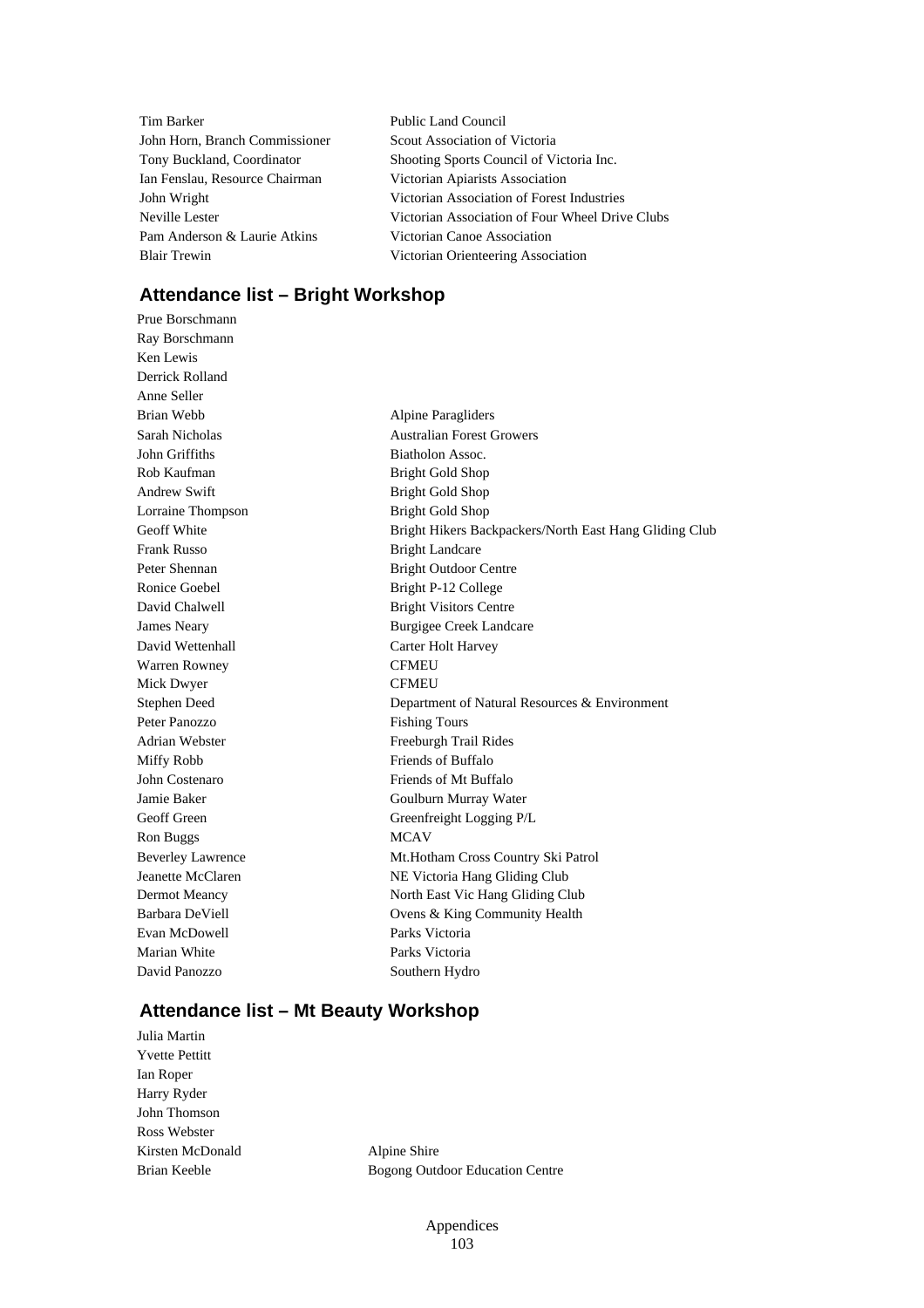| | |
|---|---|
| Tim Barker | Public Land Council |
| John Horn, Branch Commissioner | Scout Association of Victoria |
| Tony Buckland, Coordinator | Shooting Sports Council of Victoria Inc. |
| Ian Fenslau, Resource Chairman | Victorian Apiarists Association |
| John Wright | Victorian Association of Forest Industries |
| Neville Lester | Victorian Association of Four Wheel Drive Clubs |
| Pam Anderson & Laurie Atkins | Victorian Canoe Association |
| Blair Trewin | Victorian Orienteering Association |

## Attendance list – Bright Workshop

| | |
|---|---|
| Prue Borschmann | |
| Ray Borschmann | |
| Ken Lewis | |
| Derrick Rolland | |
| Anne Seller | |
| Brian Webb | Alpine Paragliders |
| Sarah Nicholas | Australian Forest Growers |
| John Griffiths | Biatholon Assoc. |
| Rob Kaufman | Bright Gold Shop |
| Andrew Swift | Bright Gold Shop |
| Lorraine Thompson | Bright Gold Shop |
| Geoff White | Bright Hikers Backpackers/North East Hang Gliding Club |
| Frank Russo | Bright Landcare |
| Peter Shennan | Bright Outdoor Centre |
| Ronice Goebel | Bright P-12 College |
| David Chalwell | Bright Visitors Centre |
| James Neary | Burgigee Creek Landcare |
| David Wettenhall | Carter Holt Harvey |
| Warren Rowney | CFMEU |
| Mick Dwyer | CFMEU |
| Stephen Deed | Department of Natural Resources & Environment |
| Peter Panozzo | Fishing Tours |
| Adrian Webster | Freeburgh Trail Rides |
| Miffy Robb | Friends of Buffalo |
| John Costenaro | Friends of Mt Buffalo |
| Jamie Baker | Goulburn Murray Water |
| Geoff Green | Greenfreight Logging P/L |
| Ron Buggs | MCAV |
| Beverley Lawrence | Mt.Hotham Cross Country Ski Patrol |
| Jeanette McClaren | NE Victoria Hang Gliding Club |
| Dermot Meancy | North East Vic Hang Gliding Club |
| Barbara DeViell | Ovens & King Community Health |
| Evan McDowell | Parks Victoria |
| Marian White | Parks Victoria |
| David Panozzo | Southern Hydro |

## Attendance list – Mt Beauty Workshop

| | |
|---|---|
| Julia Martin | |
| Yvette Pettitt | |
| Ian Roper | |
| Harry Ryder | |
| John Thomson | |
| Ross Webster | |
| Kirsten McDonald | Alpine Shire |
| Brian Keeble | Bogong Outdoor Education Centre |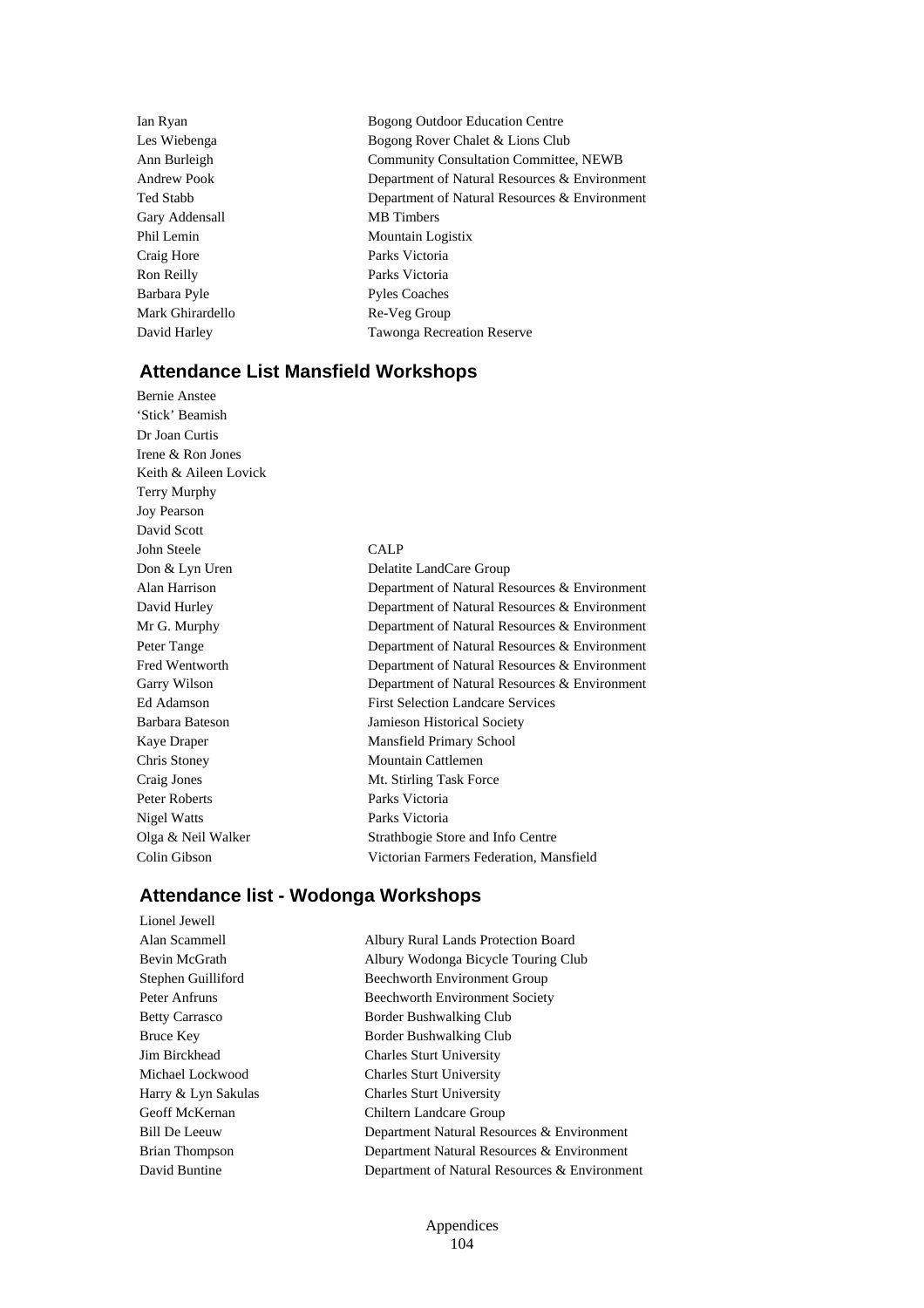| | |
|---|---|
| Ian Ryan | Bogong Outdoor Education Centre |
| Les Wiebenga | Bogong Rover Chalet & Lions Club |
| Ann Burleigh | Community Consultation Committee, NEWB |
| Andrew Pook | Department of Natural Resources & Environment |
| Ted Stabb | Department of Natural Resources & Environment |
| Gary Addensall | MB Timbers |
| Phil Lemin | Mountain Logistix |
| Craig Hore | Parks Victoria |
| Ron Reilly | Parks Victoria |
| Barbara Pyle | Pyles Coaches |
| Mark Ghirardello | Re-Veg Group |
| David Harley | Tawonga Recreation Reserve |

## Attendance List Mansfield Workshops

| | |
|---|---|
| Bernie Anstee | |
| 'Stick' Beamish | |
| Dr Joan Curtis | |
| Irene & Ron Jones | |
| Keith & Aileen Lovick | |
| Terry Murphy | |
| Joy Pearson | |
| David Scott | |
| John Steele | CALP |
| Don & Lyn Uren | Delatite LandCare Group |
| Alan Harrison | Department of Natural Resources & Environment |
| David Hurley | Department of Natural Resources & Environment |
| Mr G. Murphy | Department of Natural Resources & Environment |
| Peter Tange | Department of Natural Resources & Environment |
| Fred Wentworth | Department of Natural Resources & Environment |
| Garry Wilson | Department of Natural Resources & Environment |
| Ed Adamson | First Selection Landcare Services |
| Barbara Bateson | Jamieson Historical Society |
| Kaye Draper | Mansfield Primary School |
| Chris Stoney | Mountain Cattlemen |
| Craig Jones | Mt. Stirling Task Force |
| Peter Roberts | Parks Victoria |
| Nigel Watts | Parks Victoria |
| Olga & Neil Walker | Strathbogie Store and Info Centre |
| Colin Gibson | Victorian Farmers Federation, Mansfield |

## Attendance list - Wodonga Workshops

| | |
|---|---|
| Lionel Jewell | |
| Alan Scammell | Albury Rural Lands Protection Board |
| Bevin McGrath | Albury Wodonga Bicycle Touring Club |
| Stephen Guilliford | Beechworth Environment Group |
| Peter Anfruns | Beechworth Environment Society |
| Betty Carrasco | Border Bushwalking Club |
| Bruce Key | Border Bushwalking Club |
| Jim Birckhead | Charles Sturt University |
| Michael Lockwood | Charles Sturt University |
| Harry & Lyn Sakulas | Charles Sturt University |
| Geoff McKernan | Chiltern Landcare Group |
| Bill De Leeuw | Department Natural Resources & Environment |
| Brian Thompson | Department Natural Resources & Environment |
| David Buntine | Department of Natural Resources & Environment |

Appendices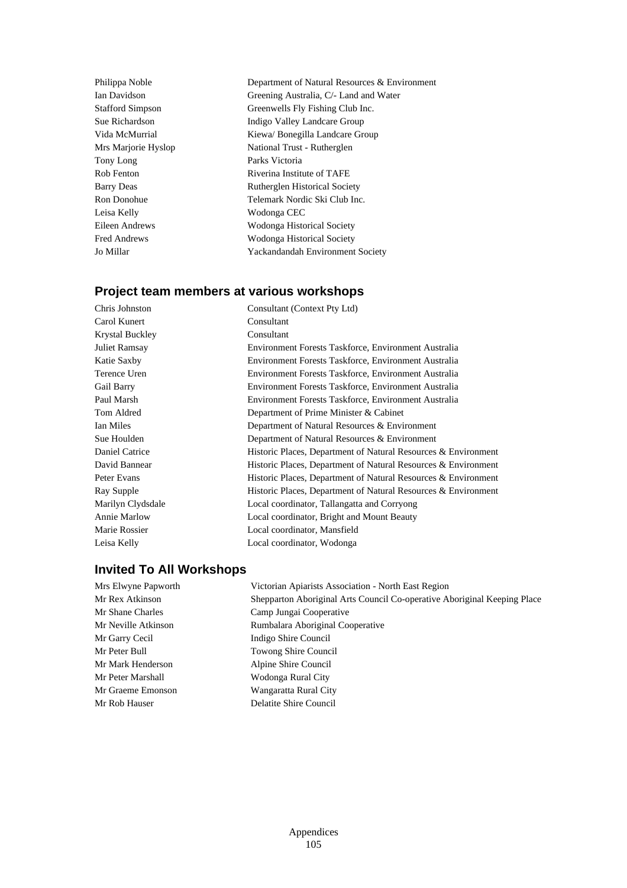| | |
|---|---|
| Philippa Noble | Department of Natural Resources & Environment |
| Ian Davidson | Greening Australia, C/- Land and Water |
| Stafford Simpson | Greenwells Fly Fishing Club Inc. |
| Sue Richardson | Indigo Valley Landcare Group |
| Vida McMurrial | Kiewa/ Bonegilla Landcare Group |
| Mrs Marjorie Hyslop | National Trust - Rutherglen |
| Tony Long | Parks Victoria |
| Rob Fenton | Riverina Institute of TAFE |
| Barry Deas | Rutherglen Historical Society |
| Ron Donohue | Telemark Nordic Ski Club Inc. |
| Leisa Kelly | Wodonga CEC |
| Eileen Andrews | Wodonga Historical Society |
| Fred Andrews | Wodonga Historical Society |
| Jo Millar | Yackandandah Environment Society |

## Project team members at various workshops

| | |
|---|---|
| Chris Johnston | Consultant (Context Pty Ltd) |
| Carol Kunert | Consultant |
| Krystal Buckley | Consultant |
| Juliet Ramsay | Environment Forests Taskforce, Environment Australia |
| Katie Saxby | Environment Forests Taskforce, Environment Australia |
| Terence Uren | Environment Forests Taskforce, Environment Australia |
| Gail Barry | Environment Forests Taskforce, Environment Australia |
| Paul Marsh | Environment Forests Taskforce, Environment Australia |
| Tom Aldred | Department of Prime Minister & Cabinet |
| Ian Miles | Department of Natural Resources & Environment |
| Sue Houlden | Department of Natural Resources & Environment |
| Daniel Catrice | Historic Places, Department of Natural Resources & Environment |
| David Bannear | Historic Places, Department of Natural Resources & Environment |
| Peter Evans | Historic Places, Department of Natural Resources & Environment |
| Ray Supple | Historic Places, Department of Natural Resources & Environment |
| Marilyn Clydsdale | Local coordinator, Tallangatta and Corryong |
| Annie Marlow | Local coordinator, Bright and Mount Beauty |
| Marie Rossier | Local coordinator, Mansfield |
| Leisa Kelly | Local coordinator, Wodonga |

## Invited To All Workshops

| | |
|---|---|
| Mrs Elwyne Papworth | Victorian Apiarists Association - North East Region |
| Mr Rex Atkinson | Shepparton Aboriginal Arts Council Co-operative Aboriginal Keeping Place |
| Mr Shane Charles | Camp Jungai Cooperative |
| Mr Neville Atkinson | Rumbalara Aboriginal Cooperative |
| Mr Garry Cecil | Indigo Shire Council |
| Mr Peter Bull | Towong Shire Council |
| Mr Mark Henderson | Alpine Shire Council |
| Mr Peter Marshall | Wodonga Rural City |
| Mr Graeme Emonson | Wangaratta Rural City |
| Mr Rob Hauser | Delatite Shire Council |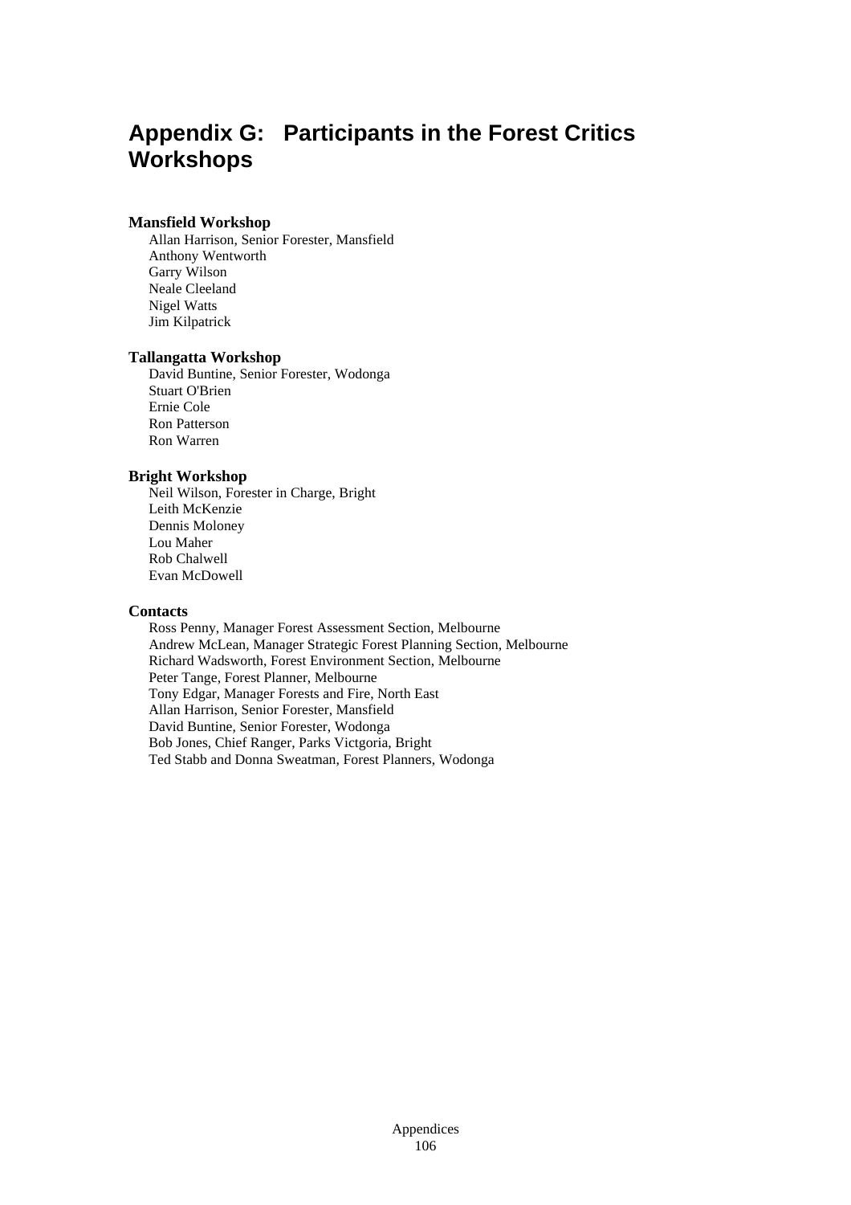# Appendix G: Participants in the Forest Critics Workshops

**Mansfield Workshop**

Allan Harrison, Senior Forester, Mansfield
Anthony Wentworth
Garry Wilson
Neale Cleeland
Nigel Watts
Jim Kilpatrick

**Tallangatta Workshop**

David Buntine, Senior Forester, Wodonga
Stuart O'Brien
Ernie Cole
Ron Patterson
Ron Warren

**Bright Workshop**

Neil Wilson, Forester in Charge, Bright
Leith McKenzie
Dennis Moloney
Lou Maher
Rob Chalwell
Evan McDowell

**Contacts**

Ross Penny, Manager Forest Assessment Section, Melbourne
Andrew McLean, Manager Strategic Forest Planning Section, Melbourne
Richard Wadsworth, Forest Environment Section, Melbourne
Peter Tange, Forest Planner, Melbourne
Tony Edgar, Manager Forests and Fire, North East
Allan Harrison, Senior Forester, Mansfield
David Buntine, Senior Forester, Wodonga
Bob Jones, Chief Ranger, Parks Victgoria, Bright
Ted Stabb and Donna Sweatman, Forest Planners, Wodonga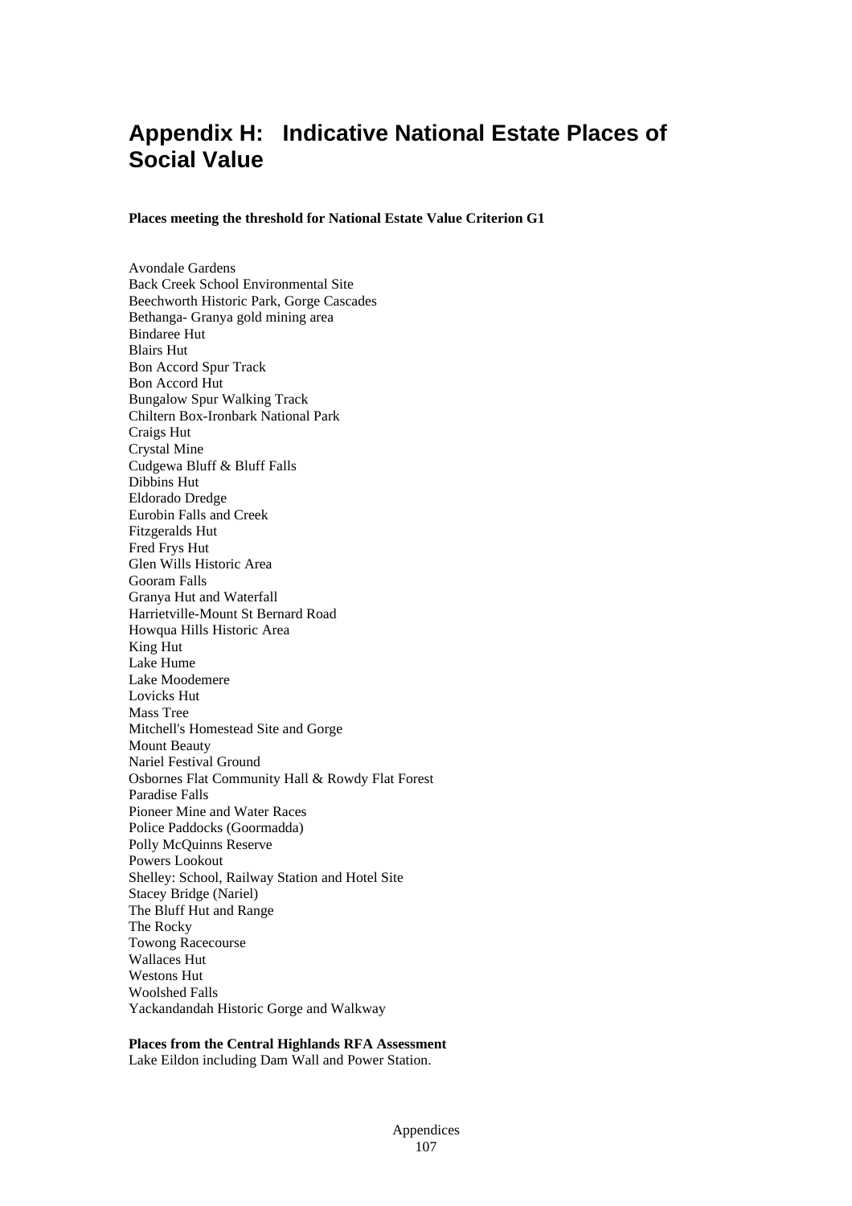# Appendix H: Indicative National Estate Places of Social Value

**Places meeting the threshold for National Estate Value Criterion G1**

Avondale Gardens
Back Creek School Environmental Site
Beechworth Historic Park, Gorge Cascades
Bethanga- Granya gold mining area
Bindaree Hut
Blairs Hut
Bon Accord Spur Track
Bon Accord Hut
Bungalow Spur Walking Track
Chiltern Box-Ironbark National Park
Craigs Hut
Crystal Mine
Cudgewa Bluff & Bluff Falls
Dibbins Hut
Eldorado Dredge
Eurobin Falls and Creek
Fitzgeralds Hut
Fred Frys Hut
Glen Wills Historic Area
Gooram Falls
Granya Hut and Waterfall
Harrietville-Mount St Bernard Road
Howqua Hills Historic Area
King Hut
Lake Hume
Lake Moodemere
Lovicks Hut
Mass Tree
Mitchell's Homestead Site and Gorge
Mount Beauty
Nariel Festival Ground
Osbornes Flat Community Hall & Rowdy Flat Forest
Paradise Falls
Pioneer Mine and Water Races
Police Paddocks (Goormadda)
Polly McQuinns Reserve
Powers Lookout
Shelley: School, Railway Station and Hotel Site
Stacey Bridge (Nariel)
The Bluff Hut and Range
The Rocky
Towong Racecourse
Wallaces Hut
Westons Hut
Woolshed Falls
Yackandandah Historic Gorge and Walkway

**Places from the Central Highlands RFA Assessment**
Lake Eildon including Dam Wall and Power Station.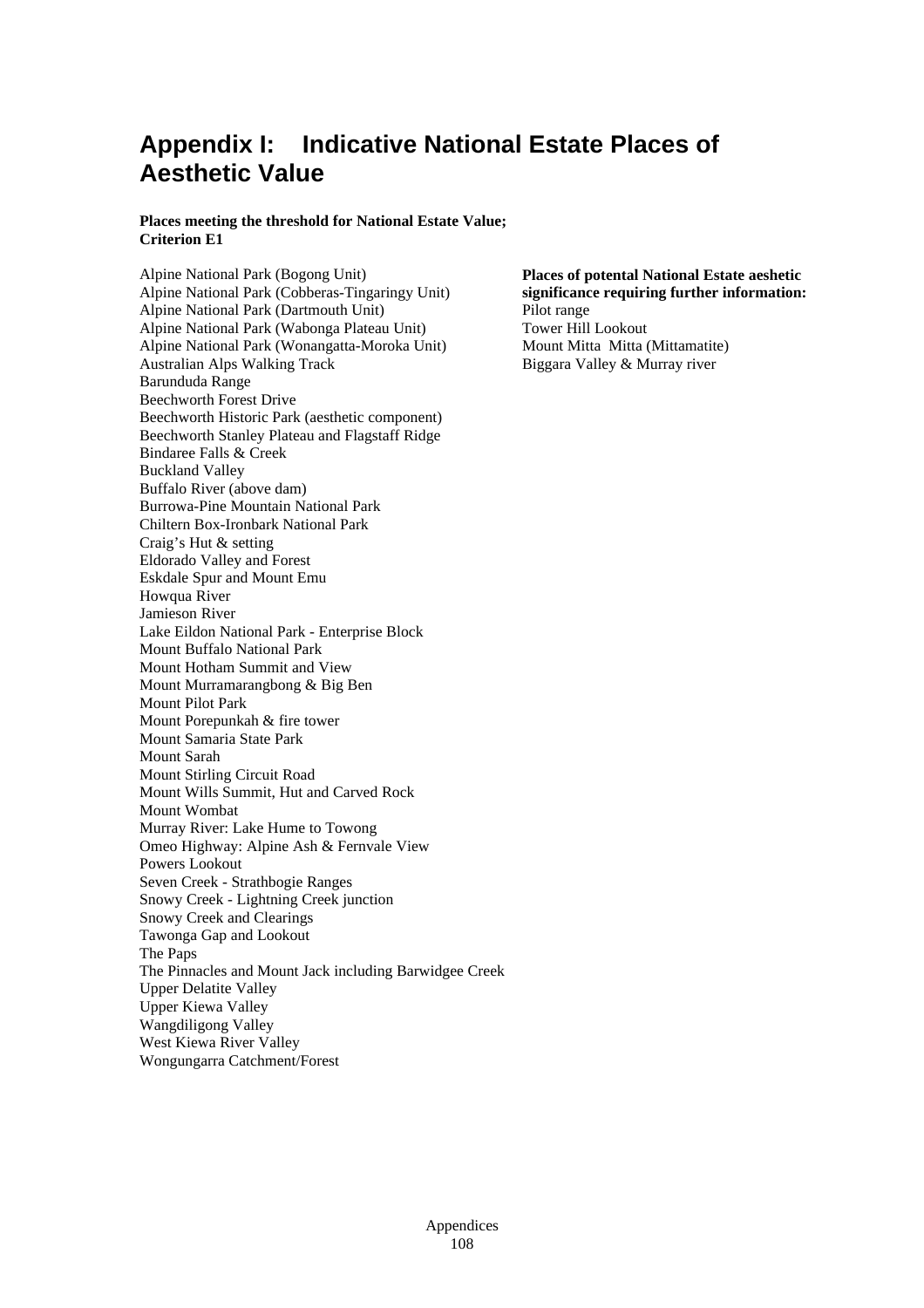# Appendix I: Indicative National Estate Places of Aesthetic Value

**Places meeting the threshold for National Estate Value; Criterion E1**

Alpine National Park (Bogong Unit)
Alpine National Park (Cobberas-Tingaringy Unit)
Alpine National Park (Dartmouth Unit)
Alpine National Park (Wabonga Plateau Unit)
Alpine National Park (Wonangatta-Moroka Unit)
Australian Alps Walking Track
Barunduda Range
Beechworth Forest Drive
Beechworth Historic Park (aesthetic component)
Beechworth Stanley Plateau and Flagstaff Ridge
Bindaree Falls & Creek
Buckland Valley
Buffalo River (above dam)
Burrowa-Pine Mountain National Park
Chiltern Box-Ironbark National Park
Craig's Hut & setting
Eldorado Valley and Forest
Eskdale Spur and Mount Emu
Howqua River
Jamieson River
Lake Eildon National Park - Enterprise Block
Mount Buffalo National Park
Mount Hotham Summit and View
Mount Murramarangbong & Big Ben
Mount Pilot Park
Mount Porepunkah & fire tower
Mount Samaria State Park
Mount Sarah
Mount Stirling Circuit Road
Mount Wills Summit, Hut and Carved Rock
Mount Wombat
Murray River: Lake Hume to Towong
Omeo Highway: Alpine Ash & Fernvale View
Powers Lookout
Seven Creek - Strathbogie Ranges
Snowy Creek - Lightning Creek junction
Snowy Creek and Clearings
Tawonga Gap and Lookout
The Paps
The Pinnacles and Mount Jack including Barwidgee Creek
Upper Delatite Valley
Upper Kiewa Valley
Wangdiligong Valley
West Kiewa River Valley
Wongungarra Catchment/Forest

**Places of potental National Estate aeshetic significance requiring further information:**
Pilot range
Tower Hill Lookout
Mount Mitta Mitta (Mittamatite)
Biggara Valley & Murray river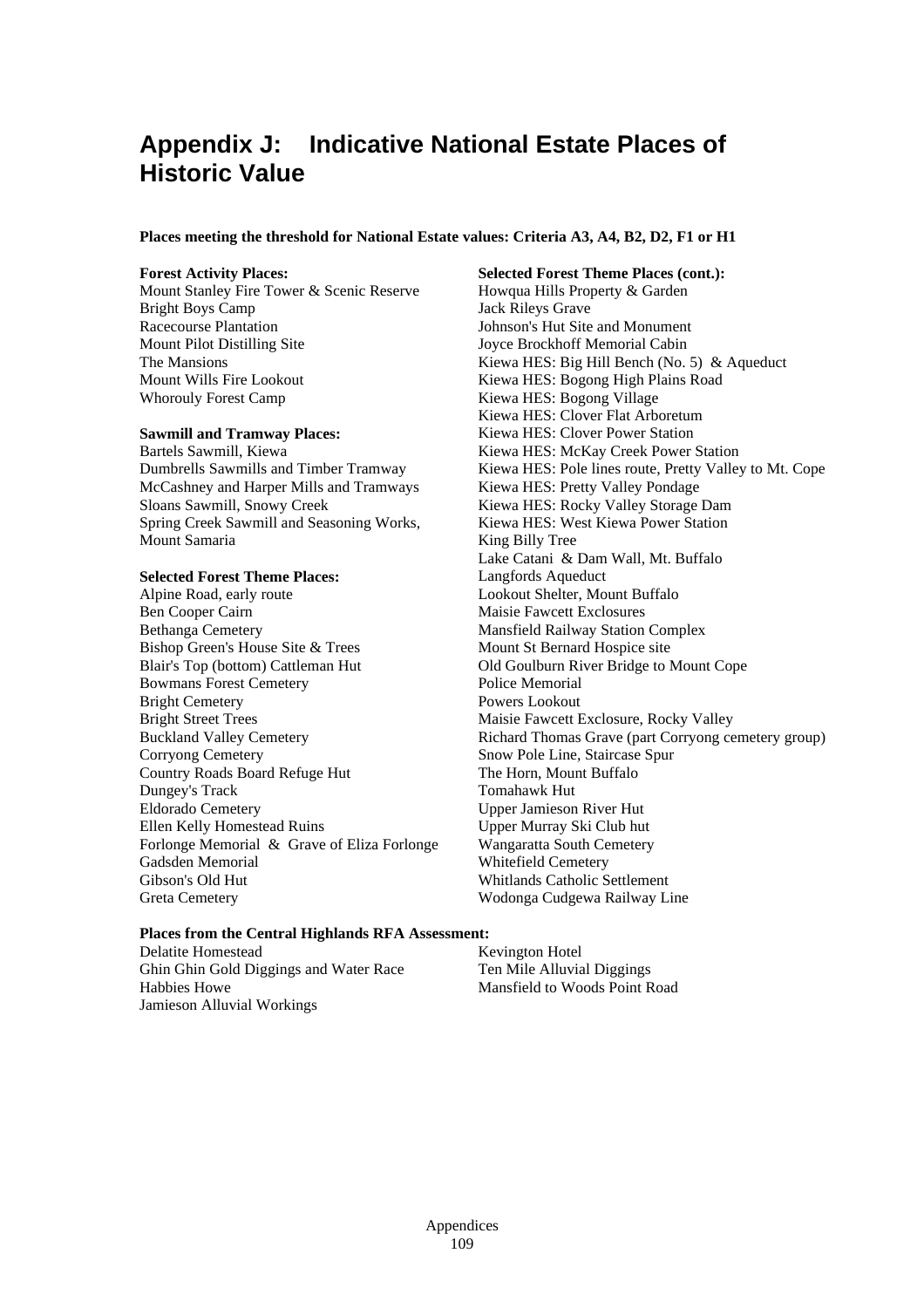# Appendix J: Indicative National Estate Places of Historic Value

**Places meeting the threshold for National Estate values: Criteria A3, A4, B2, D2, F1 or H1**

**Forest Activity Places:**

Mount Stanley Fire Tower & Scenic Reserve
Bright Boys Camp
Racecourse Plantation
Mount Pilot Distilling Site
The Mansions
Mount Wills Fire Lookout
Whorouly Forest Camp

**Sawmill and Tramway Places:**

Bartels Sawmill, Kiewa
Dumbrells Sawmills and Timber Tramway
McCashney and Harper Mills and Tramways
Sloans Sawmill, Snowy Creek
Spring Creek Sawmill and Seasoning Works, Mount Samaria

**Selected Forest Theme Places:**

Alpine Road, early route
Ben Cooper Cairn
Bethanga Cemetery
Bishop Green's House Site & Trees
Blair's Top (bottom) Cattleman Hut
Bowmans Forest Cemetery
Bright Cemetery
Bright Street Trees
Buckland Valley Cemetery
Corryong Cemetery
Country Roads Board Refuge Hut
Dungey's Track
Eldorado Cemetery
Ellen Kelly Homestead Ruins
Forlonge Memorial & Grave of Eliza Forlonge
Gadsden Memorial
Gibson's Old Hut
Greta Cemetery

**Selected Forest Theme Places (cont.):**

Howqua Hills Property & Garden
Jack Rileys Grave
Johnson's Hut Site and Monument
Joyce Brockhoff Memorial Cabin
Kiewa HES: Big Hill Bench (No. 5) & Aqueduct
Kiewa HES: Bogong High Plains Road
Kiewa HES: Bogong Village
Kiewa HES: Clover Flat Arboretum
Kiewa HES: Clover Power Station
Kiewa HES: McKay Creek Power Station
Kiewa HES: Pole lines route, Pretty Valley to Mt. Cope
Kiewa HES: Pretty Valley Pondage
Kiewa HES: Rocky Valley Storage Dam
Kiewa HES: West Kiewa Power Station
King Billy Tree
Lake Catani & Dam Wall, Mt. Buffalo
Langfords Aqueduct
Lookout Shelter, Mount Buffalo
Maisie Fawcett Exclosures
Mansfield Railway Station Complex
Mount St Bernard Hospice site
Old Goulburn River Bridge to Mount Cope
Police Memorial
Powers Lookout
Maisie Fawcett Exclosure, Rocky Valley
Richard Thomas Grave (part Corryong cemetery group)
Snow Pole Line, Staircase Spur
The Horn, Mount Buffalo
Tomahawk Hut
Upper Jamieson River Hut
Upper Murray Ski Club hut
Wangaratta South Cemetery
Whitefield Cemetery
Whitlands Catholic Settlement
Wodonga Cudgewa Railway Line

**Places from the Central Highlands RFA Assessment:**

Delatite Homestead
Ghin Ghin Gold Diggings and Water Race
Habbies Howe
Jamieson Alluvial Workings
Kevington Hotel
Ten Mile Alluvial Diggings
Mansfield to Woods Point Road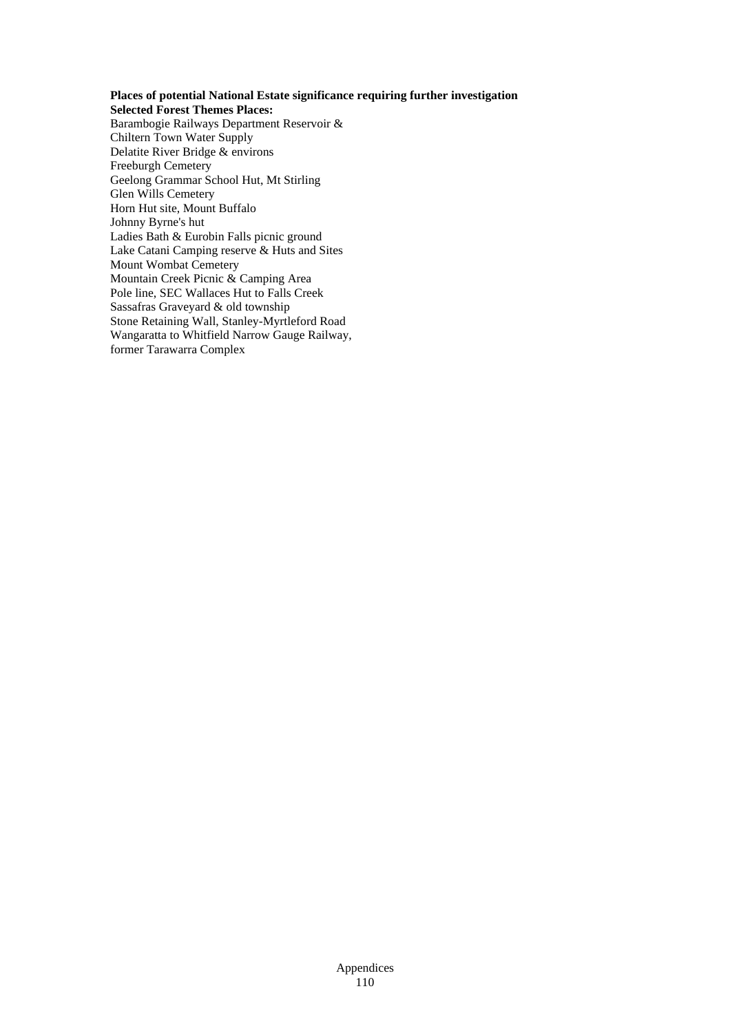**Places of potential National Estate significance requiring further investigation**

**Selected Forest Themes Places:**

Barambogie Railways Department Reservoir &
Chiltern Town Water Supply
Delatite River Bridge & environs
Freeburgh Cemetery
Geelong Grammar School Hut, Mt Stirling
Glen Wills Cemetery
Horn Hut site, Mount Buffalo
Johnny Byrne's hut
Ladies Bath & Eurobin Falls picnic ground
Lake Catani Camping reserve & Huts and Sites
Mount Wombat Cemetery
Mountain Creek Picnic & Camping Area
Pole line, SEC Wallaces Hut to Falls Creek
Sassafras Graveyard & old township
Stone Retaining Wall, Stanley-Myrtleford Road
Wangaratta to Whitfield Narrow Gauge Railway,
former Tarawarra Complex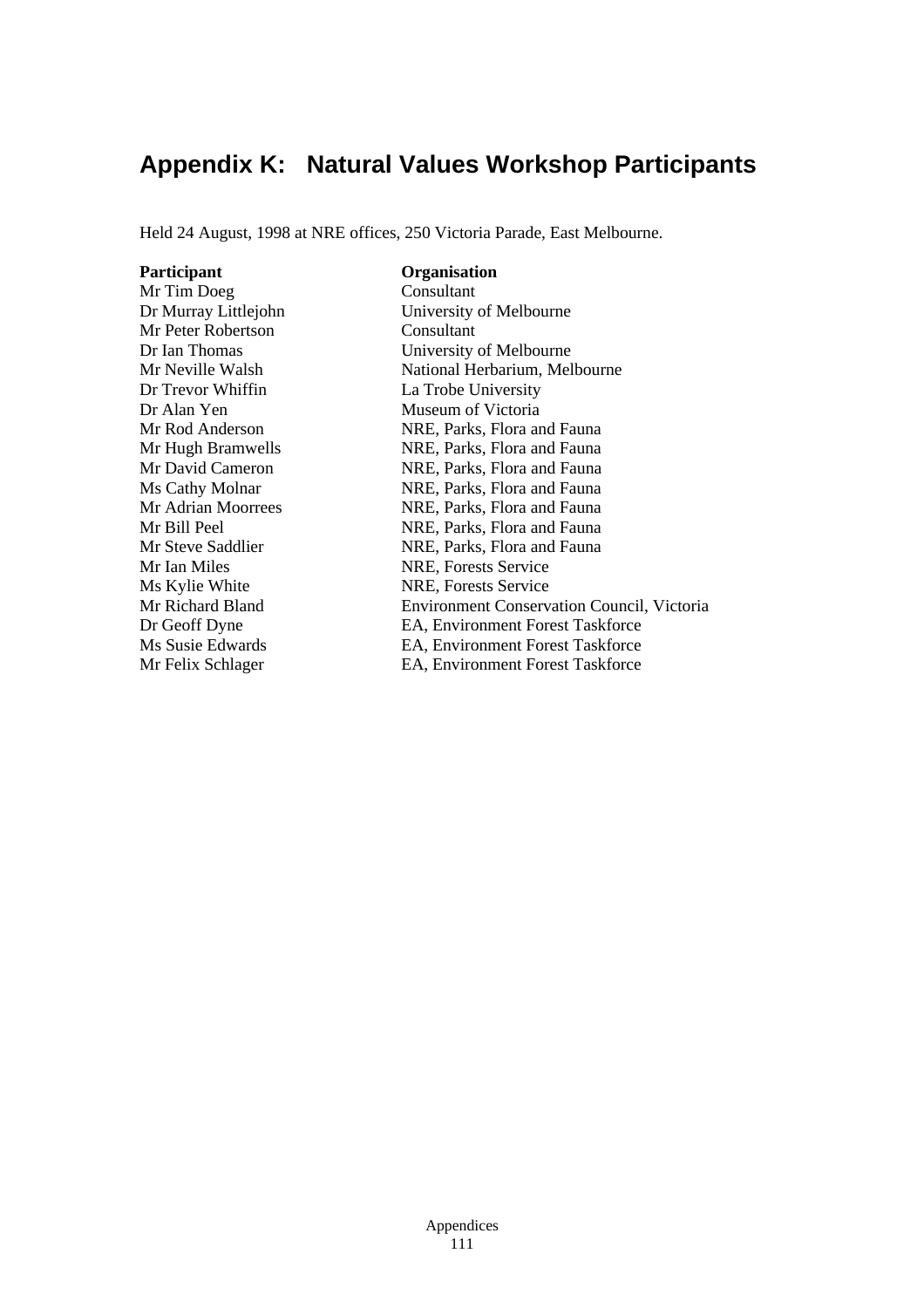# Appendix K: Natural Values Workshop Participants

Held 24 August, 1998 at NRE offices, 250 Victoria Parade, East Melbourne.

| Participant | Organisation |
|---|---|
| Mr Tim Doeg | Consultant |
| Dr Murray Littlejohn | University of Melbourne |
| Mr Peter Robertson | Consultant |
| Dr Ian Thomas | University of Melbourne |
| Mr Neville Walsh | National Herbarium, Melbourne |
| Dr Trevor Whiffin | La Trobe University |
| Dr Alan Yen | Museum of Victoria |
| Mr Rod Anderson | NRE, Parks, Flora and Fauna |
| Mr Hugh Bramwells | NRE, Parks, Flora and Fauna |
| Mr David Cameron | NRE, Parks, Flora and Fauna |
| Ms Cathy Molnar | NRE, Parks, Flora and Fauna |
| Mr Adrian Moorrees | NRE, Parks, Flora and Fauna |
| Mr Bill Peel | NRE, Parks, Flora and Fauna |
| Mr Steve Saddlier | NRE, Parks, Flora and Fauna |
| Mr Ian Miles | NRE, Forests Service |
| Ms Kylie White | NRE, Forests Service |
| Mr Richard Bland | Environment Conservation Council, Victoria |
| Dr Geoff Dyne | EA, Environment Forest Taskforce |
| Ms Susie Edwards | EA, Environment Forest Taskforce |
| Mr Felix Schlager | EA, Environment Forest Taskforce |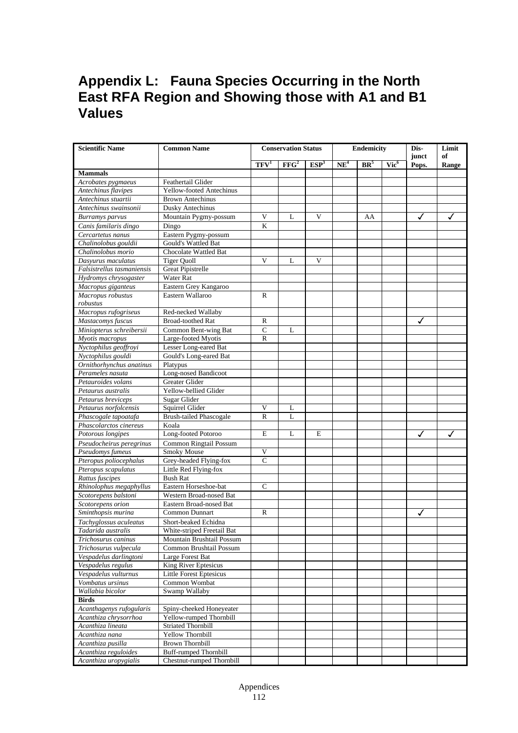# Appendix L: Fauna Species Occurring in the North East RFA Region and Showing those with A1 and B1 Values

| Scientific Name | Common Name | Conservation Status | | | Endemicity | | | Dis-junct Pops. | Limit of Range |
|---|---|---|---|---|---|---|---|---|---|
| | | TFV[1] | FFG[2] | ESP[3] | NE[4] | BR[5] | Vic[6] | | |
| **Mammals** | | | | | | | | | |
| *Acrobates pygmaeus* | Feathertail Glider | | | | | | | | |
| *Antechinus flavipes* | Yellow-footed Antechinus | | | | | | | | |
| *Antechinus stuartii* | Brown Antechinus | | | | | | | | |
| *Antechinus swainsonii* | Dusky Antechinus | | | | | | | | |
| *Burramys parvus* | Mountain Pygmy-possum | V | L | V | | AA | | ✓ | ✓ |
| *Canis familaris dingo* | Dingo | K | | | | | | | |
| *Cercartetus nanus* | Eastern Pygmy-possum | | | | | | | | |
| *Chalinolobus gouldii* | Gould's Wattled Bat | | | | | | | | |
| *Chalinolobus morio* | Chocolate Wattled Bat | | | | | | | | |
| *Dasyurus maculatus* | Tiger Quoll | V | L | V | | | | | |
| *Falsistrellus tasmaniensis* | Great Pipistrelle | | | | | | | | |
| *Hydromys chrysogaster* | Water Rat | | | | | | | | |
| *Macropus giganteus* | Eastern Grey Kangaroo | | | | | | | | |
| *Macropus robustus robustus* | Eastern Wallaroo | R | | | | | | | |
| *Macropus rufogriseus* | Red-necked Wallaby | | | | | | | | |
| *Mastacomys fuscus* | Broad-toothed Rat | R | | | | | | ✓ | |
| *Miniopterus schreibersii* | Common Bent-wing Bat | C | L | | | | | | |
| *Myotis macropus* | Large-footed Myotis | R | | | | | | | |
| *Nyctophilus geoffroyi* | Lesser Long-eared Bat | | | | | | | | |
| *Nyctophilus gouldi* | Gould's Long-eared Bat | | | | | | | | |
| *Ornithorhynchus anatinus* | Platypus | | | | | | | | |
| *Perameles nasuta* | Long-nosed Bandicoot | | | | | | | | |
| *Petauroides volans* | Greater Glider | | | | | | | | |
| *Petaurus australis* | Yellow-bellied Glider | | | | | | | | |
| *Petaurus breviceps* | Sugar Glider | | | | | | | | |
| *Petaurus norfolcensis* | Squirrel Glider | V | L | | | | | | |
| *Phascogale tapoatafa* | Brush-tailed Phascogale | R | L | | | | | | |
| *Phascolarctos cinereus* | Koala | | | | | | | | |
| *Potorous longipes* | Long-footed Potoroo | E | L | E | | | | ✓ | ✓ |
| *Pseudocheirus peregrinus* | Common Ringtail Possum | | | | | | | | |
| *Pseudomys fumeus* | Smoky Mouse | V | | | | | | | |
| *Pteropus poliocephalus* | Grey-headed Flying-fox | C | | | | | | | |
| *Pteropus scapulatus* | Little Red Flying-fox | | | | | | | | |
| *Rattus fuscipes* | Bush Rat | | | | | | | | |
| *Rhinolophus megaphyllus* | Eastern Horseshoe-bat | C | | | | | | | |
| *Scotorepens balstoni* | Western Broad-nosed Bat | | | | | | | | |
| *Scotorepens orion* | Eastern Broad-nosed Bat | | | | | | | | |
| *Sminthopsis murina* | Common Dunnart | R | | | | | | ✓ | |
| *Tachyglossus aculeatus* | Short-beaked Echidna | | | | | | | | |
| *Tadarida australis* | White-striped Freetail Bat | | | | | | | | |
| *Trichosurus caninus* | Mountain Brushtail Possum | | | | | | | | |
| *Trichosurus vulpecula* | Common Brushtail Possum | | | | | | | | |
| *Vespadelus darlingtoni* | Large Forest Bat | | | | | | | | |
| *Vespadelus regulus* | King River Eptesicus | | | | | | | | |
| *Vespadelus vulturnus* | Little Forest Eptesicus | | | | | | | | |
| *Vombatus ursinus* | Common Wombat | | | | | | | | |
| *Wallabia bicolor* | Swamp Wallaby | | | | | | | | |
| **Birds** | | | | | | | | | |
| *Acanthagenys rufogularis* | Spiny-cheeked Honeyeater | | | | | | | | |
| *Acanthiza chrysorrhoa* | Yellow-rumped Thornbill | | | | | | | | |
| *Acanthiza lineata* | Striated Thornbill | | | | | | | | |
| *Acanthiza nana* | Yellow Thornbill | | | | | | | | |
| *Acanthiza pusilla* | Brown Thornbill | | | | | | | | |
| *Acanthiza reguloides* | Buff-rumped Thornbill | | | | | | | | |
| *Acanthiza uropygialis* | Chestnut-rumped Thornbill | | | | | | | | |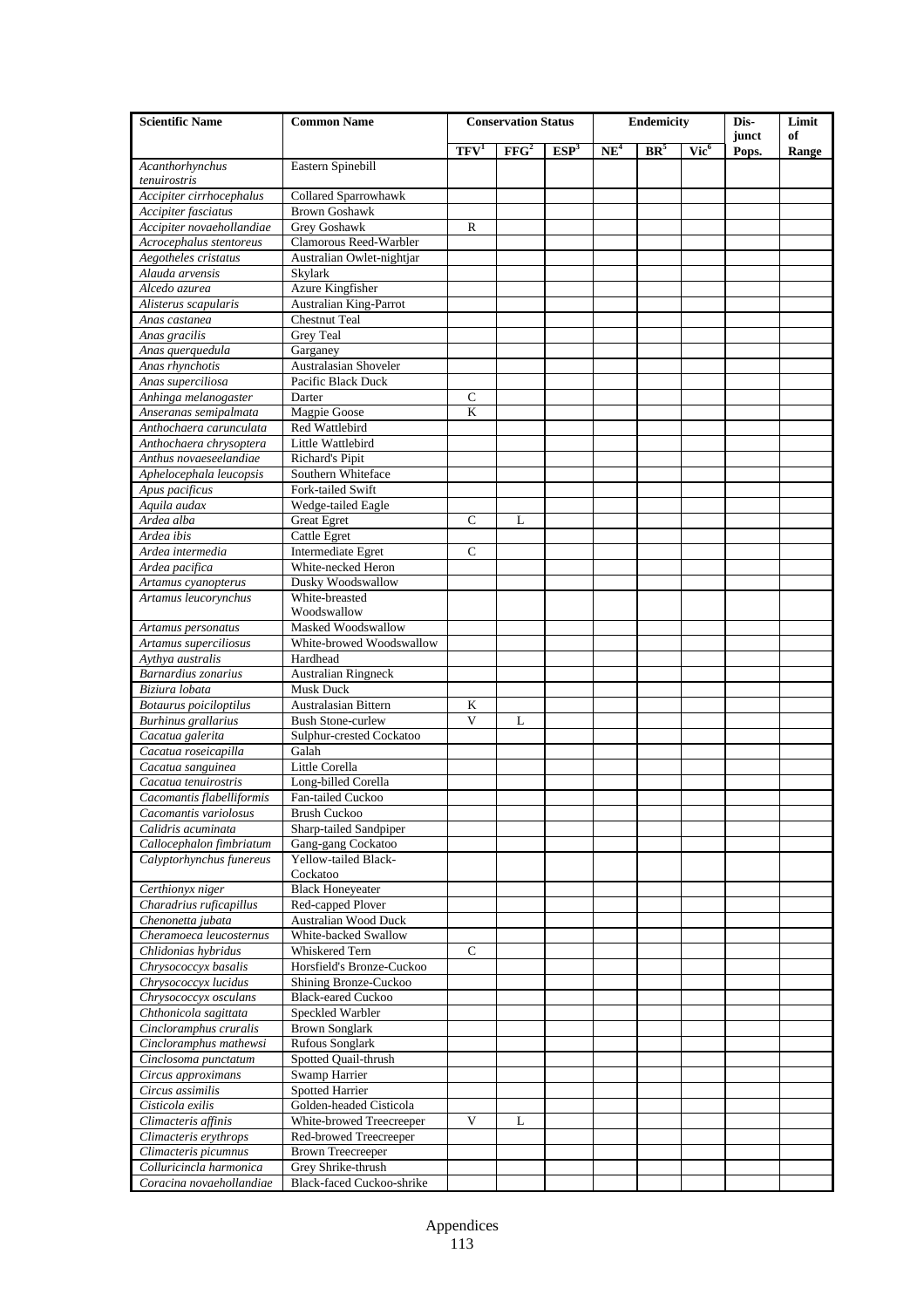| Scientific Name | Common Name | Conservation Status | | | Endemicity | | | Dis-junct | Limit of |
|---|---|---|---|---|---|---|---|---|---|
| | | TFV[1] | FFG[2] | ESP[3] | NE[4] | BR[5] | Vic[6] | Pops. | Range |
| *Acanthorhynchus tenuirostris* | Eastern Spinebill | | | | | | | | |
| *Accipiter cirrhocephalus* | Collared Sparrowhawk | | | | | | | | |
| *Accipiter fasciatus* | Brown Goshawk | | | | | | | | |
| *Accipiter novaehollandiae* | Grey Goshawk | R | | | | | | | |
| *Acrocephalus stentoreus* | Clamorous Reed-Warbler | | | | | | | | |
| *Aegotheles cristatus* | Australian Owlet-nightjar | | | | | | | | |
| *Alauda arvensis* | Skylark | | | | | | | | |
| *Alcedo azurea* | Azure Kingfisher | | | | | | | | |
| *Alisterus scapularis* | Australian King-Parrot | | | | | | | | |
| *Anas castanea* | Chestnut Teal | | | | | | | | |
| *Anas gracilis* | Grey Teal | | | | | | | | |
| *Anas querquedula* | Garganey | | | | | | | | |
| *Anas rhynchotis* | Australasian Shoveler | | | | | | | | |
| *Anas superciliosa* | Pacific Black Duck | | | | | | | | |
| *Anhinga melanogaster* | Darter | C | | | | | | | |
| *Anseranas semipalmata* | Magpie Goose | K | | | | | | | |
| *Anthochaera carunculata* | Red Wattlebird | | | | | | | | |
| *Anthochaera chrysoptera* | Little Wattlebird | | | | | | | | |
| *Anthus novaeseelandiae* | Richard's Pipit | | | | | | | | |
| *Aphelocephala leucopsis* | Southern Whiteface | | | | | | | | |
| *Apus pacificus* | Fork-tailed Swift | | | | | | | | |
| *Aquila audax* | Wedge-tailed Eagle | | | | | | | | |
| *Ardea alba* | Great Egret | C | L | | | | | | |
| *Ardea ibis* | Cattle Egret | | | | | | | | |
| *Ardea intermedia* | Intermediate Egret | C | | | | | | | |
| *Ardea pacifica* | White-necked Heron | | | | | | | | |
| *Artamus cyanopterus* | Dusky Woodswallow | | | | | | | | |
| *Artamus leucorynchus* | White-breasted Woodswallow | | | | | | | | |
| *Artamus personatus* | Masked Woodswallow | | | | | | | | |
| *Artamus superciliosus* | White-browed Woodswallow | | | | | | | | |
| *Aythya australis* | Hardhead | | | | | | | | |
| *Barnardius zonarius* | Australian Ringneck | | | | | | | | |
| *Biziura lobata* | Musk Duck | | | | | | | | |
| *Botaurus poiciloptilus* | Australasian Bittern | K | | | | | | | |
| *Burhinus grallarius* | Bush Stone-curlew | V | L | | | | | | |
| *Cacatua galerita* | Sulphur-crested Cockatoo | | | | | | | | |
| *Cacatua roseicapilla* | Galah | | | | | | | | |
| *Cacatua sanguinea* | Little Corella | | | | | | | | |
| *Cacatua tenuirostris* | Long-billed Corella | | | | | | | | |
| *Cacomantis flabelliformis* | Fan-tailed Cuckoo | | | | | | | | |
| *Cacomantis variolosus* | Brush Cuckoo | | | | | | | | |
| *Calidris acuminata* | Sharp-tailed Sandpiper | | | | | | | | |
| *Callocephalon fimbriatum* | Gang-gang Cockatoo | | | | | | | | |
| *Calyptorhynchus funereus* | Yellow-tailed Black-Cockatoo | | | | | | | | |
| *Certhionyx niger* | Black Honeyeater | | | | | | | | |
| *Charadrius ruficapillus* | Red-capped Plover | | | | | | | | |
| *Chenonetta jubata* | Australian Wood Duck | | | | | | | | |
| *Cheramoeca leucosternus* | White-backed Swallow | | | | | | | | |
| *Chlidonias hybridus* | Whiskered Tern | C | | | | | | | |
| *Chrysococcyx basalis* | Horsfield's Bronze-Cuckoo | | | | | | | | |
| *Chrysococcyx lucidus* | Shining Bronze-Cuckoo | | | | | | | | |
| *Chrysococcyx osculans* | Black-eared Cuckoo | | | | | | | | |
| *Chthonicola sagittata* | Speckled Warbler | | | | | | | | |
| *Cincloramphus cruralis* | Brown Songlark | | | | | | | | |
| *Cincloramphus mathewsi* | Rufous Songlark | | | | | | | | |
| *Cinclosoma punctatum* | Spotted Quail-thrush | | | | | | | | |
| *Circus approximans* | Swamp Harrier | | | | | | | | |
| *Circus assimilis* | Spotted Harrier | | | | | | | | |
| *Cisticola exilis* | Golden-headed Cisticola | | | | | | | | |
| *Climacteris affinis* | White-browed Treecreeper | V | L | | | | | | |
| *Climacteris erythrops* | Red-browed Treecreeper | | | | | | | | |
| *Climacteris picumnus* | Brown Treecreeper | | | | | | | | |
| *Colluricincla harmonica* | Grey Shrike-thrush | | | | | | | | |
| *Coracina novaehollandiae* | Black-faced Cuckoo-shrike | | | | | | | | |

Appendices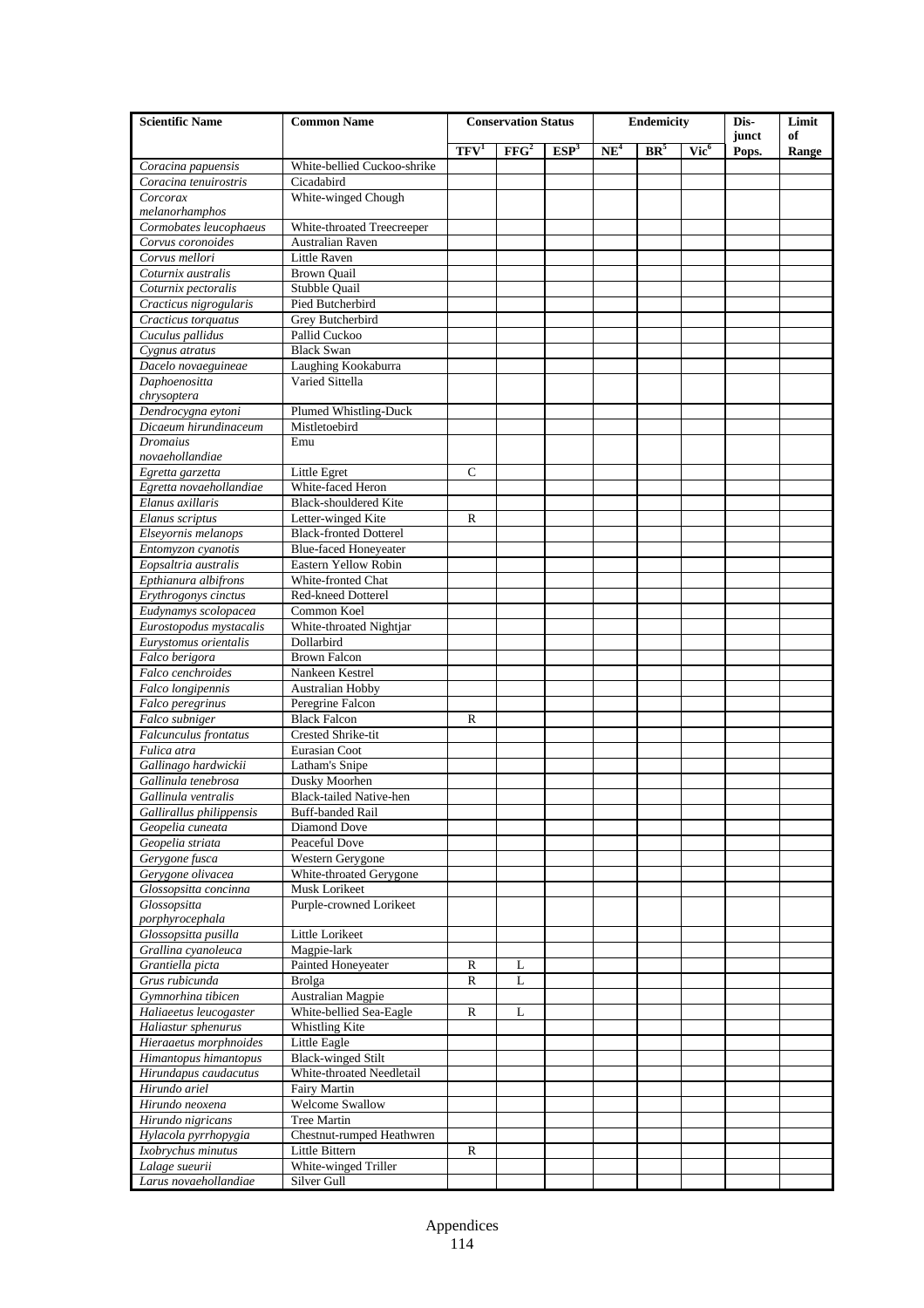| Scientific Name | Common Name | Conservation Status | | | Endemicity | | | Dis-junct | Limit of |
|---|---|---|---|---|---|---|---|---|---|
| | | TFV[1] | FFG[2] | ESP[3] | NE[4] | BR[5] | Vic[6] | Pops. | Range |
| *Coracina papuensis* | White-bellied Cuckoo-shrike | | | | | | | | |
| *Coracina tenuirostris* | Cicadabird | | | | | | | | |
| *Corcorax melanorhamphos* | White-winged Chough | | | | | | | | |
| *Cormobates leucophaeus* | White-throated Treecreeper | | | | | | | | |
| *Corvus coronoides* | Australian Raven | | | | | | | | |
| *Corvus mellori* | Little Raven | | | | | | | | |
| *Coturnix australis* | Brown Quail | | | | | | | | |
| *Coturnix pectoralis* | Stubble Quail | | | | | | | | |
| *Cracticus nigrogularis* | Pied Butcherbird | | | | | | | | |
| *Cracticus torquatus* | Grey Butcherbird | | | | | | | | |
| *Cuculus pallidus* | Pallid Cuckoo | | | | | | | | |
| *Cygnus atratus* | Black Swan | | | | | | | | |
| *Dacelo novaeguineae* | Laughing Kookaburra | | | | | | | | |
| *Daphoenositta chrysoptera* | Varied Sittella | | | | | | | | |
| *Dendrocygna eytoni* | Plumed Whistling-Duck | | | | | | | | |
| *Dicaeum hirundinaceum* | Mistletoebird | | | | | | | | |
| *Dromaius novaehollandiae* | Emu | | | | | | | | |
| *Egretta garzetta* | Little Egret | C | | | | | | | |
| *Egretta novaehollandiae* | White-faced Heron | | | | | | | | |
| *Elanus axillaris* | Black-shouldered Kite | | | | | | | | |
| *Elanus scriptus* | Letter-winged Kite | R | | | | | | | |
| *Elseyornis melanops* | Black-fronted Dotterel | | | | | | | | |
| *Entomyzon cyanotis* | Blue-faced Honeyeater | | | | | | | | |
| *Eopsaltria australis* | Eastern Yellow Robin | | | | | | | | |
| *Epthianura albifrons* | White-fronted Chat | | | | | | | | |
| *Erythrogonys cinctus* | Red-kneed Dotterel | | | | | | | | |
| *Eudynamys scolopacea* | Common Koel | | | | | | | | |
| *Eurostopodus mystacalis* | White-throated Nightjar | | | | | | | | |
| *Eurystomus orientalis* | Dollarbird | | | | | | | | |
| *Falco berigora* | Brown Falcon | | | | | | | | |
| *Falco cenchroides* | Nankeen Kestrel | | | | | | | | |
| *Falco longipennis* | Australian Hobby | | | | | | | | |
| *Falco peregrinus* | Peregrine Falcon | | | | | | | | |
| *Falco subniger* | Black Falcon | R | | | | | | | |
| *Falcunculus frontatus* | Crested Shrike-tit | | | | | | | | |
| *Fulica atra* | Eurasian Coot | | | | | | | | |
| *Gallinago hardwickii* | Latham's Snipe | | | | | | | | |
| *Gallinula tenebrosa* | Dusky Moorhen | | | | | | | | |
| *Gallinula ventralis* | Black-tailed Native-hen | | | | | | | | |
| *Gallirallus philippensis* | Buff-banded Rail | | | | | | | | |
| *Geopelia cuneata* | Diamond Dove | | | | | | | | |
| *Geopelia striata* | Peaceful Dove | | | | | | | | |
| *Gerygone fusca* | Western Gerygone | | | | | | | | |
| *Gerygone olivacea* | White-throated Gerygone | | | | | | | | |
| *Glossopsitta concinna* | Musk Lorikeet | | | | | | | | |
| *Glossopsitta porphyrocephala* | Purple-crowned Lorikeet | | | | | | | | |
| *Glossopsitta pusilla* | Little Lorikeet | | | | | | | | |
| *Grallina cyanoleuca* | Magpie-lark | | | | | | | | |
| *Grantiella picta* | Painted Honeyeater | R | L | | | | | | |
| *Grus rubicunda* | Brolga | R | L | | | | | | |
| *Gymnorhina tibicen* | Australian Magpie | | | | | | | | |
| *Haliaeetus leucogaster* | White-bellied Sea-Eagle | R | L | | | | | | |
| *Haliastur sphenurus* | Whistling Kite | | | | | | | | |
| *Hieraaetus morphnoides* | Little Eagle | | | | | | | | |
| *Himantopus himantopus* | Black-winged Stilt | | | | | | | | |
| *Hirundapus caudacutus* | White-throated Needletail | | | | | | | | |
| *Hirundo ariel* | Fairy Martin | | | | | | | | |
| *Hirundo neoxena* | Welcome Swallow | | | | | | | | |
| *Hirundo nigricans* | Tree Martin | | | | | | | | |
| *Hylacola pyrrhopygia* | Chestnut-rumped Heathwren | | | | | | | | |
| *Ixobrychus minutus* | Little Bittern | R | | | | | | | |
| *Lalage sueurii* | White-winged Triller | | | | | | | | |
| *Larus novaehollandiae* | Silver Gull | | | | | | | | |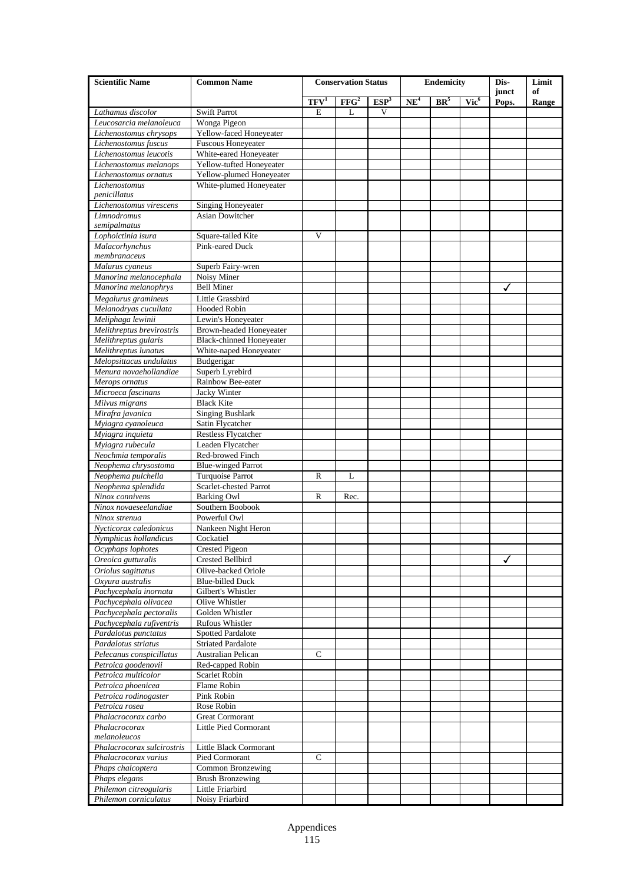| Scientific Name | Common Name | Conservation Status | | | Endemicity | | | Dis-junct | Limit of |
|---|---|---|---|---|---|---|---|---|---|
| | | TFV[1] | FFG[2] | ESP[3] | NE[4] | BR[5] | Vic[6] | Pops. | Range |
| *Lathamus discolor* | Swift Parrot | E | L | V | | | | | |
| *Leucosarcia melanoleuca* | Wonga Pigeon | | | | | | | | |
| *Lichenostomus chrysops* | Yellow-faced Honeyeater | | | | | | | | |
| *Lichenostomus fuscus* | Fuscous Honeyeater | | | | | | | | |
| *Lichenostomus leucotis* | White-eared Honeyeater | | | | | | | | |
| *Lichenostomus melanops* | Yellow-tufted Honeyeater | | | | | | | | |
| *Lichenostomus ornatus* | Yellow-plumed Honeyeater | | | | | | | | |
| *Lichenostomus penicillatus* | White-plumed Honeyeater | | | | | | | | |
| *Lichenostomus virescens* | Singing Honeyeater | | | | | | | | |
| *Limnodromus semipalmatus* | Asian Dowitcher | | | | | | | | |
| *Lophoictinia isura* | Square-tailed Kite | V | | | | | | | |
| *Malacorhynchus membranaceus* | Pink-eared Duck | | | | | | | | |
| *Malurus cyaneus* | Superb Fairy-wren | | | | | | | | |
| *Manorina melanocephala* | Noisy Miner | | | | | | | | |
| *Manorina melanophrys* | Bell Miner | | | | | | | ✓ | |
| *Megalurus gramineus* | Little Grassbird | | | | | | | | |
| *Melanodryas cucullata* | Hooded Robin | | | | | | | | |
| *Meliphaga lewinii* | Lewin's Honeyeater | | | | | | | | |
| *Melithreptus brevirostris* | Brown-headed Honeyeater | | | | | | | | |
| *Melithreptus gularis* | Black-chinned Honeyeater | | | | | | | | |
| *Melithreptus lunatus* | White-naped Honeyeater | | | | | | | | |
| *Melopsittacus undulatus* | Budgerigar | | | | | | | | |
| *Menura novaehollandiae* | Superb Lyrebird | | | | | | | | |
| *Merops ornatus* | Rainbow Bee-eater | | | | | | | | |
| *Microeca fascinans* | Jacky Winter | | | | | | | | |
| *Milvus migrans* | Black Kite | | | | | | | | |
| *Mirafra javanica* | Singing Bushlark | | | | | | | | |
| *Myiagra cyanoleuca* | Satin Flycatcher | | | | | | | | |
| *Myiagra inquieta* | Restless Flycatcher | | | | | | | | |
| *Myiagra rubecula* | Leaden Flycatcher | | | | | | | | |
| *Neochmia temporalis* | Red-browed Finch | | | | | | | | |
| *Neophema chrysostoma* | Blue-winged Parrot | | | | | | | | |
| *Neophema pulchella* | Turquoise Parrot | R | L | | | | | | |
| *Neophema splendida* | Scarlet-chested Parrot | | | | | | | | |
| *Ninox connivens* | Barking Owl | R | Rec. | | | | | | |
| *Ninox novaeseelandiae* | Southern Boobook | | | | | | | | |
| *Ninox strenua* | Powerful Owl | | | | | | | | |
| *Nycticorax caledonicus* | Nankeen Night Heron | | | | | | | | |
| *Nymphicus hollandicus* | Cockatiel | | | | | | | | |
| *Ocyphaps lophotes* | Crested Pigeon | | | | | | | | |
| *Oreoica gutturalis* | Crested Bellbird | | | | | | | ✓ | |
| *Oriolus sagittatus* | Olive-backed Oriole | | | | | | | | |
| *Oxyura australis* | Blue-billed Duck | | | | | | | | |
| *Pachycephala inornata* | Gilbert's Whistler | | | | | | | | |
| *Pachycephala olivacea* | Olive Whistler | | | | | | | | |
| *Pachycephala pectoralis* | Golden Whistler | | | | | | | | |
| *Pachycephala rufiventris* | Rufous Whistler | | | | | | | | |
| *Pardalotus punctatus* | Spotted Pardalote | | | | | | | | |
| *Pardalotus striatus* | Striated Pardalote | | | | | | | | |
| *Pelecanus conspicillatus* | Australian Pelican | C | | | | | | | |
| *Petroica goodenovii* | Red-capped Robin | | | | | | | | |
| *Petroica multicolor* | Scarlet Robin | | | | | | | | |
| *Petroica phoenicea* | Flame Robin | | | | | | | | |
| *Petroica rodinogaster* | Pink Robin | | | | | | | | |
| *Petroica rosea* | Rose Robin | | | | | | | | |
| *Phalacrocorax carbo* | Great Cormorant | | | | | | | | |
| *Phalacrocorax melanoleucos* | Little Pied Cormorant | | | | | | | | |
| *Phalacrocorax sulcirostris* | Little Black Cormorant | | | | | | | | |
| *Phalacrocorax varius* | Pied Cormorant | C | | | | | | | |
| *Phaps chalcoptera* | Common Bronzewing | | | | | | | | |
| *Phaps elegans* | Brush Bronzewing | | | | | | | | |
| *Philemon citreogularis* | Little Friarbird | | | | | | | | |
| *Philemon corniculatus* | Noisy Friarbird | | | | | | | | |

Appendices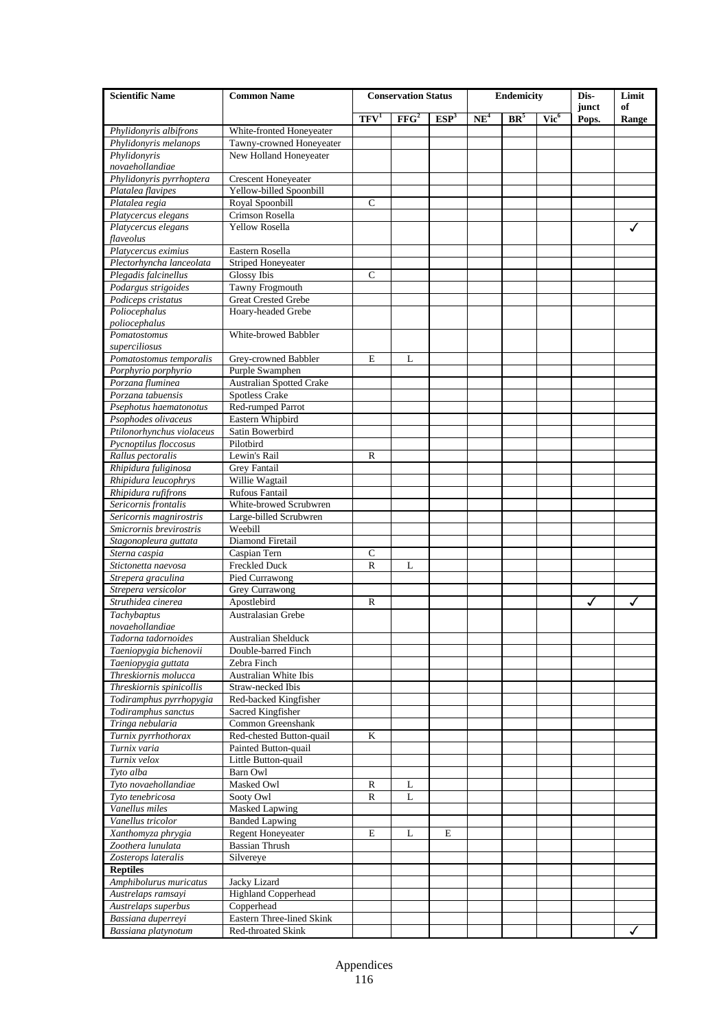| Scientific Name | Common Name | Conservation Status | | | Endemicity | | | Dis-junct | Limit of |
|---|---|---|---|---|---|---|---|---|---|
| | | TFV[1] | FFG[2] | ESP[3] | NE[4] | BR[5] | Vic[6] | Pops. | Range |
| *Phylidonyris albifrons* | White-fronted Honeyeater | | | | | | | | |
| *Phylidonyris melanops* | Tawny-crowned Honeyeater | | | | | | | | |
| *Phylidonyris novaehollandiae* | New Holland Honeyeater | | | | | | | | |
| *Phylidonyris pyrrhoptera* | Crescent Honeyeater | | | | | | | | |
| *Platalea flavipes* | Yellow-billed Spoonbill | | | | | | | | |
| *Platalea regia* | Royal Spoonbill | C | | | | | | | |
| *Platycercus elegans* | Crimson Rosella | | | | | | | | |
| *Platycercus elegans flaveolus* | Yellow Rosella | | | | | | | | ✓ |
| *Platycercus eximius* | Eastern Rosella | | | | | | | | |
| *Plectorhyncha lanceolata* | Striped Honeyeater | | | | | | | | |
| *Plegadis falcinellus* | Glossy Ibis | C | | | | | | | |
| *Podargus strigoides* | Tawny Frogmouth | | | | | | | | |
| *Podiceps cristatus* | Great Crested Grebe | | | | | | | | |
| *Poliocephalus poliocephalus* | Hoary-headed Grebe | | | | | | | | |
| *Pomatostomus superciliosus* | White-browed Babbler | | | | | | | | |
| *Pomatostomus temporalis* | Grey-crowned Babbler | E | L | | | | | | |
| *Porphyrio porphyrio* | Purple Swamphen | | | | | | | | |
| *Porzana fluminea* | Australian Spotted Crake | | | | | | | | |
| *Porzana tabuensis* | Spotless Crake | | | | | | | | |
| *Psephotus haematonotus* | Red-rumped Parrot | | | | | | | | |
| *Psophodes olivaceus* | Eastern Whipbird | | | | | | | | |
| *Ptilonorhynchus violaceus* | Satin Bowerbird | | | | | | | | |
| *Pycnoptilus floccosus* | Pilotbird | | | | | | | | |
| *Rallus pectoralis* | Lewin's Rail | R | | | | | | | |
| *Rhipidura fuliginosa* | Grey Fantail | | | | | | | | |
| *Rhipidura leucophrys* | Willie Wagtail | | | | | | | | |
| *Rhipidura rufifrons* | Rufous Fantail | | | | | | | | |
| *Sericornis frontalis* | White-browed Scrubwren | | | | | | | | |
| *Sericornis magnirostris* | Large-billed Scrubwren | | | | | | | | |
| *Smicrornis brevirostris* | Weebill | | | | | | | | |
| *Stagonopleura guttata* | Diamond Firetail | | | | | | | | |
| *Sterna caspia* | Caspian Tern | C | | | | | | | |
| *Stictonetta naevosa* | Freckled Duck | R | L | | | | | | |
| *Strepera graculina* | Pied Currawong | | | | | | | | |
| *Strepera versicolor* | Grey Currawong | | | | | | | | |
| *Struthidea cinerea* | Apostlebird | R | | | | | | ✓ | ✓ |
| *Tachybaptus novaehollandiae* | Australasian Grebe | | | | | | | | |
| *Tadorna tadornoides* | Australian Shelduck | | | | | | | | |
| *Taeniopygia bichenovii* | Double-barred Finch | | | | | | | | |
| *Taeniopygia guttata* | Zebra Finch | | | | | | | | |
| *Threskiornis molucca* | Australian White Ibis | | | | | | | | |
| *Threskiornis spinicollis* | Straw-necked Ibis | | | | | | | | |
| *Todiramphus pyrrhopygia* | Red-backed Kingfisher | | | | | | | | |
| *Todiramphus sanctus* | Sacred Kingfisher | | | | | | | | |
| *Tringa nebularia* | Common Greenshank | | | | | | | | |
| *Turnix pyrrhothorax* | Red-chested Button-quail | K | | | | | | | |
| *Turnix varia* | Painted Button-quail | | | | | | | | |
| *Turnix velox* | Little Button-quail | | | | | | | | |
| *Tyto alba* | Barn Owl | | | | | | | | |
| *Tyto novaehollandiae* | Masked Owl | R | L | | | | | | |
| *Tyto tenebricosa* | Sooty Owl | R | L | | | | | | |
| *Vanellus miles* | Masked Lapwing | | | | | | | | |
| *Vanellus tricolor* | Banded Lapwing | | | | | | | | |
| *Xanthomyza phrygia* | Regent Honeyeater | E | L | E | | | | | |
| *Zoothera lunulata* | Bassian Thrush | | | | | | | | |
| *Zosterops lateralis* | Silvereye | | | | | | | | |
| **Reptiles** | | | | | | | | | |
| *Amphibolurus muricatus* | Jacky Lizard | | | | | | | | |
| *Austrelaps ramsayi* | Highland Copperhead | | | | | | | | |
| *Austrelaps superbus* | Copperhead | | | | | | | | |
| *Bassiana duperreyi* | Eastern Three-lined Skink | | | | | | | | |
| *Bassiana platynotum* | Red-throated Skink | | | | | | | | ✓ |

Appendices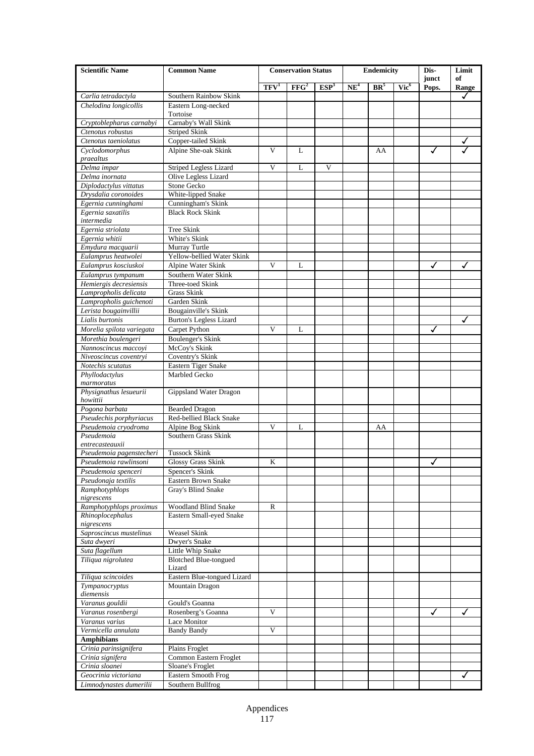| Scientific Name | Common Name | Conservation Status | | | Endemicity | | | Dis-junct | Limit of |
|---|---|---|---|---|---|---|---|---|---|
| | | TFV[1] | FFG[2] | ESP[3] | NE[4] | BR[5] | Vic[6] | Pops. | Range |
| *Carlia tetradactyla* | Southern Rainbow Skink | | | | | | | | ✓ |
| *Chelodina longicollis* | Eastern Long-necked Tortoise | | | | | | | | |
| *Cryptoblepharus carnabyi* | Carnaby's Wall Skink | | | | | | | | |
| *Ctenotus robustus* | Striped Skink | | | | | | | | |
| *Ctenotus taeniolatus* | Copper-tailed Skink | | | | | | | | ✓ |
| *Cyclodomorphus praealtus* | Alpine She-oak Skink | V | L | | | AA | | ✓ | ✓ |
| *Delma impar* | Striped Legless Lizard | V | L | V | | | | | |
| *Delma inornata* | Olive Legless Lizard | | | | | | | | |
| *Diplodactylus vittatus* | Stone Gecko | | | | | | | | |
| *Drysdalia coronoides* | White-lipped Snake | | | | | | | | |
| *Egernia cunninghami* | Cunningham's Skink | | | | | | | | |
| *Egernia saxatilis intermedia* | Black Rock Skink | | | | | | | | |
| *Egernia striolata* | Tree Skink | | | | | | | | |
| *Egernia whitii* | White's Skink | | | | | | | | |
| *Emydura macquarii* | Murray Turtle | | | | | | | | |
| *Eulamprus heatwolei* | Yellow-bellied Water Skink | | | | | | | | |
| *Eulamprus kosciuskoi* | Alpine Water Skink | V | L | | | | | ✓ | ✓ |
| *Eulamprus tympanum* | Southern Water Skink | | | | | | | | |
| *Hemiergis decresiensis* | Three-toed Skink | | | | | | | | |
| *Lampropholis delicata* | Grass Skink | | | | | | | | |
| *Lampropholis guichenoti* | Garden Skink | | | | | | | | |
| *Lerista bougainvillii* | Bougainville's Skink | | | | | | | | |
| *Lialis burtonis* | Burton's Legless Lizard | | | | | | | | ✓ |
| *Morelia spilota variegata* | Carpet Python | V | L | | | | | ✓ | |
| *Morethia boulengeri* | Boulenger's Skink | | | | | | | | |
| *Nannoscincus maccoyi* | McCoy's Skink | | | | | | | | |
| *Niveoscincus coventryi* | Coventry's Skink | | | | | | | | |
| *Notechis scutatus* | Eastern Tiger Snake | | | | | | | | |
| *Phyllodactylus marmoratus* | Marbled Gecko | | | | | | | | |
| *Physignathus lesueurii howittii* | Gippsland Water Dragon | | | | | | | | |
| *Pogona barbata* | Bearded Dragon | | | | | | | | |
| *Pseudechis porphyriacus* | Red-bellied Black Snake | | | | | | | | |
| *Pseudemoia cryodroma* | Alpine Bog Skink | V | L | | | AA | | | |
| *Pseudemoia entrecasteauxii* | Southern Grass Skink | | | | | | | | |
| *Pseudemoia pagenstecheri* | Tussock Skink | | | | | | | | |
| *Pseudemoia rawlinsoni* | Glossy Grass Skink | K | | | | | | ✓ | |
| *Pseudemoia spenceri* | Spencer's Skink | | | | | | | | |
| *Pseudonaja textilis* | Eastern Brown Snake | | | | | | | | |
| *Ramphotyphlops nigrescens* | Gray's Blind Snake | | | | | | | | |
| *Ramphotyphlops proximus* | Woodland Blind Snake | R | | | | | | | |
| *Rhinoplocephalus nigrescens* | Eastern Small-eyed Snake | | | | | | | | |
| *Saproscincus mustelinus* | Weasel Skink | | | | | | | | |
| *Suta dwyeri* | Dwyer's Snake | | | | | | | | |
| *Suta flagellum* | Little Whip Snake | | | | | | | | |
| *Tiliqua nigrolutea* | Blotched Blue-tongued Lizard | | | | | | | | |
| *Tiliqua scincoides* | Eastern Blue-tongued Lizard | | | | | | | | |
| *Tympanocryptus diemensis* | Mountain Dragon | | | | | | | | |
| *Varanus gouldii* | Gould's Goanna | | | | | | | | |
| *Varanus rosenbergi* | Rosenberg's Goanna | V | | | | | | ✓ | ✓ |
| *Varanus varius* | Lace Monitor | | | | | | | | |
| *Vermicella annulata* | Bandy Bandy | V | | | | | | | |
| **Amphibians** | | | | | | | | | |
| *Crinia parinsignifera* | Plains Froglet | | | | | | | | |
| *Crinia signifera* | Common Eastern Froglet | | | | | | | | |
| *Crinia sloanei* | Sloane's Froglet | | | | | | | | |
| *Geocrinia victoriana* | Eastern Smooth Frog | | | | | | | | ✓ |
| *Limnodynastes dumerilii* | Southern Bullfrog | | | | | | | | |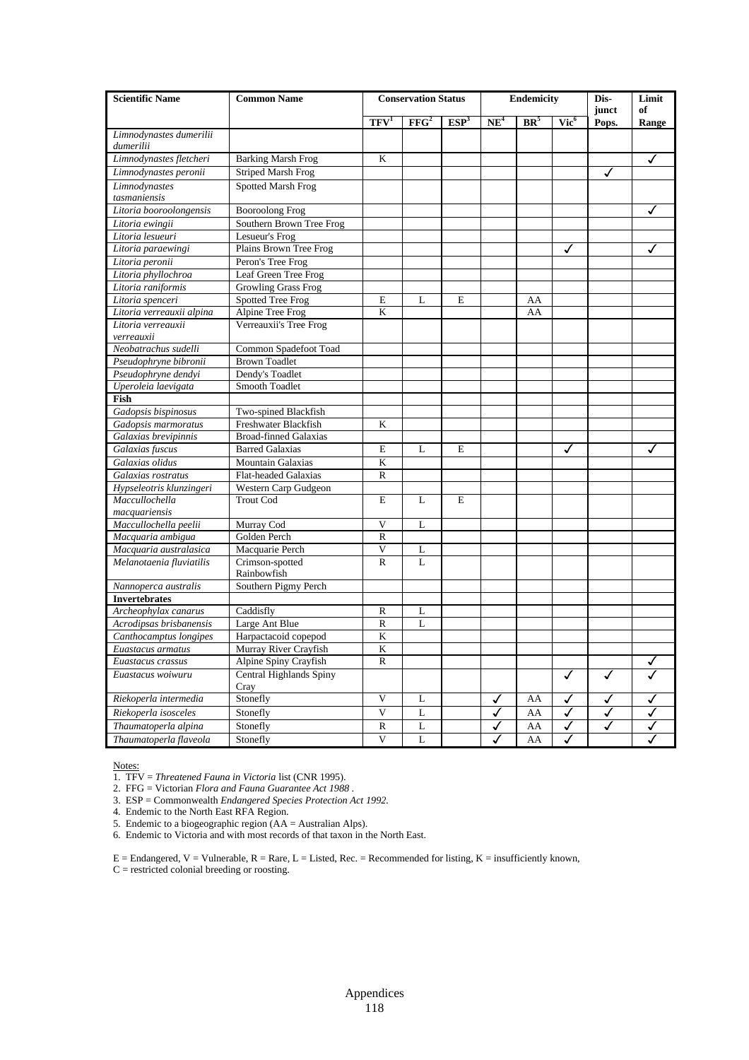| Scientific Name | Common Name | Conservation Status | | | Endemicity | | | Dis-junct | Limit of |
|---|---|---|---|---|---|---|---|---|---|
| | | TFV[1] | FFG[2] | ESP[3] | NE[4] | BR[5] | Vic[6] | Pops. | Range |
| *Limnodynastes dumerilii dumerilii* | | | | | | | | | |
| *Limnodynastes fletcheri* | Barking Marsh Frog | K | | | | | | | ✓ |
| *Limnodynastes peronii* | Striped Marsh Frog | | | | | | | ✓ | |
| *Limnodynastes tasmaniensis* | Spotted Marsh Frog | | | | | | | | |
| *Litoria booroolongensis* | Booroolong Frog | | | | | | | | ✓ |
| *Litoria ewingii* | Southern Brown Tree Frog | | | | | | | | |
| *Litoria lesueuri* | Lesueur's Frog | | | | | | | | |
| *Litoria paraewingi* | Plains Brown Tree Frog | | | | | | ✓ | | ✓ |
| *Litoria peronii* | Peron's Tree Frog | | | | | | | | |
| *Litoria phyllochroa* | Leaf Green Tree Frog | | | | | | | | |
| *Litoria raniformis* | Growling Grass Frog | | | | | | | | |
| *Litoria spenceri* | Spotted Tree Frog | E | L | E | | AA | | | |
| *Litoria verreauxii alpina* | Alpine Tree Frog | K | | | | AA | | | |
| *Litoria verreauxii verreauxii* | Verreauxii's Tree Frog | | | | | | | | |
| *Neobatrachus sudelli* | Common Spadefoot Toad | | | | | | | | |
| *Pseudophryne bibronii* | Brown Toadlet | | | | | | | | |
| *Pseudophryne dendyi* | Dendy's Toadlet | | | | | | | | |
| *Uperoleia laevigata* | Smooth Toadlet | | | | | | | | |
| **Fish** | | | | | | | | | |
| *Gadopsis bispinosus* | Two-spined Blackfish | | | | | | | | |
| *Gadopsis marmoratus* | Freshwater Blackfish | K | | | | | | | |
| *Galaxias brevipinnis* | Broad-finned Galaxias | | | | | | | | |
| *Galaxias fuscus* | Barred Galaxias | E | L | E | | | ✓ | | ✓ |
| *Galaxias olidus* | Mountain Galaxias | K | | | | | | | |
| *Galaxias rostratus* | Flat-headed Galaxias | R | | | | | | | |
| *Hypseleotris klunzingeri* | Western Carp Gudgeon | | | | | | | | |
| *Maccullochella macquariensis* | Trout Cod | E | L | E | | | | | |
| *Maccullochella peelii* | Murray Cod | V | L | | | | | | |
| *Macquaria ambigua* | Golden Perch | R | | | | | | | |
| *Macquaria australasica* | Macquarie Perch | V | L | | | | | | |
| *Melanotaenia fluviatilis* | Crimson-spotted Rainbowfish | R | L | | | | | | |
| *Nannoperca australis* | Southern Pigmy Perch | | | | | | | | |
| **Invertebrates** | | | | | | | | | |
| *Archeophylax canarus* | Caddisfly | R | L | | | | | | |
| *Acrodipsas brisbanensis* | Large Ant Blue | R | L | | | | | | |
| *Canthocamptus longipes* | Harpactacoid copepod | K | | | | | | | |
| *Euastacus armatus* | Murray River Crayfish | K | | | | | | | |
| *Euastacus crassus* | Alpine Spiny Crayfish | R | | | | | | | ✓ |
| *Euastacus woiwuru* | Central Highlands Spiny Cray | | | | | | ✓ | ✓ | ✓ |
| *Riekoperla intermedia* | Stonefly | V | L | | ✓ | AA | ✓ | ✓ | ✓ |
| *Riekoperla isosceles* | Stonefly | V | L | | ✓ | AA | ✓ | ✓ | ✓ |
| *Thaumatoperla alpina* | Stonefly | R | L | | ✓ | AA | ✓ | ✓ | ✓ |
| *Thaumatoperla flaveola* | Stonefly | V | L | | ✓ | AA | ✓ | | ✓ |

Notes:

1. TFV = *Threatened Fauna in Victoria* list (CNR 1995).
2. FFG = Victorian *Flora and Fauna Guarantee Act 1988* .
3. ESP = Commonwealth *Endangered Species Protection Act 1992*.
4. Endemic to the North East RFA Region.
5. Endemic to a biogeographic region (AA = Australian Alps).
6. Endemic to Victoria and with most records of that taxon in the North East.

E = Endangered, V = Vulnerable, R = Rare, L = Listed, Rec. = Recommended for listing, K = insufficiently known,
C = restricted colonial breeding or roosting.

Appendices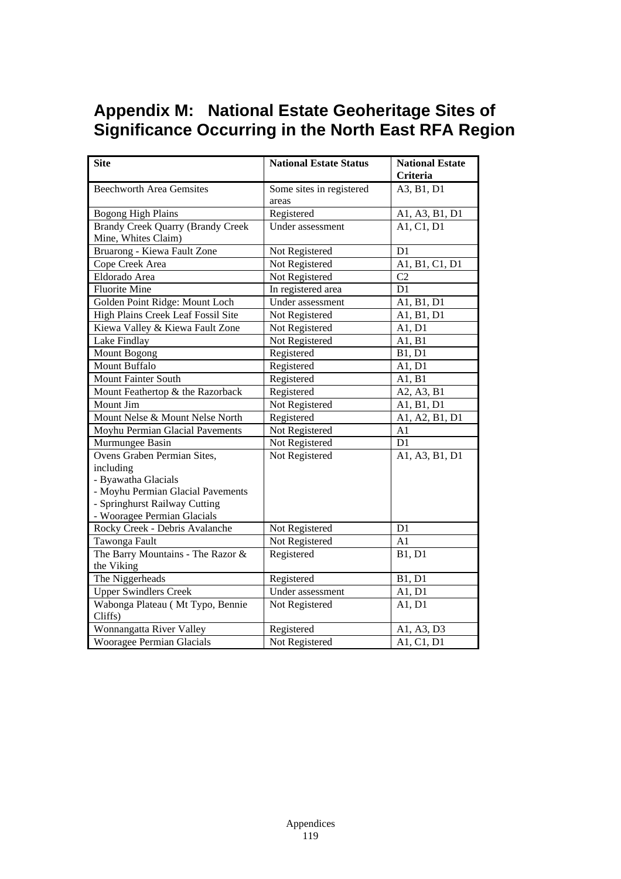# Appendix M: National Estate Geoheritage Sites of Significance Occurring in the North East RFA Region

| Site | National Estate Status | National Estate Criteria |
|---|---|---|
| Beechworth Area Gemsites | Some sites in registered areas | A3, B1, D1 |
| Bogong High Plains | Registered | A1, A3, B1, D1 |
| Brandy Creek Quarry (Brandy Creek Mine, Whites Claim) | Under assessment | A1, C1, D1 |
| Bruarong - Kiewa Fault Zone | Not Registered | D1 |
| Cope Creek Area | Not Registered | A1, B1, C1, D1 |
| Eldorado Area | Not Registered | C2 |
| Fluorite Mine | In registered area | D1 |
| Golden Point Ridge: Mount Loch | Under assessment | A1, B1, D1 |
| High Plains Creek Leaf Fossil Site | Not Registered | A1, B1, D1 |
| Kiewa Valley & Kiewa Fault Zone | Not Registered | A1, D1 |
| Lake Findlay | Not Registered | A1, B1 |
| Mount Bogong | Registered | B1, D1 |
| Mount Buffalo | Registered | A1, D1 |
| Mount Fainter South | Registered | A1, B1 |
| Mount Feathertop & the Razorback | Registered | A2, A3, B1 |
| Mount Jim | Not Registered | A1, B1, D1 |
| Mount Nelse & Mount Nelse North | Registered | A1, A2, B1, D1 |
| Moyhu Permian Glacial Pavements | Not Registered | A1 |
| Murmungee Basin | Not Registered | D1 |
| Ovens Graben Permian Sites, including<br>- Byawatha Glacials<br>- Moyhu Permian Glacial Pavements<br>- Springhurst Railway Cutting<br>- Wooragee Permian Glacials | Not Registered | A1, A3, B1, D1 |
| Rocky Creek - Debris Avalanche | Not Registered | D1 |
| Tawonga Fault | Not Registered | A1 |
| The Barry Mountains - The Razor & the Viking | Registered | B1, D1 |
| The Niggerheads | Registered | B1, D1 |
| Upper Swindlers Creek | Under assessment | A1, D1 |
| Wabonga Plateau ( Mt Typo, Bennie Cliffs) | Not Registered | A1, D1 |
| Wonnangatta River Valley | Registered | A1, A3, D3 |
| Wooragee Permian Glacials | Not Registered | A1, C1, D1 |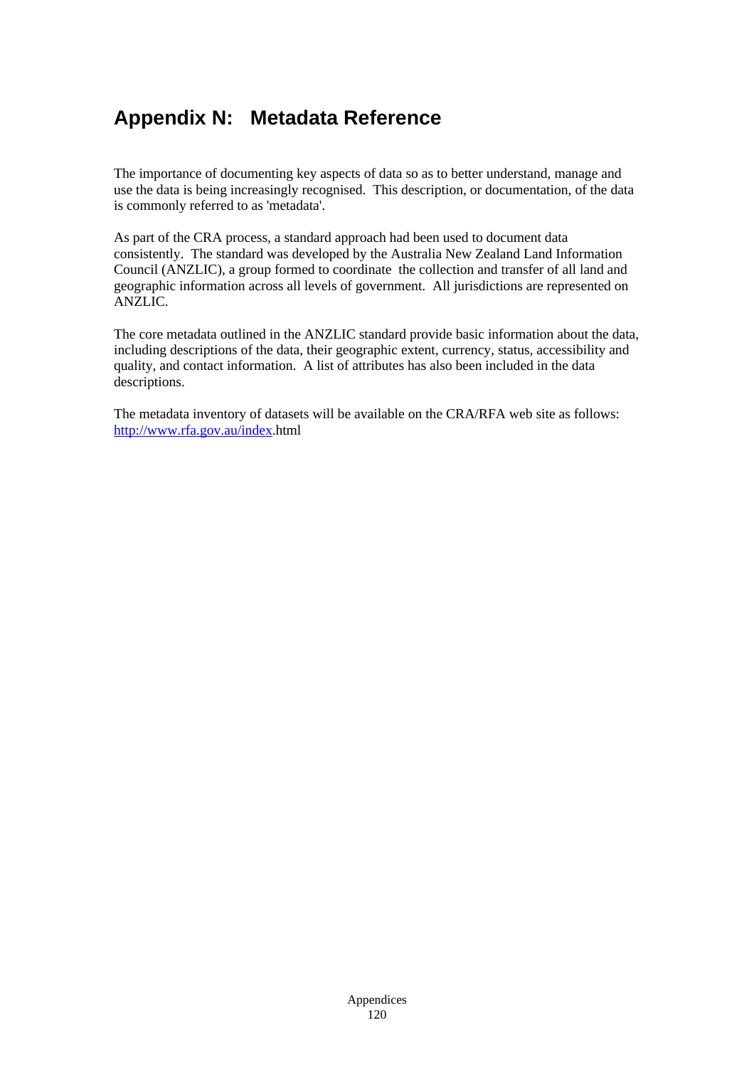# Appendix N: Metadata Reference

The importance of documenting key aspects of data so as to better understand, manage and use the data is being increasingly recognised. This description, or documentation, of the data is commonly referred to as 'metadata'.

As part of the CRA process, a standard approach had been used to document data consistently. The standard was developed by the Australia New Zealand Land Information Council (ANZLIC), a group formed to coordinate the collection and transfer of all land and geographic information across all levels of government. All jurisdictions are represented on ANZLIC.

The core metadata outlined in the ANZLIC standard provide basic information about the data, including descriptions of the data, their geographic extent, currency, status, accessibility and quality, and contact information. A list of attributes has also been included in the data descriptions.

The metadata inventory of datasets will be available on the CRA/RFA web site as follows: http://www.rfa.gov.au/index.html